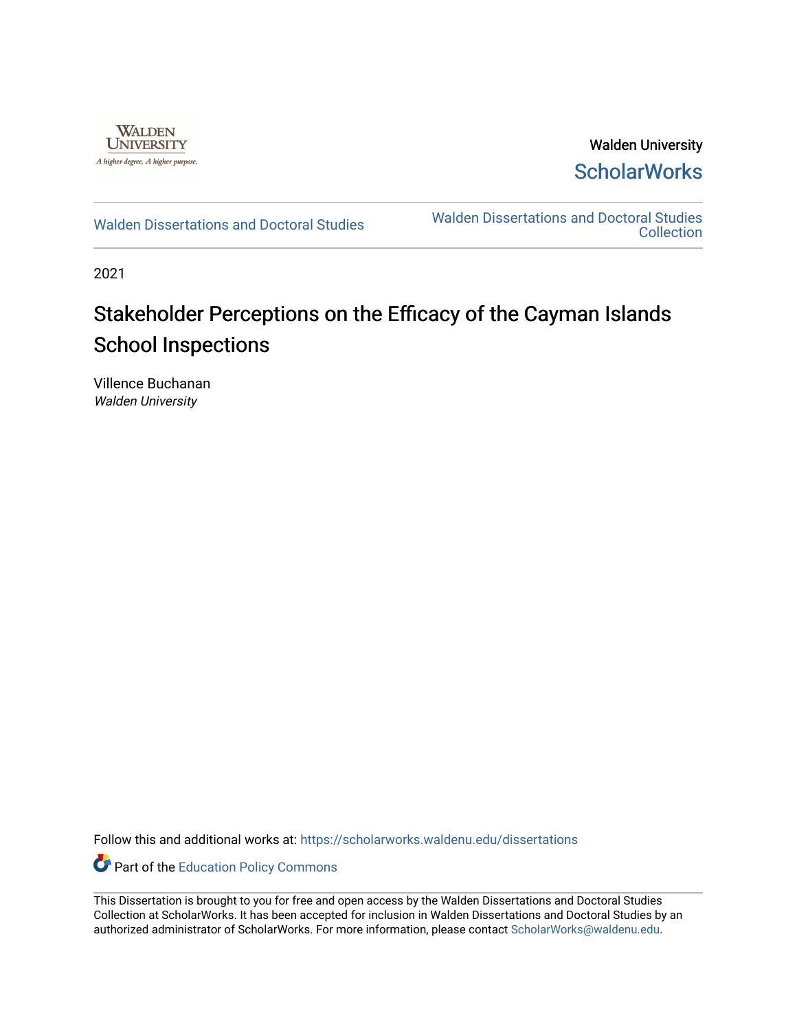Walden University

ScholarWorks

Walden Dissertations and Doctoral Studies

Walden Dissertations and Doctoral Studies Collection

2021

# Stakeholder Perceptions on the Efficacy of the Cayman Islands School Inspections

Villence Buchanan
*Walden University*

Follow this and additional works at: https://scholarworks.waldenu.edu/dissertations

Part of the Education Policy Commons

This Dissertation is brought to you for free and open access by the Walden Dissertations and Doctoral Studies Collection at ScholarWorks. It has been accepted for inclusion in Walden Dissertations and Doctoral Studies by an authorized administrator of ScholarWorks. For more information, please contact ScholarWorks@waldenu.edu.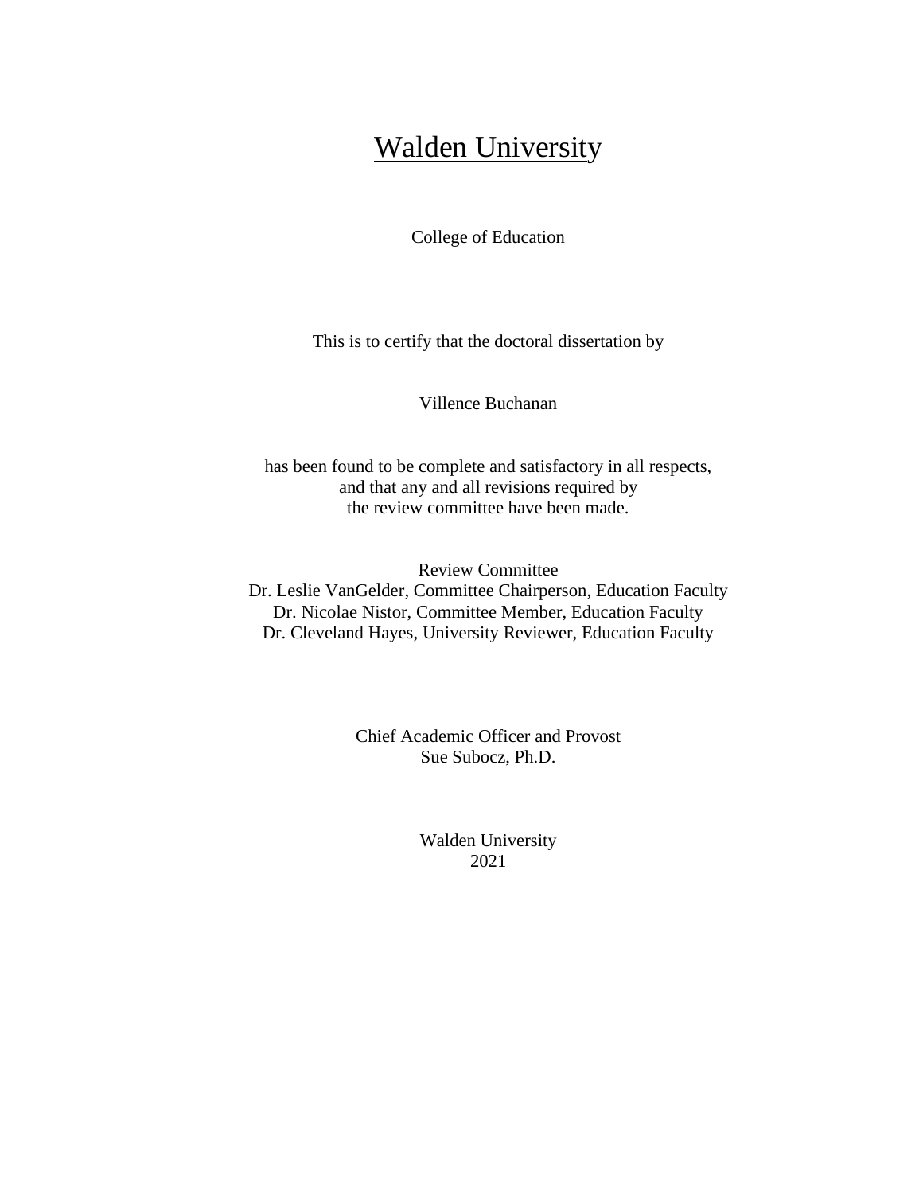# Walden University

College of Education

This is to certify that the doctoral dissertation by

Villence Buchanan

has been found to be complete and satisfactory in all respects,
and that any and all revisions required by
the review committee have been made.

Review Committee
Dr. Leslie VanGelder, Committee Chairperson, Education Faculty
Dr. Nicolae Nistor, Committee Member, Education Faculty
Dr. Cleveland Hayes, University Reviewer, Education Faculty

Chief Academic Officer and Provost
Sue Subocz, Ph.D.

Walden University
2021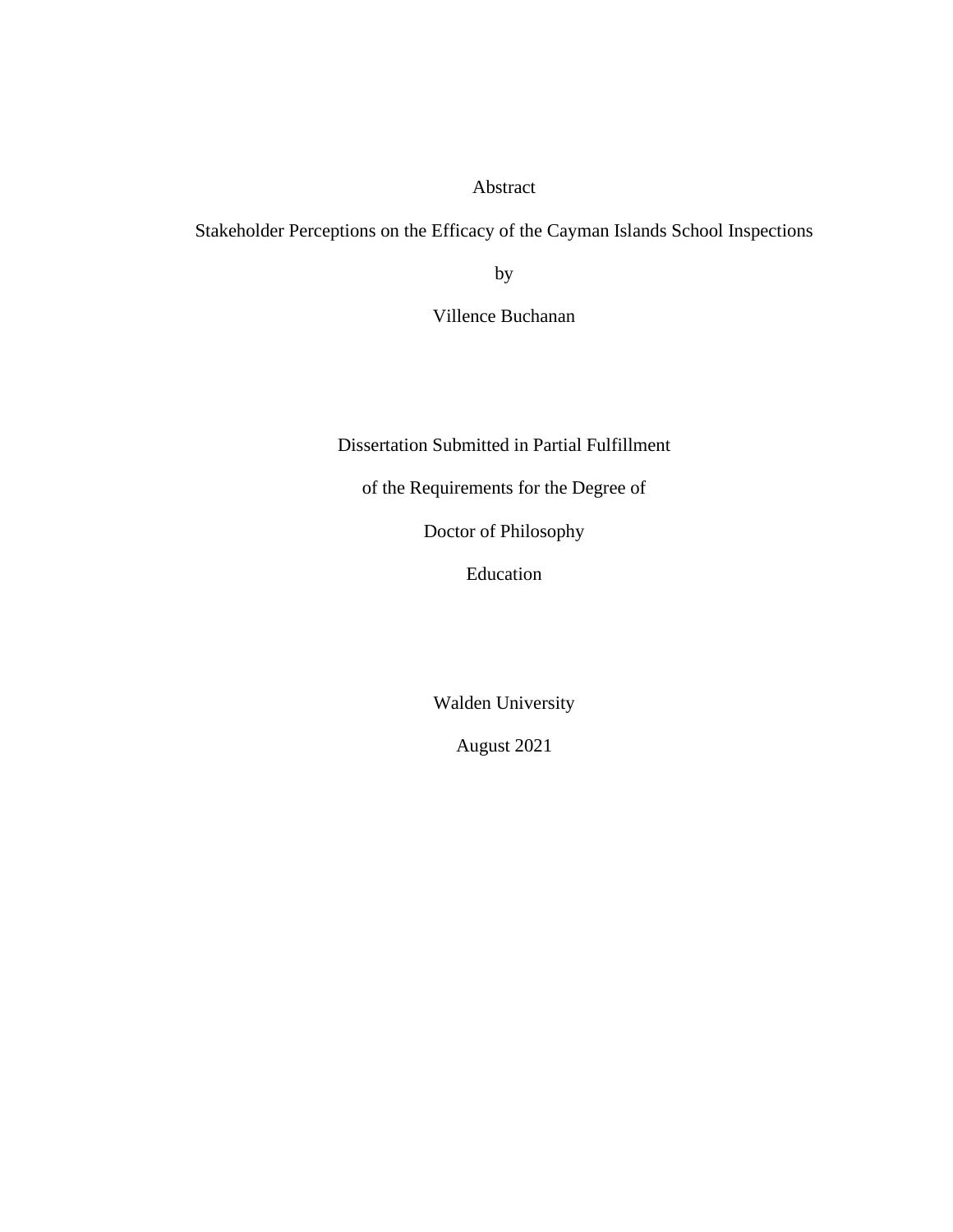Abstract

Stakeholder Perceptions on the Efficacy of the Cayman Islands School Inspections

by

Villence Buchanan

Dissertation Submitted in Partial Fulfillment

of the Requirements for the Degree of

Doctor of Philosophy

Education

Walden University

August 2021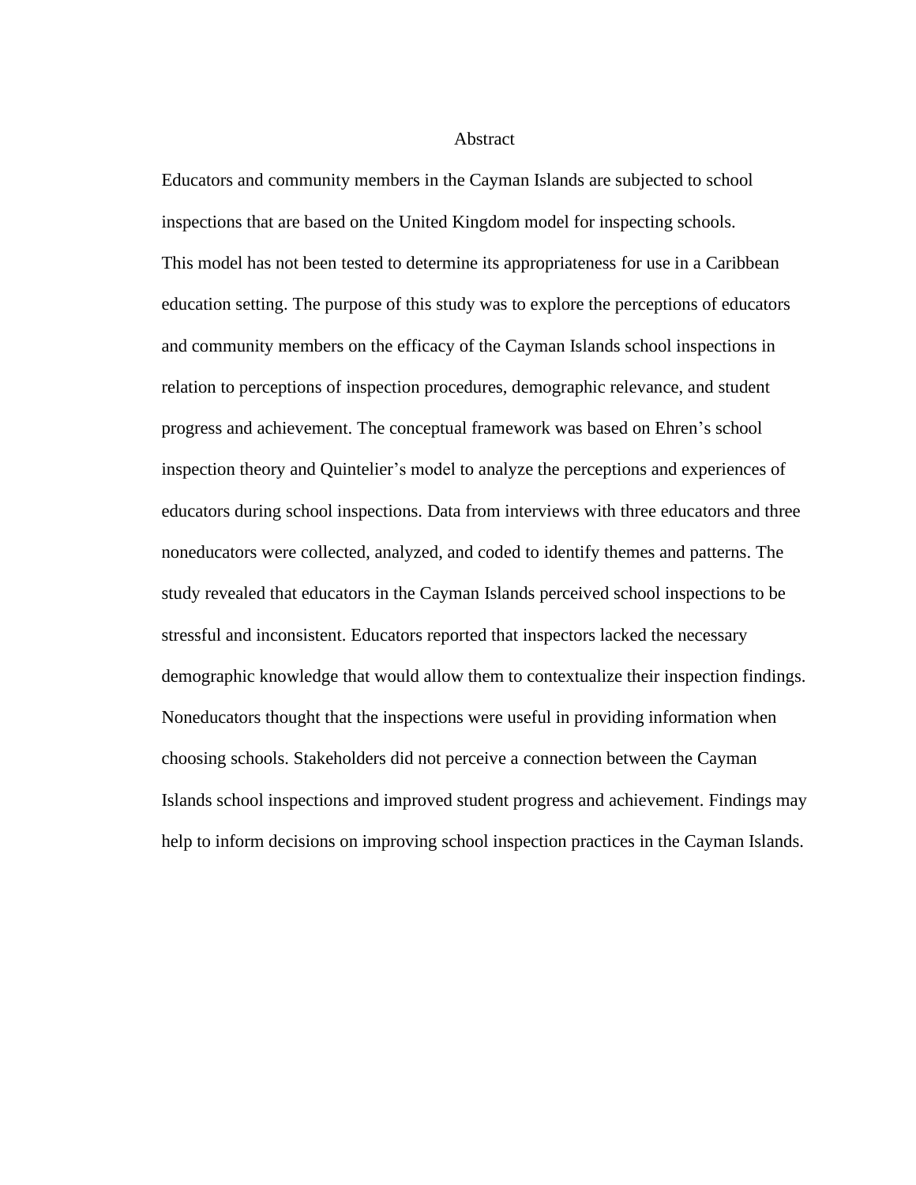# Abstract

Educators and community members in the Cayman Islands are subjected to school inspections that are based on the United Kingdom model for inspecting schools. This model has not been tested to determine its appropriateness for use in a Caribbean education setting. The purpose of this study was to explore the perceptions of educators and community members on the efficacy of the Cayman Islands school inspections in relation to perceptions of inspection procedures, demographic relevance, and student progress and achievement. The conceptual framework was based on Ehren's school inspection theory and Quintelier's model to analyze the perceptions and experiences of educators during school inspections. Data from interviews with three educators and three noneducators were collected, analyzed, and coded to identify themes and patterns. The study revealed that educators in the Cayman Islands perceived school inspections to be stressful and inconsistent. Educators reported that inspectors lacked the necessary demographic knowledge that would allow them to contextualize their inspection findings. Noneducators thought that the inspections were useful in providing information when choosing schools. Stakeholders did not perceive a connection between the Cayman Islands school inspections and improved student progress and achievement. Findings may help to inform decisions on improving school inspection practices in the Cayman Islands.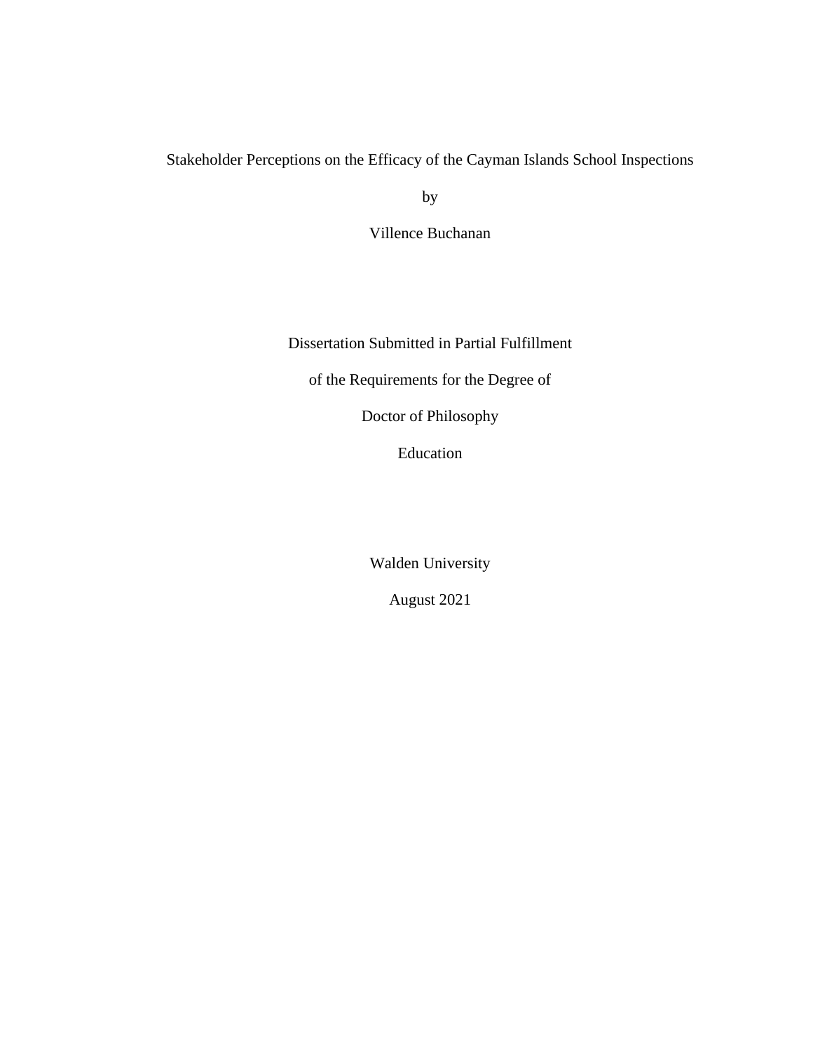Stakeholder Perceptions on the Efficacy of the Cayman Islands School Inspections

by

Villence Buchanan

Dissertation Submitted in Partial Fulfillment

of the Requirements for the Degree of

Doctor of Philosophy

Education

Walden University

August 2021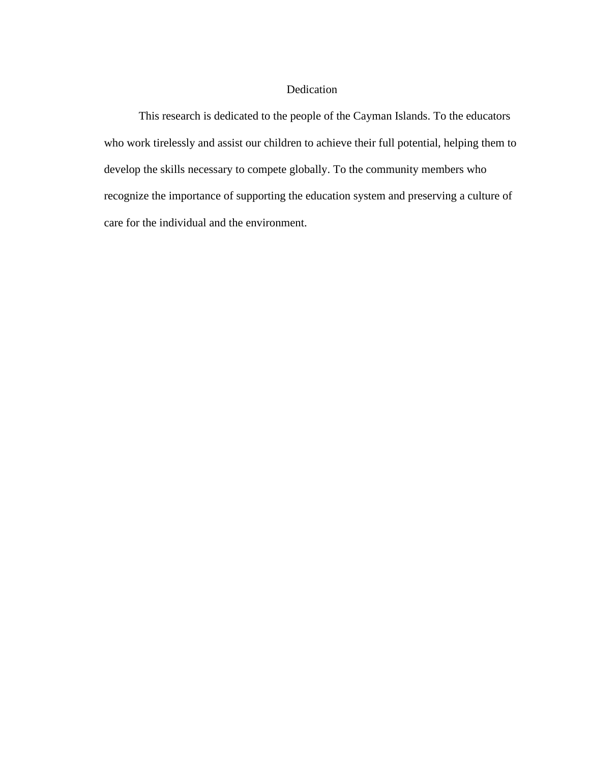# Dedication

This research is dedicated to the people of the Cayman Islands. To the educators who work tirelessly and assist our children to achieve their full potential, helping them to develop the skills necessary to compete globally. To the community members who recognize the importance of supporting the education system and preserving a culture of care for the individual and the environment.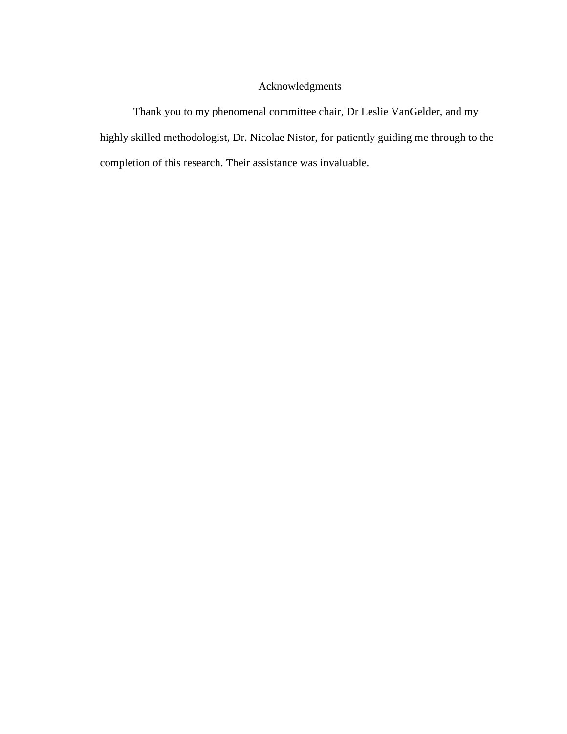# Acknowledgments

Thank you to my phenomenal committee chair, Dr Leslie VanGelder, and my highly skilled methodologist, Dr. Nicolae Nistor, for patiently guiding me through to the completion of this research. Their assistance was invaluable.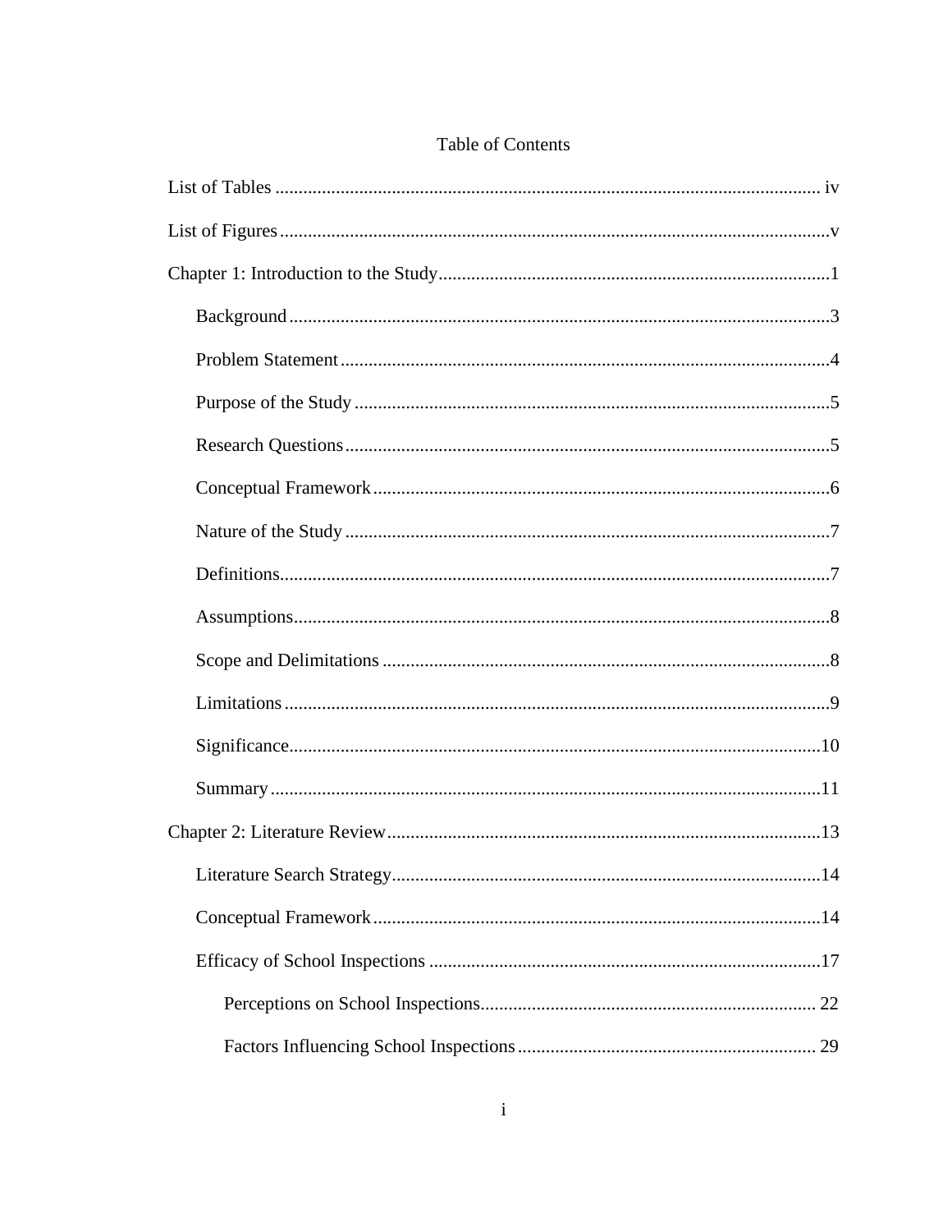# Table of Contents

List of Tables ..................................................................................................... iv

List of Figures ......................................................................................................v

Chapter 1: Introduction to the Study ...................................................................1

  Background ...................................................................................................3

  Problem Statement ........................................................................................4

  Purpose of the Study .....................................................................................5

  Research Questions .......................................................................................5

  Conceptual Framework .................................................................................6

  Nature of the Study .......................................................................................7

  Definitions.....................................................................................................7

  Assumptions..................................................................................................8

  Scope and Delimitations ...............................................................................8

  Limitations ....................................................................................................9

  Significance.................................................................................................10

  Summary .....................................................................................................11

Chapter 2: Literature Review ............................................................................13

  Literature Search Strategy...........................................................................14

  Conceptual Framework ...............................................................................14

  Efficacy of School Inspections ...................................................................17

    Perceptions on School Inspections....................................................... 22

    Factors Influencing School Inspections ............................................... 29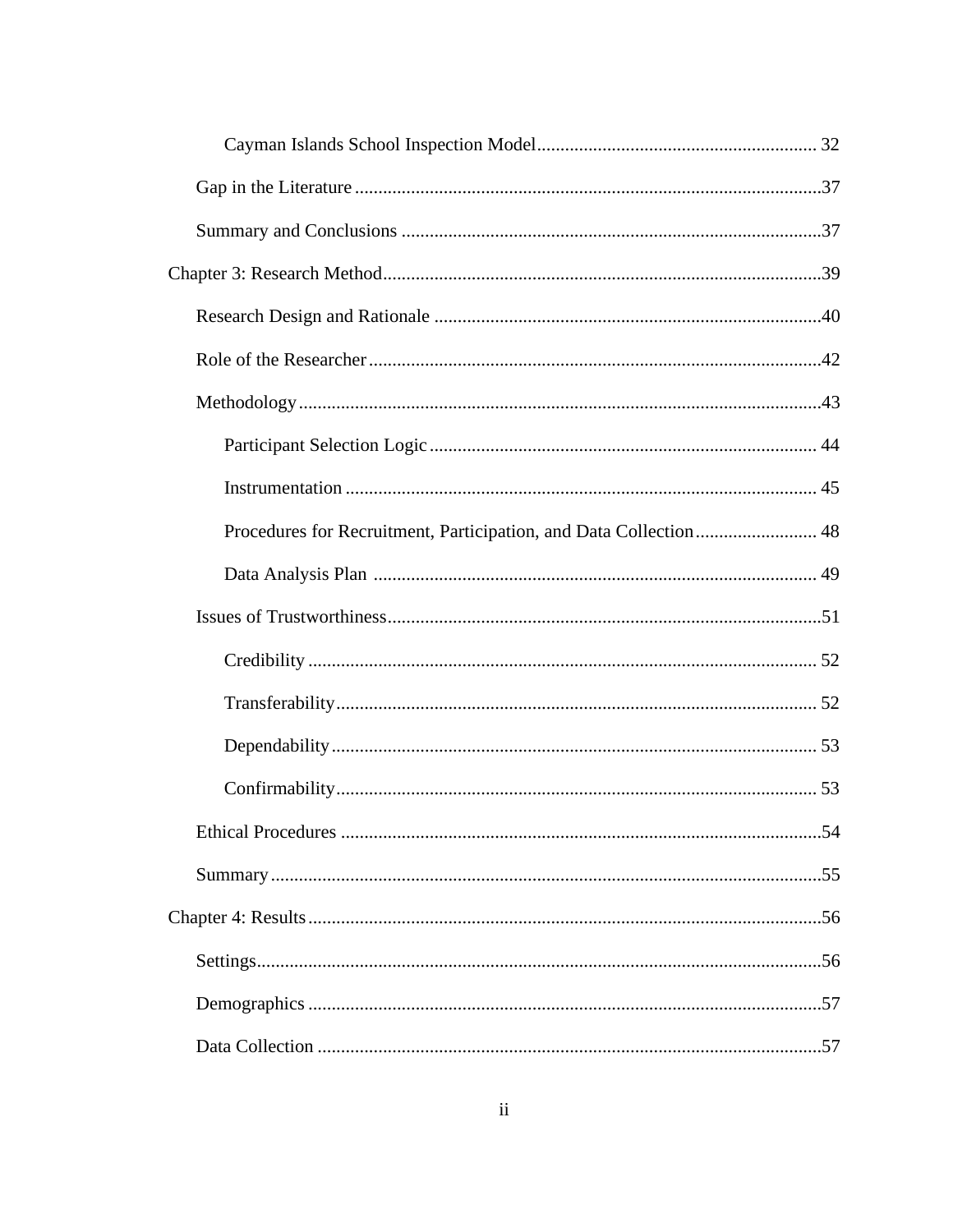Cayman Islands School Inspection Model ........................................................... 32

Gap in the Literature ..........................................................................................37

Summary and Conclusions ..................................................................................37

Chapter 3: Research Method ............................................................................................39

Research Design and Rationale ..........................................................................40

Role of the Researcher ........................................................................................42

Methodology .......................................................................................................43

Participant Selection Logic ................................................................................ 44

Instrumentation ................................................................................................. 45

Procedures for Recruitment, Participation, and Data Collection ........................ 48

Data Analysis Plan ............................................................................................ 49

Issues of Trustworthiness ....................................................................................51

Credibility .......................................................................................................... 52

Transferability .................................................................................................... 52

Dependability ..................................................................................................... 53

Confirmability .................................................................................................... 53

Ethical Procedures ..............................................................................................54

Summary .............................................................................................................55

Chapter 4: Results ............................................................................................................56

Settings ................................................................................................................56

Demographics .....................................................................................................57

Data Collection ...................................................................................................57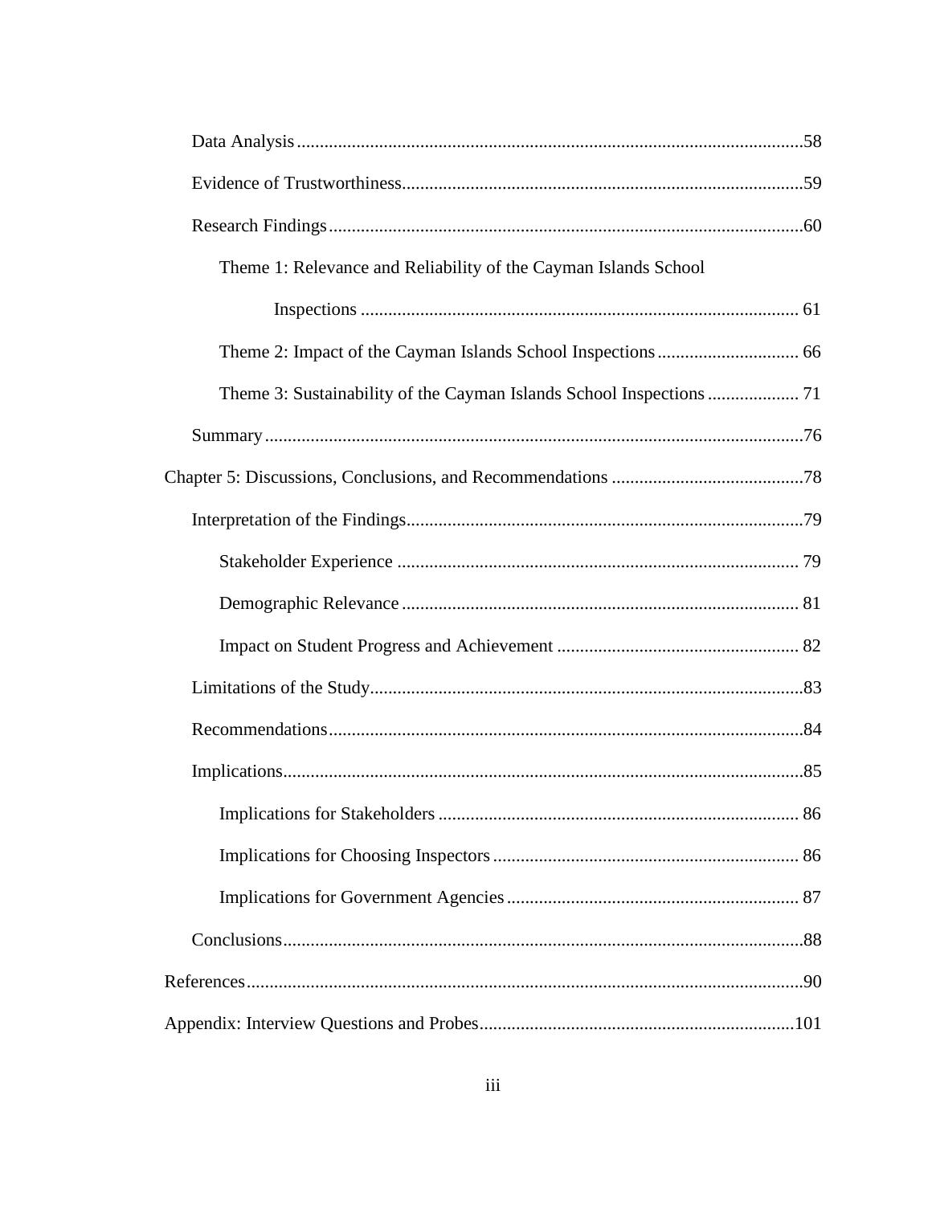Data Analysis ............................................................................................................58

Evidence of Trustworthiness.....................................................................................59

Research Findings ....................................................................................................60

Theme 1: Relevance and Reliability of the Cayman Islands School Inspections ............................................................................................. 61

Theme 2: Impact of the Cayman Islands School Inspections ............................. 66

Theme 3: Sustainability of the Cayman Islands School Inspections .................... 71

Summary ..................................................................................................................76

Chapter 5: Discussions, Conclusions, and Recommendations ........................................78

Interpretation of the Findings....................................................................................79

Stakeholder Experience ..................................................................................... 79

Demographic Relevance .................................................................................... 81

Impact on Student Progress and Achievement ................................................... 82

Limitations of the Study............................................................................................83

Recommendations.....................................................................................................84

Implications...............................................................................................................85

Implications for Stakeholders ............................................................................ 86

Implications for Choosing Inspectors ................................................................ 86

Implications for Government Agencies ............................................................. 87

Conclusions...............................................................................................................88

References.......................................................................................................................90

Appendix: Interview Questions and Probes...................................................................101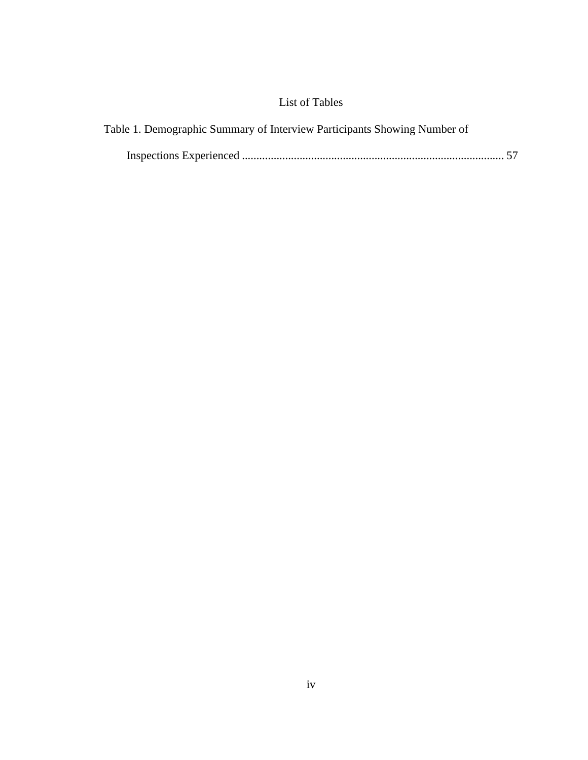# List of Tables

Table 1. Demographic Summary of Interview Participants Showing Number of Inspections Experienced .......................................................................................... 57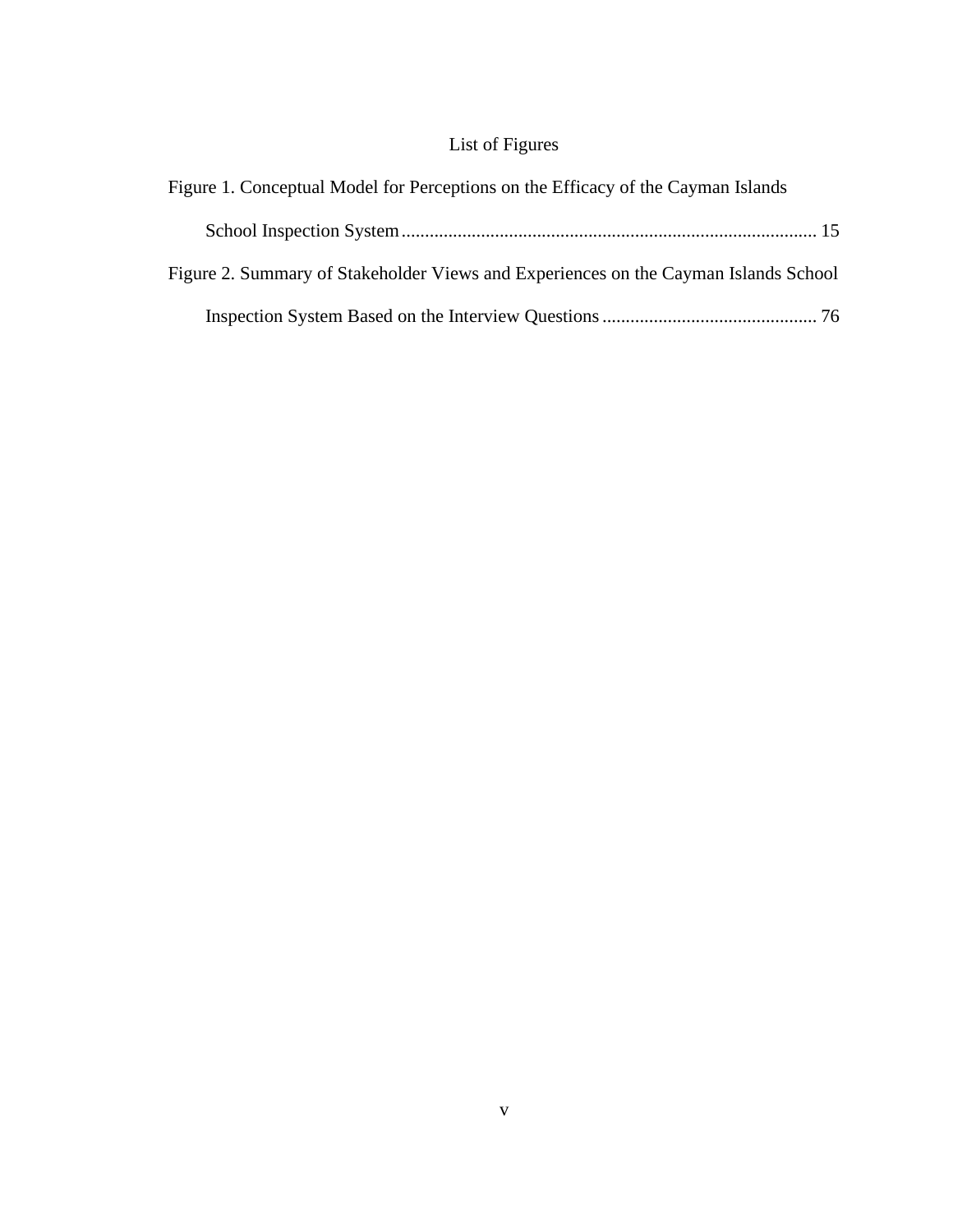# List of Figures

Figure 1. Conceptual Model for Perceptions on the Efficacy of the Cayman Islands School Inspection System........................................................................................ 15

Figure 2. Summary of Stakeholder Views and Experiences on the Cayman Islands School Inspection System Based on the Interview Questions............................................. 76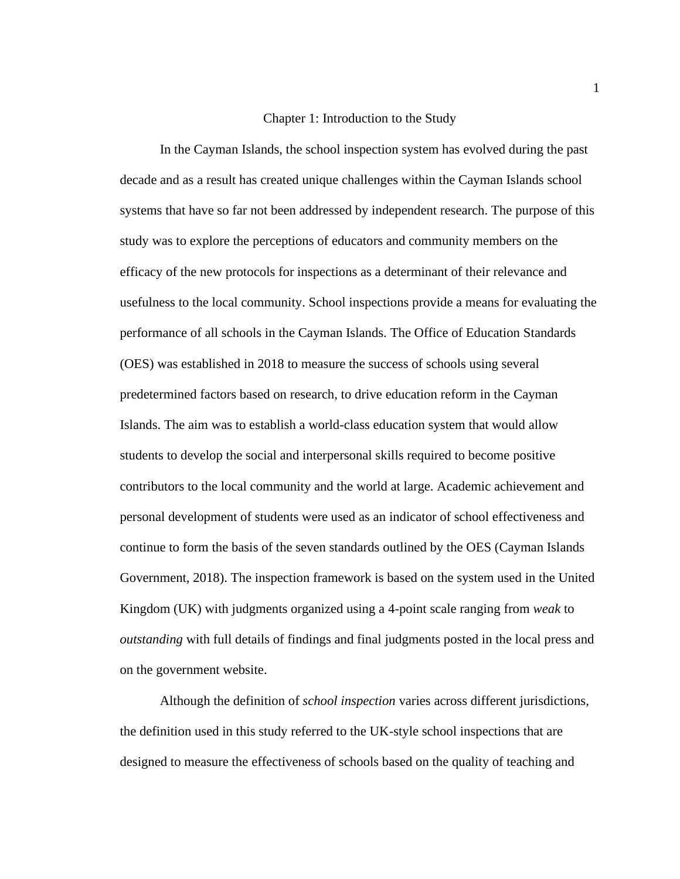# Chapter 1: Introduction to the Study

In the Cayman Islands, the school inspection system has evolved during the past decade and as a result has created unique challenges within the Cayman Islands school systems that have so far not been addressed by independent research. The purpose of this study was to explore the perceptions of educators and community members on the efficacy of the new protocols for inspections as a determinant of their relevance and usefulness to the local community. School inspections provide a means for evaluating the performance of all schools in the Cayman Islands. The Office of Education Standards (OES) was established in 2018 to measure the success of schools using several predetermined factors based on research, to drive education reform in the Cayman Islands. The aim was to establish a world-class education system that would allow students to develop the social and interpersonal skills required to become positive contributors to the local community and the world at large. Academic achievement and personal development of students were used as an indicator of school effectiveness and continue to form the basis of the seven standards outlined by the OES (Cayman Islands Government, 2018). The inspection framework is based on the system used in the United Kingdom (UK) with judgments organized using a 4-point scale ranging from *weak* to *outstanding* with full details of findings and final judgments posted in the local press and on the government website.

Although the definition of *school inspection* varies across different jurisdictions, the definition used in this study referred to the UK-style school inspections that are designed to measure the effectiveness of schools based on the quality of teaching and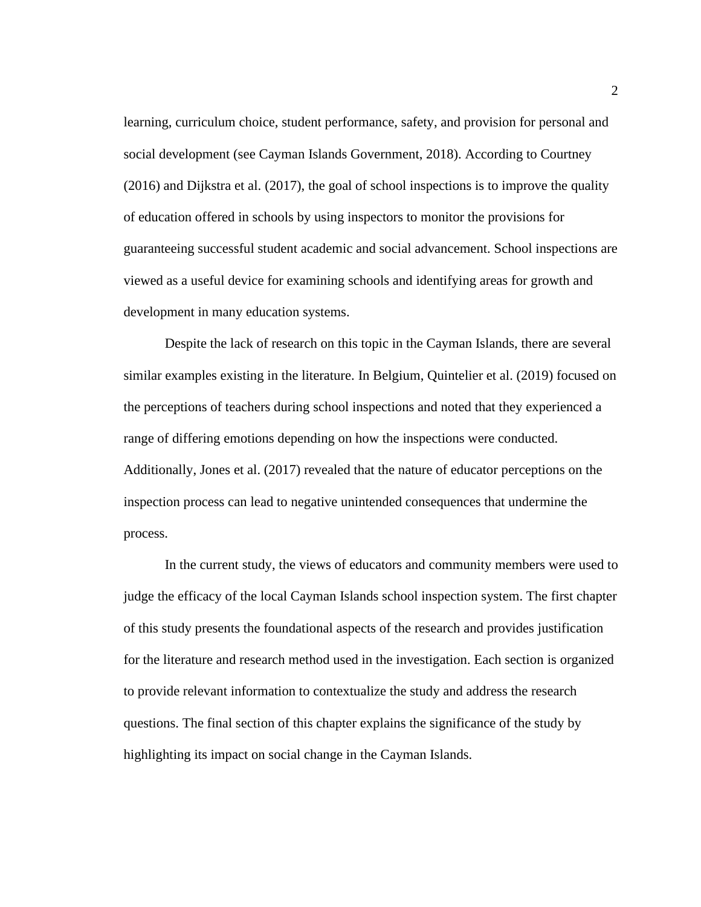learning, curriculum choice, student performance, safety, and provision for personal and social development (see Cayman Islands Government, 2018). According to Courtney (2016) and Dijkstra et al. (2017), the goal of school inspections is to improve the quality of education offered in schools by using inspectors to monitor the provisions for guaranteeing successful student academic and social advancement. School inspections are viewed as a useful device for examining schools and identifying areas for growth and development in many education systems.

Despite the lack of research on this topic in the Cayman Islands, there are several similar examples existing in the literature. In Belgium, Quintelier et al. (2019) focused on the perceptions of teachers during school inspections and noted that they experienced a range of differing emotions depending on how the inspections were conducted. Additionally, Jones et al. (2017) revealed that the nature of educator perceptions on the inspection process can lead to negative unintended consequences that undermine the process.

In the current study, the views of educators and community members were used to judge the efficacy of the local Cayman Islands school inspection system. The first chapter of this study presents the foundational aspects of the research and provides justification for the literature and research method used in the investigation. Each section is organized to provide relevant information to contextualize the study and address the research questions. The final section of this chapter explains the significance of the study by highlighting its impact on social change in the Cayman Islands.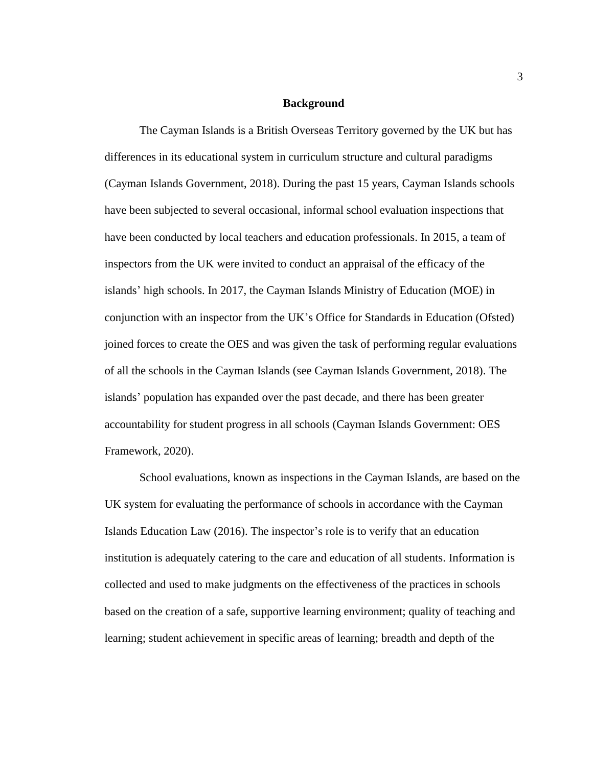## Background

The Cayman Islands is a British Overseas Territory governed by the UK but has differences in its educational system in curriculum structure and cultural paradigms (Cayman Islands Government, 2018). During the past 15 years, Cayman Islands schools have been subjected to several occasional, informal school evaluation inspections that have been conducted by local teachers and education professionals. In 2015, a team of inspectors from the UK were invited to conduct an appraisal of the efficacy of the islands' high schools. In 2017, the Cayman Islands Ministry of Education (MOE) in conjunction with an inspector from the UK's Office for Standards in Education (Ofsted) joined forces to create the OES and was given the task of performing regular evaluations of all the schools in the Cayman Islands (see Cayman Islands Government, 2018). The islands' population has expanded over the past decade, and there has been greater accountability for student progress in all schools (Cayman Islands Government: OES Framework, 2020).

School evaluations, known as inspections in the Cayman Islands, are based on the UK system for evaluating the performance of schools in accordance with the Cayman Islands Education Law (2016). The inspector's role is to verify that an education institution is adequately catering to the care and education of all students. Information is collected and used to make judgments on the effectiveness of the practices in schools based on the creation of a safe, supportive learning environment; quality of teaching and learning; student achievement in specific areas of learning; breadth and depth of the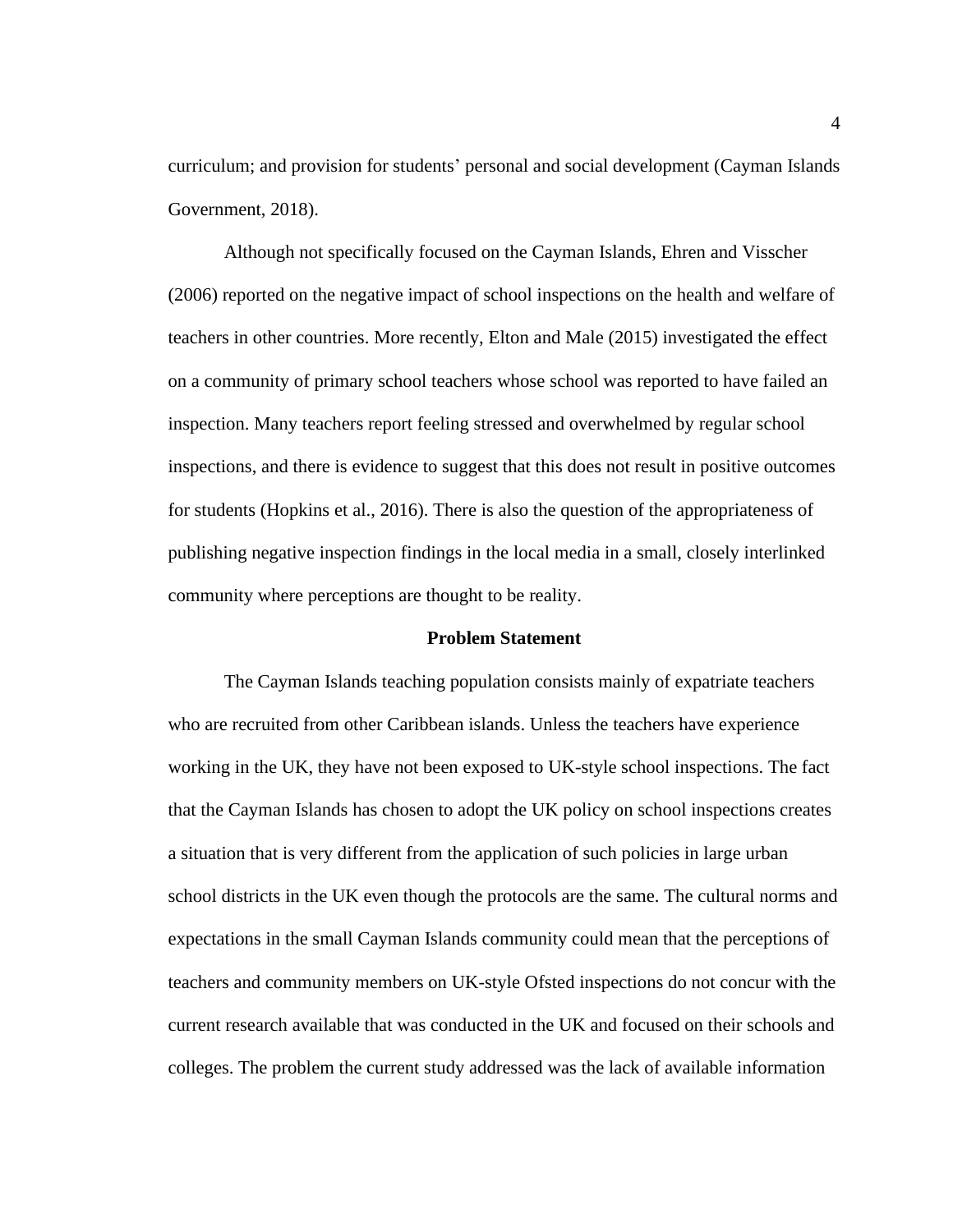curriculum; and provision for students' personal and social development (Cayman Islands Government, 2018).

Although not specifically focused on the Cayman Islands, Ehren and Visscher (2006) reported on the negative impact of school inspections on the health and welfare of teachers in other countries. More recently, Elton and Male (2015) investigated the effect on a community of primary school teachers whose school was reported to have failed an inspection. Many teachers report feeling stressed and overwhelmed by regular school inspections, and there is evidence to suggest that this does not result in positive outcomes for students (Hopkins et al., 2016). There is also the question of the appropriateness of publishing negative inspection findings in the local media in a small, closely interlinked community where perceptions are thought to be reality.

## Problem Statement

The Cayman Islands teaching population consists mainly of expatriate teachers who are recruited from other Caribbean islands. Unless the teachers have experience working in the UK, they have not been exposed to UK-style school inspections. The fact that the Cayman Islands has chosen to adopt the UK policy on school inspections creates a situation that is very different from the application of such policies in large urban school districts in the UK even though the protocols are the same. The cultural norms and expectations in the small Cayman Islands community could mean that the perceptions of teachers and community members on UK-style Ofsted inspections do not concur with the current research available that was conducted in the UK and focused on their schools and colleges. The problem the current study addressed was the lack of available information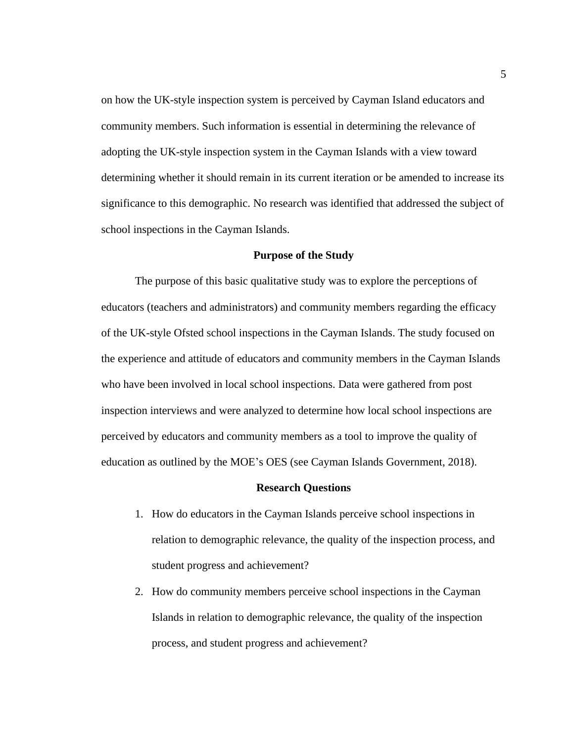on how the UK-style inspection system is perceived by Cayman Island educators and community members. Such information is essential in determining the relevance of adopting the UK-style inspection system in the Cayman Islands with a view toward determining whether it should remain in its current iteration or be amended to increase its significance to this demographic. No research was identified that addressed the subject of school inspections in the Cayman Islands.

## Purpose of the Study

The purpose of this basic qualitative study was to explore the perceptions of educators (teachers and administrators) and community members regarding the efficacy of the UK-style Ofsted school inspections in the Cayman Islands. The study focused on the experience and attitude of educators and community members in the Cayman Islands who have been involved in local school inspections. Data were gathered from post inspection interviews and were analyzed to determine how local school inspections are perceived by educators and community members as a tool to improve the quality of education as outlined by the MOE's OES (see Cayman Islands Government, 2018).

## Research Questions

1. How do educators in the Cayman Islands perceive school inspections in relation to demographic relevance, the quality of the inspection process, and student progress and achievement?
2. How do community members perceive school inspections in the Cayman Islands in relation to demographic relevance, the quality of the inspection process, and student progress and achievement?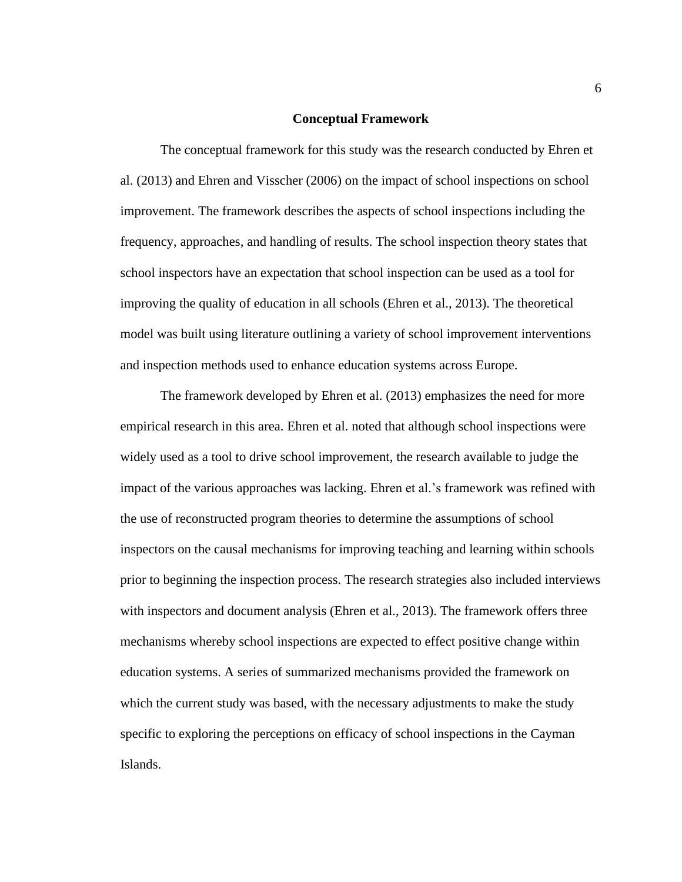## Conceptual Framework

The conceptual framework for this study was the research conducted by Ehren et al. (2013) and Ehren and Visscher (2006) on the impact of school inspections on school improvement. The framework describes the aspects of school inspections including the frequency, approaches, and handling of results. The school inspection theory states that school inspectors have an expectation that school inspection can be used as a tool for improving the quality of education in all schools (Ehren et al., 2013). The theoretical model was built using literature outlining a variety of school improvement interventions and inspection methods used to enhance education systems across Europe.

The framework developed by Ehren et al. (2013) emphasizes the need for more empirical research in this area. Ehren et al. noted that although school inspections were widely used as a tool to drive school improvement, the research available to judge the impact of the various approaches was lacking. Ehren et al.'s framework was refined with the use of reconstructed program theories to determine the assumptions of school inspectors on the causal mechanisms for improving teaching and learning within schools prior to beginning the inspection process. The research strategies also included interviews with inspectors and document analysis (Ehren et al., 2013). The framework offers three mechanisms whereby school inspections are expected to effect positive change within education systems. A series of summarized mechanisms provided the framework on which the current study was based, with the necessary adjustments to make the study specific to exploring the perceptions on efficacy of school inspections in the Cayman Islands.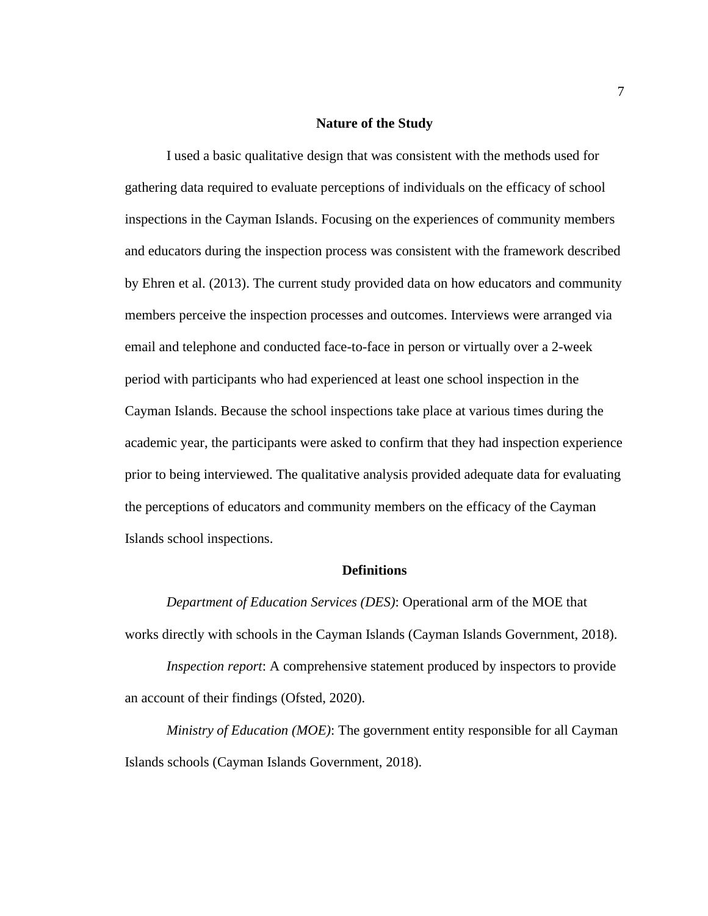## Nature of the Study

I used a basic qualitative design that was consistent with the methods used for gathering data required to evaluate perceptions of individuals on the efficacy of school inspections in the Cayman Islands. Focusing on the experiences of community members and educators during the inspection process was consistent with the framework described by Ehren et al. (2013). The current study provided data on how educators and community members perceive the inspection processes and outcomes. Interviews were arranged via email and telephone and conducted face-to-face in person or virtually over a 2-week period with participants who had experienced at least one school inspection in the Cayman Islands. Because the school inspections take place at various times during the academic year, the participants were asked to confirm that they had inspection experience prior to being interviewed. The qualitative analysis provided adequate data for evaluating the perceptions of educators and community members on the efficacy of the Cayman Islands school inspections.

## Definitions

*Department of Education Services (DES)*: Operational arm of the MOE that works directly with schools in the Cayman Islands (Cayman Islands Government, 2018).

*Inspection report*: A comprehensive statement produced by inspectors to provide an account of their findings (Ofsted, 2020).

*Ministry of Education (MOE)*: The government entity responsible for all Cayman Islands schools (Cayman Islands Government, 2018).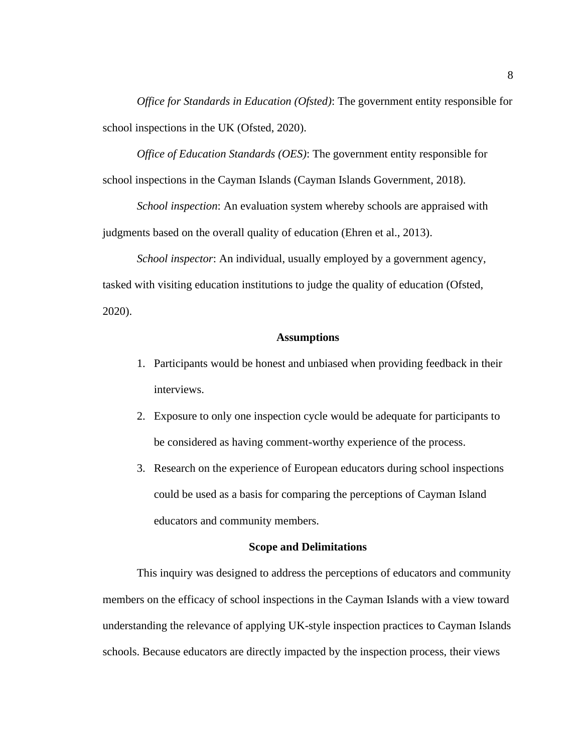*Office for Standards in Education (Ofsted)*: The government entity responsible for school inspections in the UK (Ofsted, 2020).

*Office of Education Standards (OES)*: The government entity responsible for school inspections in the Cayman Islands (Cayman Islands Government, 2018).

*School inspection*: An evaluation system whereby schools are appraised with judgments based on the overall quality of education (Ehren et al., 2013).

*School inspector*: An individual, usually employed by a government agency, tasked with visiting education institutions to judge the quality of education (Ofsted, 2020).

## Assumptions

1. Participants would be honest and unbiased when providing feedback in their interviews.
2. Exposure to only one inspection cycle would be adequate for participants to be considered as having comment-worthy experience of the process.
3. Research on the experience of European educators during school inspections could be used as a basis for comparing the perceptions of Cayman Island educators and community members.

## Scope and Delimitations

This inquiry was designed to address the perceptions of educators and community members on the efficacy of school inspections in the Cayman Islands with a view toward understanding the relevance of applying UK-style inspection practices to Cayman Islands schools. Because educators are directly impacted by the inspection process, their views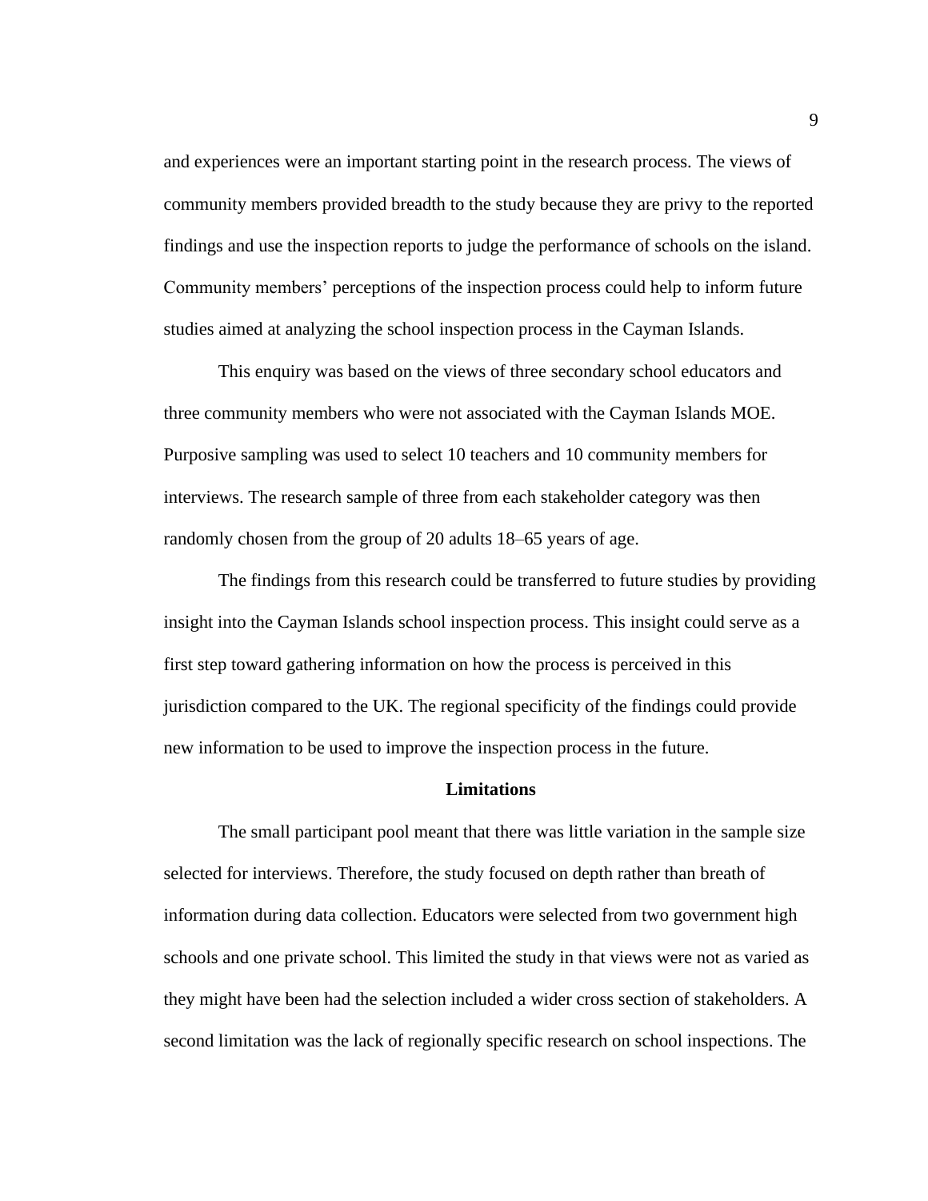and experiences were an important starting point in the research process. The views of community members provided breadth to the study because they are privy to the reported findings and use the inspection reports to judge the performance of schools on the island. Community members' perceptions of the inspection process could help to inform future studies aimed at analyzing the school inspection process in the Cayman Islands.

This enquiry was based on the views of three secondary school educators and three community members who were not associated with the Cayman Islands MOE. Purposive sampling was used to select 10 teachers and 10 community members for interviews. The research sample of three from each stakeholder category was then randomly chosen from the group of 20 adults 18–65 years of age.

The findings from this research could be transferred to future studies by providing insight into the Cayman Islands school inspection process. This insight could serve as a first step toward gathering information on how the process is perceived in this jurisdiction compared to the UK. The regional specificity of the findings could provide new information to be used to improve the inspection process in the future.

## Limitations

The small participant pool meant that there was little variation in the sample size selected for interviews. Therefore, the study focused on depth rather than breath of information during data collection. Educators were selected from two government high schools and one private school. This limited the study in that views were not as varied as they might have been had the selection included a wider cross section of stakeholders. A second limitation was the lack of regionally specific research on school inspections. The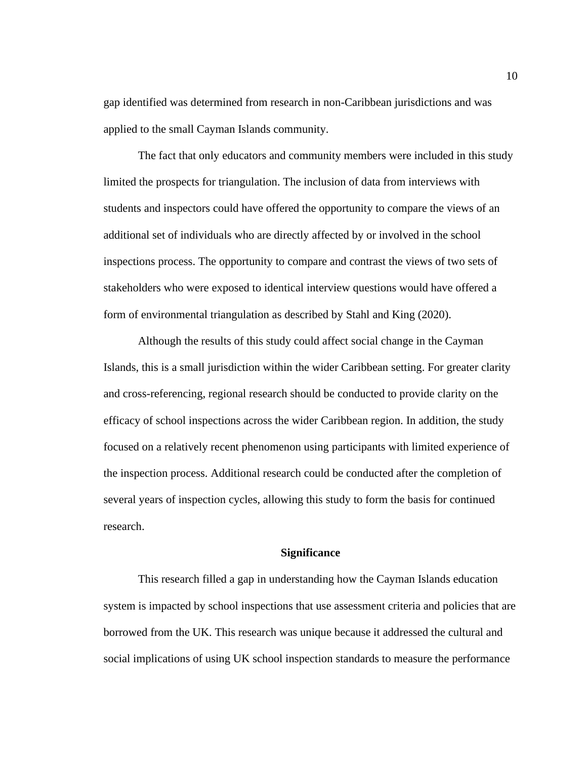gap identified was determined from research in non-Caribbean jurisdictions and was applied to the small Cayman Islands community.

The fact that only educators and community members were included in this study limited the prospects for triangulation. The inclusion of data from interviews with students and inspectors could have offered the opportunity to compare the views of an additional set of individuals who are directly affected by or involved in the school inspections process. The opportunity to compare and contrast the views of two sets of stakeholders who were exposed to identical interview questions would have offered a form of environmental triangulation as described by Stahl and King (2020).

Although the results of this study could affect social change in the Cayman Islands, this is a small jurisdiction within the wider Caribbean setting. For greater clarity and cross-referencing, regional research should be conducted to provide clarity on the efficacy of school inspections across the wider Caribbean region. In addition, the study focused on a relatively recent phenomenon using participants with limited experience of the inspection process. Additional research could be conducted after the completion of several years of inspection cycles, allowing this study to form the basis for continued research.

## Significance

This research filled a gap in understanding how the Cayman Islands education system is impacted by school inspections that use assessment criteria and policies that are borrowed from the UK. This research was unique because it addressed the cultural and social implications of using UK school inspection standards to measure the performance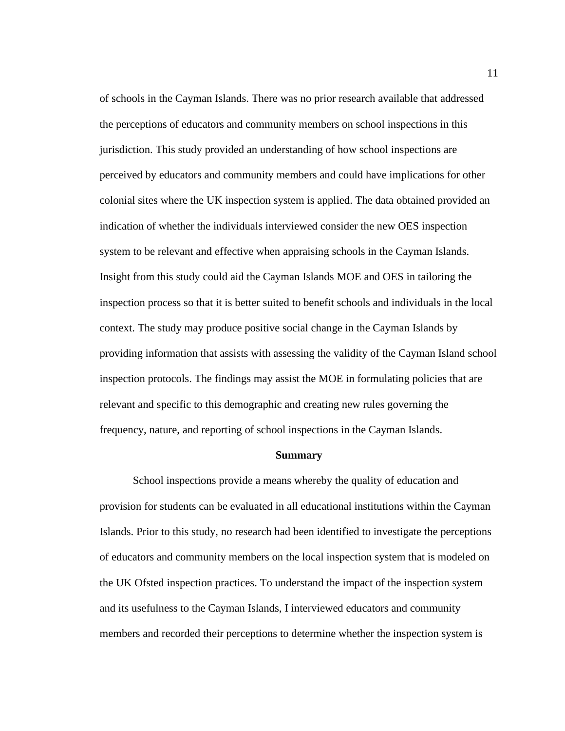of schools in the Cayman Islands. There was no prior research available that addressed the perceptions of educators and community members on school inspections in this jurisdiction. This study provided an understanding of how school inspections are perceived by educators and community members and could have implications for other colonial sites where the UK inspection system is applied. The data obtained provided an indication of whether the individuals interviewed consider the new OES inspection system to be relevant and effective when appraising schools in the Cayman Islands. Insight from this study could aid the Cayman Islands MOE and OES in tailoring the inspection process so that it is better suited to benefit schools and individuals in the local context. The study may produce positive social change in the Cayman Islands by providing information that assists with assessing the validity of the Cayman Island school inspection protocols. The findings may assist the MOE in formulating policies that are relevant and specific to this demographic and creating new rules governing the frequency, nature, and reporting of school inspections in the Cayman Islands.

## Summary

School inspections provide a means whereby the quality of education and provision for students can be evaluated in all educational institutions within the Cayman Islands. Prior to this study, no research had been identified to investigate the perceptions of educators and community members on the local inspection system that is modeled on the UK Ofsted inspection practices. To understand the impact of the inspection system and its usefulness to the Cayman Islands, I interviewed educators and community members and recorded their perceptions to determine whether the inspection system is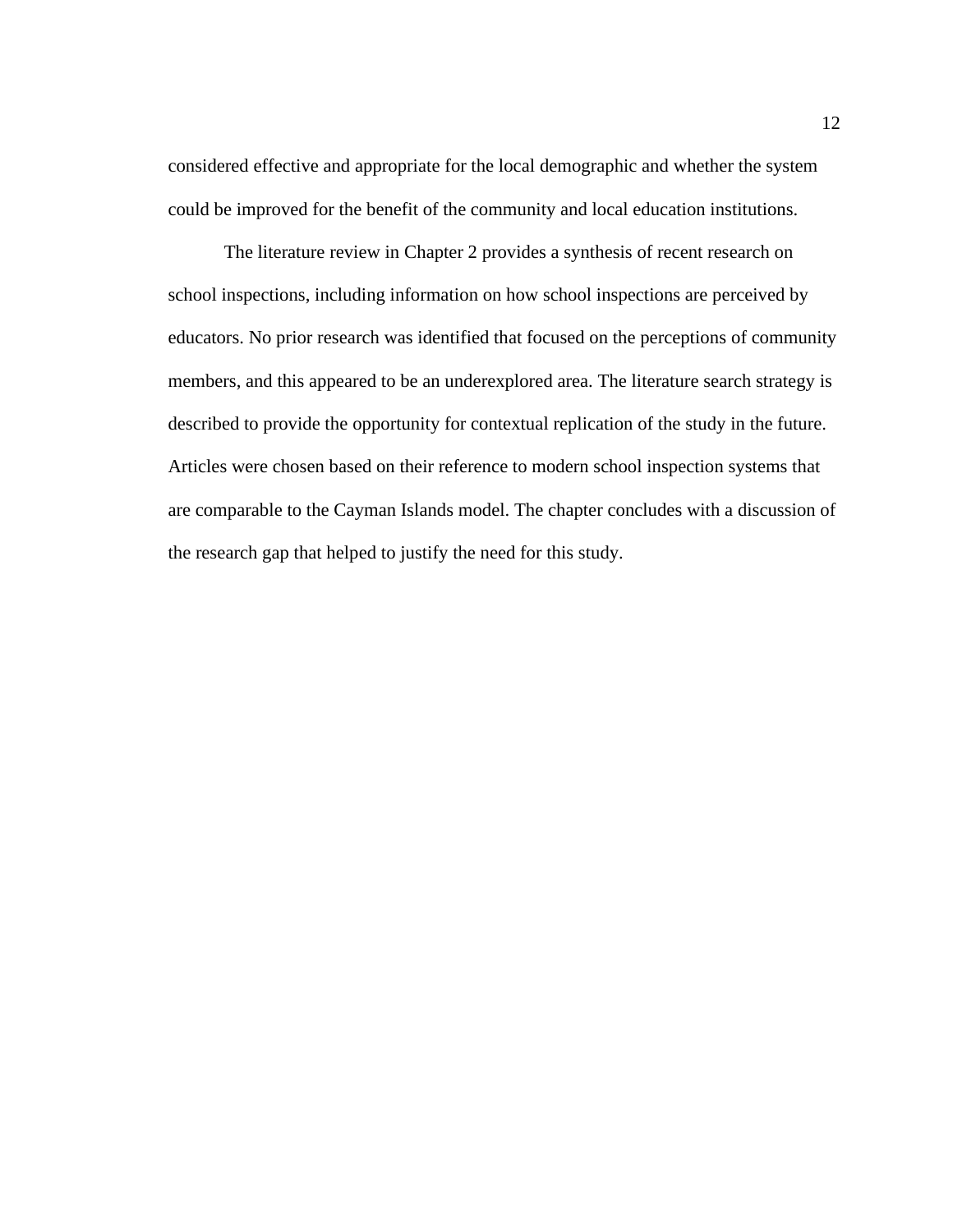considered effective and appropriate for the local demographic and whether the system could be improved for the benefit of the community and local education institutions.

The literature review in Chapter 2 provides a synthesis of recent research on school inspections, including information on how school inspections are perceived by educators. No prior research was identified that focused on the perceptions of community members, and this appeared to be an underexplored area. The literature search strategy is described to provide the opportunity for contextual replication of the study in the future. Articles were chosen based on their reference to modern school inspection systems that are comparable to the Cayman Islands model. The chapter concludes with a discussion of the research gap that helped to justify the need for this study.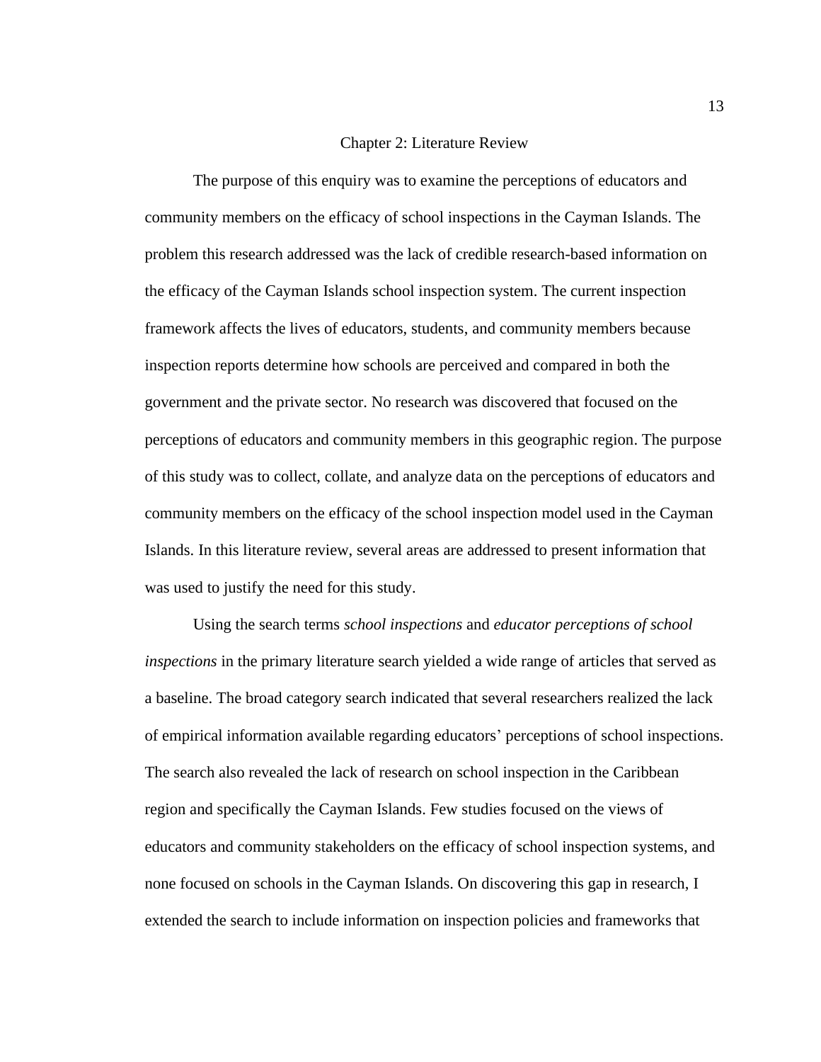# Chapter 2: Literature Review

The purpose of this enquiry was to examine the perceptions of educators and community members on the efficacy of school inspections in the Cayman Islands. The problem this research addressed was the lack of credible research-based information on the efficacy of the Cayman Islands school inspection system. The current inspection framework affects the lives of educators, students, and community members because inspection reports determine how schools are perceived and compared in both the government and the private sector. No research was discovered that focused on the perceptions of educators and community members in this geographic region. The purpose of this study was to collect, collate, and analyze data on the perceptions of educators and community members on the efficacy of the school inspection model used in the Cayman Islands. In this literature review, several areas are addressed to present information that was used to justify the need for this study.

Using the search terms *school inspections* and *educator perceptions of school inspections* in the primary literature search yielded a wide range of articles that served as a baseline. The broad category search indicated that several researchers realized the lack of empirical information available regarding educators' perceptions of school inspections. The search also revealed the lack of research on school inspection in the Caribbean region and specifically the Cayman Islands. Few studies focused on the views of educators and community stakeholders on the efficacy of school inspection systems, and none focused on schools in the Cayman Islands. On discovering this gap in research, I extended the search to include information on inspection policies and frameworks that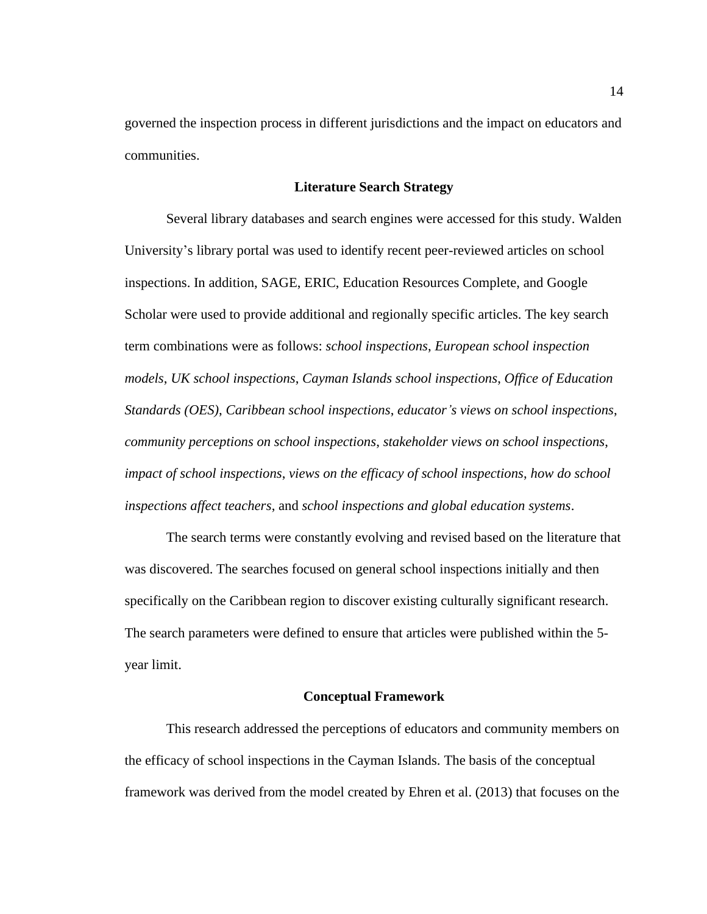governed the inspection process in different jurisdictions and the impact on educators and communities.

## Literature Search Strategy

Several library databases and search engines were accessed for this study. Walden University's library portal was used to identify recent peer-reviewed articles on school inspections. In addition, SAGE, ERIC, Education Resources Complete, and Google Scholar were used to provide additional and regionally specific articles. The key search term combinations were as follows: *school inspections*, *European school inspection models*, *UK school inspections*, *Cayman Islands school inspections*, *Office of Education Standards (OES)*, *Caribbean school inspections*, *educator's views on school inspections*, *community perceptions on school inspections*, *stakeholder views on school inspections*, *impact of school inspections*, *views on the efficacy of school inspections, how do school inspections affect teachers,* and *school inspections and global education systems*.

The search terms were constantly evolving and revised based on the literature that was discovered. The searches focused on general school inspections initially and then specifically on the Caribbean region to discover existing culturally significant research. The search parameters were defined to ensure that articles were published within the 5-year limit.

## Conceptual Framework

This research addressed the perceptions of educators and community members on the efficacy of school inspections in the Cayman Islands. The basis of the conceptual framework was derived from the model created by Ehren et al. (2013) that focuses on the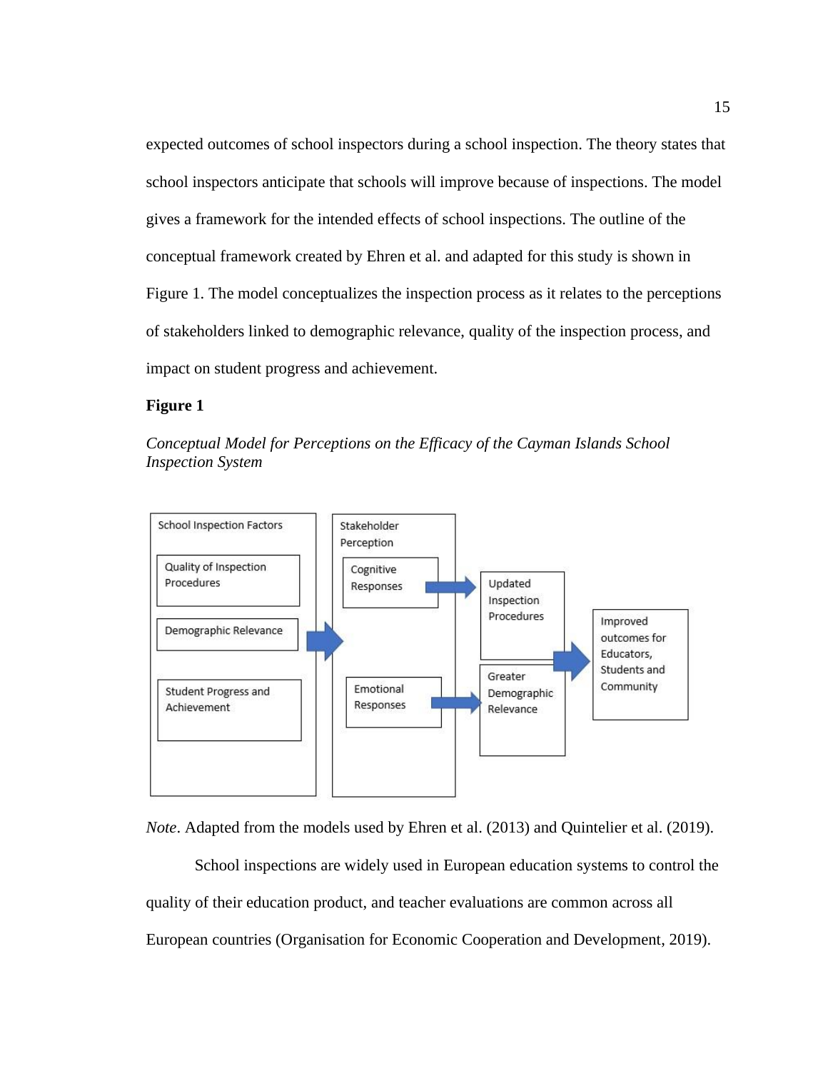expected outcomes of school inspectors during a school inspection. The theory states that school inspectors anticipate that schools will improve because of inspections. The model gives a framework for the intended effects of school inspections. The outline of the conceptual framework created by Ehren et al. and adapted for this study is shown in Figure 1. The model conceptualizes the inspection process as it relates to the perceptions of stakeholders linked to demographic relevance, quality of the inspection process, and impact on student progress and achievement.

**Figure 1**

*Conceptual Model for Perceptions on the Efficacy of the Cayman Islands School Inspection System*

School Inspection Factors

Quality of Inspection Procedures

Demographic Relevance

Student Progress and Achievement

Stakeholder Perception

Cognitive Responses

Emotional Responses

Updated Inspection Procedures

Greater Demographic Relevance

Improved outcomes for Educators, Students and Community

*Note*. Adapted from the models used by Ehren et al. (2013) and Quintelier et al. (2019).

School inspections are widely used in European education systems to control the quality of their education product, and teacher evaluations are common across all European countries (Organisation for Economic Cooperation and Development, 2019).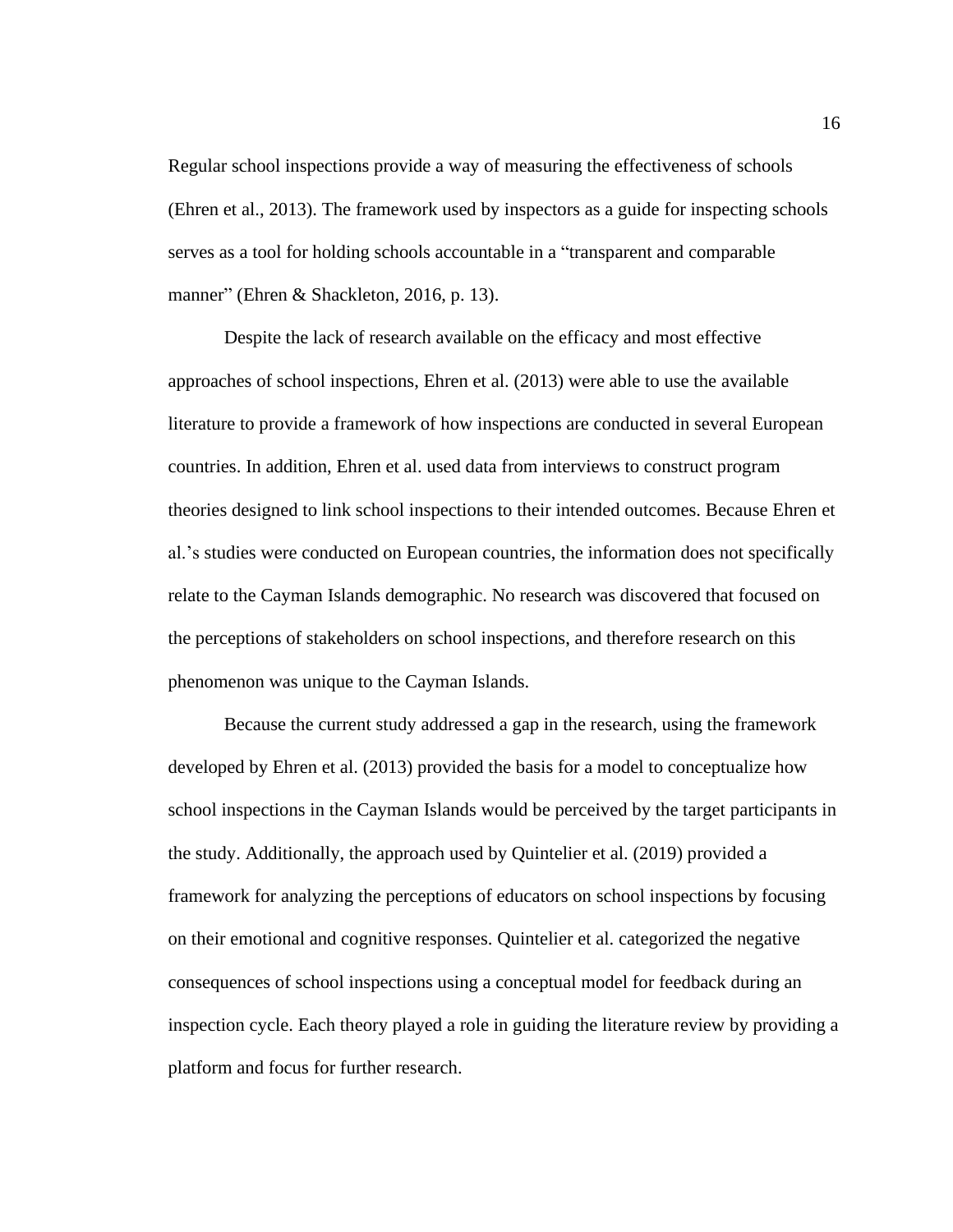Regular school inspections provide a way of measuring the effectiveness of schools (Ehren et al., 2013). The framework used by inspectors as a guide for inspecting schools serves as a tool for holding schools accountable in a "transparent and comparable manner" (Ehren & Shackleton, 2016, p. 13).

Despite the lack of research available on the efficacy and most effective approaches of school inspections, Ehren et al. (2013) were able to use the available literature to provide a framework of how inspections are conducted in several European countries. In addition, Ehren et al. used data from interviews to construct program theories designed to link school inspections to their intended outcomes. Because Ehren et al.'s studies were conducted on European countries, the information does not specifically relate to the Cayman Islands demographic. No research was discovered that focused on the perceptions of stakeholders on school inspections, and therefore research on this phenomenon was unique to the Cayman Islands.

Because the current study addressed a gap in the research, using the framework developed by Ehren et al. (2013) provided the basis for a model to conceptualize how school inspections in the Cayman Islands would be perceived by the target participants in the study. Additionally, the approach used by Quintelier et al. (2019) provided a framework for analyzing the perceptions of educators on school inspections by focusing on their emotional and cognitive responses. Quintelier et al. categorized the negative consequences of school inspections using a conceptual model for feedback during an inspection cycle. Each theory played a role in guiding the literature review by providing a platform and focus for further research.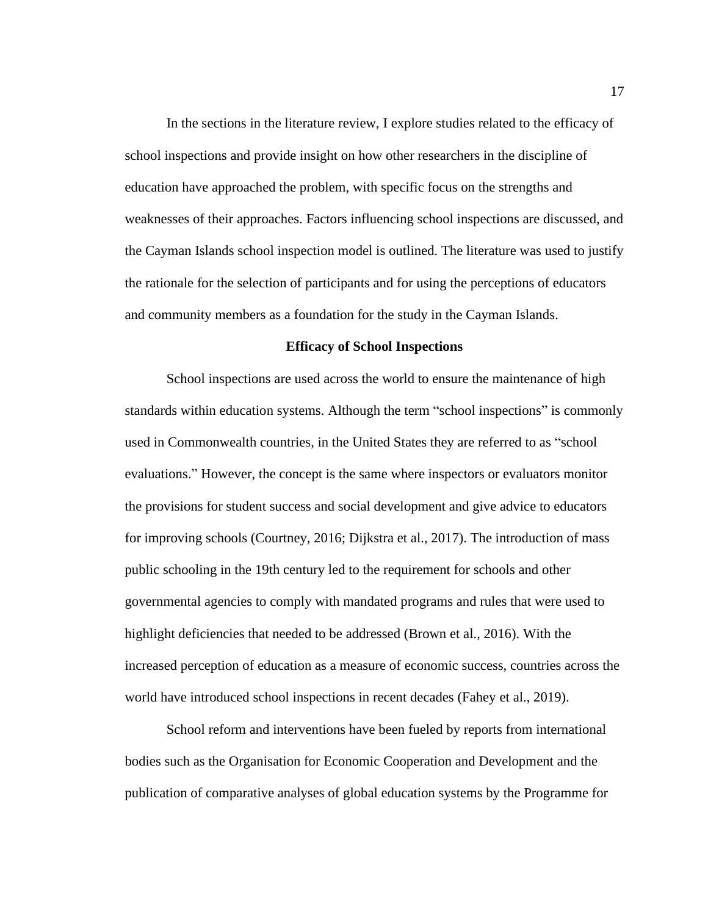In the sections in the literature review, I explore studies related to the efficacy of school inspections and provide insight on how other researchers in the discipline of education have approached the problem, with specific focus on the strengths and weaknesses of their approaches. Factors influencing school inspections are discussed, and the Cayman Islands school inspection model is outlined. The literature was used to justify the rationale for the selection of participants and for using the perceptions of educators and community members as a foundation for the study in the Cayman Islands.

## Efficacy of School Inspections

School inspections are used across the world to ensure the maintenance of high standards within education systems. Although the term "school inspections" is commonly used in Commonwealth countries, in the United States they are referred to as "school evaluations." However, the concept is the same where inspectors or evaluators monitor the provisions for student success and social development and give advice to educators for improving schools (Courtney, 2016; Dijkstra et al., 2017). The introduction of mass public schooling in the 19th century led to the requirement for schools and other governmental agencies to comply with mandated programs and rules that were used to highlight deficiencies that needed to be addressed (Brown et al., 2016). With the increased perception of education as a measure of economic success, countries across the world have introduced school inspections in recent decades (Fahey et al., 2019).

School reform and interventions have been fueled by reports from international bodies such as the Organisation for Economic Cooperation and Development and the publication of comparative analyses of global education systems by the Programme for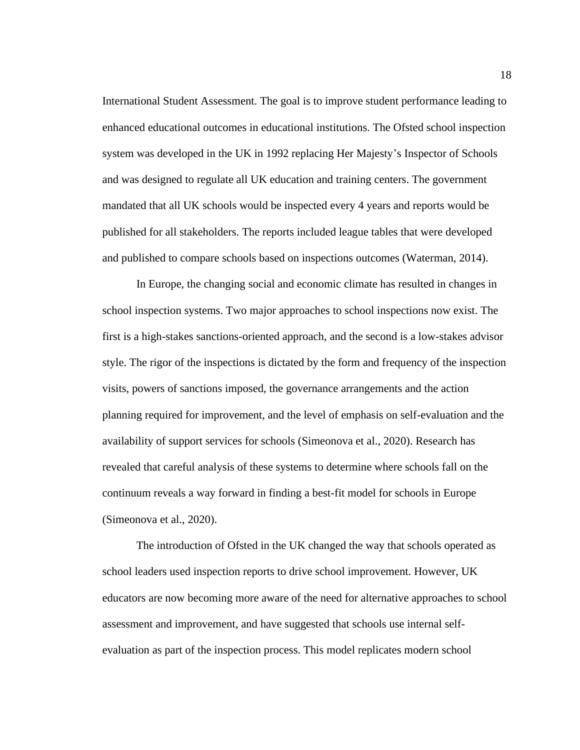International Student Assessment. The goal is to improve student performance leading to enhanced educational outcomes in educational institutions. The Ofsted school inspection system was developed in the UK in 1992 replacing Her Majesty's Inspector of Schools and was designed to regulate all UK education and training centers. The government mandated that all UK schools would be inspected every 4 years and reports would be published for all stakeholders. The reports included league tables that were developed and published to compare schools based on inspections outcomes (Waterman, 2014).

In Europe, the changing social and economic climate has resulted in changes in school inspection systems. Two major approaches to school inspections now exist. The first is a high-stakes sanctions-oriented approach, and the second is a low-stakes advisor style. The rigor of the inspections is dictated by the form and frequency of the inspection visits, powers of sanctions imposed, the governance arrangements and the action planning required for improvement, and the level of emphasis on self-evaluation and the availability of support services for schools (Simeonova et al., 2020). Research has revealed that careful analysis of these systems to determine where schools fall on the continuum reveals a way forward in finding a best-fit model for schools in Europe (Simeonova et al., 2020).

The introduction of Ofsted in the UK changed the way that schools operated as school leaders used inspection reports to drive school improvement. However, UK educators are now becoming more aware of the need for alternative approaches to school assessment and improvement, and have suggested that schools use internal self-evaluation as part of the inspection process. This model replicates modern school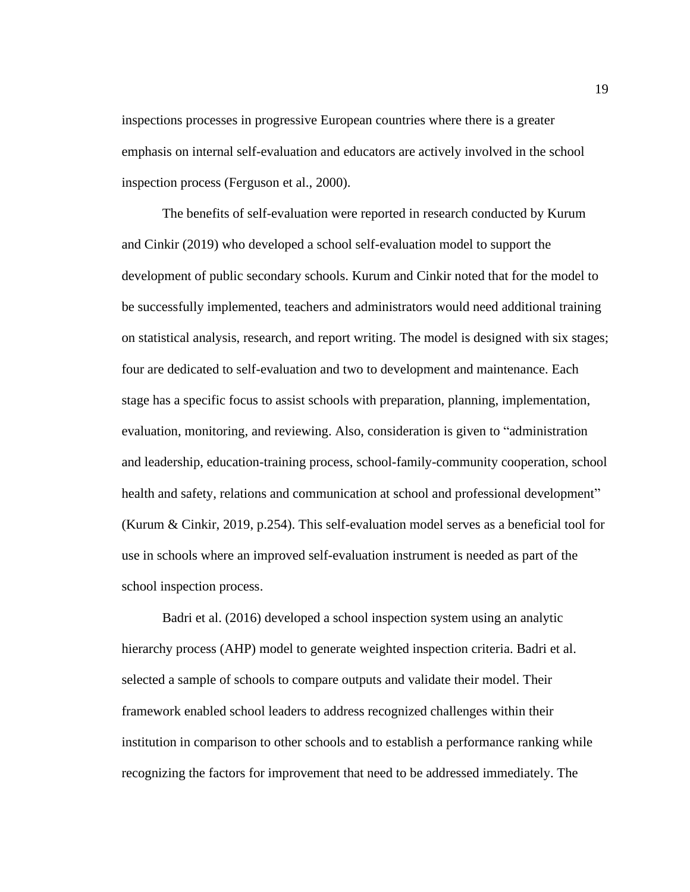inspections processes in progressive European countries where there is a greater emphasis on internal self-evaluation and educators are actively involved in the school inspection process (Ferguson et al., 2000).

The benefits of self-evaluation were reported in research conducted by Kurum and Cinkir (2019) who developed a school self-evaluation model to support the development of public secondary schools. Kurum and Cinkir noted that for the model to be successfully implemented, teachers and administrators would need additional training on statistical analysis, research, and report writing. The model is designed with six stages; four are dedicated to self-evaluation and two to development and maintenance. Each stage has a specific focus to assist schools with preparation, planning, implementation, evaluation, monitoring, and reviewing. Also, consideration is given to "administration and leadership, education-training process, school-family-community cooperation, school health and safety, relations and communication at school and professional development" (Kurum & Cinkir, 2019, p.254). This self-evaluation model serves as a beneficial tool for use in schools where an improved self-evaluation instrument is needed as part of the school inspection process.

Badri et al. (2016) developed a school inspection system using an analytic hierarchy process (AHP) model to generate weighted inspection criteria. Badri et al. selected a sample of schools to compare outputs and validate their model. Their framework enabled school leaders to address recognized challenges within their institution in comparison to other schools and to establish a performance ranking while recognizing the factors for improvement that need to be addressed immediately. The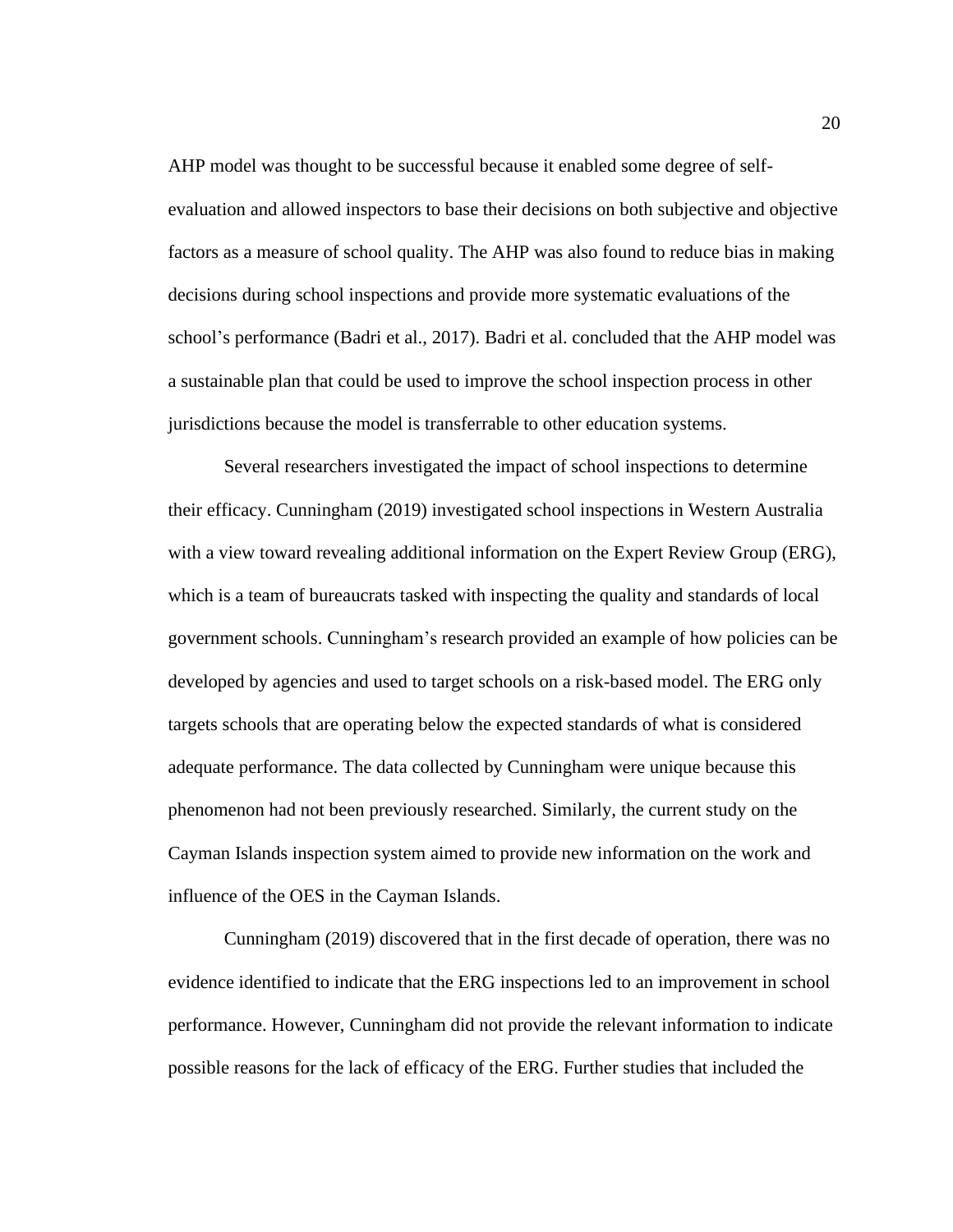AHP model was thought to be successful because it enabled some degree of self-evaluation and allowed inspectors to base their decisions on both subjective and objective factors as a measure of school quality. The AHP was also found to reduce bias in making decisions during school inspections and provide more systematic evaluations of the school's performance (Badri et al., 2017). Badri et al. concluded that the AHP model was a sustainable plan that could be used to improve the school inspection process in other jurisdictions because the model is transferrable to other education systems.

Several researchers investigated the impact of school inspections to determine their efficacy. Cunningham (2019) investigated school inspections in Western Australia with a view toward revealing additional information on the Expert Review Group (ERG), which is a team of bureaucrats tasked with inspecting the quality and standards of local government schools. Cunningham's research provided an example of how policies can be developed by agencies and used to target schools on a risk-based model. The ERG only targets schools that are operating below the expected standards of what is considered adequate performance. The data collected by Cunningham were unique because this phenomenon had not been previously researched. Similarly, the current study on the Cayman Islands inspection system aimed to provide new information on the work and influence of the OES in the Cayman Islands.

Cunningham (2019) discovered that in the first decade of operation, there was no evidence identified to indicate that the ERG inspections led to an improvement in school performance. However, Cunningham did not provide the relevant information to indicate possible reasons for the lack of efficacy of the ERG. Further studies that included the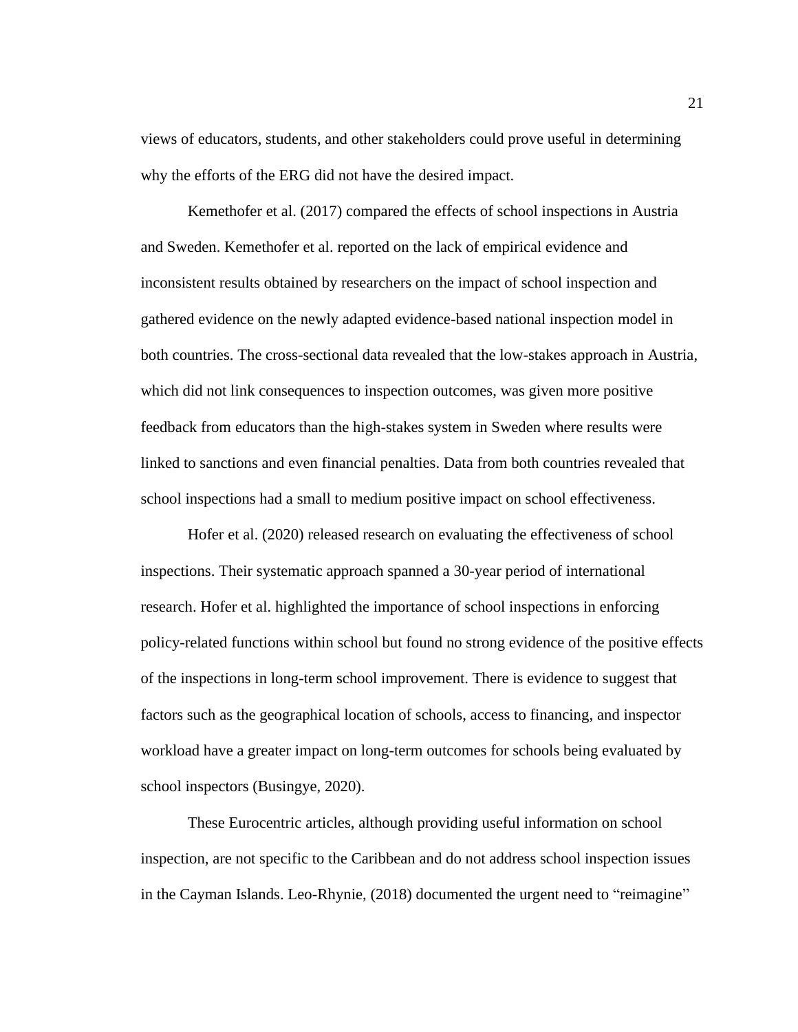views of educators, students, and other stakeholders could prove useful in determining why the efforts of the ERG did not have the desired impact.

Kemethofer et al. (2017) compared the effects of school inspections in Austria and Sweden. Kemethofer et al. reported on the lack of empirical evidence and inconsistent results obtained by researchers on the impact of school inspection and gathered evidence on the newly adapted evidence-based national inspection model in both countries. The cross-sectional data revealed that the low-stakes approach in Austria, which did not link consequences to inspection outcomes, was given more positive feedback from educators than the high-stakes system in Sweden where results were linked to sanctions and even financial penalties. Data from both countries revealed that school inspections had a small to medium positive impact on school effectiveness.

Hofer et al. (2020) released research on evaluating the effectiveness of school inspections. Their systematic approach spanned a 30-year period of international research. Hofer et al. highlighted the importance of school inspections in enforcing policy-related functions within school but found no strong evidence of the positive effects of the inspections in long-term school improvement. There is evidence to suggest that factors such as the geographical location of schools, access to financing, and inspector workload have a greater impact on long-term outcomes for schools being evaluated by school inspectors (Busingye, 2020).

These Eurocentric articles, although providing useful information on school inspection, are not specific to the Caribbean and do not address school inspection issues in the Cayman Islands. Leo-Rhynie, (2018) documented the urgent need to "reimagine"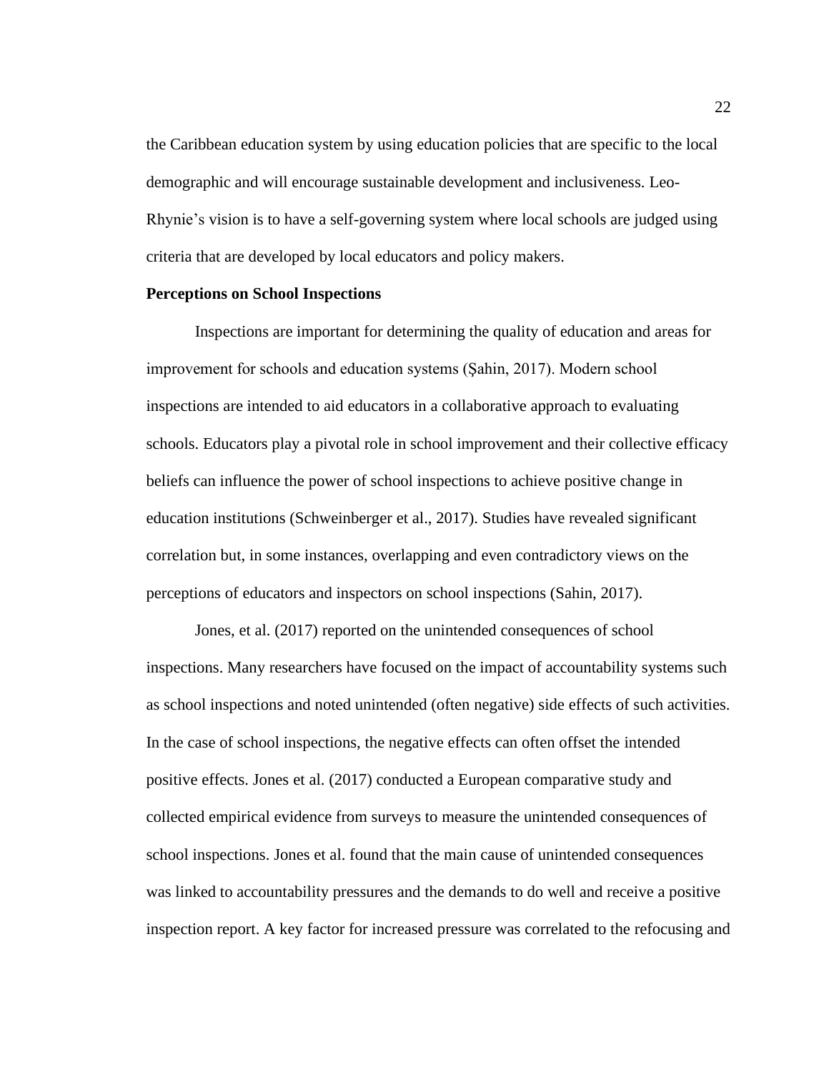the Caribbean education system by using education policies that are specific to the local demographic and will encourage sustainable development and inclusiveness. Leo-Rhynie's vision is to have a self-governing system where local schools are judged using criteria that are developed by local educators and policy makers.

**Perceptions on School Inspections**

Inspections are important for determining the quality of education and areas for improvement for schools and education systems (Şahin, 2017). Modern school inspections are intended to aid educators in a collaborative approach to evaluating schools. Educators play a pivotal role in school improvement and their collective efficacy beliefs can influence the power of school inspections to achieve positive change in education institutions (Schweinberger et al., 2017). Studies have revealed significant correlation but, in some instances, overlapping and even contradictory views on the perceptions of educators and inspectors on school inspections (Sahin, 2017).

Jones, et al. (2017) reported on the unintended consequences of school inspections. Many researchers have focused on the impact of accountability systems such as school inspections and noted unintended (often negative) side effects of such activities. In the case of school inspections, the negative effects can often offset the intended positive effects. Jones et al. (2017) conducted a European comparative study and collected empirical evidence from surveys to measure the unintended consequences of school inspections. Jones et al. found that the main cause of unintended consequences was linked to accountability pressures and the demands to do well and receive a positive inspection report. A key factor for increased pressure was correlated to the refocusing and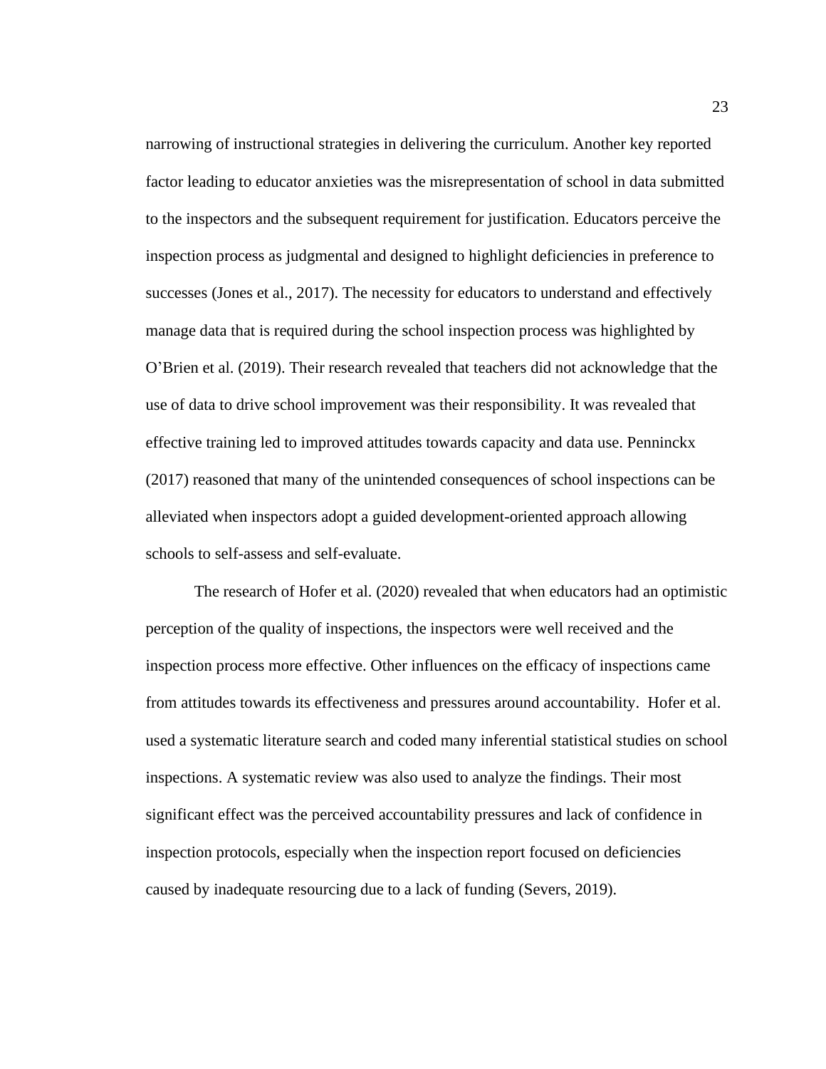narrowing of instructional strategies in delivering the curriculum. Another key reported factor leading to educator anxieties was the misrepresentation of school in data submitted to the inspectors and the subsequent requirement for justification. Educators perceive the inspection process as judgmental and designed to highlight deficiencies in preference to successes (Jones et al., 2017). The necessity for educators to understand and effectively manage data that is required during the school inspection process was highlighted by O'Brien et al. (2019). Their research revealed that teachers did not acknowledge that the use of data to drive school improvement was their responsibility. It was revealed that effective training led to improved attitudes towards capacity and data use. Penninckx (2017) reasoned that many of the unintended consequences of school inspections can be alleviated when inspectors adopt a guided development-oriented approach allowing schools to self-assess and self-evaluate.

The research of Hofer et al. (2020) revealed that when educators had an optimistic perception of the quality of inspections, the inspectors were well received and the inspection process more effective. Other influences on the efficacy of inspections came from attitudes towards its effectiveness and pressures around accountability. Hofer et al. used a systematic literature search and coded many inferential statistical studies on school inspections. A systematic review was also used to analyze the findings. Their most significant effect was the perceived accountability pressures and lack of confidence in inspection protocols, especially when the inspection report focused on deficiencies caused by inadequate resourcing due to a lack of funding (Severs, 2019).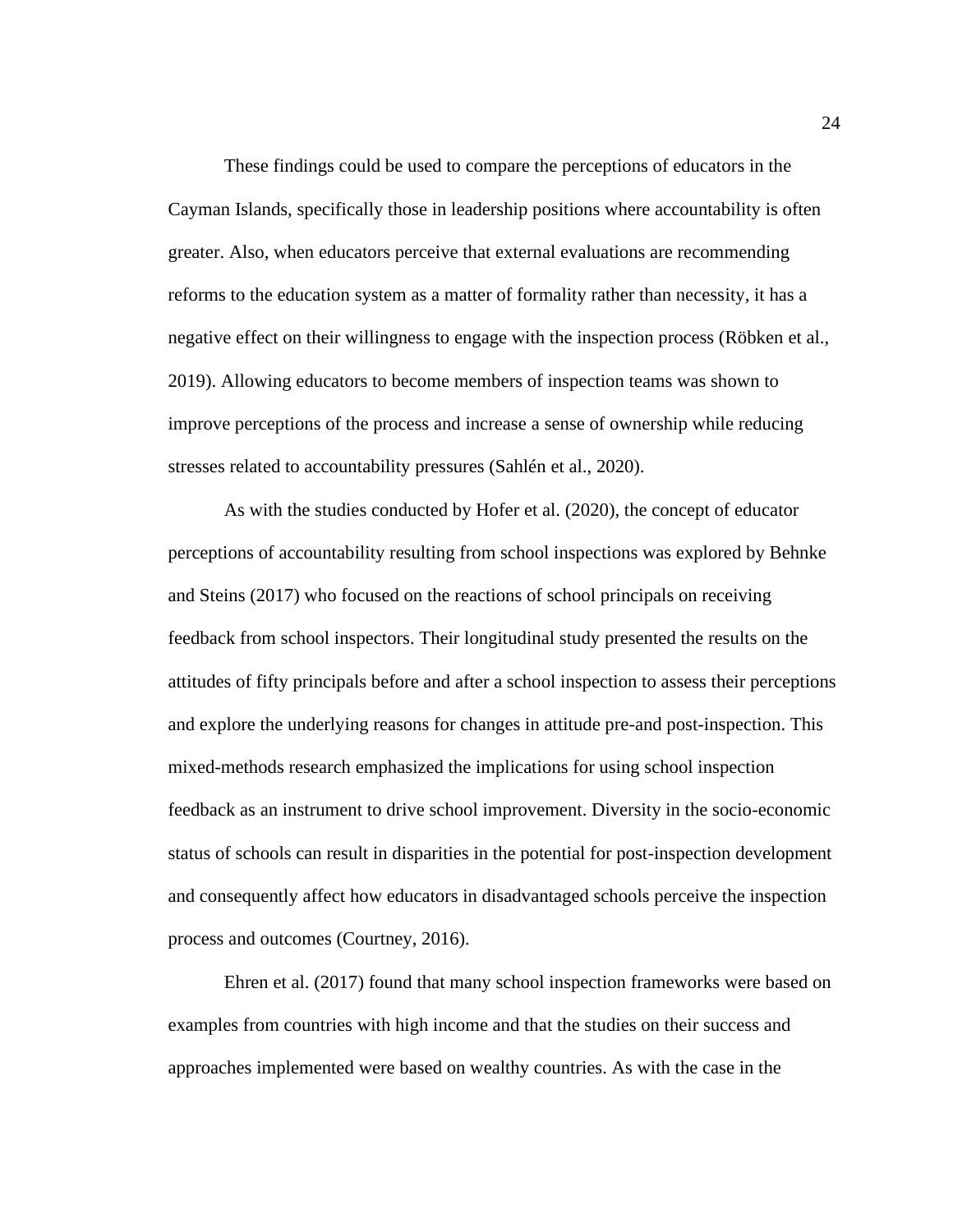These findings could be used to compare the perceptions of educators in the Cayman Islands, specifically those in leadership positions where accountability is often greater. Also, when educators perceive that external evaluations are recommending reforms to the education system as a matter of formality rather than necessity, it has a negative effect on their willingness to engage with the inspection process (Röbken et al., 2019). Allowing educators to become members of inspection teams was shown to improve perceptions of the process and increase a sense of ownership while reducing stresses related to accountability pressures (Sahlén et al., 2020).

As with the studies conducted by Hofer et al. (2020), the concept of educator perceptions of accountability resulting from school inspections was explored by Behnke and Steins (2017) who focused on the reactions of school principals on receiving feedback from school inspectors. Their longitudinal study presented the results on the attitudes of fifty principals before and after a school inspection to assess their perceptions and explore the underlying reasons for changes in attitude pre-and post-inspection. This mixed-methods research emphasized the implications for using school inspection feedback as an instrument to drive school improvement. Diversity in the socio-economic status of schools can result in disparities in the potential for post-inspection development and consequently affect how educators in disadvantaged schools perceive the inspection process and outcomes (Courtney, 2016).

Ehren et al. (2017) found that many school inspection frameworks were based on examples from countries with high income and that the studies on their success and approaches implemented were based on wealthy countries. As with the case in the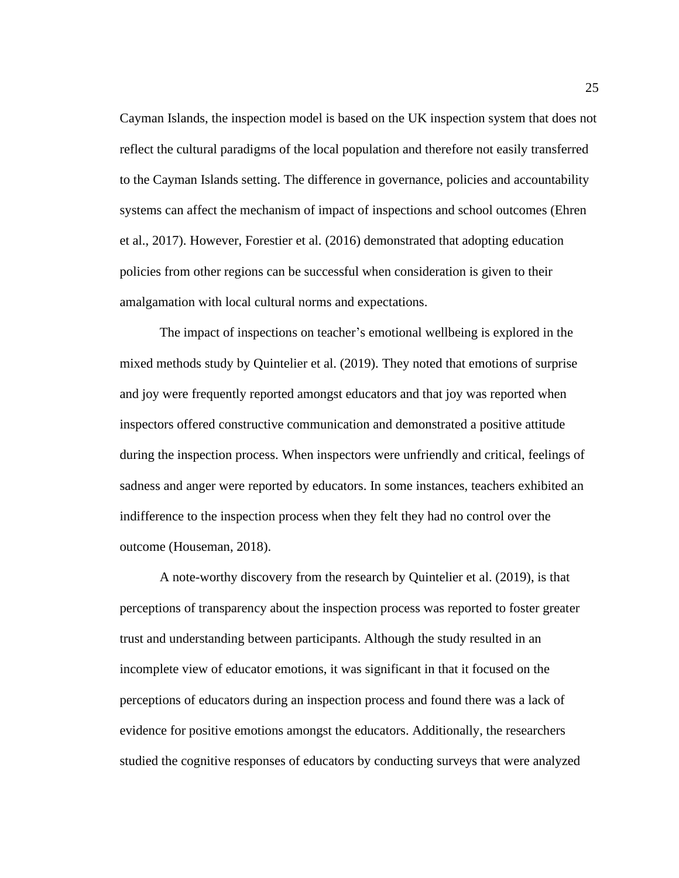Cayman Islands, the inspection model is based on the UK inspection system that does not reflect the cultural paradigms of the local population and therefore not easily transferred to the Cayman Islands setting. The difference in governance, policies and accountability systems can affect the mechanism of impact of inspections and school outcomes (Ehren et al., 2017). However, Forestier et al. (2016) demonstrated that adopting education policies from other regions can be successful when consideration is given to their amalgamation with local cultural norms and expectations.

The impact of inspections on teacher's emotional wellbeing is explored in the mixed methods study by Quintelier et al. (2019). They noted that emotions of surprise and joy were frequently reported amongst educators and that joy was reported when inspectors offered constructive communication and demonstrated a positive attitude during the inspection process. When inspectors were unfriendly and critical, feelings of sadness and anger were reported by educators. In some instances, teachers exhibited an indifference to the inspection process when they felt they had no control over the outcome (Houseman, 2018).

A note-worthy discovery from the research by Quintelier et al. (2019), is that perceptions of transparency about the inspection process was reported to foster greater trust and understanding between participants. Although the study resulted in an incomplete view of educator emotions, it was significant in that it focused on the perceptions of educators during an inspection process and found there was a lack of evidence for positive emotions amongst the educators. Additionally, the researchers studied the cognitive responses of educators by conducting surveys that were analyzed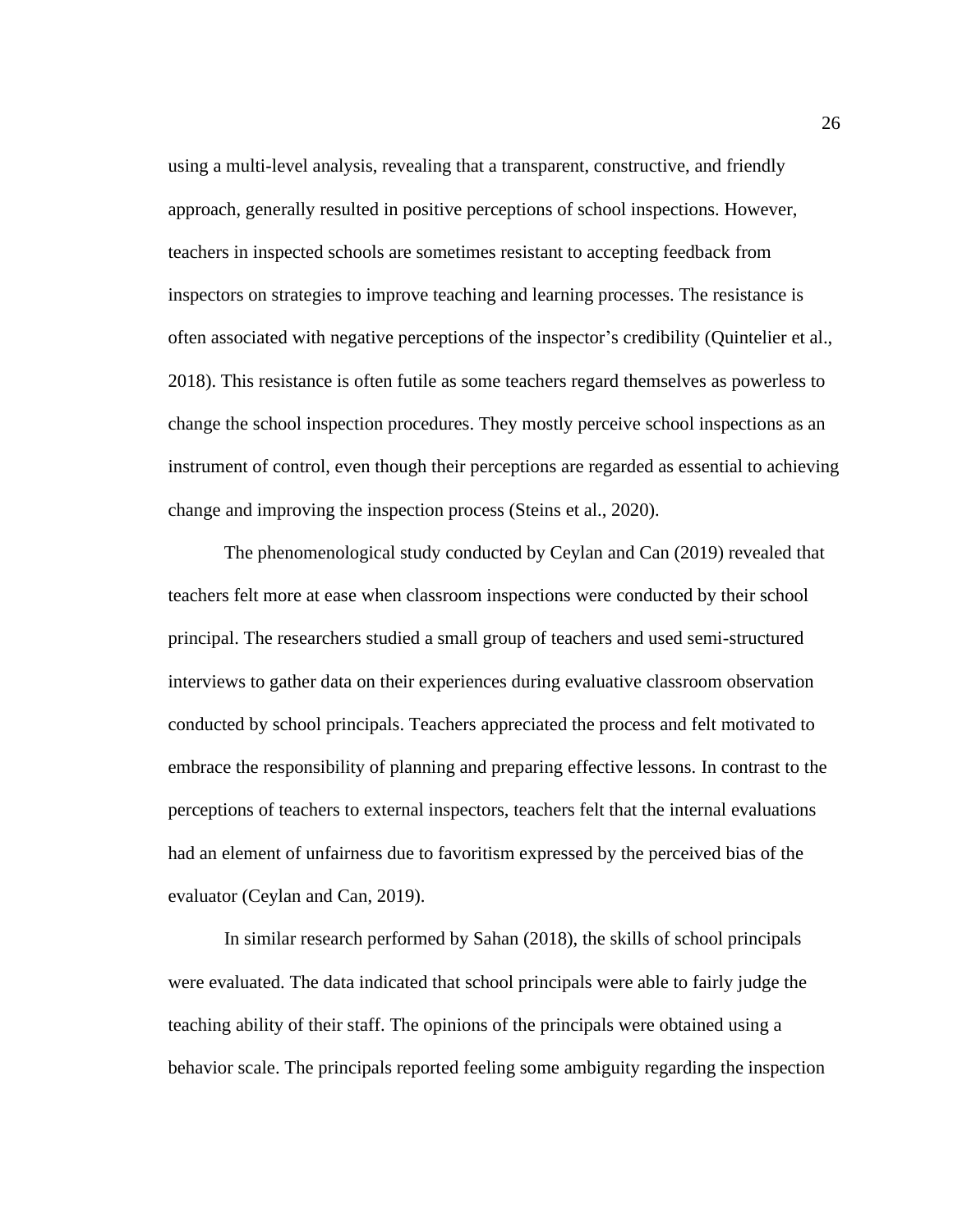using a multi-level analysis, revealing that a transparent, constructive, and friendly approach, generally resulted in positive perceptions of school inspections. However, teachers in inspected schools are sometimes resistant to accepting feedback from inspectors on strategies to improve teaching and learning processes. The resistance is often associated with negative perceptions of the inspector's credibility (Quintelier et al., 2018). This resistance is often futile as some teachers regard themselves as powerless to change the school inspection procedures. They mostly perceive school inspections as an instrument of control, even though their perceptions are regarded as essential to achieving change and improving the inspection process (Steins et al., 2020).

The phenomenological study conducted by Ceylan and Can (2019) revealed that teachers felt more at ease when classroom inspections were conducted by their school principal. The researchers studied a small group of teachers and used semi-structured interviews to gather data on their experiences during evaluative classroom observation conducted by school principals. Teachers appreciated the process and felt motivated to embrace the responsibility of planning and preparing effective lessons. In contrast to the perceptions of teachers to external inspectors, teachers felt that the internal evaluations had an element of unfairness due to favoritism expressed by the perceived bias of the evaluator (Ceylan and Can, 2019).

In similar research performed by Sahan (2018), the skills of school principals were evaluated. The data indicated that school principals were able to fairly judge the teaching ability of their staff. The opinions of the principals were obtained using a behavior scale. The principals reported feeling some ambiguity regarding the inspection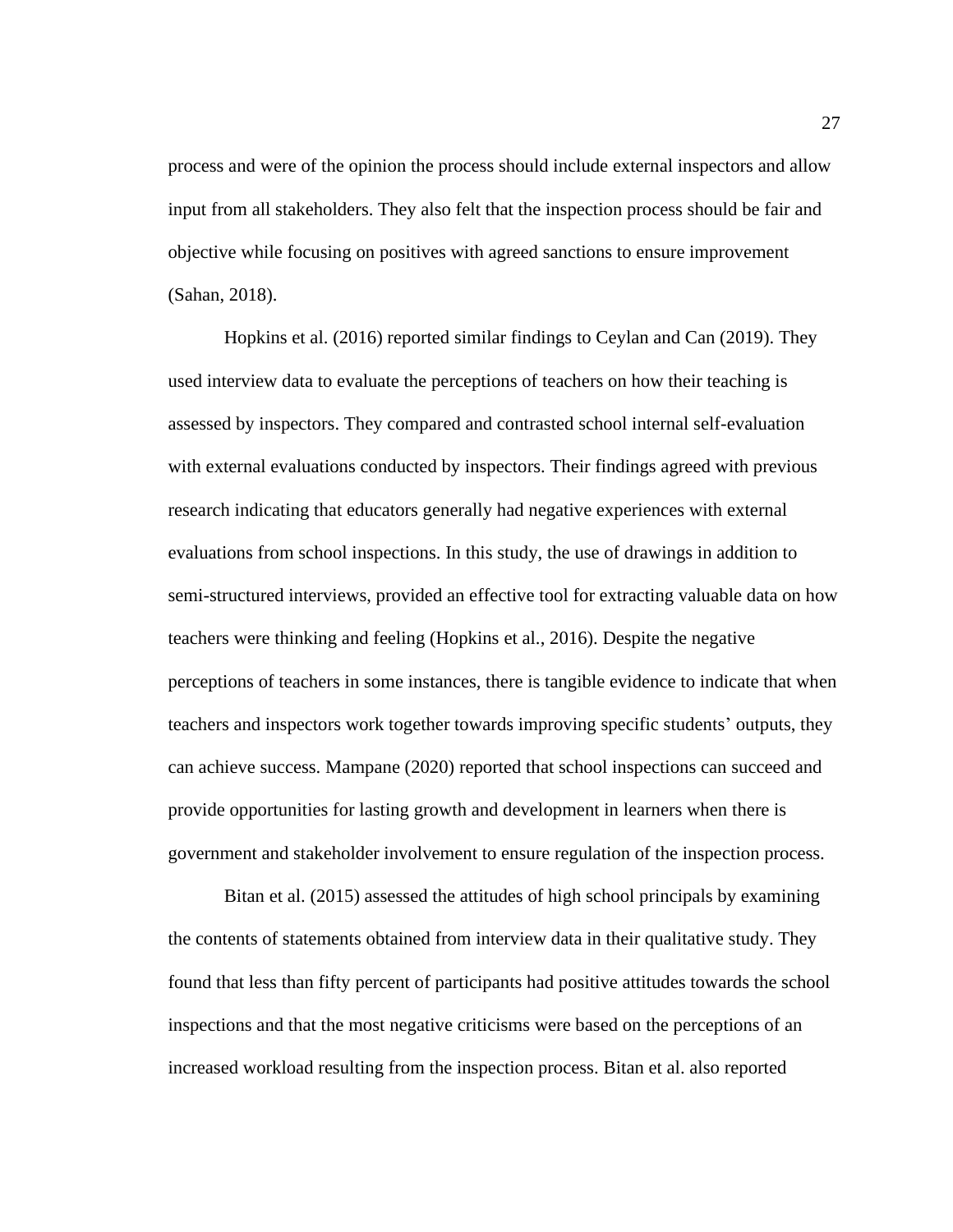process and were of the opinion the process should include external inspectors and allow input from all stakeholders. They also felt that the inspection process should be fair and objective while focusing on positives with agreed sanctions to ensure improvement (Sahan, 2018).

Hopkins et al. (2016) reported similar findings to Ceylan and Can (2019). They used interview data to evaluate the perceptions of teachers on how their teaching is assessed by inspectors. They compared and contrasted school internal self-evaluation with external evaluations conducted by inspectors. Their findings agreed with previous research indicating that educators generally had negative experiences with external evaluations from school inspections. In this study, the use of drawings in addition to semi-structured interviews, provided an effective tool for extracting valuable data on how teachers were thinking and feeling (Hopkins et al., 2016). Despite the negative perceptions of teachers in some instances, there is tangible evidence to indicate that when teachers and inspectors work together towards improving specific students' outputs, they can achieve success. Mampane (2020) reported that school inspections can succeed and provide opportunities for lasting growth and development in learners when there is government and stakeholder involvement to ensure regulation of the inspection process.

Bitan et al. (2015) assessed the attitudes of high school principals by examining the contents of statements obtained from interview data in their qualitative study. They found that less than fifty percent of participants had positive attitudes towards the school inspections and that the most negative criticisms were based on the perceptions of an increased workload resulting from the inspection process. Bitan et al. also reported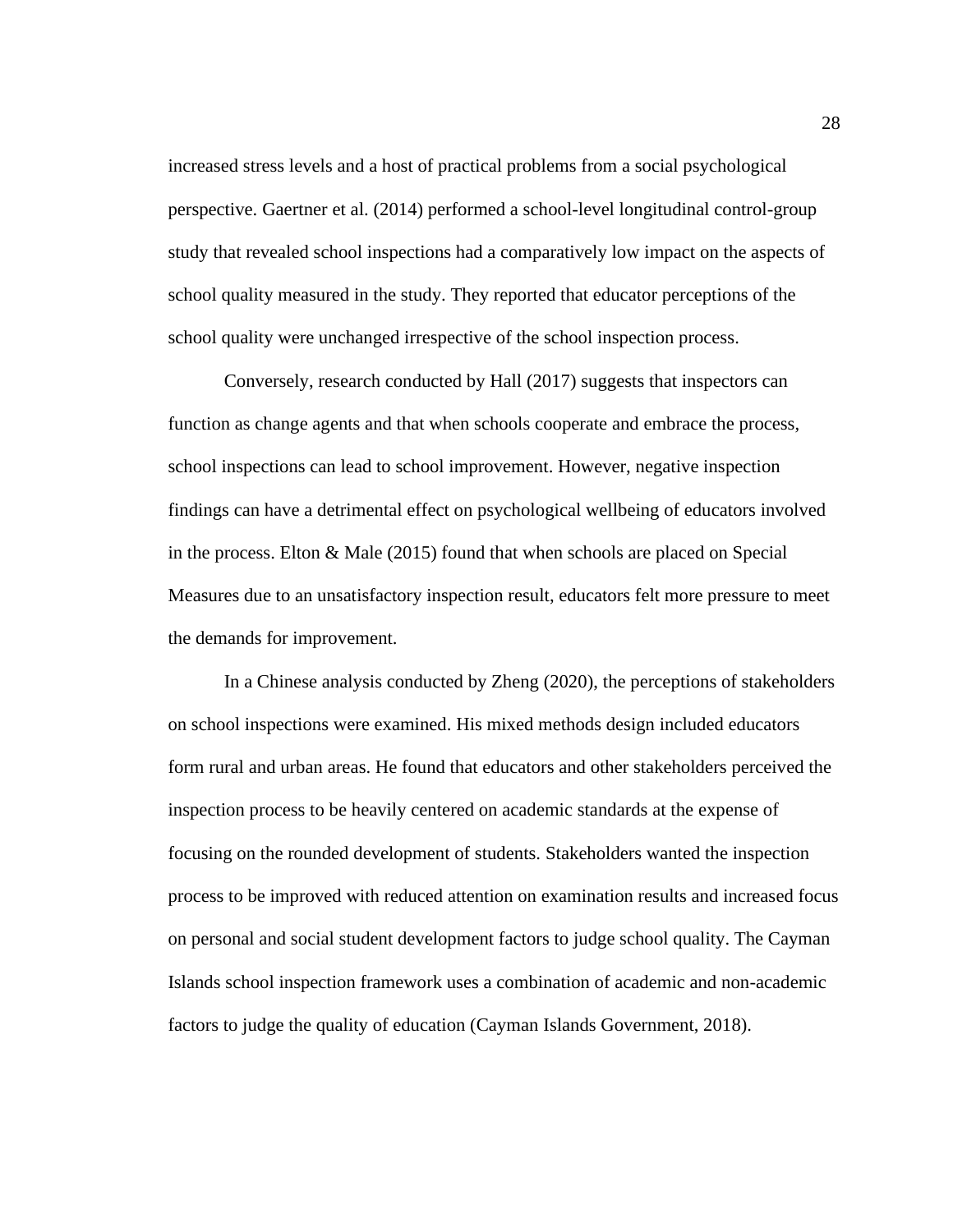increased stress levels and a host of practical problems from a social psychological perspective. Gaertner et al. (2014) performed a school-level longitudinal control-group study that revealed school inspections had a comparatively low impact on the aspects of school quality measured in the study. They reported that educator perceptions of the school quality were unchanged irrespective of the school inspection process.

Conversely, research conducted by Hall (2017) suggests that inspectors can function as change agents and that when schools cooperate and embrace the process, school inspections can lead to school improvement. However, negative inspection findings can have a detrimental effect on psychological wellbeing of educators involved in the process. Elton & Male (2015) found that when schools are placed on Special Measures due to an unsatisfactory inspection result, educators felt more pressure to meet the demands for improvement.

In a Chinese analysis conducted by Zheng (2020), the perceptions of stakeholders on school inspections were examined. His mixed methods design included educators form rural and urban areas. He found that educators and other stakeholders perceived the inspection process to be heavily centered on academic standards at the expense of focusing on the rounded development of students. Stakeholders wanted the inspection process to be improved with reduced attention on examination results and increased focus on personal and social student development factors to judge school quality. The Cayman Islands school inspection framework uses a combination of academic and non-academic factors to judge the quality of education (Cayman Islands Government, 2018).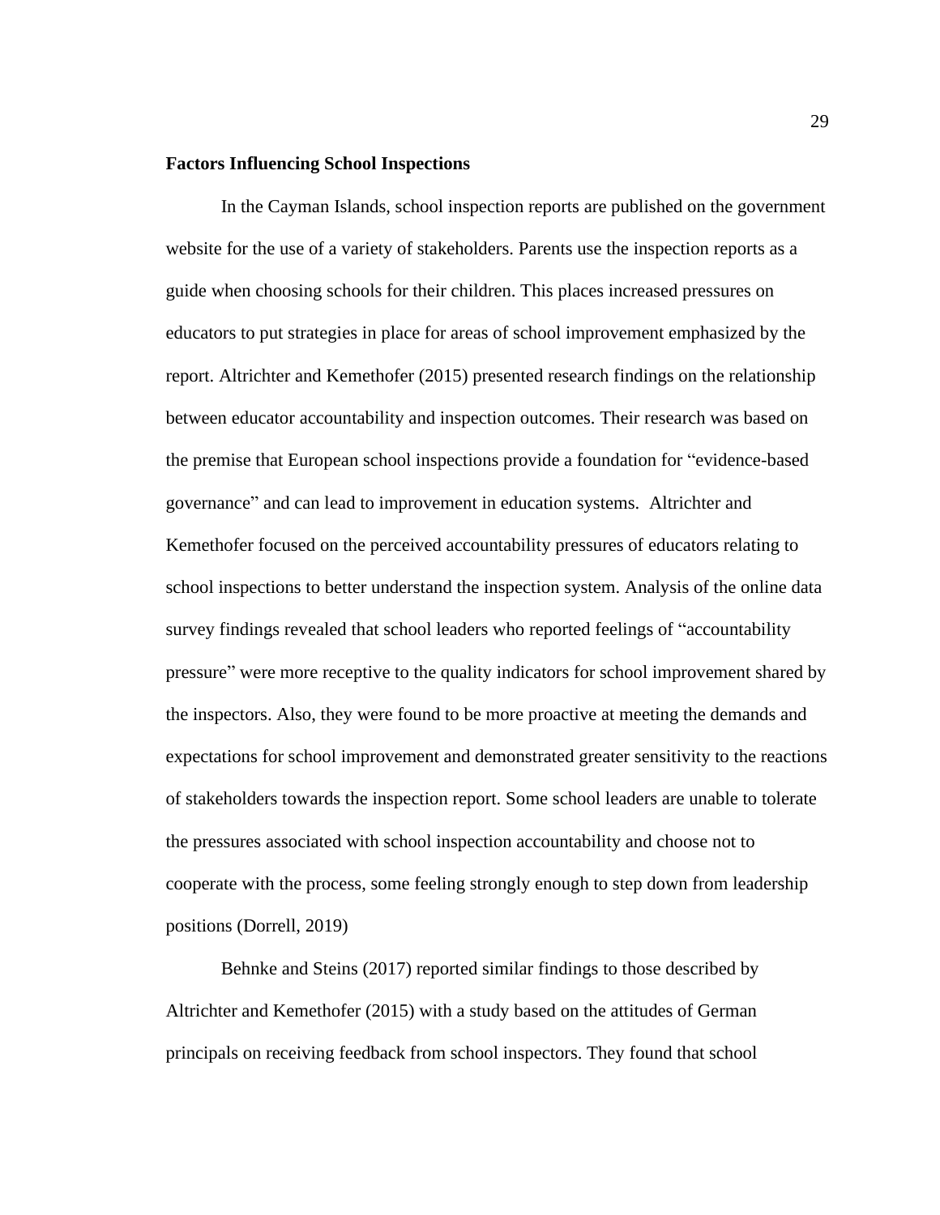**Factors Influencing School Inspections**

In the Cayman Islands, school inspection reports are published on the government website for the use of a variety of stakeholders. Parents use the inspection reports as a guide when choosing schools for their children. This places increased pressures on educators to put strategies in place for areas of school improvement emphasized by the report. Altrichter and Kemethofer (2015) presented research findings on the relationship between educator accountability and inspection outcomes. Their research was based on the premise that European school inspections provide a foundation for "evidence-based governance" and can lead to improvement in education systems. Altrichter and Kemethofer focused on the perceived accountability pressures of educators relating to school inspections to better understand the inspection system. Analysis of the online data survey findings revealed that school leaders who reported feelings of "accountability pressure" were more receptive to the quality indicators for school improvement shared by the inspectors. Also, they were found to be more proactive at meeting the demands and expectations for school improvement and demonstrated greater sensitivity to the reactions of stakeholders towards the inspection report. Some school leaders are unable to tolerate the pressures associated with school inspection accountability and choose not to cooperate with the process, some feeling strongly enough to step down from leadership positions (Dorrell, 2019)

Behnke and Steins (2017) reported similar findings to those described by Altrichter and Kemethofer (2015) with a study based on the attitudes of German principals on receiving feedback from school inspectors. They found that school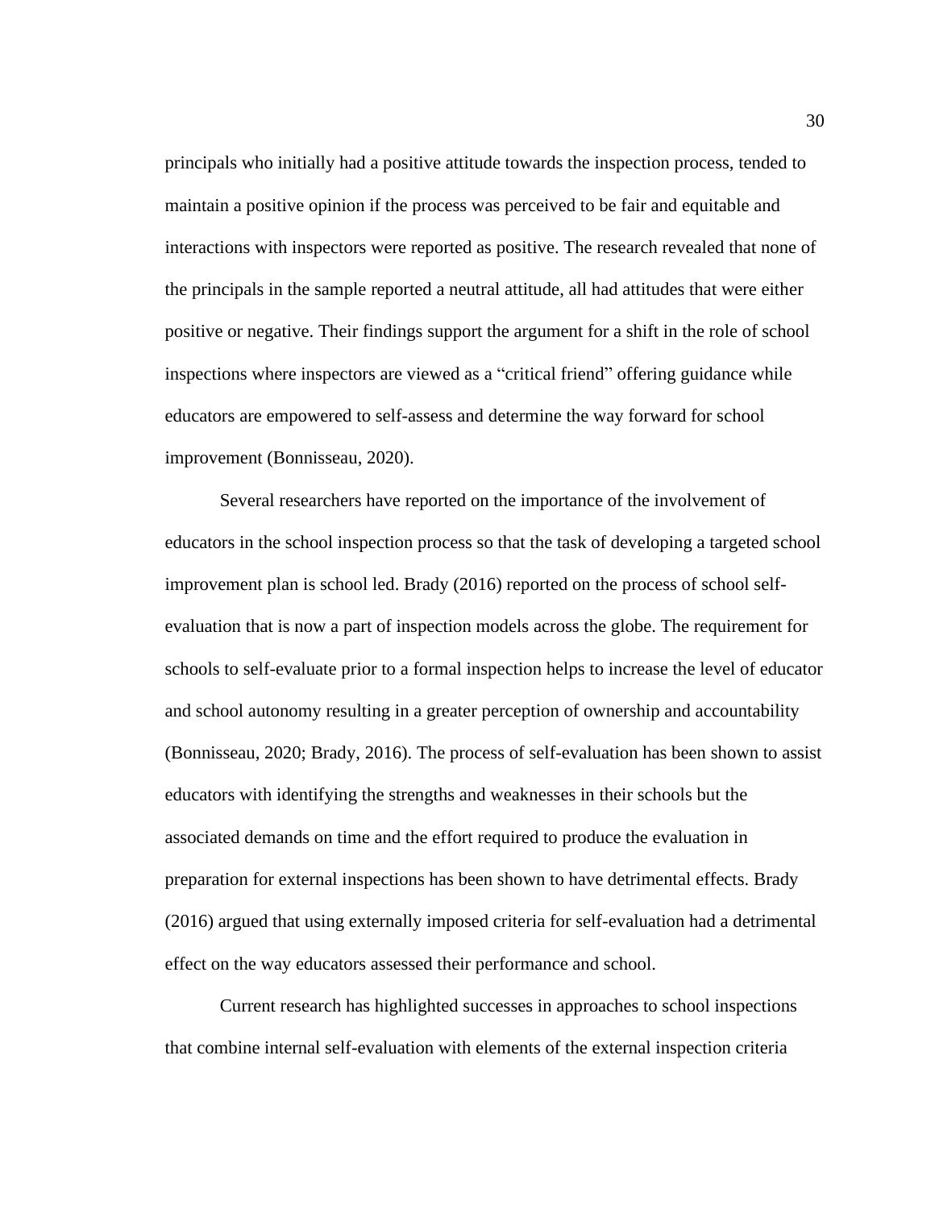principals who initially had a positive attitude towards the inspection process, tended to maintain a positive opinion if the process was perceived to be fair and equitable and interactions with inspectors were reported as positive. The research revealed that none of the principals in the sample reported a neutral attitude, all had attitudes that were either positive or negative. Their findings support the argument for a shift in the role of school inspections where inspectors are viewed as a "critical friend" offering guidance while educators are empowered to self-assess and determine the way forward for school improvement (Bonnisseau, 2020).

Several researchers have reported on the importance of the involvement of educators in the school inspection process so that the task of developing a targeted school improvement plan is school led. Brady (2016) reported on the process of school self-evaluation that is now a part of inspection models across the globe. The requirement for schools to self-evaluate prior to a formal inspection helps to increase the level of educator and school autonomy resulting in a greater perception of ownership and accountability (Bonnisseau, 2020; Brady, 2016). The process of self-evaluation has been shown to assist educators with identifying the strengths and weaknesses in their schools but the associated demands on time and the effort required to produce the evaluation in preparation for external inspections has been shown to have detrimental effects. Brady (2016) argued that using externally imposed criteria for self-evaluation had a detrimental effect on the way educators assessed their performance and school.

Current research has highlighted successes in approaches to school inspections that combine internal self-evaluation with elements of the external inspection criteria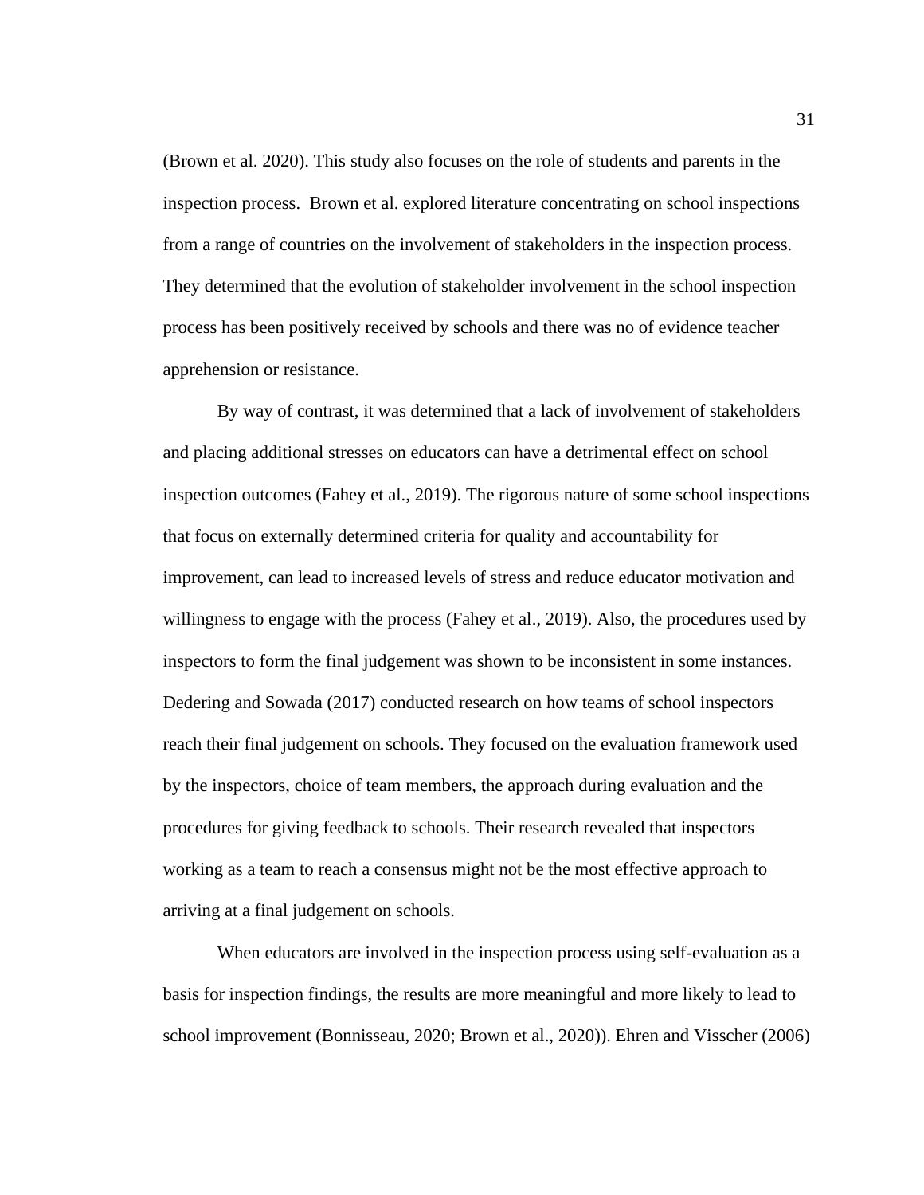(Brown et al. 2020). This study also focuses on the role of students and parents in the inspection process. Brown et al. explored literature concentrating on school inspections from a range of countries on the involvement of stakeholders in the inspection process. They determined that the evolution of stakeholder involvement in the school inspection process has been positively received by schools and there was no of evidence teacher apprehension or resistance.

By way of contrast, it was determined that a lack of involvement of stakeholders and placing additional stresses on educators can have a detrimental effect on school inspection outcomes (Fahey et al., 2019). The rigorous nature of some school inspections that focus on externally determined criteria for quality and accountability for improvement, can lead to increased levels of stress and reduce educator motivation and willingness to engage with the process (Fahey et al., 2019). Also, the procedures used by inspectors to form the final judgement was shown to be inconsistent in some instances. Dedering and Sowada (2017) conducted research on how teams of school inspectors reach their final judgement on schools. They focused on the evaluation framework used by the inspectors, choice of team members, the approach during evaluation and the procedures for giving feedback to schools. Their research revealed that inspectors working as a team to reach a consensus might not be the most effective approach to arriving at a final judgement on schools.

When educators are involved in the inspection process using self-evaluation as a basis for inspection findings, the results are more meaningful and more likely to lead to school improvement (Bonnisseau, 2020; Brown et al., 2020)). Ehren and Visscher (2006)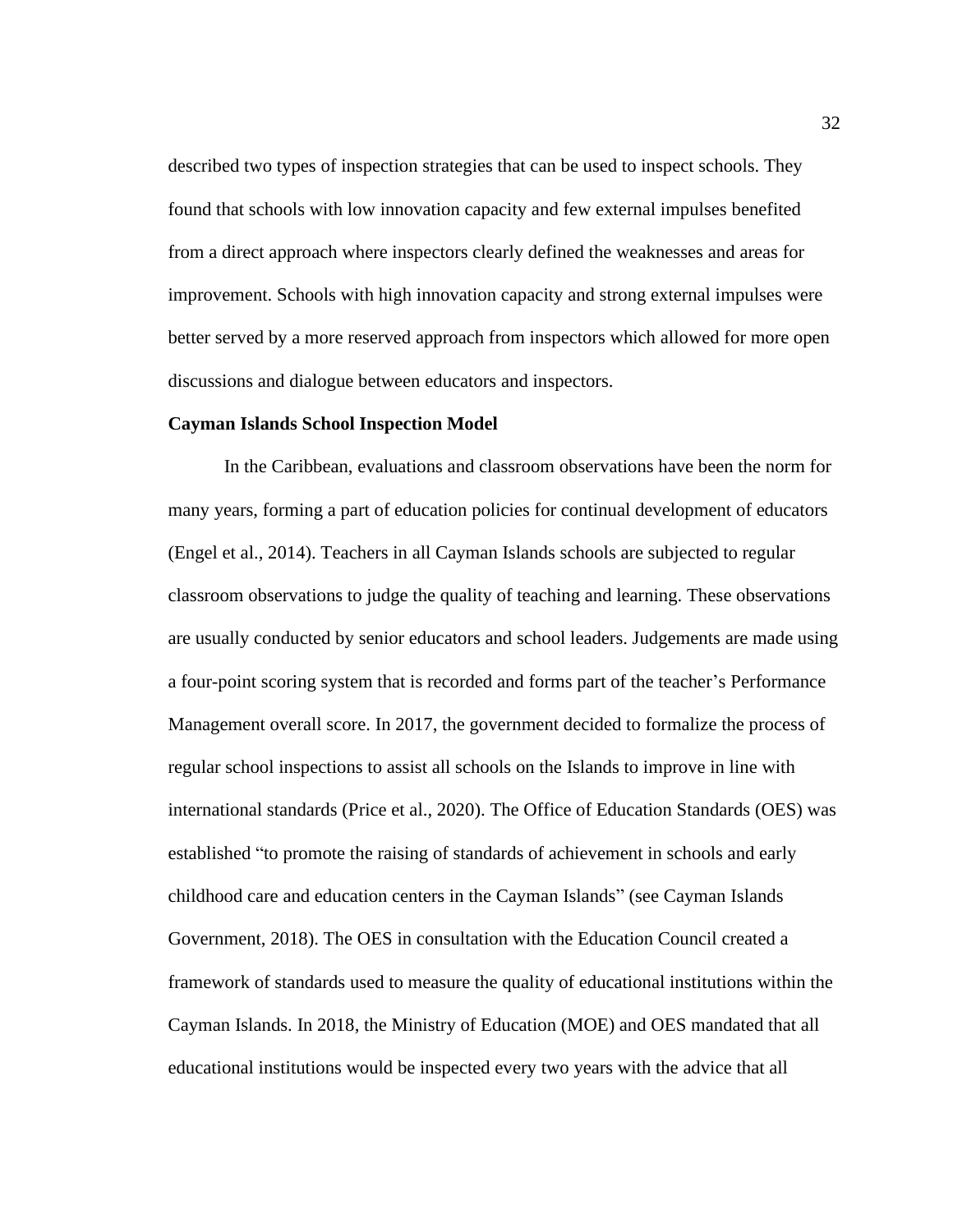described two types of inspection strategies that can be used to inspect schools. They found that schools with low innovation capacity and few external impulses benefited from a direct approach where inspectors clearly defined the weaknesses and areas for improvement. Schools with high innovation capacity and strong external impulses were better served by a more reserved approach from inspectors which allowed for more open discussions and dialogue between educators and inspectors.

**Cayman Islands School Inspection Model**

In the Caribbean, evaluations and classroom observations have been the norm for many years, forming a part of education policies for continual development of educators (Engel et al., 2014). Teachers in all Cayman Islands schools are subjected to regular classroom observations to judge the quality of teaching and learning. These observations are usually conducted by senior educators and school leaders. Judgements are made using a four-point scoring system that is recorded and forms part of the teacher's Performance Management overall score. In 2017, the government decided to formalize the process of regular school inspections to assist all schools on the Islands to improve in line with international standards (Price et al., 2020). The Office of Education Standards (OES) was established "to promote the raising of standards of achievement in schools and early childhood care and education centers in the Cayman Islands" (see Cayman Islands Government, 2018). The OES in consultation with the Education Council created a framework of standards used to measure the quality of educational institutions within the Cayman Islands. In 2018, the Ministry of Education (MOE) and OES mandated that all educational institutions would be inspected every two years with the advice that all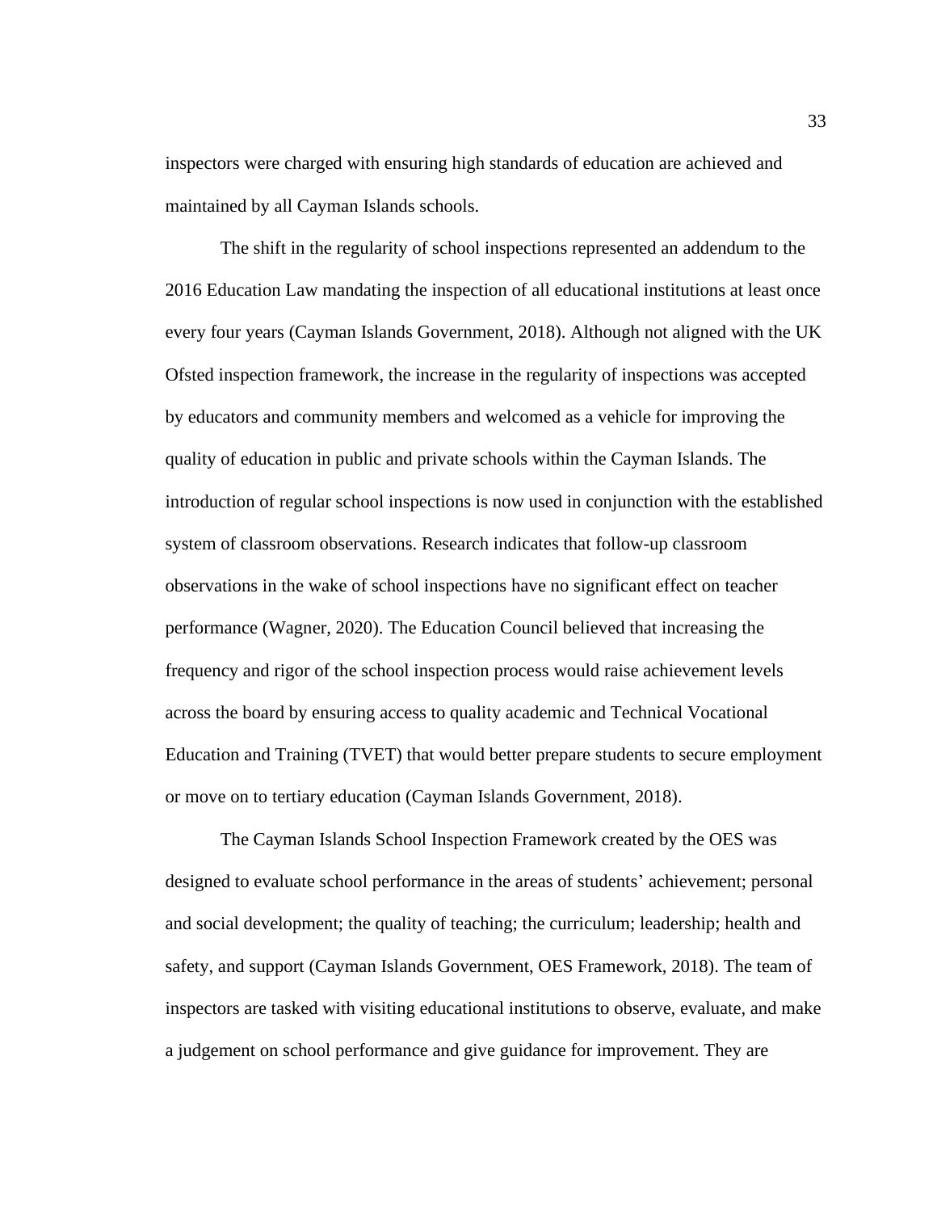inspectors were charged with ensuring high standards of education are achieved and maintained by all Cayman Islands schools.

The shift in the regularity of school inspections represented an addendum to the 2016 Education Law mandating the inspection of all educational institutions at least once every four years (Cayman Islands Government, 2018). Although not aligned with the UK Ofsted inspection framework, the increase in the regularity of inspections was accepted by educators and community members and welcomed as a vehicle for improving the quality of education in public and private schools within the Cayman Islands. The introduction of regular school inspections is now used in conjunction with the established system of classroom observations. Research indicates that follow-up classroom observations in the wake of school inspections have no significant effect on teacher performance (Wagner, 2020). The Education Council believed that increasing the frequency and rigor of the school inspection process would raise achievement levels across the board by ensuring access to quality academic and Technical Vocational Education and Training (TVET) that would better prepare students to secure employment or move on to tertiary education (Cayman Islands Government, 2018).

The Cayman Islands School Inspection Framework created by the OES was designed to evaluate school performance in the areas of students' achievement; personal and social development; the quality of teaching; the curriculum; leadership; health and safety, and support (Cayman Islands Government, OES Framework, 2018). The team of inspectors are tasked with visiting educational institutions to observe, evaluate, and make a judgement on school performance and give guidance for improvement. They are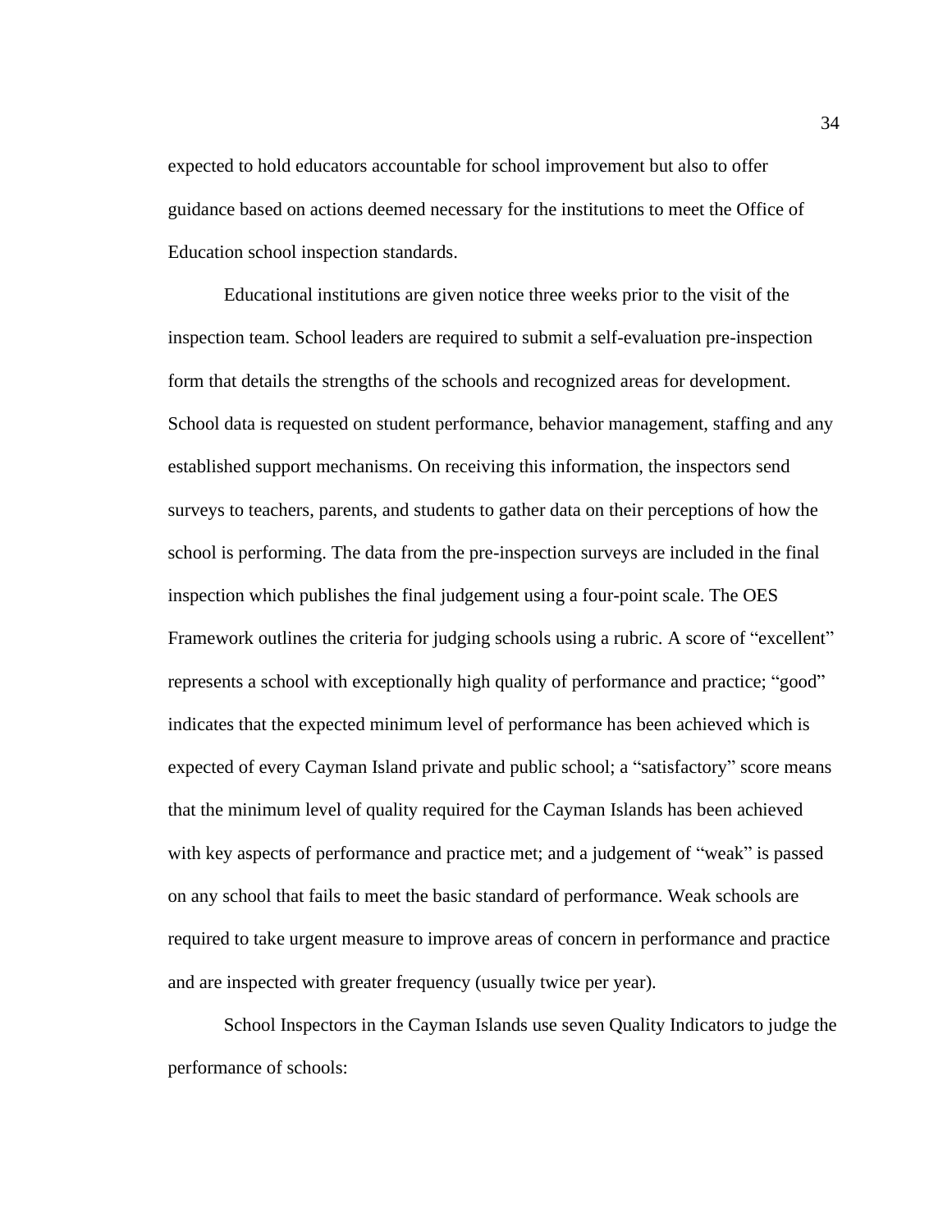expected to hold educators accountable for school improvement but also to offer guidance based on actions deemed necessary for the institutions to meet the Office of Education school inspection standards.

Educational institutions are given notice three weeks prior to the visit of the inspection team. School leaders are required to submit a self-evaluation pre-inspection form that details the strengths of the schools and recognized areas for development. School data is requested on student performance, behavior management, staffing and any established support mechanisms. On receiving this information, the inspectors send surveys to teachers, parents, and students to gather data on their perceptions of how the school is performing. The data from the pre-inspection surveys are included in the final inspection which publishes the final judgement using a four-point scale. The OES Framework outlines the criteria for judging schools using a rubric. A score of "excellent" represents a school with exceptionally high quality of performance and practice; "good" indicates that the expected minimum level of performance has been achieved which is expected of every Cayman Island private and public school; a "satisfactory" score means that the minimum level of quality required for the Cayman Islands has been achieved with key aspects of performance and practice met; and a judgement of "weak" is passed on any school that fails to meet the basic standard of performance. Weak schools are required to take urgent measure to improve areas of concern in performance and practice and are inspected with greater frequency (usually twice per year).

School Inspectors in the Cayman Islands use seven Quality Indicators to judge the performance of schools: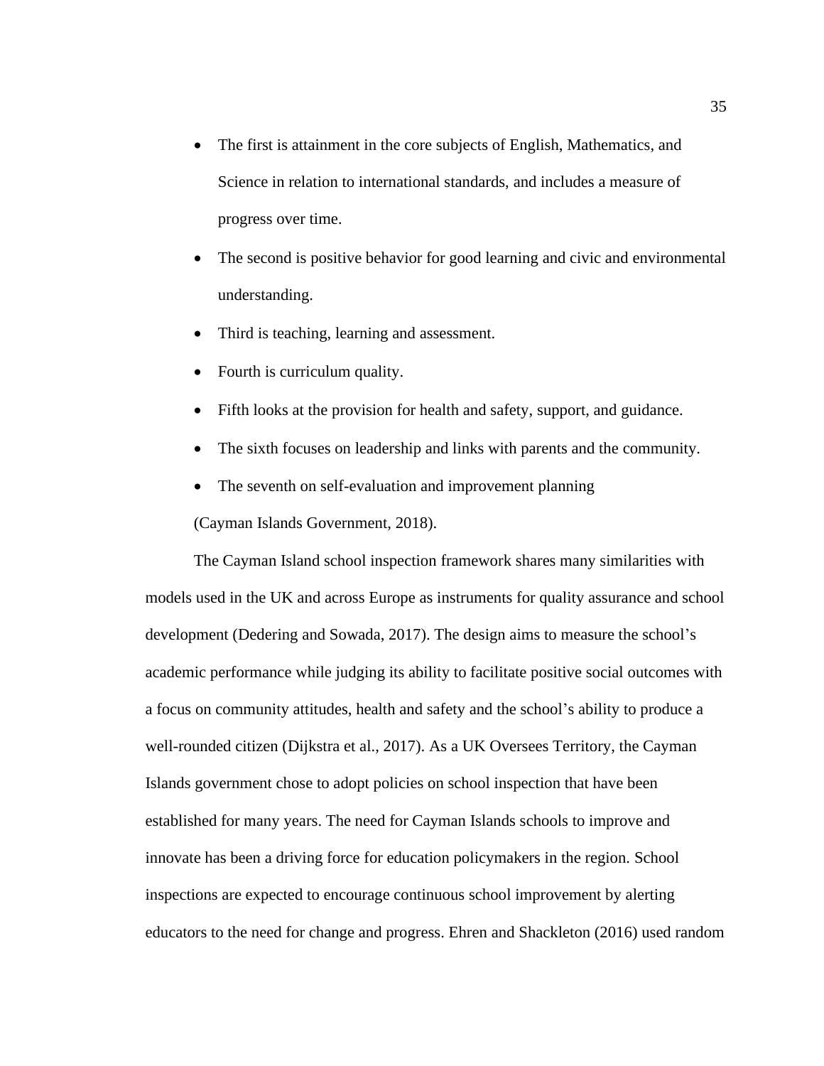- The first is attainment in the core subjects of English, Mathematics, and Science in relation to international standards, and includes a measure of progress over time.
- The second is positive behavior for good learning and civic and environmental understanding.
- Third is teaching, learning and assessment.
- Fourth is curriculum quality.
- Fifth looks at the provision for health and safety, support, and guidance.
- The sixth focuses on leadership and links with parents and the community.
- The seventh on self-evaluation and improvement planning

(Cayman Islands Government, 2018).

The Cayman Island school inspection framework shares many similarities with models used in the UK and across Europe as instruments for quality assurance and school development (Dedering and Sowada, 2017). The design aims to measure the school's academic performance while judging its ability to facilitate positive social outcomes with a focus on community attitudes, health and safety and the school's ability to produce a well-rounded citizen (Dijkstra et al., 2017). As a UK Oversees Territory, the Cayman Islands government chose to adopt policies on school inspection that have been established for many years. The need for Cayman Islands schools to improve and innovate has been a driving force for education policymakers in the region. School inspections are expected to encourage continuous school improvement by alerting educators to the need for change and progress. Ehren and Shackleton (2016) used random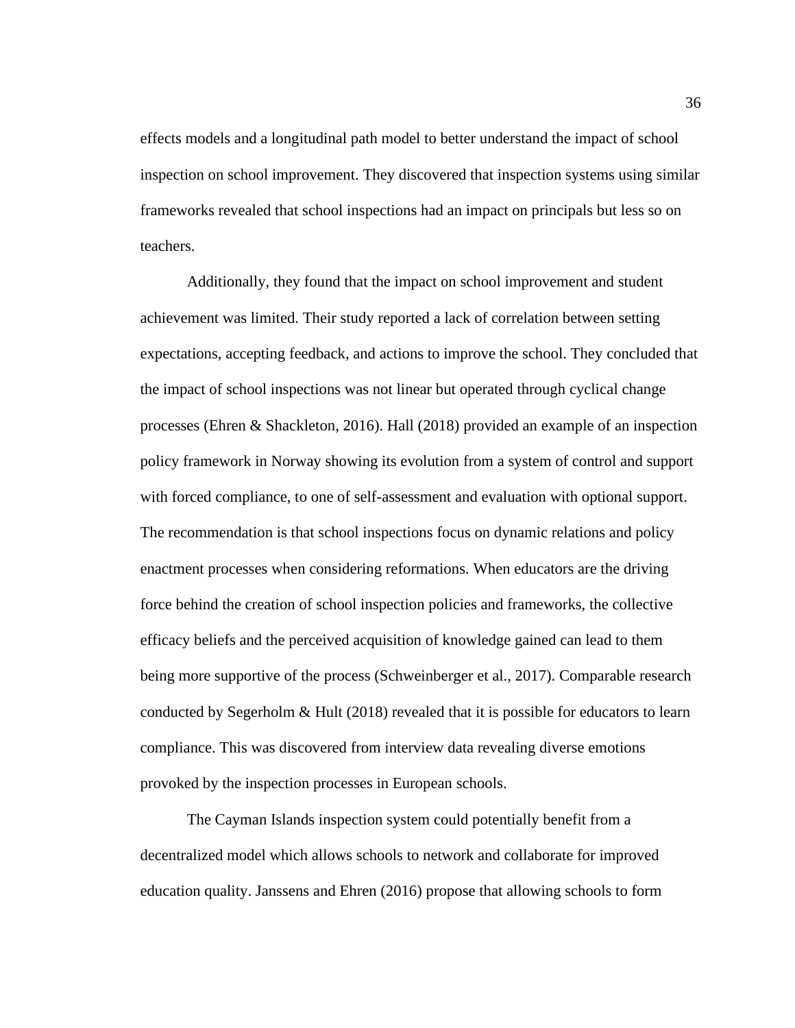effects models and a longitudinal path model to better understand the impact of school inspection on school improvement. They discovered that inspection systems using similar frameworks revealed that school inspections had an impact on principals but less so on teachers.

Additionally, they found that the impact on school improvement and student achievement was limited. Their study reported a lack of correlation between setting expectations, accepting feedback, and actions to improve the school. They concluded that the impact of school inspections was not linear but operated through cyclical change processes (Ehren & Shackleton, 2016). Hall (2018) provided an example of an inspection policy framework in Norway showing its evolution from a system of control and support with forced compliance, to one of self-assessment and evaluation with optional support. The recommendation is that school inspections focus on dynamic relations and policy enactment processes when considering reformations. When educators are the driving force behind the creation of school inspection policies and frameworks, the collective efficacy beliefs and the perceived acquisition of knowledge gained can lead to them being more supportive of the process (Schweinberger et al., 2017). Comparable research conducted by Segerholm & Hult (2018) revealed that it is possible for educators to learn compliance. This was discovered from interview data revealing diverse emotions provoked by the inspection processes in European schools.

The Cayman Islands inspection system could potentially benefit from a decentralized model which allows schools to network and collaborate for improved education quality. Janssens and Ehren (2016) propose that allowing schools to form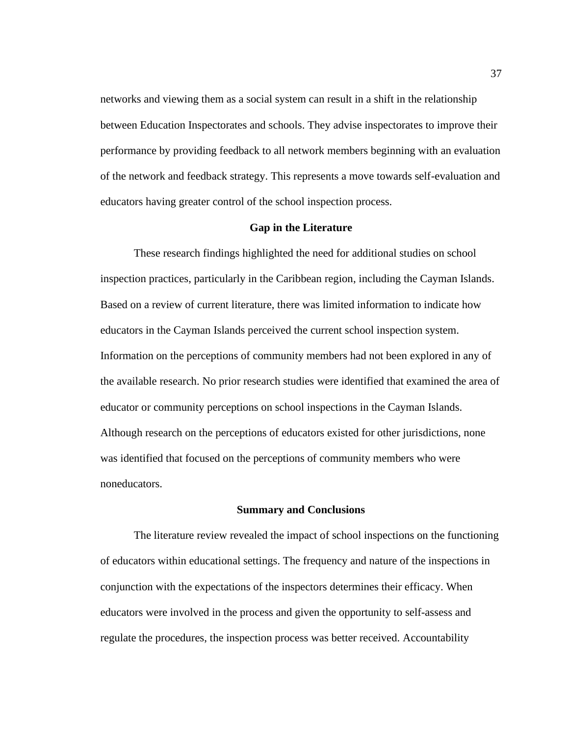networks and viewing them as a social system can result in a shift in the relationship between Education Inspectorates and schools. They advise inspectorates to improve their performance by providing feedback to all network members beginning with an evaluation of the network and feedback strategy. This represents a move towards self-evaluation and educators having greater control of the school inspection process.

## Gap in the Literature

These research findings highlighted the need for additional studies on school inspection practices, particularly in the Caribbean region, including the Cayman Islands. Based on a review of current literature, there was limited information to indicate how educators in the Cayman Islands perceived the current school inspection system. Information on the perceptions of community members had not been explored in any of the available research. No prior research studies were identified that examined the area of educator or community perceptions on school inspections in the Cayman Islands. Although research on the perceptions of educators existed for other jurisdictions, none was identified that focused on the perceptions of community members who were noneducators.

## Summary and Conclusions

The literature review revealed the impact of school inspections on the functioning of educators within educational settings. The frequency and nature of the inspections in conjunction with the expectations of the inspectors determines their efficacy. When educators were involved in the process and given the opportunity to self-assess and regulate the procedures, the inspection process was better received. Accountability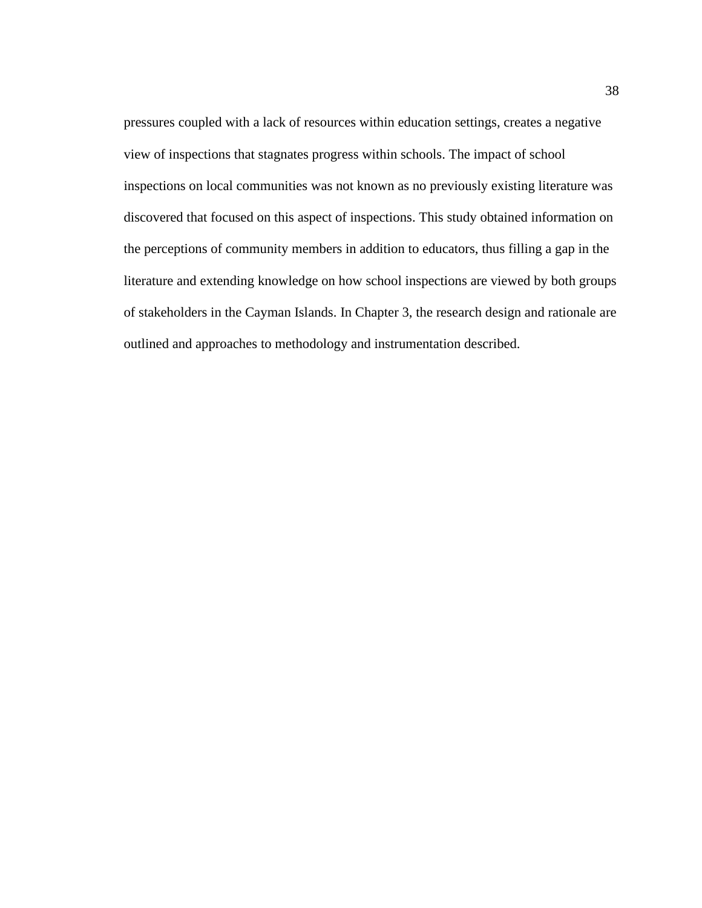pressures coupled with a lack of resources within education settings, creates a negative view of inspections that stagnates progress within schools. The impact of school inspections on local communities was not known as no previously existing literature was discovered that focused on this aspect of inspections. This study obtained information on the perceptions of community members in addition to educators, thus filling a gap in the literature and extending knowledge on how school inspections are viewed by both groups of stakeholders in the Cayman Islands. In Chapter 3, the research design and rationale are outlined and approaches to methodology and instrumentation described.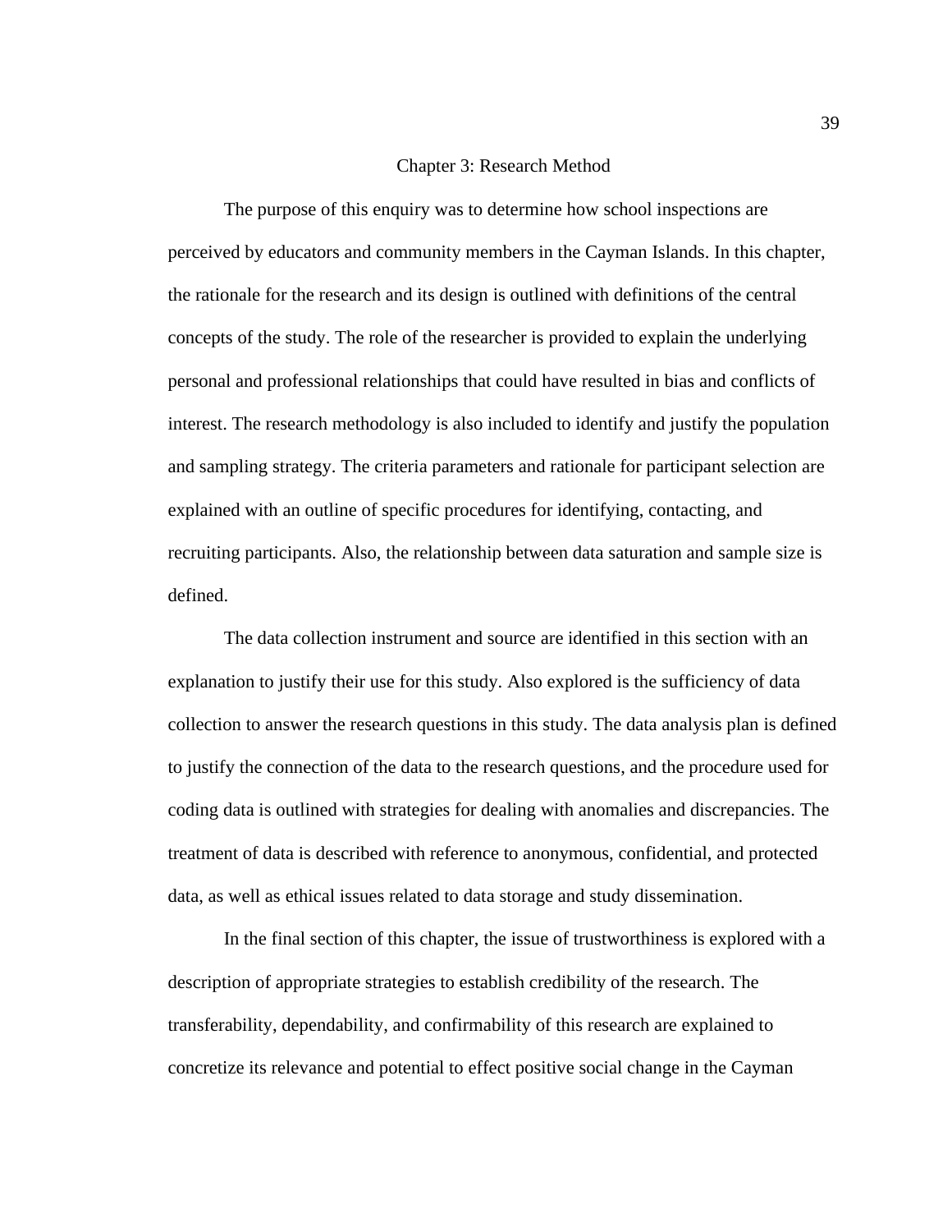# Chapter 3: Research Method

The purpose of this enquiry was to determine how school inspections are perceived by educators and community members in the Cayman Islands. In this chapter, the rationale for the research and its design is outlined with definitions of the central concepts of the study. The role of the researcher is provided to explain the underlying personal and professional relationships that could have resulted in bias and conflicts of interest. The research methodology is also included to identify and justify the population and sampling strategy. The criteria parameters and rationale for participant selection are explained with an outline of specific procedures for identifying, contacting, and recruiting participants. Also, the relationship between data saturation and sample size is defined.

The data collection instrument and source are identified in this section with an explanation to justify their use for this study. Also explored is the sufficiency of data collection to answer the research questions in this study. The data analysis plan is defined to justify the connection of the data to the research questions, and the procedure used for coding data is outlined with strategies for dealing with anomalies and discrepancies. The treatment of data is described with reference to anonymous, confidential, and protected data, as well as ethical issues related to data storage and study dissemination.

In the final section of this chapter, the issue of trustworthiness is explored with a description of appropriate strategies to establish credibility of the research. The transferability, dependability, and confirmability of this research are explained to concretize its relevance and potential to effect positive social change in the Cayman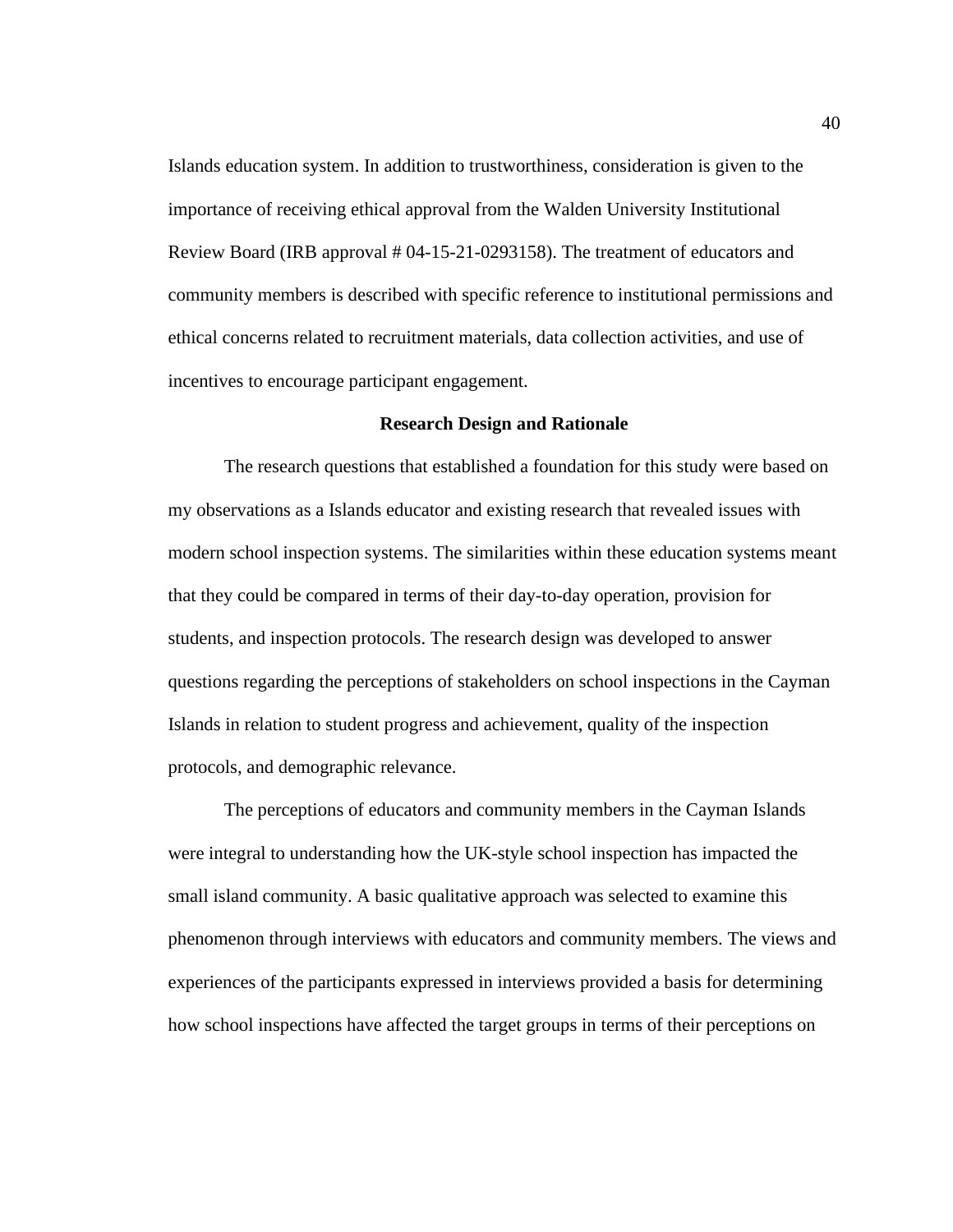Islands education system. In addition to trustworthiness, consideration is given to the importance of receiving ethical approval from the Walden University Institutional Review Board (IRB approval # 04-15-21-0293158). The treatment of educators and community members is described with specific reference to institutional permissions and ethical concerns related to recruitment materials, data collection activities, and use of incentives to encourage participant engagement.

## Research Design and Rationale

The research questions that established a foundation for this study were based on my observations as a Islands educator and existing research that revealed issues with modern school inspection systems. The similarities within these education systems meant that they could be compared in terms of their day-to-day operation, provision for students, and inspection protocols. The research design was developed to answer questions regarding the perceptions of stakeholders on school inspections in the Cayman Islands in relation to student progress and achievement, quality of the inspection protocols, and demographic relevance.

The perceptions of educators and community members in the Cayman Islands were integral to understanding how the UK-style school inspection has impacted the small island community. A basic qualitative approach was selected to examine this phenomenon through interviews with educators and community members. The views and experiences of the participants expressed in interviews provided a basis for determining how school inspections have affected the target groups in terms of their perceptions on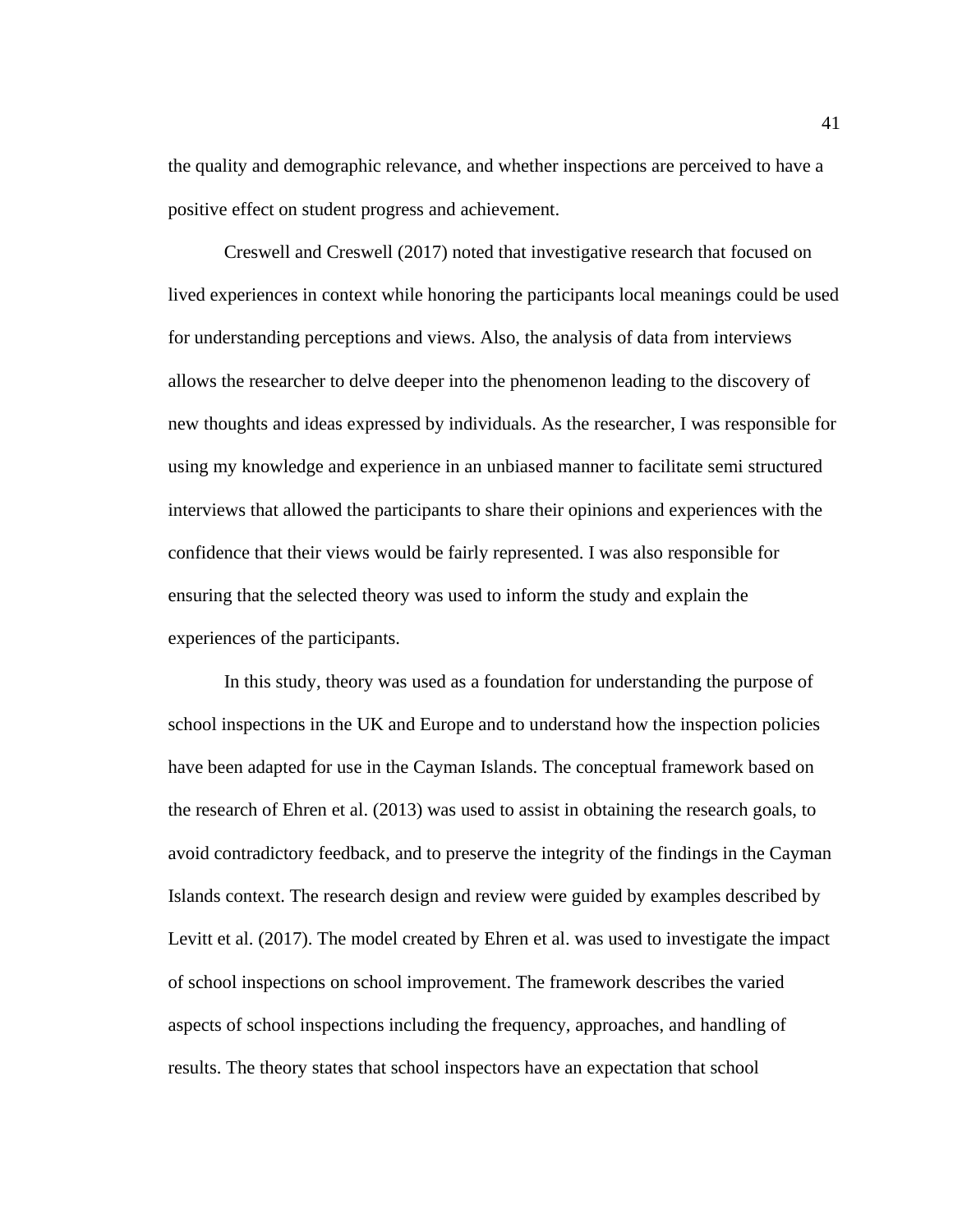the quality and demographic relevance, and whether inspections are perceived to have a positive effect on student progress and achievement.

Creswell and Creswell (2017) noted that investigative research that focused on lived experiences in context while honoring the participants local meanings could be used for understanding perceptions and views. Also, the analysis of data from interviews allows the researcher to delve deeper into the phenomenon leading to the discovery of new thoughts and ideas expressed by individuals. As the researcher, I was responsible for using my knowledge and experience in an unbiased manner to facilitate semi structured interviews that allowed the participants to share their opinions and experiences with the confidence that their views would be fairly represented. I was also responsible for ensuring that the selected theory was used to inform the study and explain the experiences of the participants.

In this study, theory was used as a foundation for understanding the purpose of school inspections in the UK and Europe and to understand how the inspection policies have been adapted for use in the Cayman Islands. The conceptual framework based on the research of Ehren et al. (2013) was used to assist in obtaining the research goals, to avoid contradictory feedback, and to preserve the integrity of the findings in the Cayman Islands context. The research design and review were guided by examples described by Levitt et al. (2017). The model created by Ehren et al. was used to investigate the impact of school inspections on school improvement. The framework describes the varied aspects of school inspections including the frequency, approaches, and handling of results. The theory states that school inspectors have an expectation that school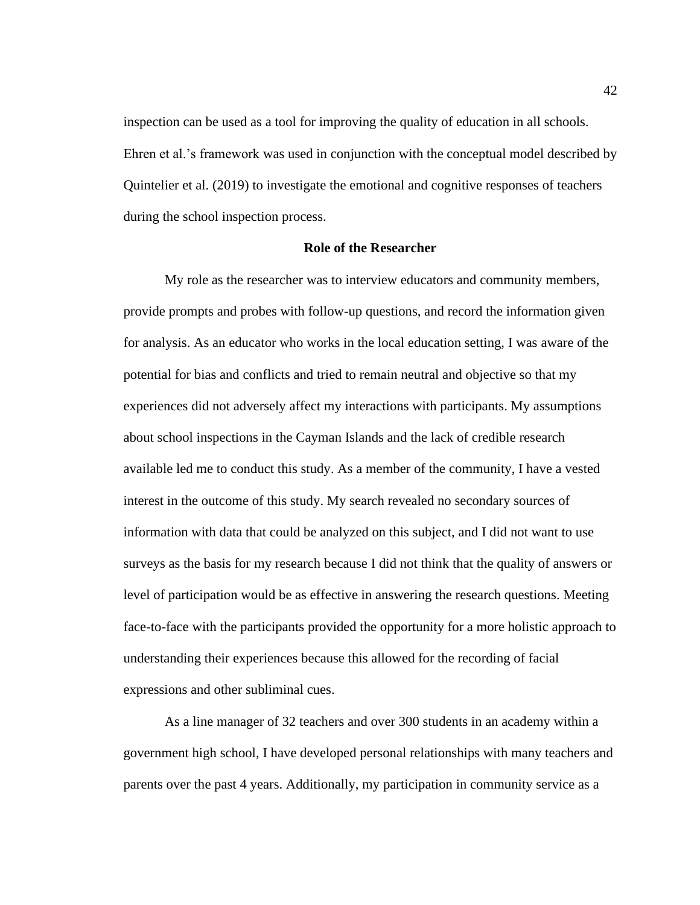inspection can be used as a tool for improving the quality of education in all schools. Ehren et al.’s framework was used in conjunction with the conceptual model described by Quintelier et al. (2019) to investigate the emotional and cognitive responses of teachers during the school inspection process.

## Role of the Researcher

My role as the researcher was to interview educators and community members, provide prompts and probes with follow-up questions, and record the information given for analysis. As an educator who works in the local education setting, I was aware of the potential for bias and conflicts and tried to remain neutral and objective so that my experiences did not adversely affect my interactions with participants. My assumptions about school inspections in the Cayman Islands and the lack of credible research available led me to conduct this study. As a member of the community, I have a vested interest in the outcome of this study. My search revealed no secondary sources of information with data that could be analyzed on this subject, and I did not want to use surveys as the basis for my research because I did not think that the quality of answers or level of participation would be as effective in answering the research questions. Meeting face-to-face with the participants provided the opportunity for a more holistic approach to understanding their experiences because this allowed for the recording of facial expressions and other subliminal cues.

As a line manager of 32 teachers and over 300 students in an academy within a government high school, I have developed personal relationships with many teachers and parents over the past 4 years. Additionally, my participation in community service as a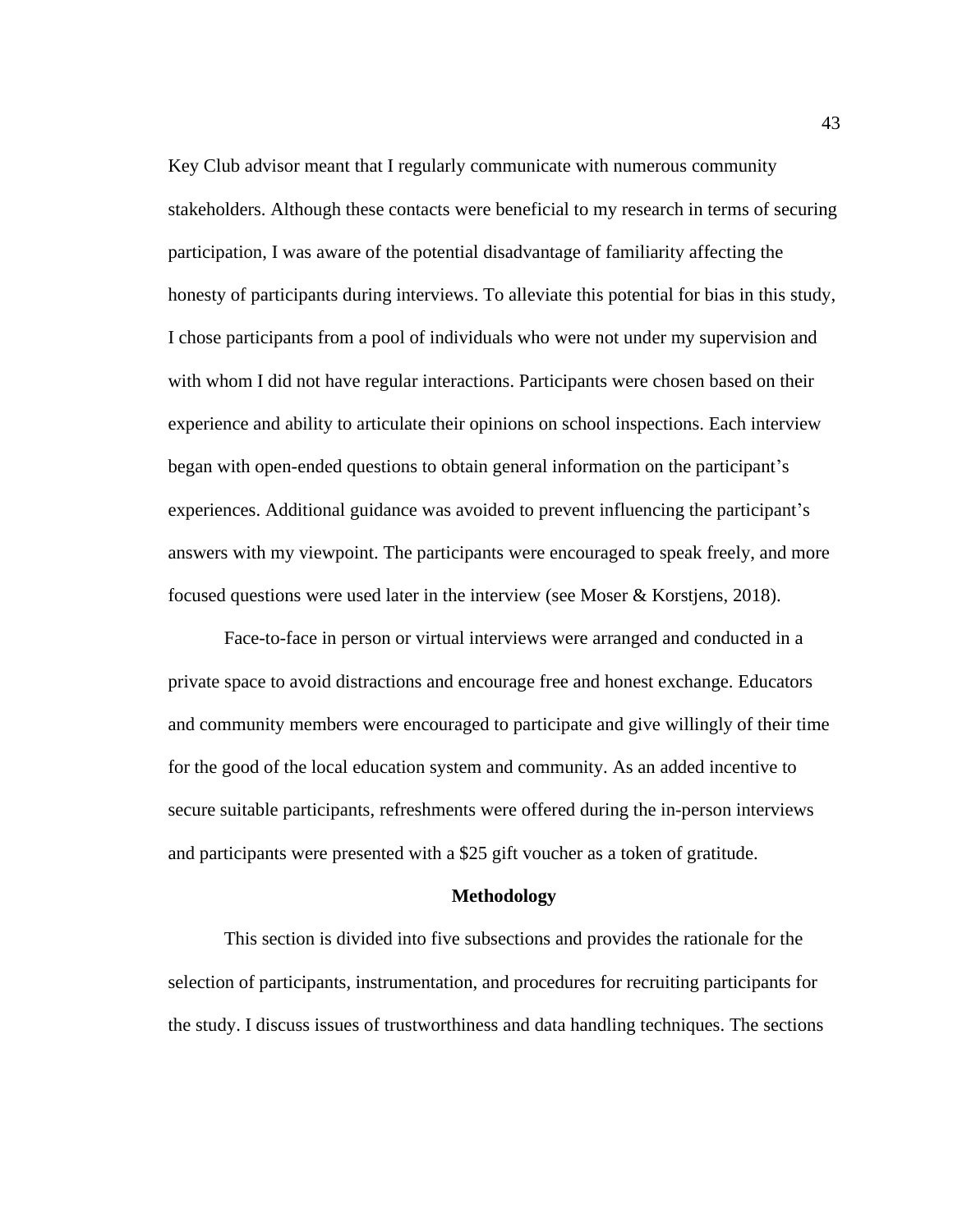Key Club advisor meant that I regularly communicate with numerous community stakeholders. Although these contacts were beneficial to my research in terms of securing participation, I was aware of the potential disadvantage of familiarity affecting the honesty of participants during interviews. To alleviate this potential for bias in this study, I chose participants from a pool of individuals who were not under my supervision and with whom I did not have regular interactions. Participants were chosen based on their experience and ability to articulate their opinions on school inspections. Each interview began with open-ended questions to obtain general information on the participant's experiences. Additional guidance was avoided to prevent influencing the participant's answers with my viewpoint. The participants were encouraged to speak freely, and more focused questions were used later in the interview (see Moser & Korstjens, 2018).

Face-to-face in person or virtual interviews were arranged and conducted in a private space to avoid distractions and encourage free and honest exchange. Educators and community members were encouraged to participate and give willingly of their time for the good of the local education system and community. As an added incentive to secure suitable participants, refreshments were offered during the in-person interviews and participants were presented with a $25 gift voucher as a token of gratitude.

## Methodology

This section is divided into five subsections and provides the rationale for the selection of participants, instrumentation, and procedures for recruiting participants for the study. I discuss issues of trustworthiness and data handling techniques. The sections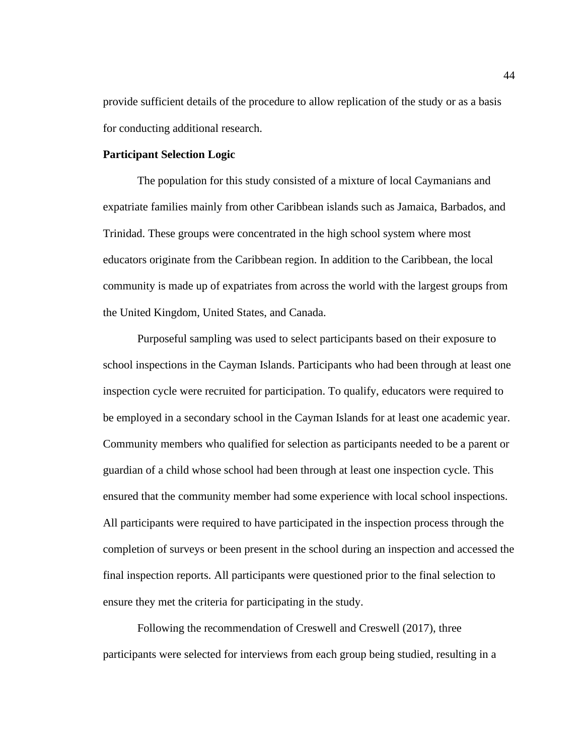provide sufficient details of the procedure to allow replication of the study or as a basis for conducting additional research.

**Participant Selection Logic**

The population for this study consisted of a mixture of local Caymanians and expatriate families mainly from other Caribbean islands such as Jamaica, Barbados, and Trinidad. These groups were concentrated in the high school system where most educators originate from the Caribbean region. In addition to the Caribbean, the local community is made up of expatriates from across the world with the largest groups from the United Kingdom, United States, and Canada.

Purposeful sampling was used to select participants based on their exposure to school inspections in the Cayman Islands. Participants who had been through at least one inspection cycle were recruited for participation. To qualify, educators were required to be employed in a secondary school in the Cayman Islands for at least one academic year. Community members who qualified for selection as participants needed to be a parent or guardian of a child whose school had been through at least one inspection cycle. This ensured that the community member had some experience with local school inspections. All participants were required to have participated in the inspection process through the completion of surveys or been present in the school during an inspection and accessed the final inspection reports. All participants were questioned prior to the final selection to ensure they met the criteria for participating in the study.

Following the recommendation of Creswell and Creswell (2017), three participants were selected for interviews from each group being studied, resulting in a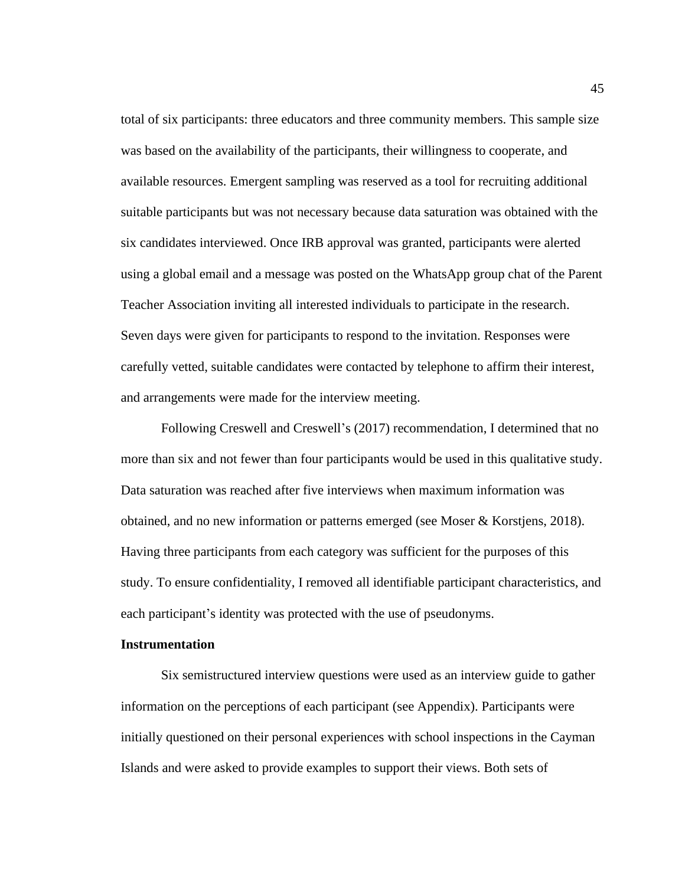total of six participants: three educators and three community members. This sample size was based on the availability of the participants, their willingness to cooperate, and available resources. Emergent sampling was reserved as a tool for recruiting additional suitable participants but was not necessary because data saturation was obtained with the six candidates interviewed. Once IRB approval was granted, participants were alerted using a global email and a message was posted on the WhatsApp group chat of the Parent Teacher Association inviting all interested individuals to participate in the research. Seven days were given for participants to respond to the invitation. Responses were carefully vetted, suitable candidates were contacted by telephone to affirm their interest, and arrangements were made for the interview meeting.

Following Creswell and Creswell's (2017) recommendation, I determined that no more than six and not fewer than four participants would be used in this qualitative study. Data saturation was reached after five interviews when maximum information was obtained, and no new information or patterns emerged (see Moser & Korstjens, 2018). Having three participants from each category was sufficient for the purposes of this study. To ensure confidentiality, I removed all identifiable participant characteristics, and each participant's identity was protected with the use of pseudonyms.

### Instrumentation

Six semistructured interview questions were used as an interview guide to gather information on the perceptions of each participant (see Appendix). Participants were initially questioned on their personal experiences with school inspections in the Cayman Islands and were asked to provide examples to support their views. Both sets of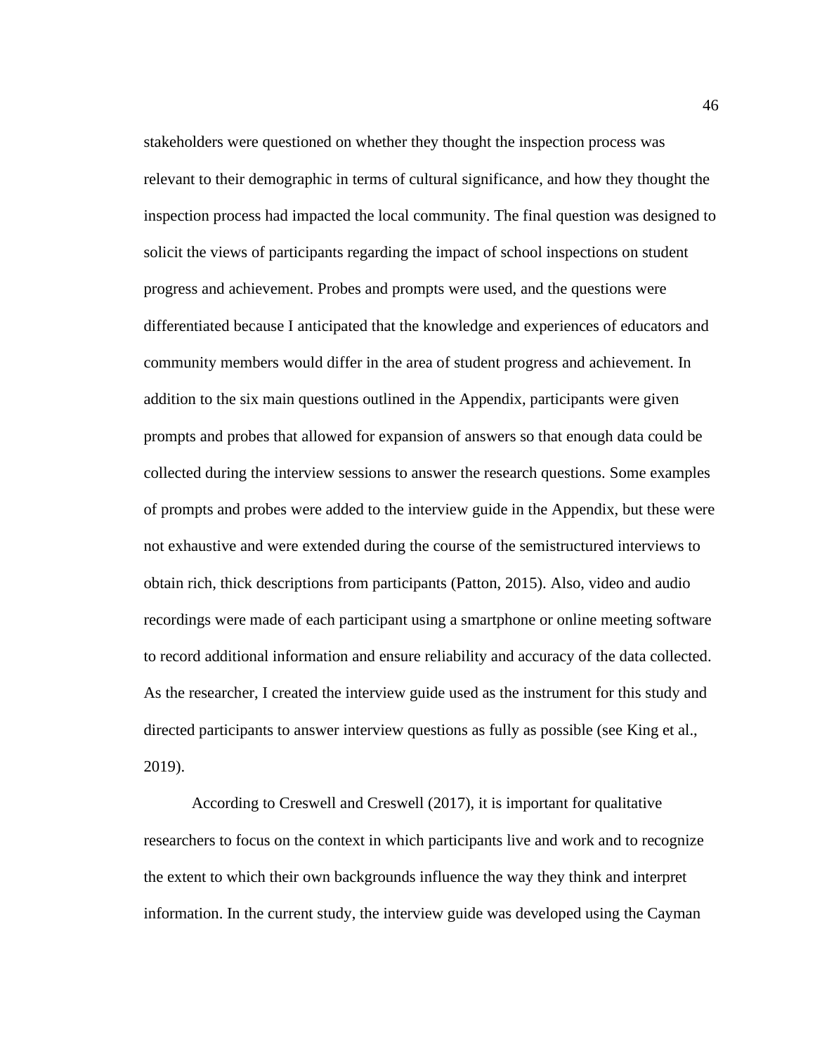stakeholders were questioned on whether they thought the inspection process was relevant to their demographic in terms of cultural significance, and how they thought the inspection process had impacted the local community. The final question was designed to solicit the views of participants regarding the impact of school inspections on student progress and achievement. Probes and prompts were used, and the questions were differentiated because I anticipated that the knowledge and experiences of educators and community members would differ in the area of student progress and achievement. In addition to the six main questions outlined in the Appendix, participants were given prompts and probes that allowed for expansion of answers so that enough data could be collected during the interview sessions to answer the research questions. Some examples of prompts and probes were added to the interview guide in the Appendix, but these were not exhaustive and were extended during the course of the semistructured interviews to obtain rich, thick descriptions from participants (Patton, 2015). Also, video and audio recordings were made of each participant using a smartphone or online meeting software to record additional information and ensure reliability and accuracy of the data collected. As the researcher, I created the interview guide used as the instrument for this study and directed participants to answer interview questions as fully as possible (see King et al., 2019).

According to Creswell and Creswell (2017), it is important for qualitative researchers to focus on the context in which participants live and work and to recognize the extent to which their own backgrounds influence the way they think and interpret information. In the current study, the interview guide was developed using the Cayman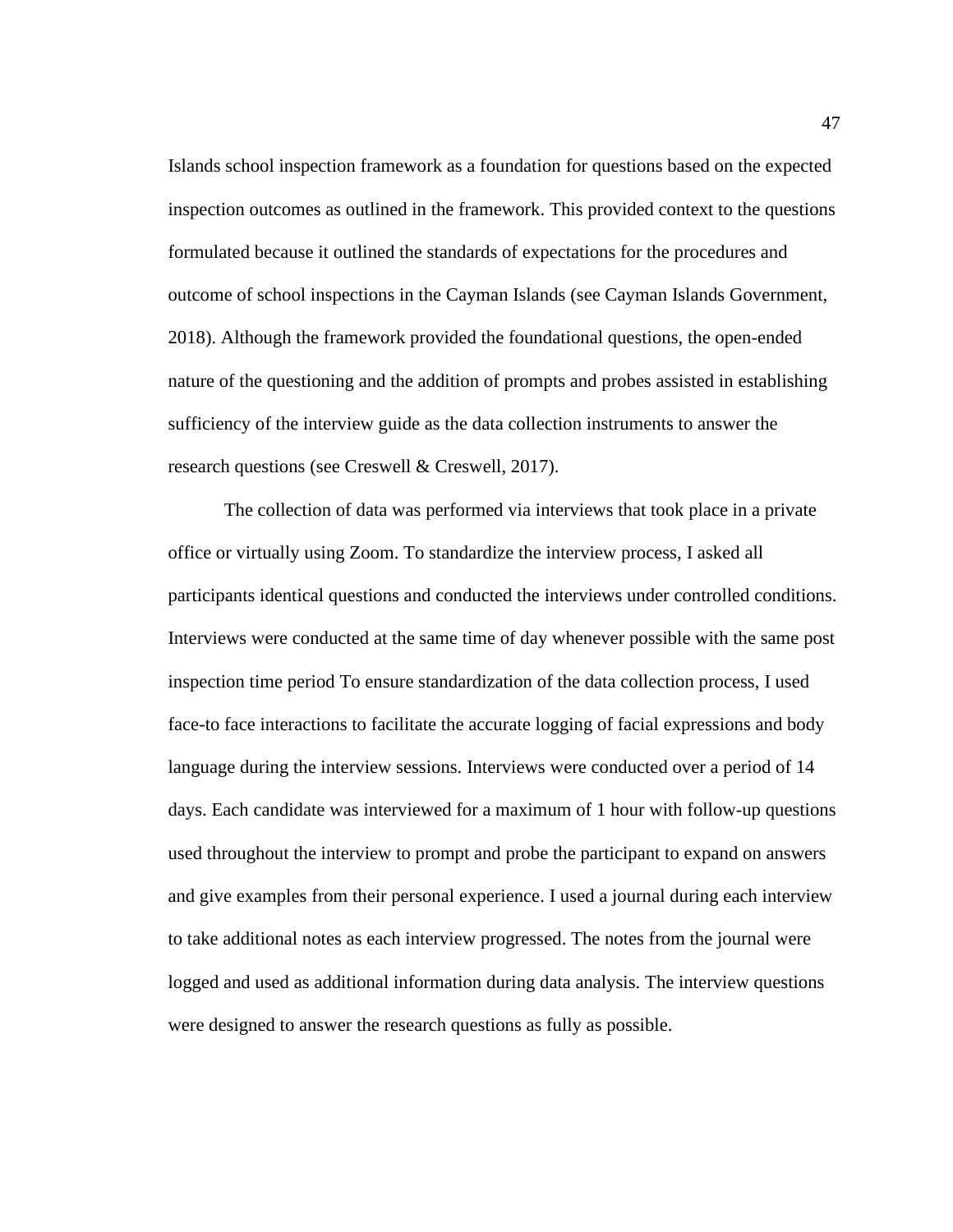Islands school inspection framework as a foundation for questions based on the expected inspection outcomes as outlined in the framework. This provided context to the questions formulated because it outlined the standards of expectations for the procedures and outcome of school inspections in the Cayman Islands (see Cayman Islands Government, 2018). Although the framework provided the foundational questions, the open-ended nature of the questioning and the addition of prompts and probes assisted in establishing sufficiency of the interview guide as the data collection instruments to answer the research questions (see Creswell & Creswell, 2017).

The collection of data was performed via interviews that took place in a private office or virtually using Zoom. To standardize the interview process, I asked all participants identical questions and conducted the interviews under controlled conditions. Interviews were conducted at the same time of day whenever possible with the same post inspection time period To ensure standardization of the data collection process, I used face-to face interactions to facilitate the accurate logging of facial expressions and body language during the interview sessions. Interviews were conducted over a period of 14 days. Each candidate was interviewed for a maximum of 1 hour with follow-up questions used throughout the interview to prompt and probe the participant to expand on answers and give examples from their personal experience. I used a journal during each interview to take additional notes as each interview progressed. The notes from the journal were logged and used as additional information during data analysis. The interview questions were designed to answer the research questions as fully as possible.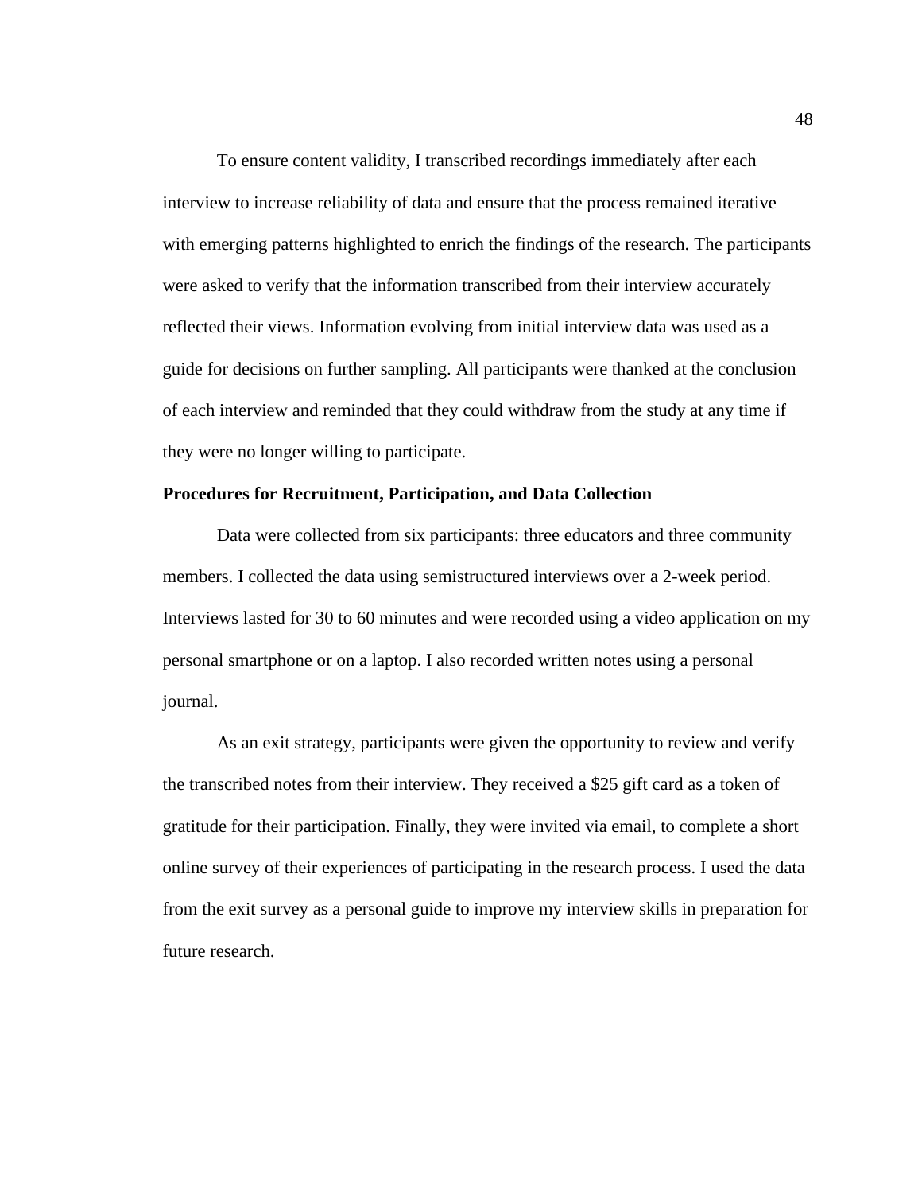To ensure content validity, I transcribed recordings immediately after each interview to increase reliability of data and ensure that the process remained iterative with emerging patterns highlighted to enrich the findings of the research. The participants were asked to verify that the information transcribed from their interview accurately reflected their views. Information evolving from initial interview data was used as a guide for decisions on further sampling. All participants were thanked at the conclusion of each interview and reminded that they could withdraw from the study at any time if they were no longer willing to participate.

**Procedures for Recruitment, Participation, and Data Collection**

Data were collected from six participants: three educators and three community members. I collected the data using semistructured interviews over a 2-week period. Interviews lasted for 30 to 60 minutes and were recorded using a video application on my personal smartphone or on a laptop. I also recorded written notes using a personal journal.

As an exit strategy, participants were given the opportunity to review and verify the transcribed notes from their interview. They received a $25 gift card as a token of gratitude for their participation. Finally, they were invited via email, to complete a short online survey of their experiences of participating in the research process. I used the data from the exit survey as a personal guide to improve my interview skills in preparation for future research.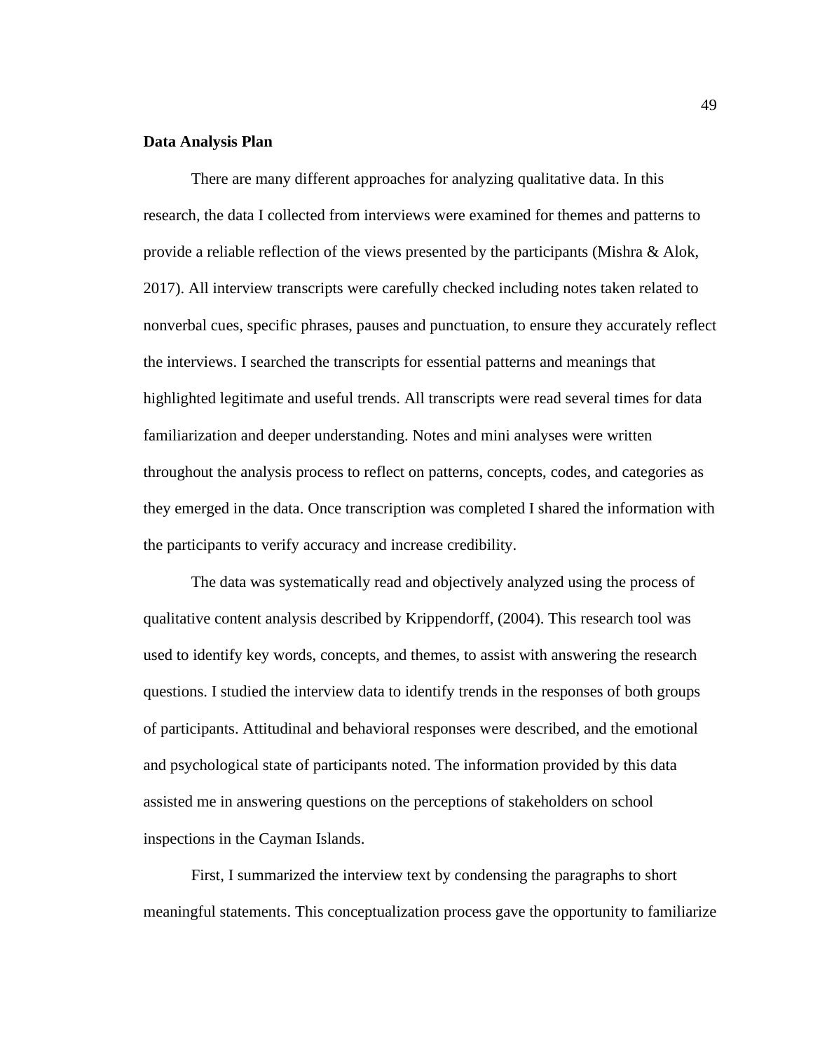**Data Analysis Plan**

There are many different approaches for analyzing qualitative data. In this research, the data I collected from interviews were examined for themes and patterns to provide a reliable reflection of the views presented by the participants (Mishra & Alok, 2017). All interview transcripts were carefully checked including notes taken related to nonverbal cues, specific phrases, pauses and punctuation, to ensure they accurately reflect the interviews. I searched the transcripts for essential patterns and meanings that highlighted legitimate and useful trends. All transcripts were read several times for data familiarization and deeper understanding. Notes and mini analyses were written throughout the analysis process to reflect on patterns, concepts, codes, and categories as they emerged in the data. Once transcription was completed I shared the information with the participants to verify accuracy and increase credibility.

The data was systematically read and objectively analyzed using the process of qualitative content analysis described by Krippendorff, (2004). This research tool was used to identify key words, concepts, and themes, to assist with answering the research questions. I studied the interview data to identify trends in the responses of both groups of participants. Attitudinal and behavioral responses were described, and the emotional and psychological state of participants noted. The information provided by this data assisted me in answering questions on the perceptions of stakeholders on school inspections in the Cayman Islands.

First, I summarized the interview text by condensing the paragraphs to short meaningful statements. This conceptualization process gave the opportunity to familiarize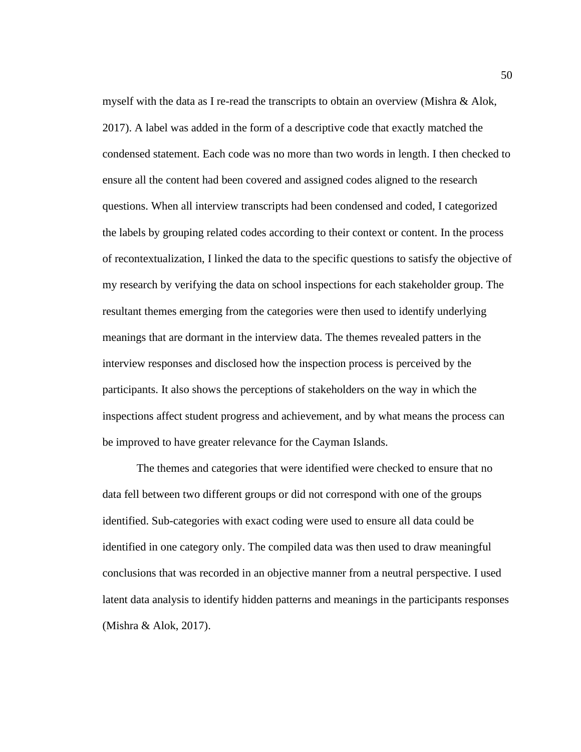myself with the data as I re-read the transcripts to obtain an overview (Mishra & Alok, 2017). A label was added in the form of a descriptive code that exactly matched the condensed statement. Each code was no more than two words in length. I then checked to ensure all the content had been covered and assigned codes aligned to the research questions. When all interview transcripts had been condensed and coded, I categorized the labels by grouping related codes according to their context or content. In the process of recontextualization, I linked the data to the specific questions to satisfy the objective of my research by verifying the data on school inspections for each stakeholder group. The resultant themes emerging from the categories were then used to identify underlying meanings that are dormant in the interview data. The themes revealed patters in the interview responses and disclosed how the inspection process is perceived by the participants. It also shows the perceptions of stakeholders on the way in which the inspections affect student progress and achievement, and by what means the process can be improved to have greater relevance for the Cayman Islands.

The themes and categories that were identified were checked to ensure that no data fell between two different groups or did not correspond with one of the groups identified. Sub-categories with exact coding were used to ensure all data could be identified in one category only. The compiled data was then used to draw meaningful conclusions that was recorded in an objective manner from a neutral perspective. I used latent data analysis to identify hidden patterns and meanings in the participants responses (Mishra & Alok, 2017).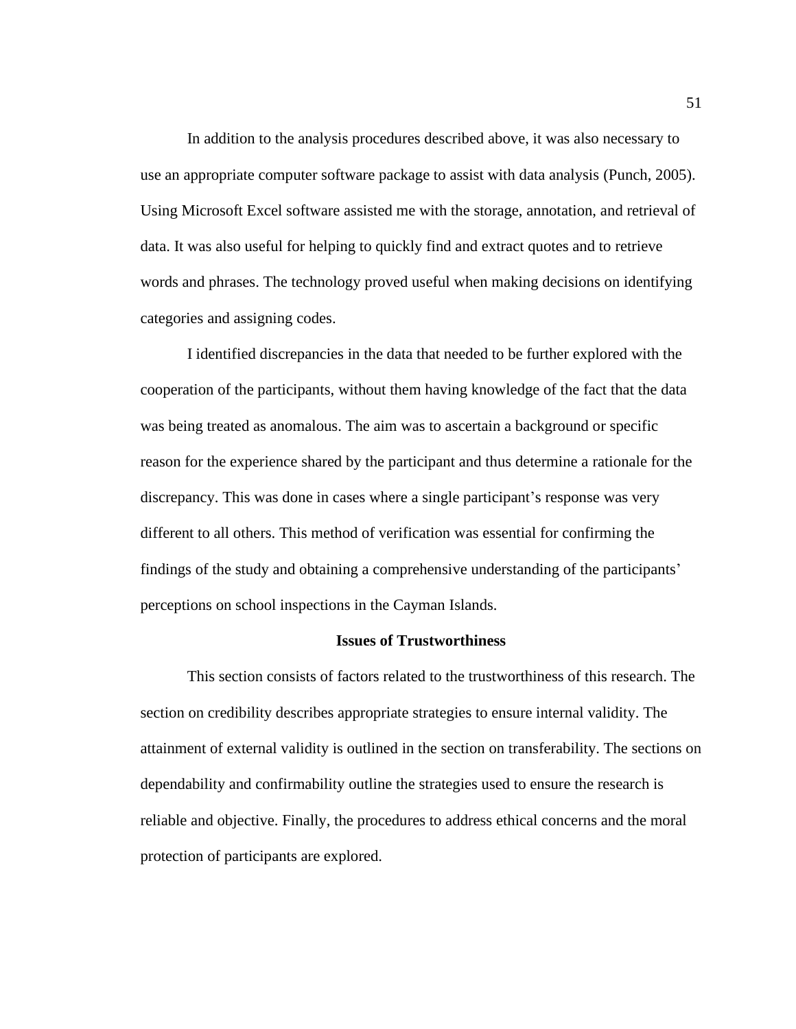In addition to the analysis procedures described above, it was also necessary to use an appropriate computer software package to assist with data analysis (Punch, 2005). Using Microsoft Excel software assisted me with the storage, annotation, and retrieval of data. It was also useful for helping to quickly find and extract quotes and to retrieve words and phrases. The technology proved useful when making decisions on identifying categories and assigning codes.

I identified discrepancies in the data that needed to be further explored with the cooperation of the participants, without them having knowledge of the fact that the data was being treated as anomalous. The aim was to ascertain a background or specific reason for the experience shared by the participant and thus determine a rationale for the discrepancy. This was done in cases where a single participant's response was very different to all others. This method of verification was essential for confirming the findings of the study and obtaining a comprehensive understanding of the participants' perceptions on school inspections in the Cayman Islands.

## Issues of Trustworthiness

This section consists of factors related to the trustworthiness of this research. The section on credibility describes appropriate strategies to ensure internal validity. The attainment of external validity is outlined in the section on transferability. The sections on dependability and confirmability outline the strategies used to ensure the research is reliable and objective. Finally, the procedures to address ethical concerns and the moral protection of participants are explored.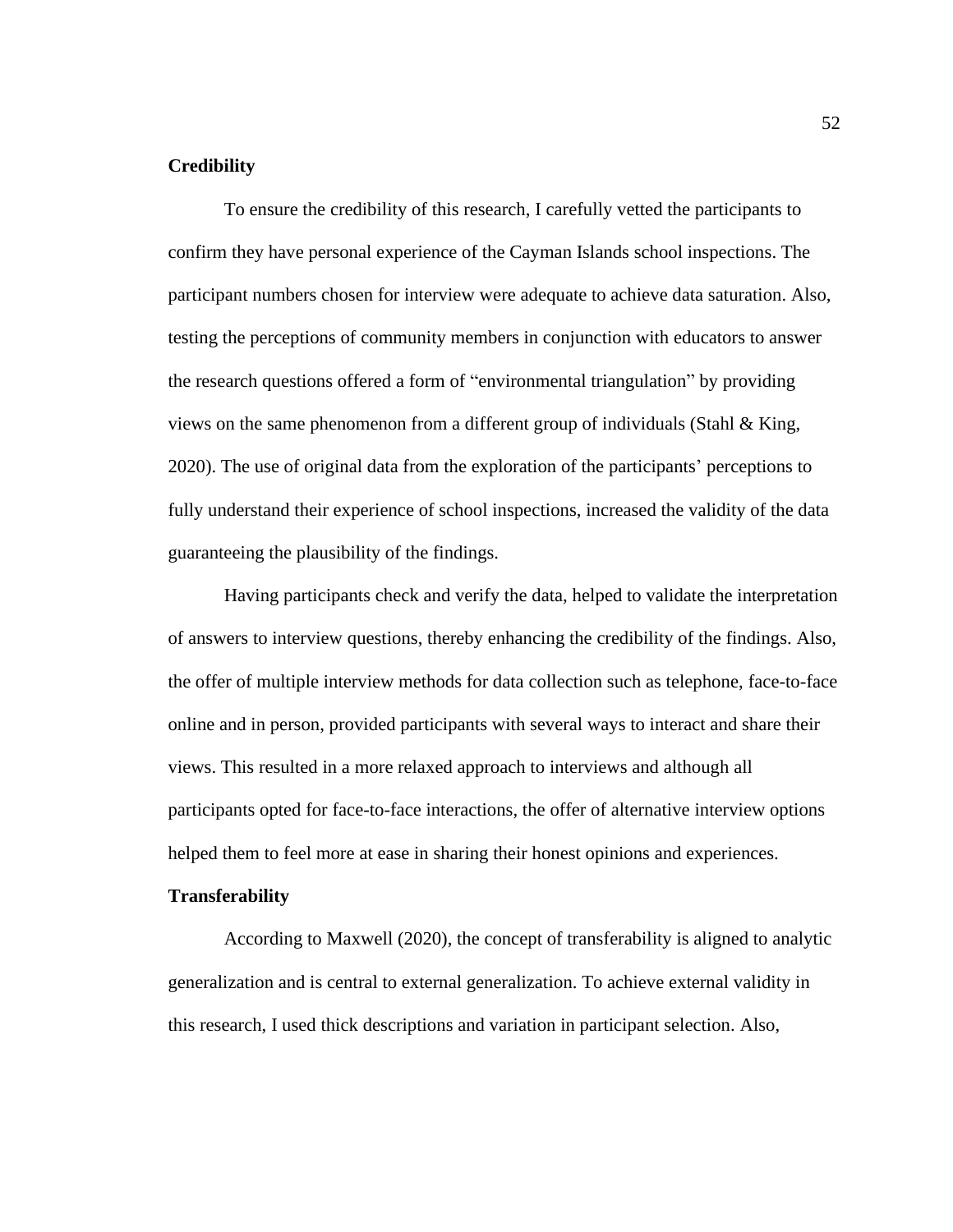**Credibility**

To ensure the credibility of this research, I carefully vetted the participants to confirm they have personal experience of the Cayman Islands school inspections. The participant numbers chosen for interview were adequate to achieve data saturation. Also, testing the perceptions of community members in conjunction with educators to answer the research questions offered a form of "environmental triangulation" by providing views on the same phenomenon from a different group of individuals (Stahl & King, 2020). The use of original data from the exploration of the participants' perceptions to fully understand their experience of school inspections, increased the validity of the data guaranteeing the plausibility of the findings.

Having participants check and verify the data, helped to validate the interpretation of answers to interview questions, thereby enhancing the credibility of the findings. Also, the offer of multiple interview methods for data collection such as telephone, face-to-face online and in person, provided participants with several ways to interact and share their views. This resulted in a more relaxed approach to interviews and although all participants opted for face-to-face interactions, the offer of alternative interview options helped them to feel more at ease in sharing their honest opinions and experiences.

**Transferability**

According to Maxwell (2020), the concept of transferability is aligned to analytic generalization and is central to external generalization. To achieve external validity in this research, I used thick descriptions and variation in participant selection. Also,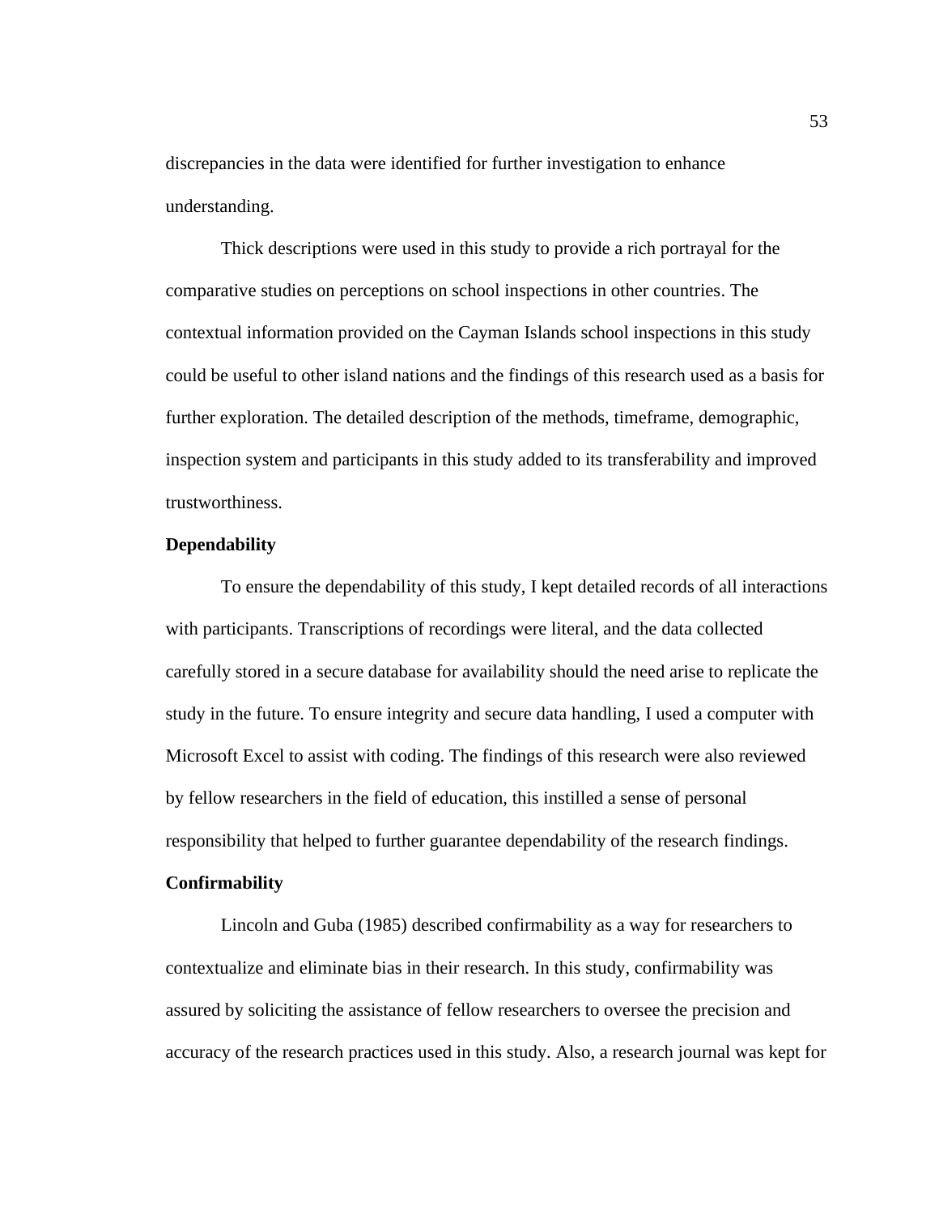discrepancies in the data were identified for further investigation to enhance understanding.

Thick descriptions were used in this study to provide a rich portrayal for the comparative studies on perceptions on school inspections in other countries. The contextual information provided on the Cayman Islands school inspections in this study could be useful to other island nations and the findings of this research used as a basis for further exploration. The detailed description of the methods, timeframe, demographic, inspection system and participants in this study added to its transferability and improved trustworthiness.

### Dependability

To ensure the dependability of this study, I kept detailed records of all interactions with participants. Transcriptions of recordings were literal, and the data collected carefully stored in a secure database for availability should the need arise to replicate the study in the future. To ensure integrity and secure data handling, I used a computer with Microsoft Excel to assist with coding. The findings of this research were also reviewed by fellow researchers in the field of education, this instilled a sense of personal responsibility that helped to further guarantee dependability of the research findings.

### Confirmability

Lincoln and Guba (1985) described confirmability as a way for researchers to contextualize and eliminate bias in their research. In this study, confirmability was assured by soliciting the assistance of fellow researchers to oversee the precision and accuracy of the research practices used in this study. Also, a research journal was kept for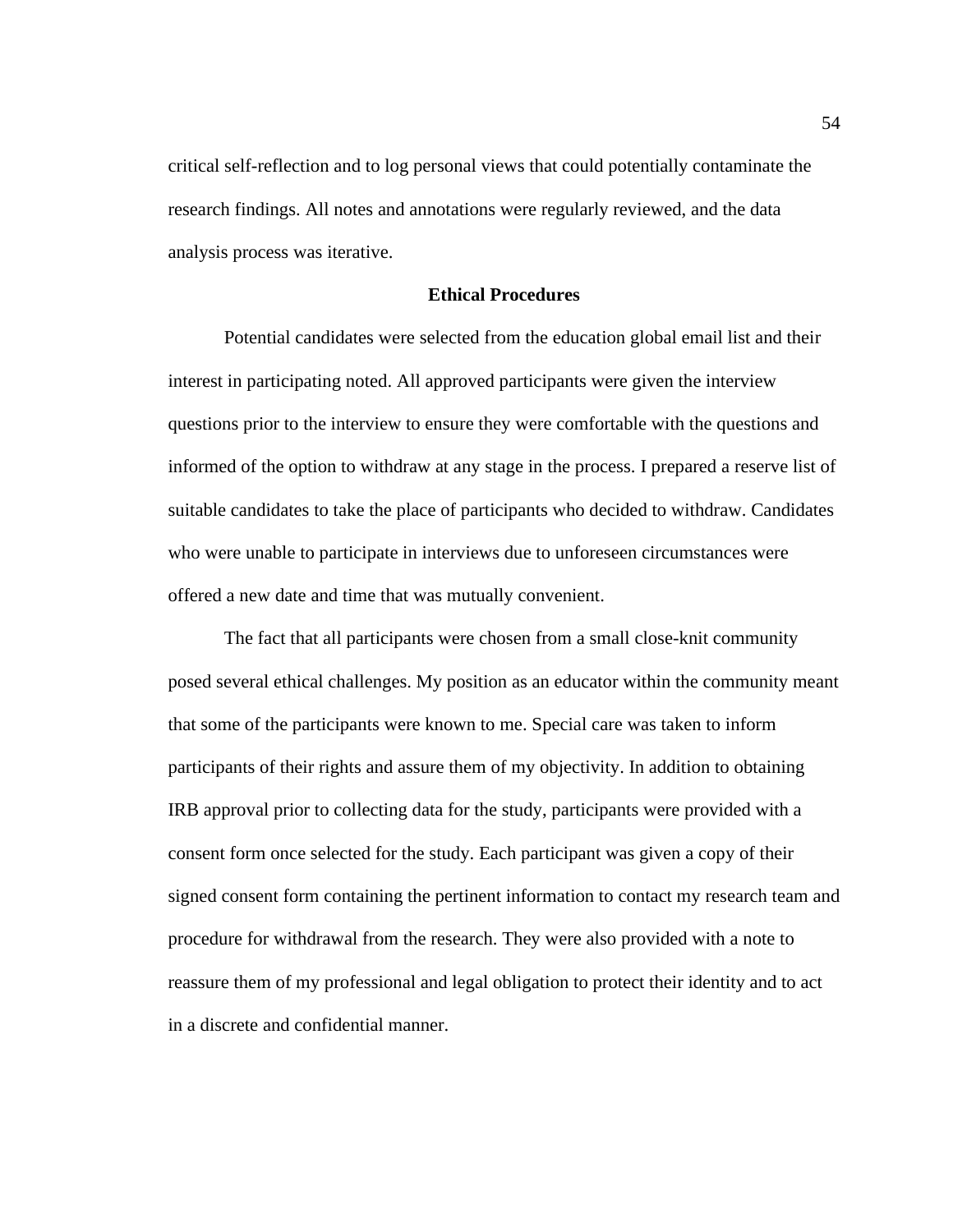critical self-reflection and to log personal views that could potentially contaminate the research findings. All notes and annotations were regularly reviewed, and the data analysis process was iterative.

## Ethical Procedures

Potential candidates were selected from the education global email list and their interest in participating noted. All approved participants were given the interview questions prior to the interview to ensure they were comfortable with the questions and informed of the option to withdraw at any stage in the process. I prepared a reserve list of suitable candidates to take the place of participants who decided to withdraw. Candidates who were unable to participate in interviews due to unforeseen circumstances were offered a new date and time that was mutually convenient.

The fact that all participants were chosen from a small close-knit community posed several ethical challenges. My position as an educator within the community meant that some of the participants were known to me. Special care was taken to inform participants of their rights and assure them of my objectivity. In addition to obtaining IRB approval prior to collecting data for the study, participants were provided with a consent form once selected for the study. Each participant was given a copy of their signed consent form containing the pertinent information to contact my research team and procedure for withdrawal from the research. They were also provided with a note to reassure them of my professional and legal obligation to protect their identity and to act in a discrete and confidential manner.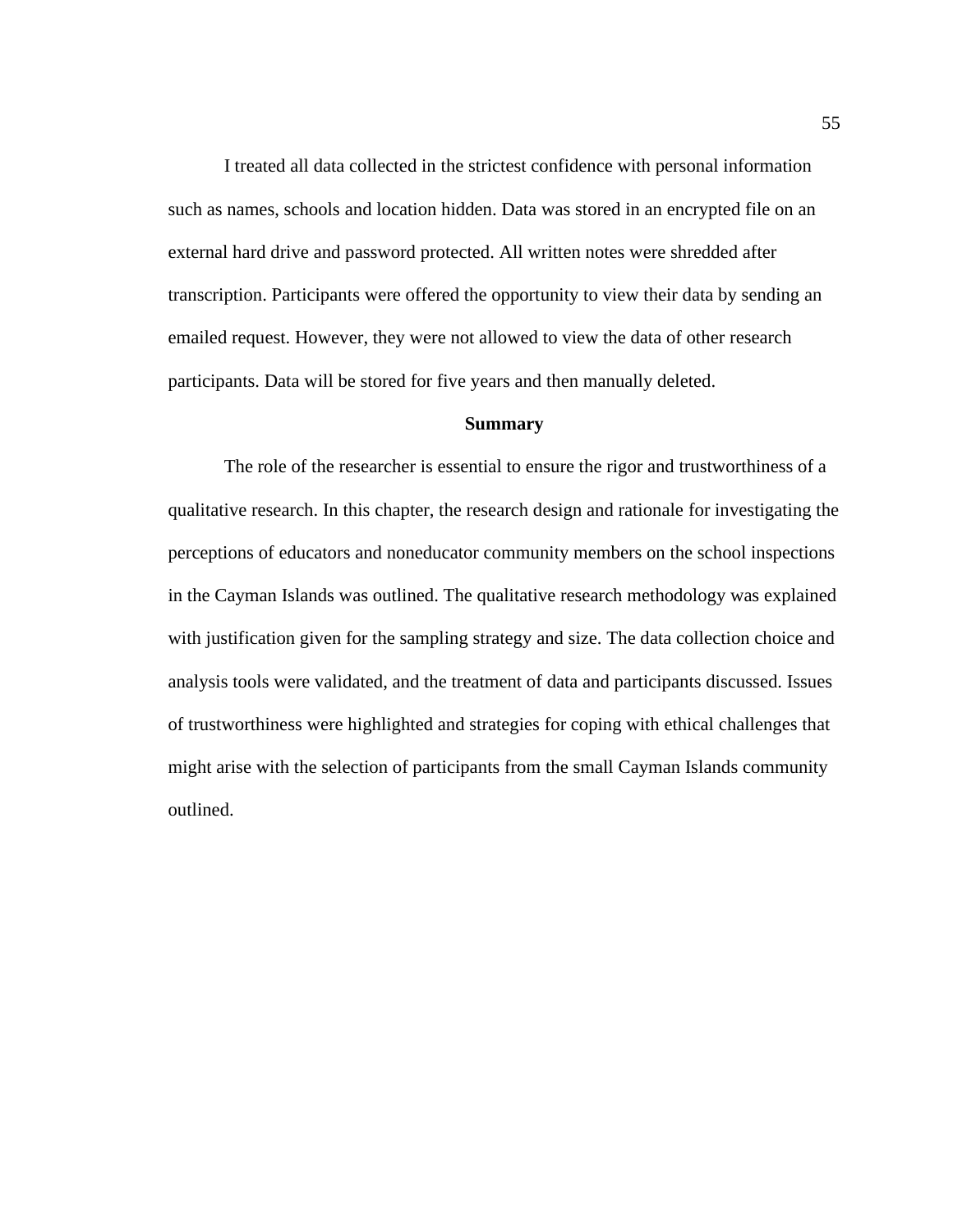I treated all data collected in the strictest confidence with personal information such as names, schools and location hidden. Data was stored in an encrypted file on an external hard drive and password protected. All written notes were shredded after transcription. Participants were offered the opportunity to view their data by sending an emailed request. However, they were not allowed to view the data of other research participants. Data will be stored for five years and then manually deleted.

## Summary

The role of the researcher is essential to ensure the rigor and trustworthiness of a qualitative research. In this chapter, the research design and rationale for investigating the perceptions of educators and noneducator community members on the school inspections in the Cayman Islands was outlined. The qualitative research methodology was explained with justification given for the sampling strategy and size. The data collection choice and analysis tools were validated, and the treatment of data and participants discussed. Issues of trustworthiness were highlighted and strategies for coping with ethical challenges that might arise with the selection of participants from the small Cayman Islands community outlined.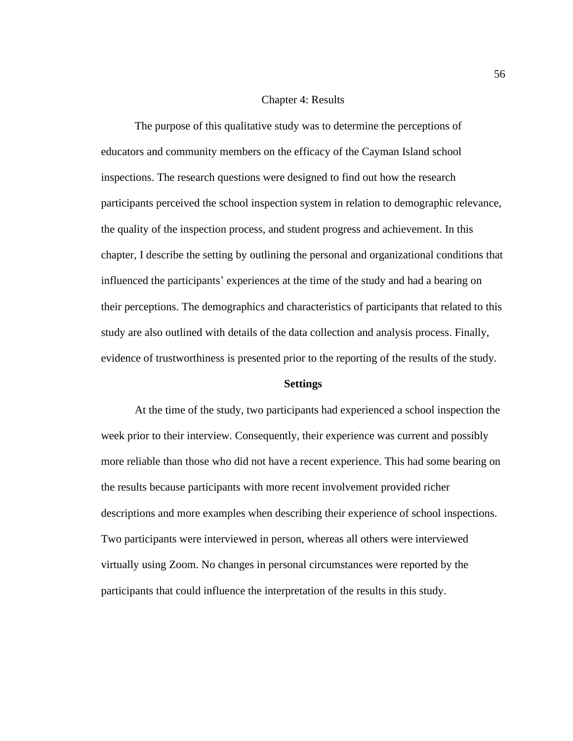# Chapter 4: Results

The purpose of this qualitative study was to determine the perceptions of educators and community members on the efficacy of the Cayman Island school inspections. The research questions were designed to find out how the research participants perceived the school inspection system in relation to demographic relevance, the quality of the inspection process, and student progress and achievement. In this chapter, I describe the setting by outlining the personal and organizational conditions that influenced the participants' experiences at the time of the study and had a bearing on their perceptions. The demographics and characteristics of participants that related to this study are also outlined with details of the data collection and analysis process. Finally, evidence of trustworthiness is presented prior to the reporting of the results of the study.

## Settings

At the time of the study, two participants had experienced a school inspection the week prior to their interview. Consequently, their experience was current and possibly more reliable than those who did not have a recent experience. This had some bearing on the results because participants with more recent involvement provided richer descriptions and more examples when describing their experience of school inspections. Two participants were interviewed in person, whereas all others were interviewed virtually using Zoom. No changes in personal circumstances were reported by the participants that could influence the interpretation of the results in this study.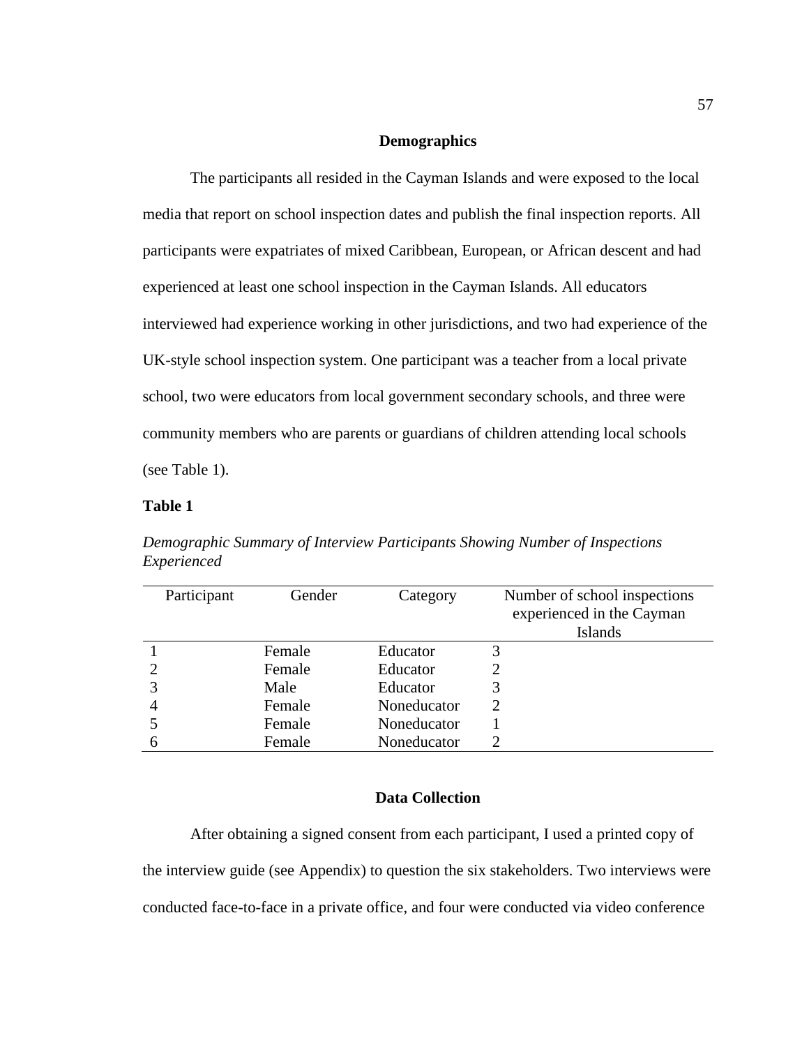## Demographics

The participants all resided in the Cayman Islands and were exposed to the local media that report on school inspection dates and publish the final inspection reports. All participants were expatriates of mixed Caribbean, European, or African descent and had experienced at least one school inspection in the Cayman Islands. All educators interviewed had experience working in other jurisdictions, and two had experience of the UK-style school inspection system. One participant was a teacher from a local private school, two were educators from local government secondary schools, and three were community members who are parents or guardians of children attending local schools (see Table 1).

**Table 1**

*Demographic Summary of Interview Participants Showing Number of Inspections Experienced*

| Participant | Gender | Category | Number of school inspections experienced in the Cayman Islands |
|---|---|---|---|
| 1 | Female | Educator | 3 |
| 2 | Female | Educator | 2 |
| 3 | Male | Educator | 3 |
| 4 | Female | Noneducator | 2 |
| 5 | Female | Noneducator | 1 |
| 6 | Female | Noneducator | 2 |

## Data Collection

After obtaining a signed consent from each participant, I used a printed copy of the interview guide (see Appendix) to question the six stakeholders. Two interviews were conducted face-to-face in a private office, and four were conducted via video conference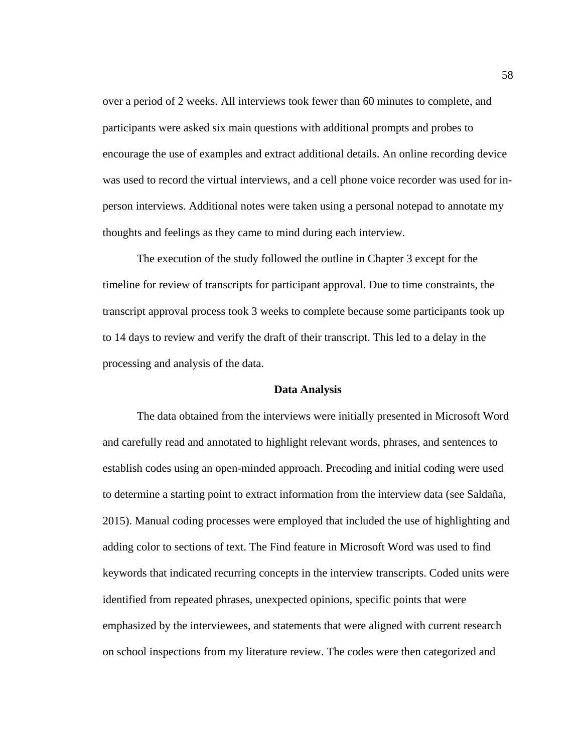over a period of 2 weeks. All interviews took fewer than 60 minutes to complete, and participants were asked six main questions with additional prompts and probes to encourage the use of examples and extract additional details. An online recording device was used to record the virtual interviews, and a cell phone voice recorder was used for in-person interviews. Additional notes were taken using a personal notepad to annotate my thoughts and feelings as they came to mind during each interview.

The execution of the study followed the outline in Chapter 3 except for the timeline for review of transcripts for participant approval. Due to time constraints, the transcript approval process took 3 weeks to complete because some participants took up to 14 days to review and verify the draft of their transcript. This led to a delay in the processing and analysis of the data.

## Data Analysis

The data obtained from the interviews were initially presented in Microsoft Word and carefully read and annotated to highlight relevant words, phrases, and sentences to establish codes using an open-minded approach. Precoding and initial coding were used to determine a starting point to extract information from the interview data (see Saldaña, 2015). Manual coding processes were employed that included the use of highlighting and adding color to sections of text. The Find feature in Microsoft Word was used to find keywords that indicated recurring concepts in the interview transcripts. Coded units were identified from repeated phrases, unexpected opinions, specific points that were emphasized by the interviewees, and statements that were aligned with current research on school inspections from my literature review. The codes were then categorized and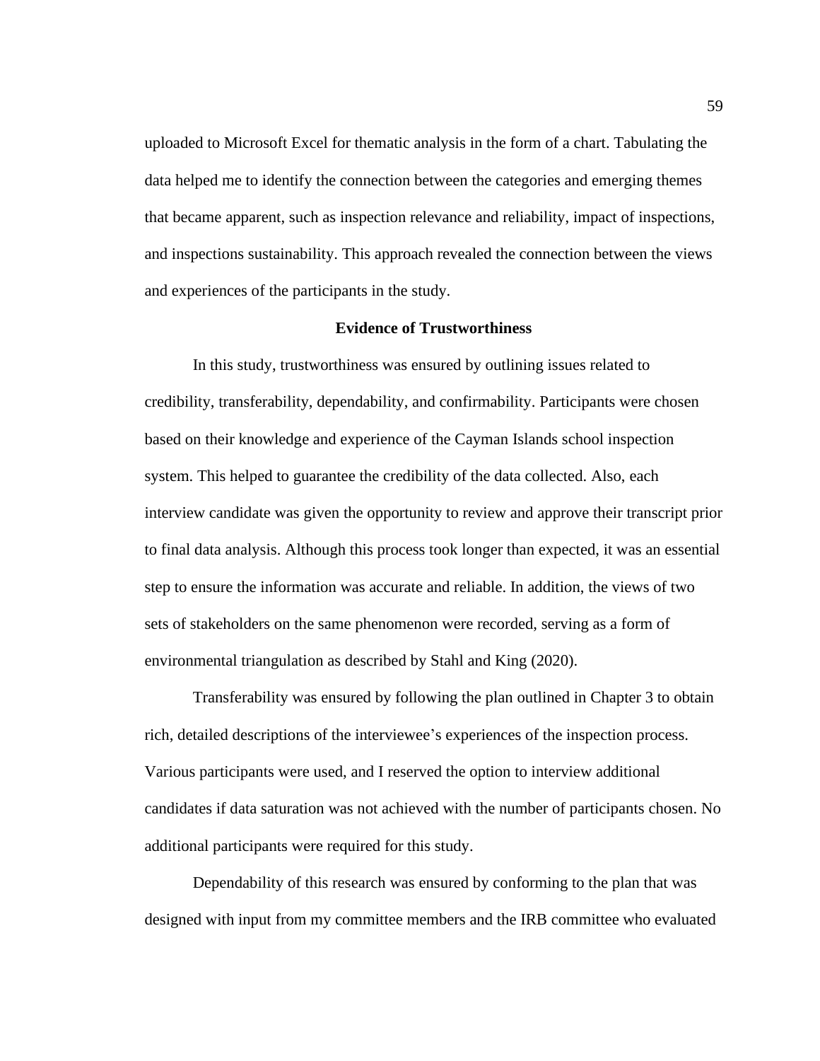uploaded to Microsoft Excel for thematic analysis in the form of a chart. Tabulating the data helped me to identify the connection between the categories and emerging themes that became apparent, such as inspection relevance and reliability, impact of inspections, and inspections sustainability. This approach revealed the connection between the views and experiences of the participants in the study.

## Evidence of Trustworthiness

In this study, trustworthiness was ensured by outlining issues related to credibility, transferability, dependability, and confirmability. Participants were chosen based on their knowledge and experience of the Cayman Islands school inspection system. This helped to guarantee the credibility of the data collected. Also, each interview candidate was given the opportunity to review and approve their transcript prior to final data analysis. Although this process took longer than expected, it was an essential step to ensure the information was accurate and reliable. In addition, the views of two sets of stakeholders on the same phenomenon were recorded, serving as a form of environmental triangulation as described by Stahl and King (2020).

Transferability was ensured by following the plan outlined in Chapter 3 to obtain rich, detailed descriptions of the interviewee's experiences of the inspection process. Various participants were used, and I reserved the option to interview additional candidates if data saturation was not achieved with the number of participants chosen. No additional participants were required for this study.

Dependability of this research was ensured by conforming to the plan that was designed with input from my committee members and the IRB committee who evaluated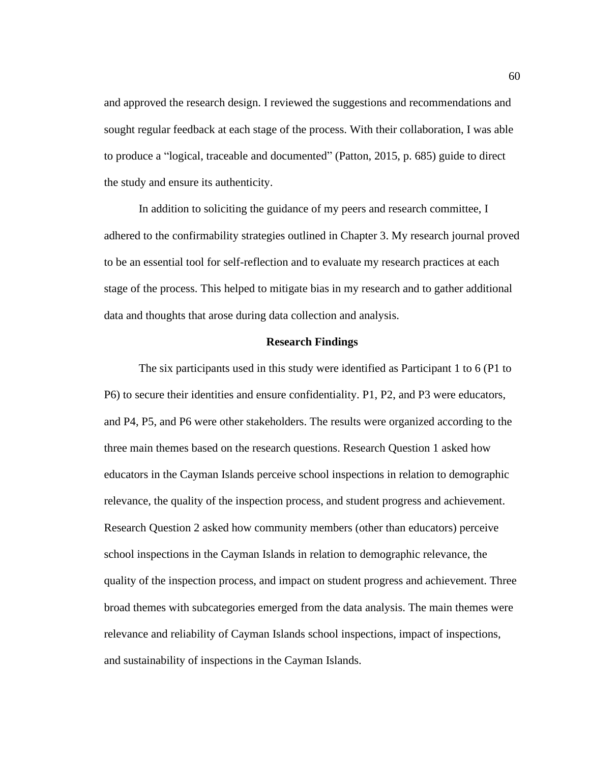and approved the research design. I reviewed the suggestions and recommendations and sought regular feedback at each stage of the process. With their collaboration, I was able to produce a “logical, traceable and documented” (Patton, 2015, p. 685) guide to direct the study and ensure its authenticity.

In addition to soliciting the guidance of my peers and research committee, I adhered to the confirmability strategies outlined in Chapter 3. My research journal proved to be an essential tool for self-reflection and to evaluate my research practices at each stage of the process. This helped to mitigate bias in my research and to gather additional data and thoughts that arose during data collection and analysis.

## Research Findings

The six participants used in this study were identified as Participant 1 to 6 (P1 to P6) to secure their identities and ensure confidentiality. P1, P2, and P3 were educators, and P4, P5, and P6 were other stakeholders. The results were organized according to the three main themes based on the research questions. Research Question 1 asked how educators in the Cayman Islands perceive school inspections in relation to demographic relevance, the quality of the inspection process, and student progress and achievement. Research Question 2 asked how community members (other than educators) perceive school inspections in the Cayman Islands in relation to demographic relevance, the quality of the inspection process, and impact on student progress and achievement. Three broad themes with subcategories emerged from the data analysis. The main themes were relevance and reliability of Cayman Islands school inspections, impact of inspections, and sustainability of inspections in the Cayman Islands.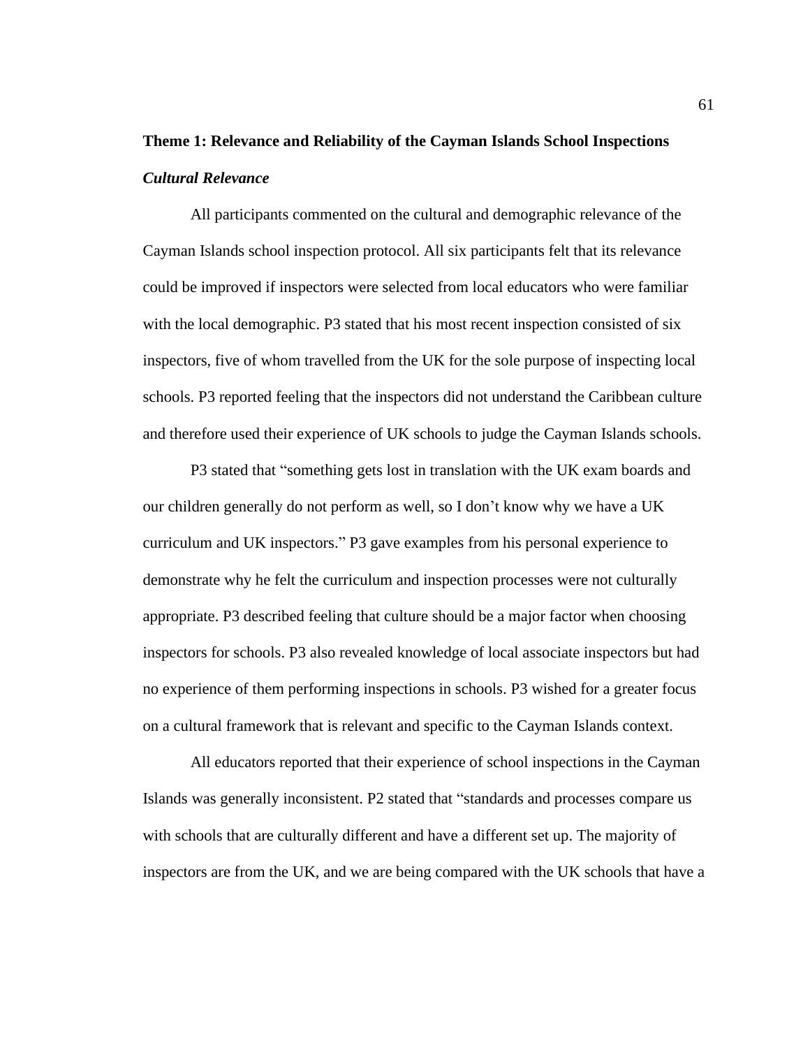## Theme 1: Relevance and Reliability of the Cayman Islands School Inspections

### *Cultural Relevance*

All participants commented on the cultural and demographic relevance of the Cayman Islands school inspection protocol. All six participants felt that its relevance could be improved if inspectors were selected from local educators who were familiar with the local demographic. P3 stated that his most recent inspection consisted of six inspectors, five of whom travelled from the UK for the sole purpose of inspecting local schools. P3 reported feeling that the inspectors did not understand the Caribbean culture and therefore used their experience of UK schools to judge the Cayman Islands schools.

P3 stated that "something gets lost in translation with the UK exam boards and our children generally do not perform as well, so I don't know why we have a UK curriculum and UK inspectors." P3 gave examples from his personal experience to demonstrate why he felt the curriculum and inspection processes were not culturally appropriate. P3 described feeling that culture should be a major factor when choosing inspectors for schools. P3 also revealed knowledge of local associate inspectors but had no experience of them performing inspections in schools. P3 wished for a greater focus on a cultural framework that is relevant and specific to the Cayman Islands context.

All educators reported that their experience of school inspections in the Cayman Islands was generally inconsistent. P2 stated that "standards and processes compare us with schools that are culturally different and have a different set up. The majority of inspectors are from the UK, and we are being compared with the UK schools that have a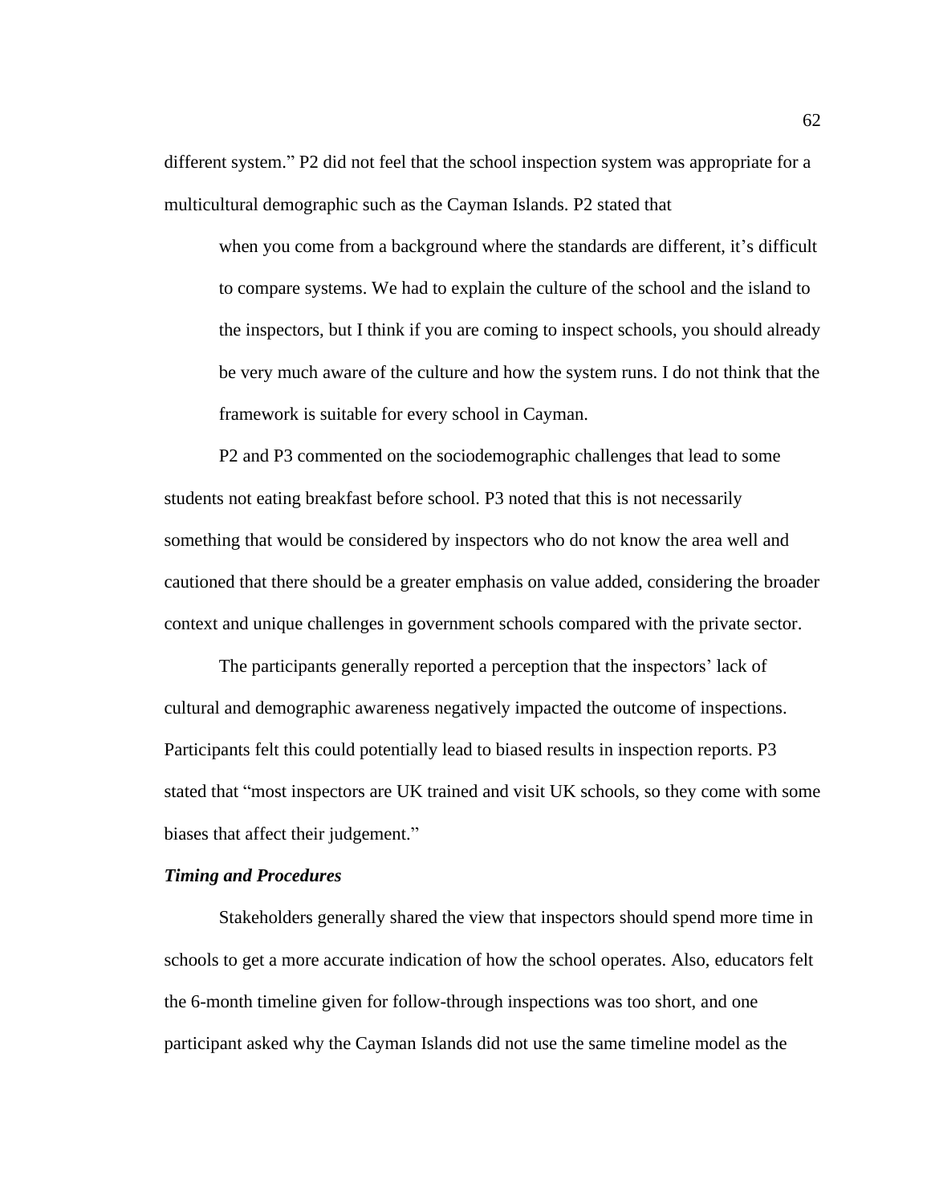different system." P2 did not feel that the school inspection system was appropriate for a multicultural demographic such as the Cayman Islands. P2 stated that

> when you come from a background where the standards are different, it's difficult to compare systems. We had to explain the culture of the school and the island to the inspectors, but I think if you are coming to inspect schools, you should already be very much aware of the culture and how the system runs. I do not think that the framework is suitable for every school in Cayman.

P2 and P3 commented on the sociodemographic challenges that lead to some students not eating breakfast before school. P3 noted that this is not necessarily something that would be considered by inspectors who do not know the area well and cautioned that there should be a greater emphasis on value added, considering the broader context and unique challenges in government schools compared with the private sector.

The participants generally reported a perception that the inspectors' lack of cultural and demographic awareness negatively impacted the outcome of inspections. Participants felt this could potentially lead to biased results in inspection reports. P3 stated that "most inspectors are UK trained and visit UK schools, so they come with some biases that affect their judgement."

***Timing and Procedures***

Stakeholders generally shared the view that inspectors should spend more time in schools to get a more accurate indication of how the school operates. Also, educators felt the 6-month timeline given for follow-through inspections was too short, and one participant asked why the Cayman Islands did not use the same timeline model as the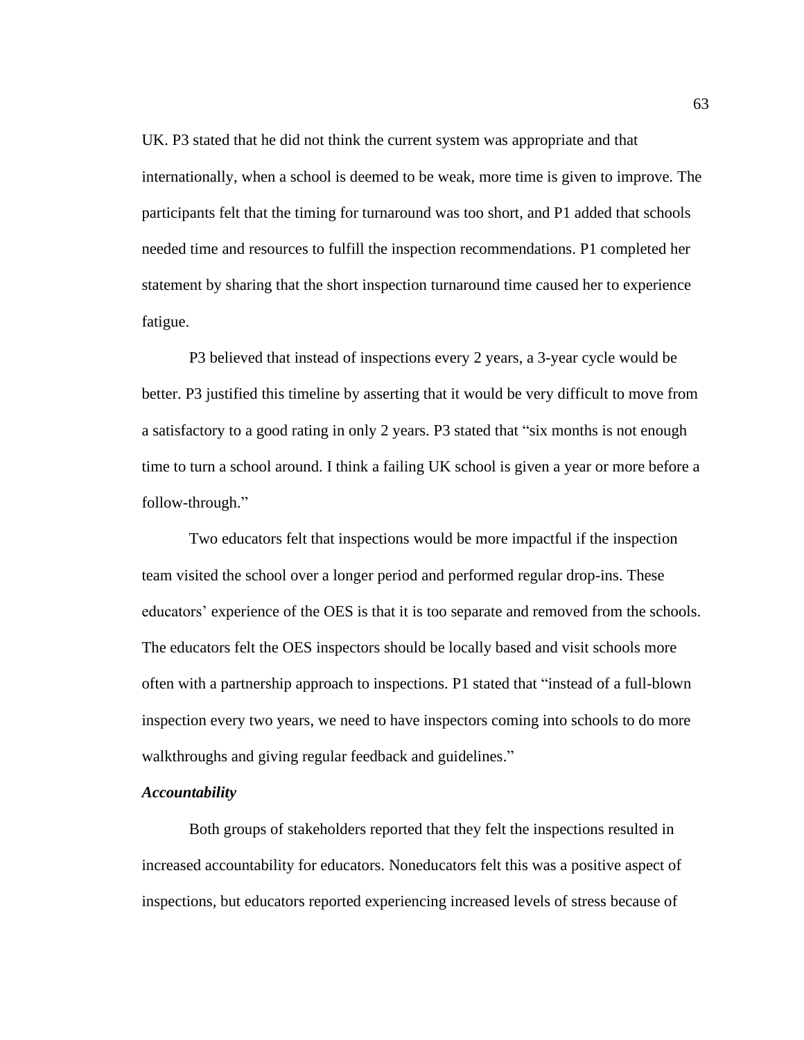UK. P3 stated that he did not think the current system was appropriate and that internationally, when a school is deemed to be weak, more time is given to improve. The participants felt that the timing for turnaround was too short, and P1 added that schools needed time and resources to fulfill the inspection recommendations. P1 completed her statement by sharing that the short inspection turnaround time caused her to experience fatigue.

P3 believed that instead of inspections every 2 years, a 3-year cycle would be better. P3 justified this timeline by asserting that it would be very difficult to move from a satisfactory to a good rating in only 2 years. P3 stated that "six months is not enough time to turn a school around. I think a failing UK school is given a year or more before a follow-through."

Two educators felt that inspections would be more impactful if the inspection team visited the school over a longer period and performed regular drop-ins. These educators' experience of the OES is that it is too separate and removed from the schools. The educators felt the OES inspectors should be locally based and visit schools more often with a partnership approach to inspections. P1 stated that "instead of a full-blown inspection every two years, we need to have inspectors coming into schools to do more walkthroughs and giving regular feedback and guidelines."

### *Accountability*

Both groups of stakeholders reported that they felt the inspections resulted in increased accountability for educators. Noneducators felt this was a positive aspect of inspections, but educators reported experiencing increased levels of stress because of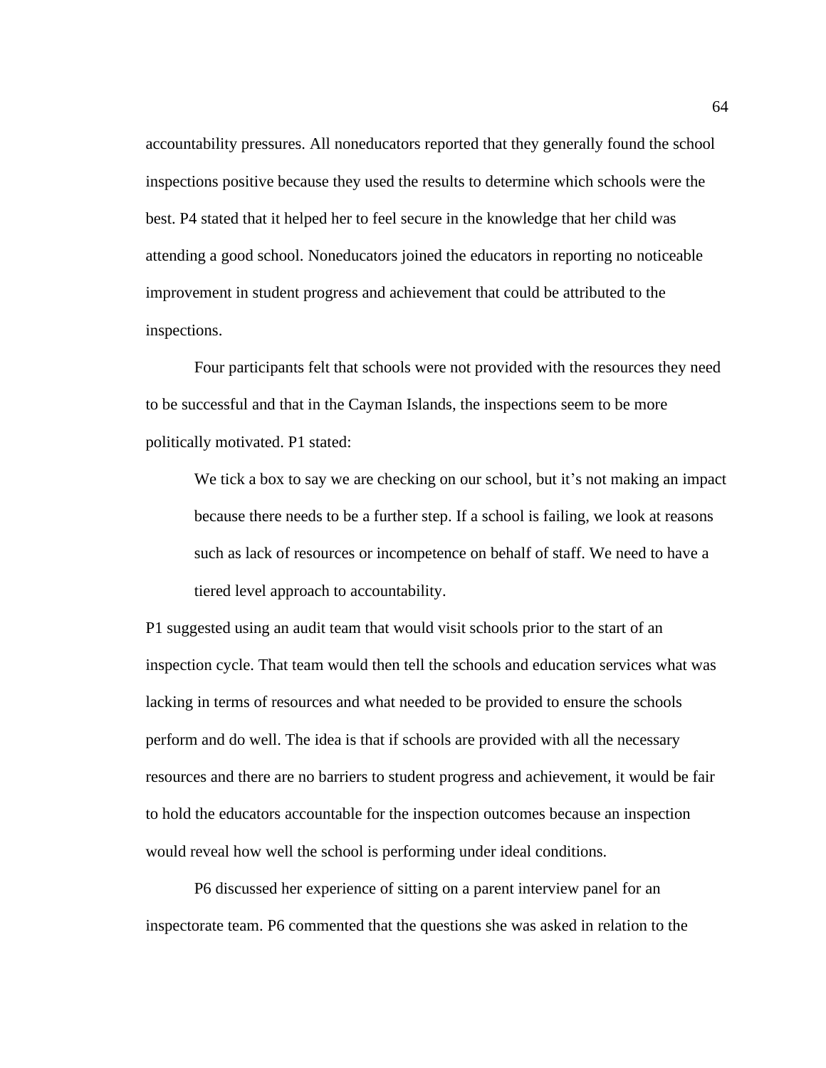accountability pressures. All noneducators reported that they generally found the school inspections positive because they used the results to determine which schools were the best. P4 stated that it helped her to feel secure in the knowledge that her child was attending a good school. Noneducators joined the educators in reporting no noticeable improvement in student progress and achievement that could be attributed to the inspections.

Four participants felt that schools were not provided with the resources they need to be successful and that in the Cayman Islands, the inspections seem to be more politically motivated. P1 stated:

> We tick a box to say we are checking on our school, but it’s not making an impact because there needs to be a further step. If a school is failing, we look at reasons such as lack of resources or incompetence on behalf of staff. We need to have a tiered level approach to accountability.

P1 suggested using an audit team that would visit schools prior to the start of an inspection cycle. That team would then tell the schools and education services what was lacking in terms of resources and what needed to be provided to ensure the schools perform and do well. The idea is that if schools are provided with all the necessary resources and there are no barriers to student progress and achievement, it would be fair to hold the educators accountable for the inspection outcomes because an inspection would reveal how well the school is performing under ideal conditions.

P6 discussed her experience of sitting on a parent interview panel for an inspectorate team. P6 commented that the questions she was asked in relation to the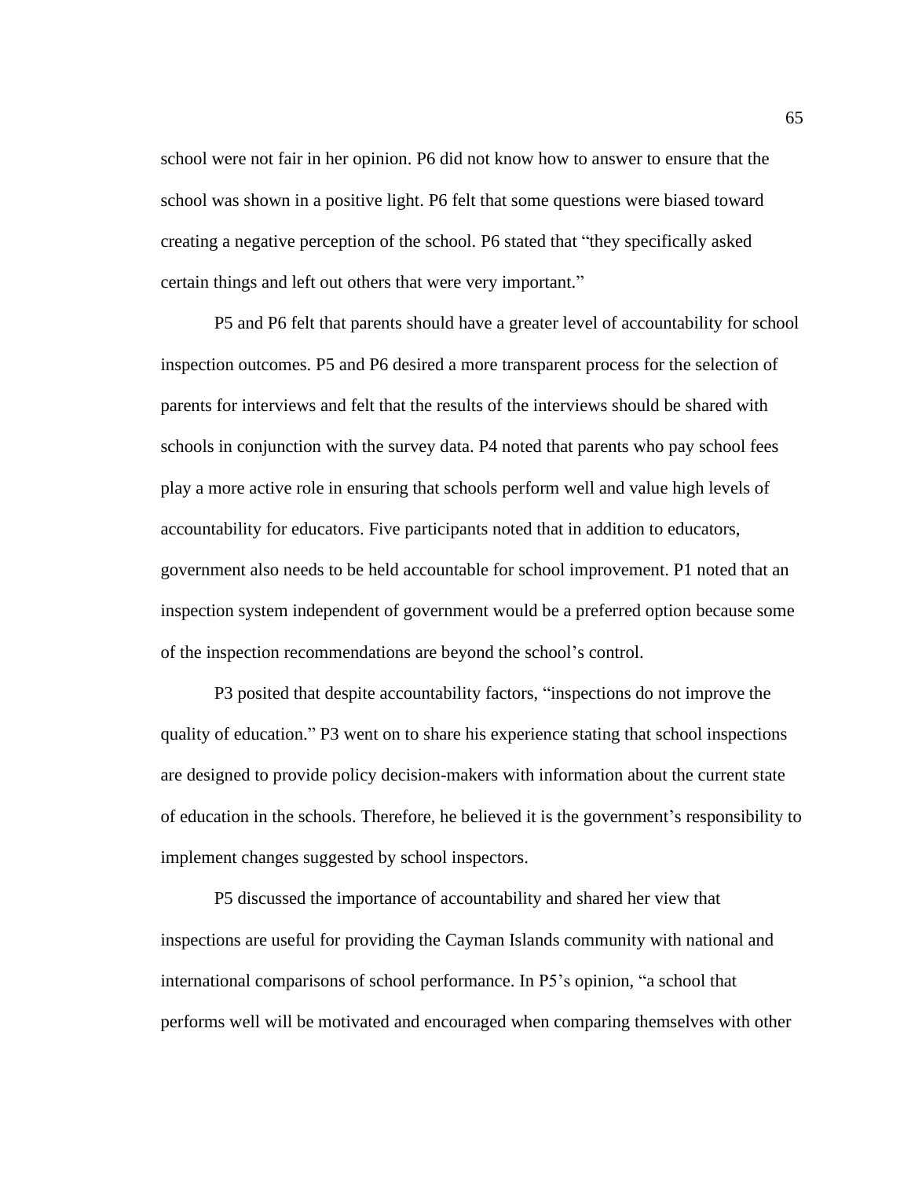school were not fair in her opinion. P6 did not know how to answer to ensure that the school was shown in a positive light. P6 felt that some questions were biased toward creating a negative perception of the school. P6 stated that "they specifically asked certain things and left out others that were very important."

P5 and P6 felt that parents should have a greater level of accountability for school inspection outcomes. P5 and P6 desired a more transparent process for the selection of parents for interviews and felt that the results of the interviews should be shared with schools in conjunction with the survey data. P4 noted that parents who pay school fees play a more active role in ensuring that schools perform well and value high levels of accountability for educators. Five participants noted that in addition to educators, government also needs to be held accountable for school improvement. P1 noted that an inspection system independent of government would be a preferred option because some of the inspection recommendations are beyond the school's control.

P3 posited that despite accountability factors, "inspections do not improve the quality of education." P3 went on to share his experience stating that school inspections are designed to provide policy decision-makers with information about the current state of education in the schools. Therefore, he believed it is the government's responsibility to implement changes suggested by school inspectors.

P5 discussed the importance of accountability and shared her view that inspections are useful for providing the Cayman Islands community with national and international comparisons of school performance. In P5's opinion, "a school that performs well will be motivated and encouraged when comparing themselves with other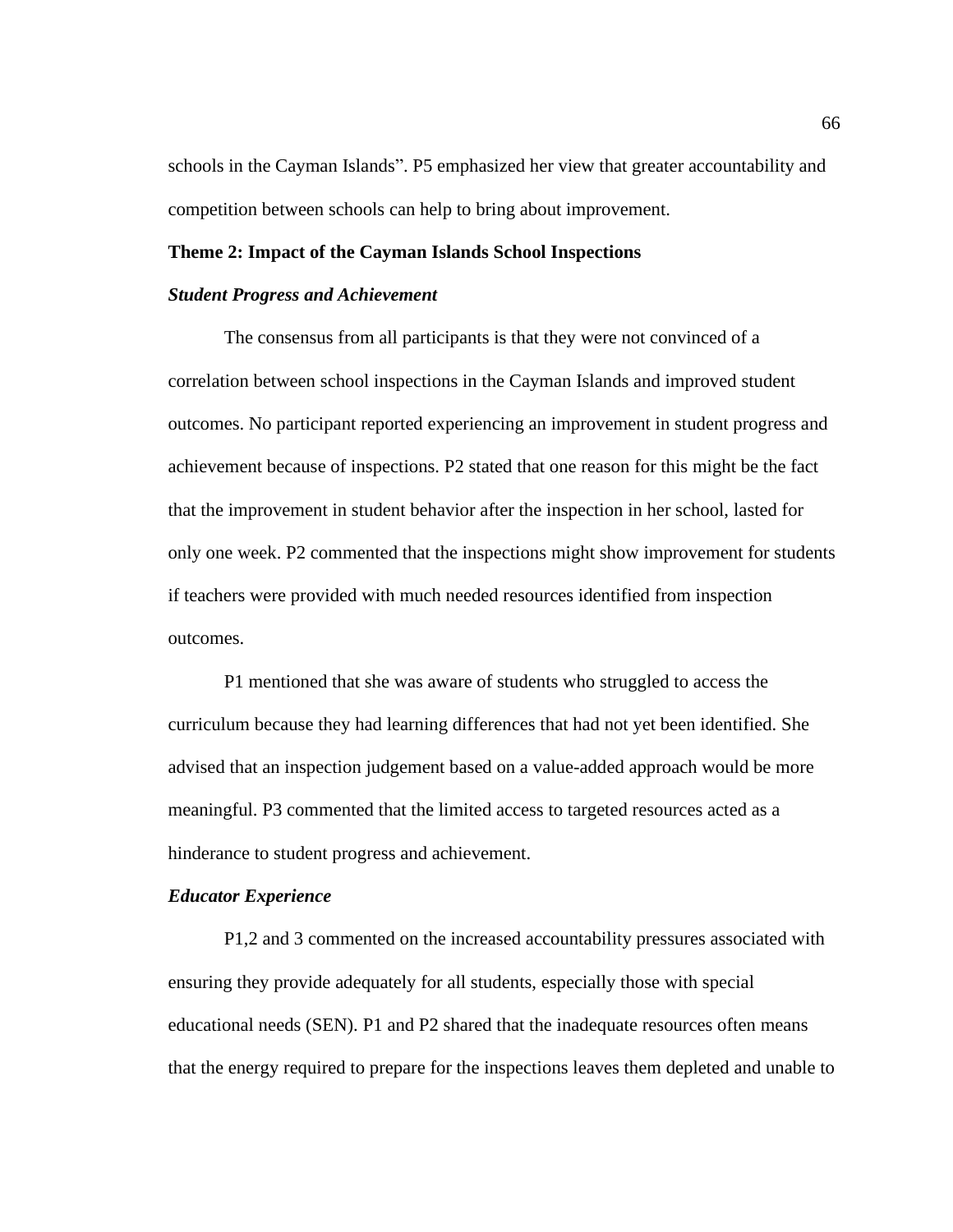schools in the Cayman Islands". P5 emphasized her view that greater accountability and competition between schools can help to bring about improvement.

**Theme 2: Impact of the Cayman Islands School Inspections**

***Student Progress and Achievement***

The consensus from all participants is that they were not convinced of a correlation between school inspections in the Cayman Islands and improved student outcomes. No participant reported experiencing an improvement in student progress and achievement because of inspections. P2 stated that one reason for this might be the fact that the improvement in student behavior after the inspection in her school, lasted for only one week. P2 commented that the inspections might show improvement for students if teachers were provided with much needed resources identified from inspection outcomes.

P1 mentioned that she was aware of students who struggled to access the curriculum because they had learning differences that had not yet been identified. She advised that an inspection judgement based on a value-added approach would be more meaningful. P3 commented that the limited access to targeted resources acted as a hinderance to student progress and achievement.

***Educator Experience***

P1,2 and 3 commented on the increased accountability pressures associated with ensuring they provide adequately for all students, especially those with special educational needs (SEN). P1 and P2 shared that the inadequate resources often means that the energy required to prepare for the inspections leaves them depleted and unable to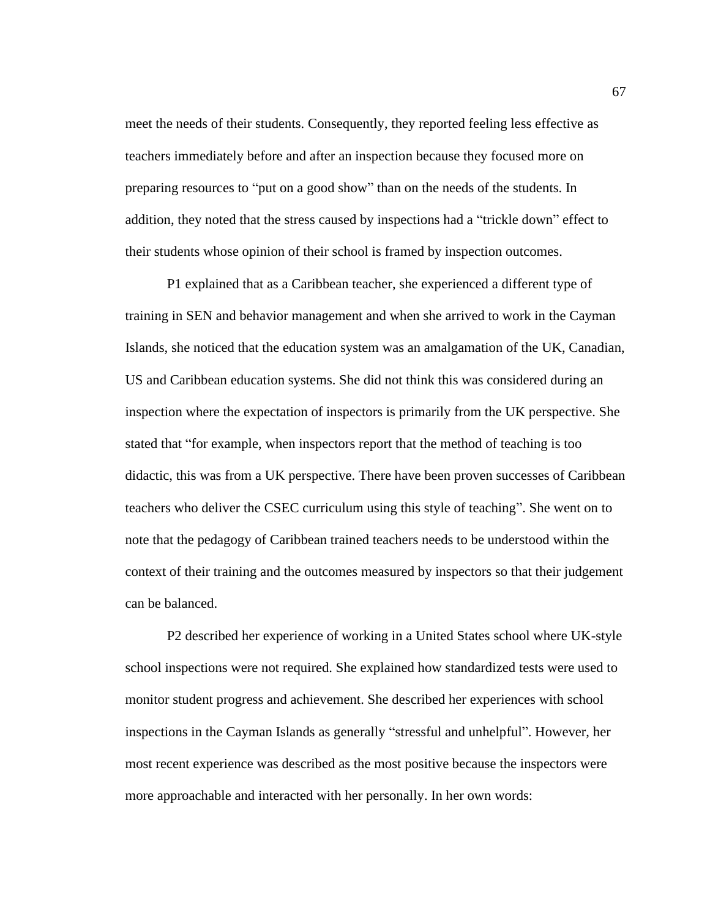meet the needs of their students. Consequently, they reported feeling less effective as teachers immediately before and after an inspection because they focused more on preparing resources to “put on a good show” than on the needs of the students. In addition, they noted that the stress caused by inspections had a “trickle down” effect to their students whose opinion of their school is framed by inspection outcomes.

P1 explained that as a Caribbean teacher, she experienced a different type of training in SEN and behavior management and when she arrived to work in the Cayman Islands, she noticed that the education system was an amalgamation of the UK, Canadian, US and Caribbean education systems. She did not think this was considered during an inspection where the expectation of inspectors is primarily from the UK perspective. She stated that “for example, when inspectors report that the method of teaching is too didactic, this was from a UK perspective. There have been proven successes of Caribbean teachers who deliver the CSEC curriculum using this style of teaching”. She went on to note that the pedagogy of Caribbean trained teachers needs to be understood within the context of their training and the outcomes measured by inspectors so that their judgement can be balanced.

P2 described her experience of working in a United States school where UK-style school inspections were not required. She explained how standardized tests were used to monitor student progress and achievement. She described her experiences with school inspections in the Cayman Islands as generally “stressful and unhelpful”. However, her most recent experience was described as the most positive because the inspectors were more approachable and interacted with her personally. In her own words: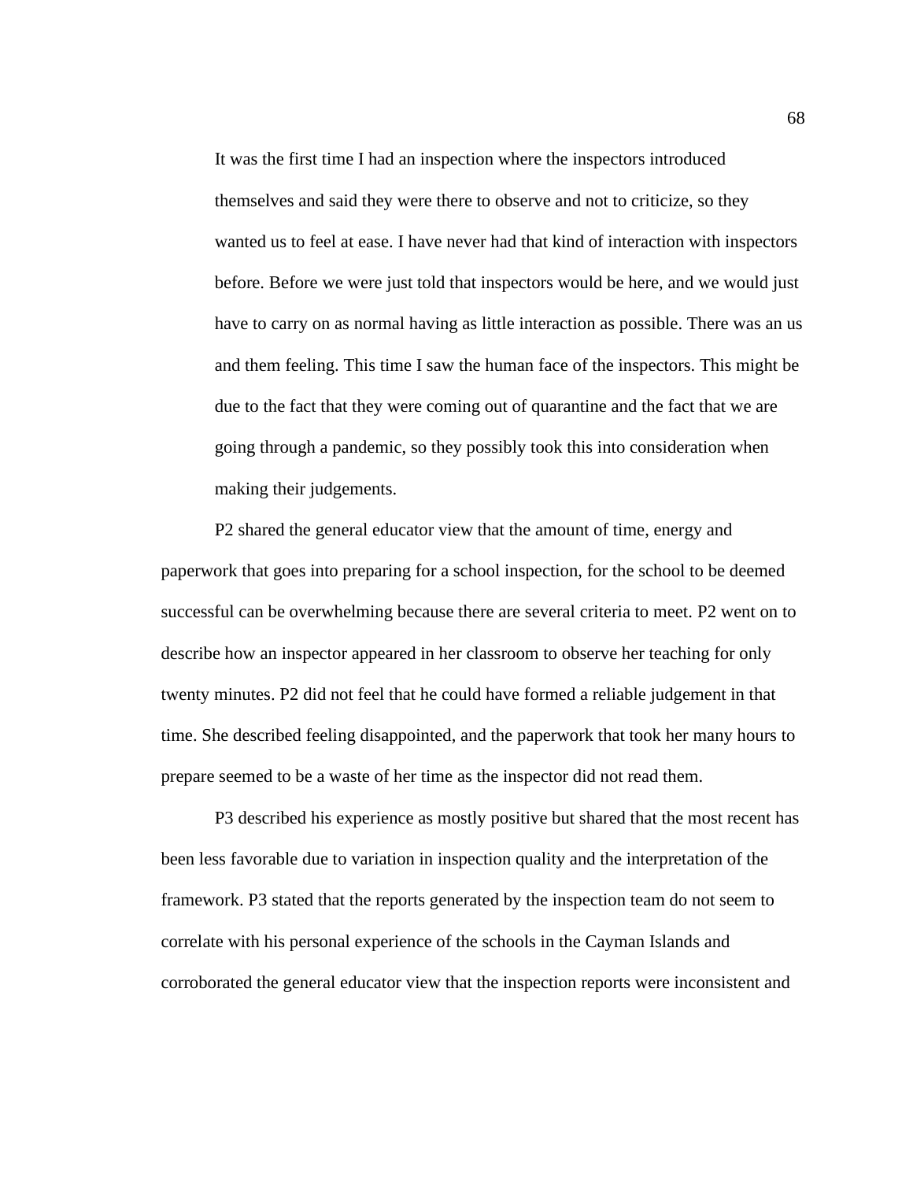> It was the first time I had an inspection where the inspectors introduced themselves and said they were there to observe and not to criticize, so they wanted us to feel at ease. I have never had that kind of interaction with inspectors before. Before we were just told that inspectors would be here, and we would just have to carry on as normal having as little interaction as possible. There was an us and them feeling. This time I saw the human face of the inspectors. This might be due to the fact that they were coming out of quarantine and the fact that we are going through a pandemic, so they possibly took this into consideration when making their judgements.

P2 shared the general educator view that the amount of time, energy and paperwork that goes into preparing for a school inspection, for the school to be deemed successful can be overwhelming because there are several criteria to meet. P2 went on to describe how an inspector appeared in her classroom to observe her teaching for only twenty minutes. P2 did not feel that he could have formed a reliable judgement in that time. She described feeling disappointed, and the paperwork that took her many hours to prepare seemed to be a waste of her time as the inspector did not read them.

P3 described his experience as mostly positive but shared that the most recent has been less favorable due to variation in inspection quality and the interpretation of the framework. P3 stated that the reports generated by the inspection team do not seem to correlate with his personal experience of the schools in the Cayman Islands and corroborated the general educator view that the inspection reports were inconsistent and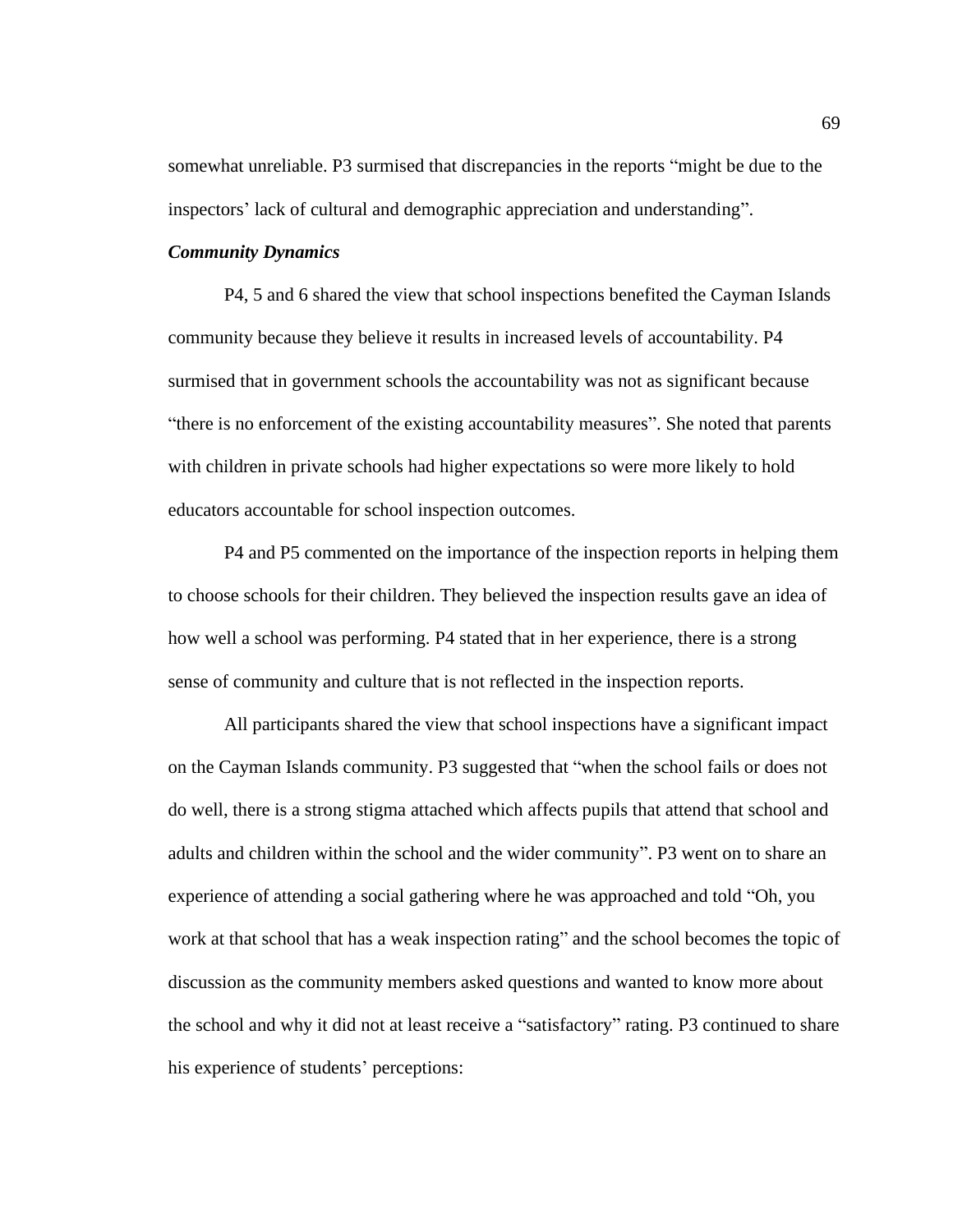somewhat unreliable. P3 surmised that discrepancies in the reports “might be due to the inspectors’ lack of cultural and demographic appreciation and understanding”.

### *Community Dynamics*

P4, 5 and 6 shared the view that school inspections benefited the Cayman Islands community because they believe it results in increased levels of accountability. P4 surmised that in government schools the accountability was not as significant because “there is no enforcement of the existing accountability measures”. She noted that parents with children in private schools had higher expectations so were more likely to hold educators accountable for school inspection outcomes.

P4 and P5 commented on the importance of the inspection reports in helping them to choose schools for their children. They believed the inspection results gave an idea of how well a school was performing. P4 stated that in her experience, there is a strong sense of community and culture that is not reflected in the inspection reports.

All participants shared the view that school inspections have a significant impact on the Cayman Islands community. P3 suggested that “when the school fails or does not do well, there is a strong stigma attached which affects pupils that attend that school and adults and children within the school and the wider community”. P3 went on to share an experience of attending a social gathering where he was approached and told “Oh, you work at that school that has a weak inspection rating” and the school becomes the topic of discussion as the community members asked questions and wanted to know more about the school and why it did not at least receive a “satisfactory” rating. P3 continued to share his experience of students’ perceptions: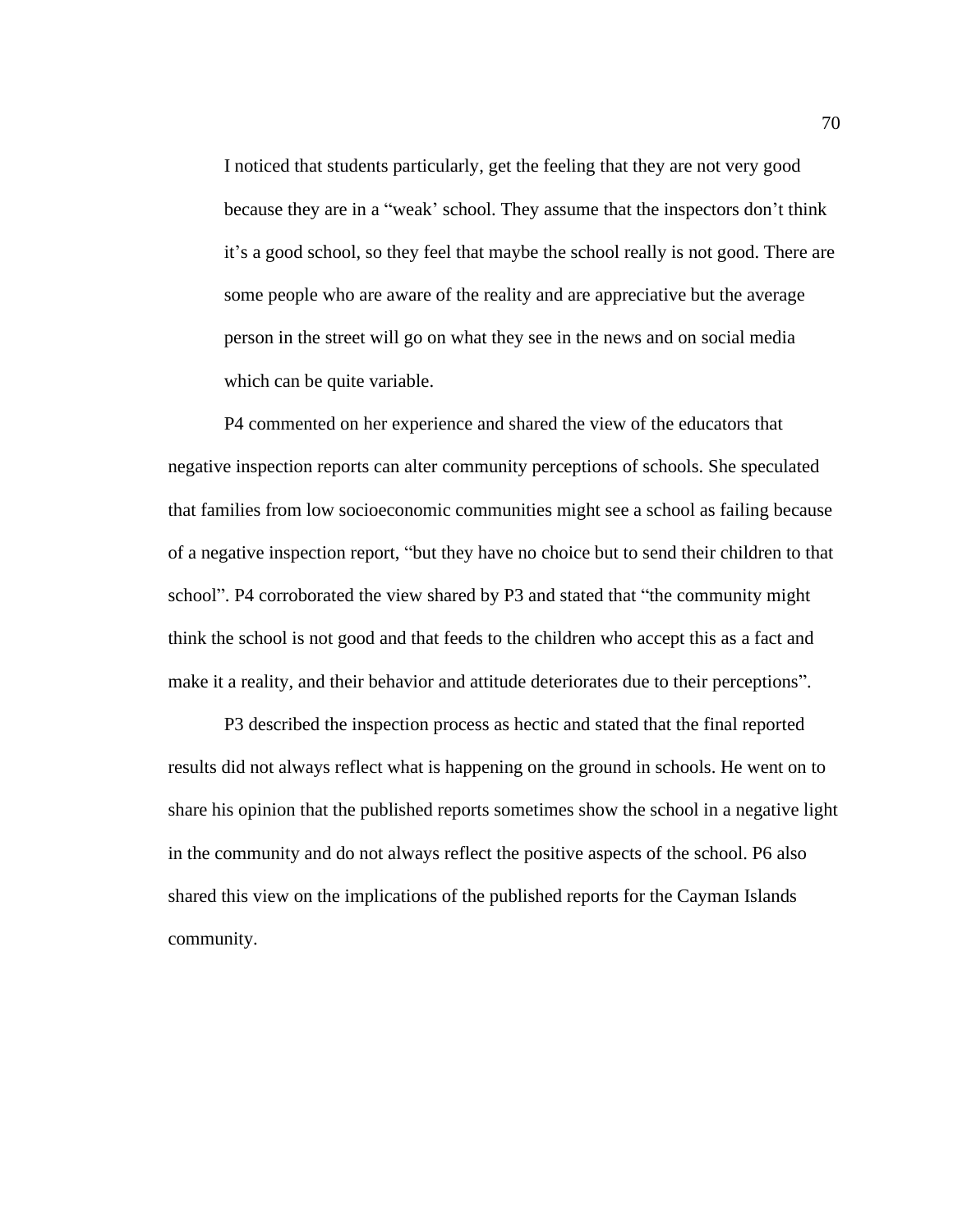> I noticed that students particularly, get the feeling that they are not very good because they are in a "weak' school. They assume that the inspectors don't think it's a good school, so they feel that maybe the school really is not good. There are some people who are aware of the reality and are appreciative but the average person in the street will go on what they see in the news and on social media which can be quite variable.

P4 commented on her experience and shared the view of the educators that negative inspection reports can alter community perceptions of schools. She speculated that families from low socioeconomic communities might see a school as failing because of a negative inspection report, "but they have no choice but to send their children to that school". P4 corroborated the view shared by P3 and stated that "the community might think the school is not good and that feeds to the children who accept this as a fact and make it a reality, and their behavior and attitude deteriorates due to their perceptions".

P3 described the inspection process as hectic and stated that the final reported results did not always reflect what is happening on the ground in schools. He went on to share his opinion that the published reports sometimes show the school in a negative light in the community and do not always reflect the positive aspects of the school. P6 also shared this view on the implications of the published reports for the Cayman Islands community.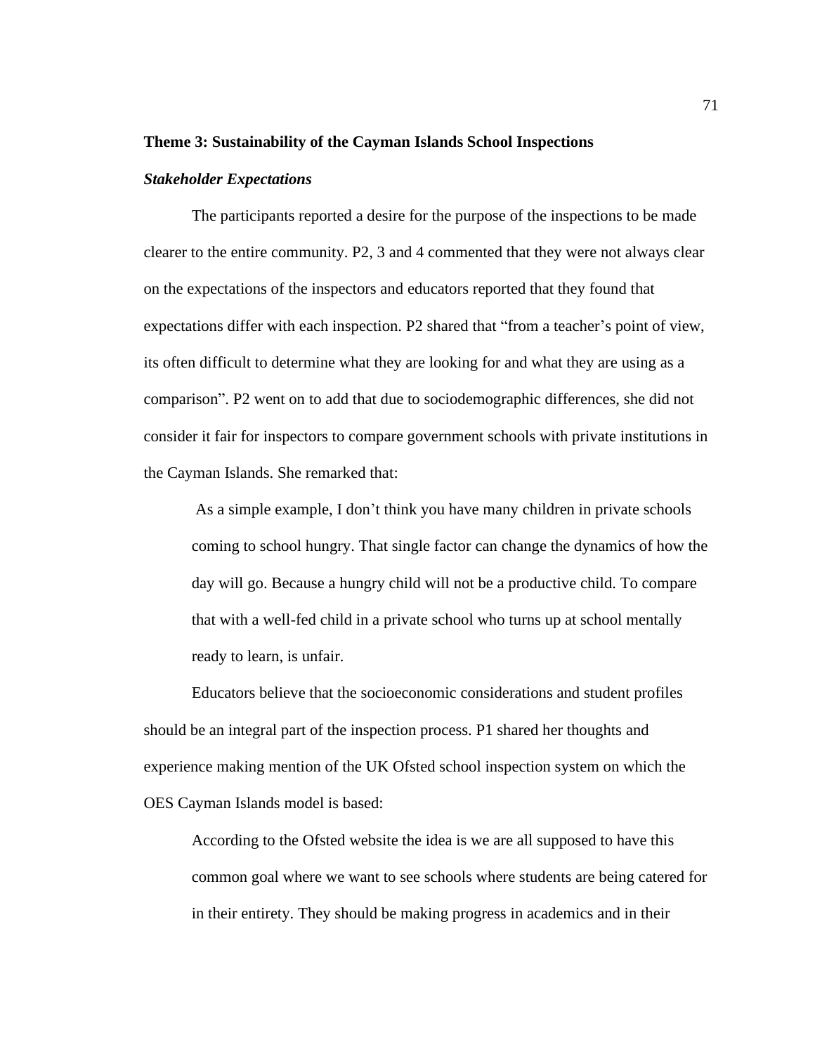**Theme 3: Sustainability of the Cayman Islands School Inspections**

***Stakeholder Expectations***

The participants reported a desire for the purpose of the inspections to be made clearer to the entire community. P2, 3 and 4 commented that they were not always clear on the expectations of the inspectors and educators reported that they found that expectations differ with each inspection. P2 shared that "from a teacher's point of view, its often difficult to determine what they are looking for and what they are using as a comparison". P2 went on to add that due to sociodemographic differences, she did not consider it fair for inspectors to compare government schools with private institutions in the Cayman Islands. She remarked that:

> As a simple example, I don't think you have many children in private schools coming to school hungry. That single factor can change the dynamics of how the day will go. Because a hungry child will not be a productive child. To compare that with a well-fed child in a private school who turns up at school mentally ready to learn, is unfair.

Educators believe that the socioeconomic considerations and student profiles should be an integral part of the inspection process. P1 shared her thoughts and experience making mention of the UK Ofsted school inspection system on which the OES Cayman Islands model is based:

> According to the Ofsted website the idea is we are all supposed to have this common goal where we want to see schools where students are being catered for in their entirety. They should be making progress in academics and in their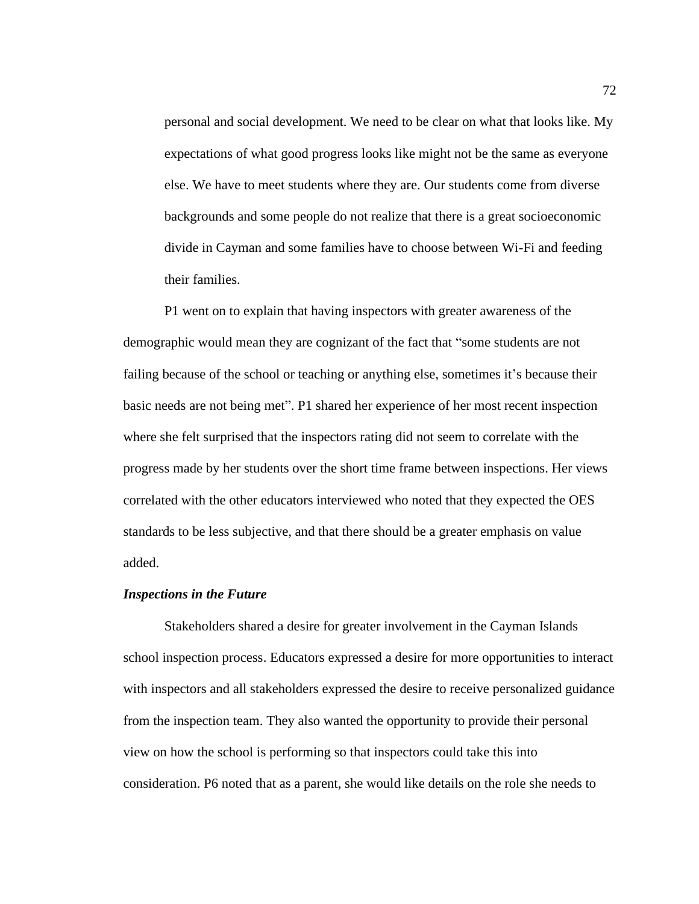> personal and social development. We need to be clear on what that looks like. My expectations of what good progress looks like might not be the same as everyone else. We have to meet students where they are. Our students come from diverse backgrounds and some people do not realize that there is a great socioeconomic divide in Cayman and some families have to choose between Wi-Fi and feeding their families.

P1 went on to explain that having inspectors with greater awareness of the demographic would mean they are cognizant of the fact that "some students are not failing because of the school or teaching or anything else, sometimes it's because their basic needs are not being met". P1 shared her experience of her most recent inspection where she felt surprised that the inspectors rating did not seem to correlate with the progress made by her students over the short time frame between inspections. Her views correlated with the other educators interviewed who noted that they expected the OES standards to be less subjective, and that there should be a greater emphasis on value added.

### *Inspections in the Future*

Stakeholders shared a desire for greater involvement in the Cayman Islands school inspection process. Educators expressed a desire for more opportunities to interact with inspectors and all stakeholders expressed the desire to receive personalized guidance from the inspection team. They also wanted the opportunity to provide their personal view on how the school is performing so that inspectors could take this into consideration. P6 noted that as a parent, she would like details on the role she needs to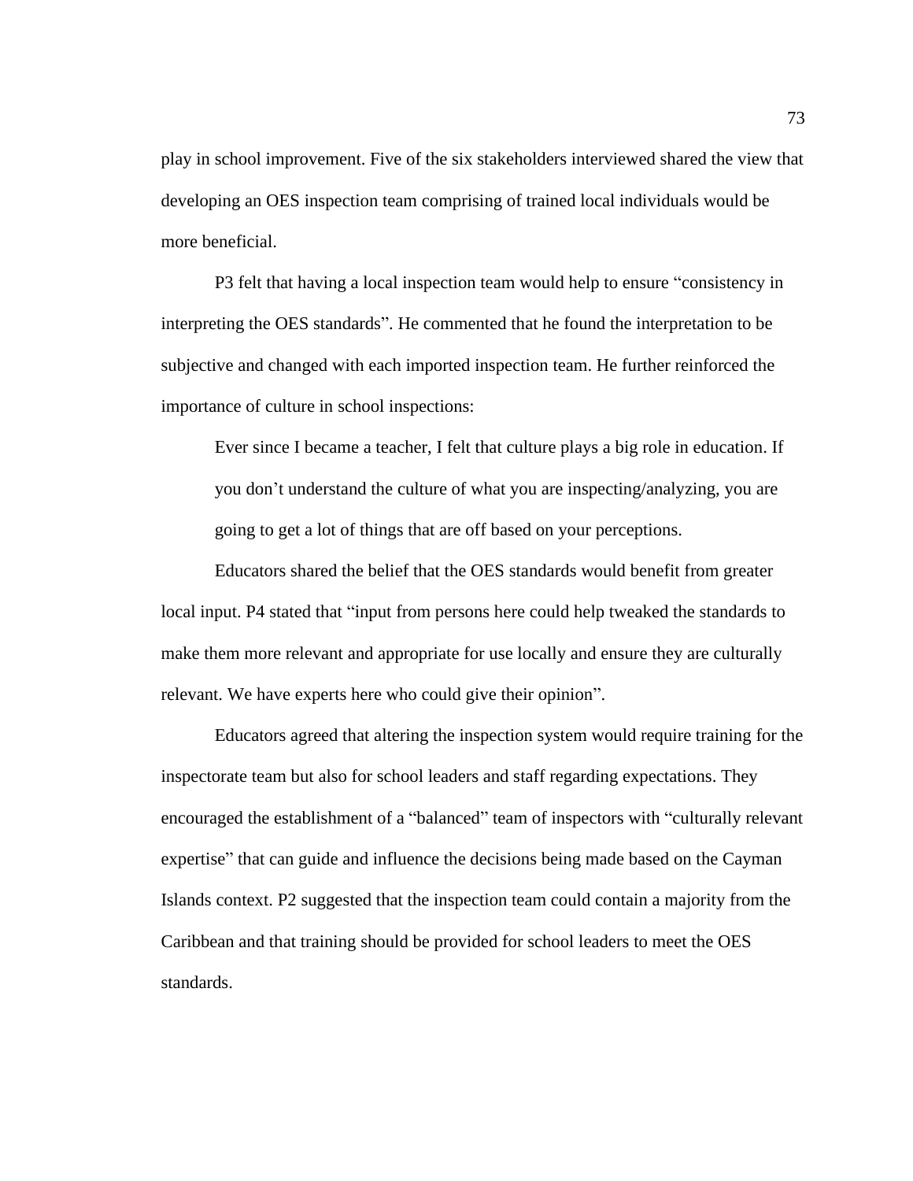play in school improvement. Five of the six stakeholders interviewed shared the view that developing an OES inspection team comprising of trained local individuals would be more beneficial.

P3 felt that having a local inspection team would help to ensure “consistency in interpreting the OES standards”. He commented that he found the interpretation to be subjective and changed with each imported inspection team. He further reinforced the importance of culture in school inspections:

> Ever since I became a teacher, I felt that culture plays a big role in education. If you don’t understand the culture of what you are inspecting/analyzing, you are going to get a lot of things that are off based on your perceptions.

Educators shared the belief that the OES standards would benefit from greater local input. P4 stated that “input from persons here could help tweaked the standards to make them more relevant and appropriate for use locally and ensure they are culturally relevant. We have experts here who could give their opinion”.

Educators agreed that altering the inspection system would require training for the inspectorate team but also for school leaders and staff regarding expectations. They encouraged the establishment of a “balanced” team of inspectors with “culturally relevant expertise” that can guide and influence the decisions being made based on the Cayman Islands context. P2 suggested that the inspection team could contain a majority from the Caribbean and that training should be provided for school leaders to meet the OES standards.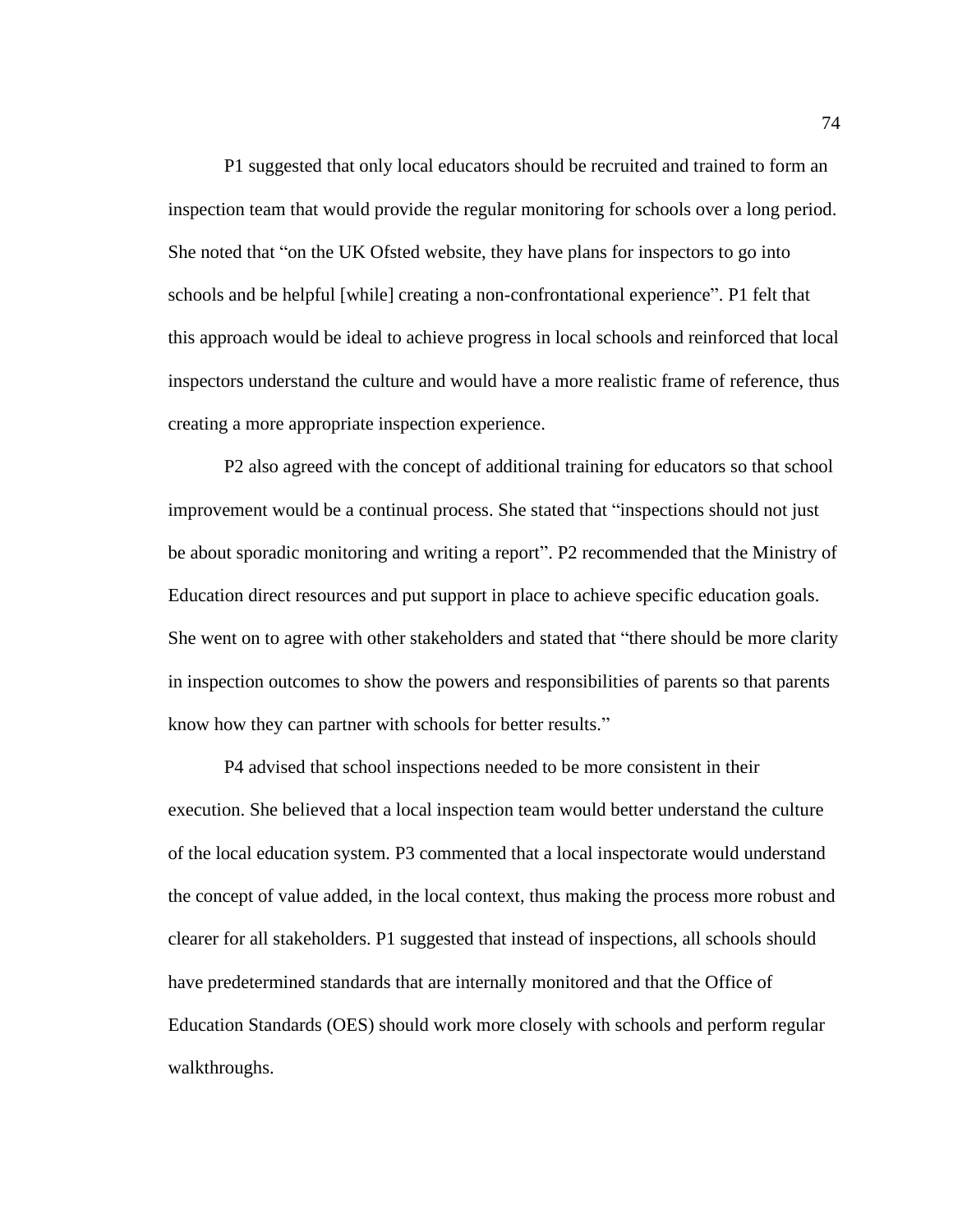P1 suggested that only local educators should be recruited and trained to form an inspection team that would provide the regular monitoring for schools over a long period. She noted that "on the UK Ofsted website, they have plans for inspectors to go into schools and be helpful [while] creating a non-confrontational experience". P1 felt that this approach would be ideal to achieve progress in local schools and reinforced that local inspectors understand the culture and would have a more realistic frame of reference, thus creating a more appropriate inspection experience.

P2 also agreed with the concept of additional training for educators so that school improvement would be a continual process. She stated that "inspections should not just be about sporadic monitoring and writing a report". P2 recommended that the Ministry of Education direct resources and put support in place to achieve specific education goals. She went on to agree with other stakeholders and stated that "there should be more clarity in inspection outcomes to show the powers and responsibilities of parents so that parents know how they can partner with schools for better results."

P4 advised that school inspections needed to be more consistent in their execution. She believed that a local inspection team would better understand the culture of the local education system. P3 commented that a local inspectorate would understand the concept of value added, in the local context, thus making the process more robust and clearer for all stakeholders. P1 suggested that instead of inspections, all schools should have predetermined standards that are internally monitored and that the Office of Education Standards (OES) should work more closely with schools and perform regular walkthroughs.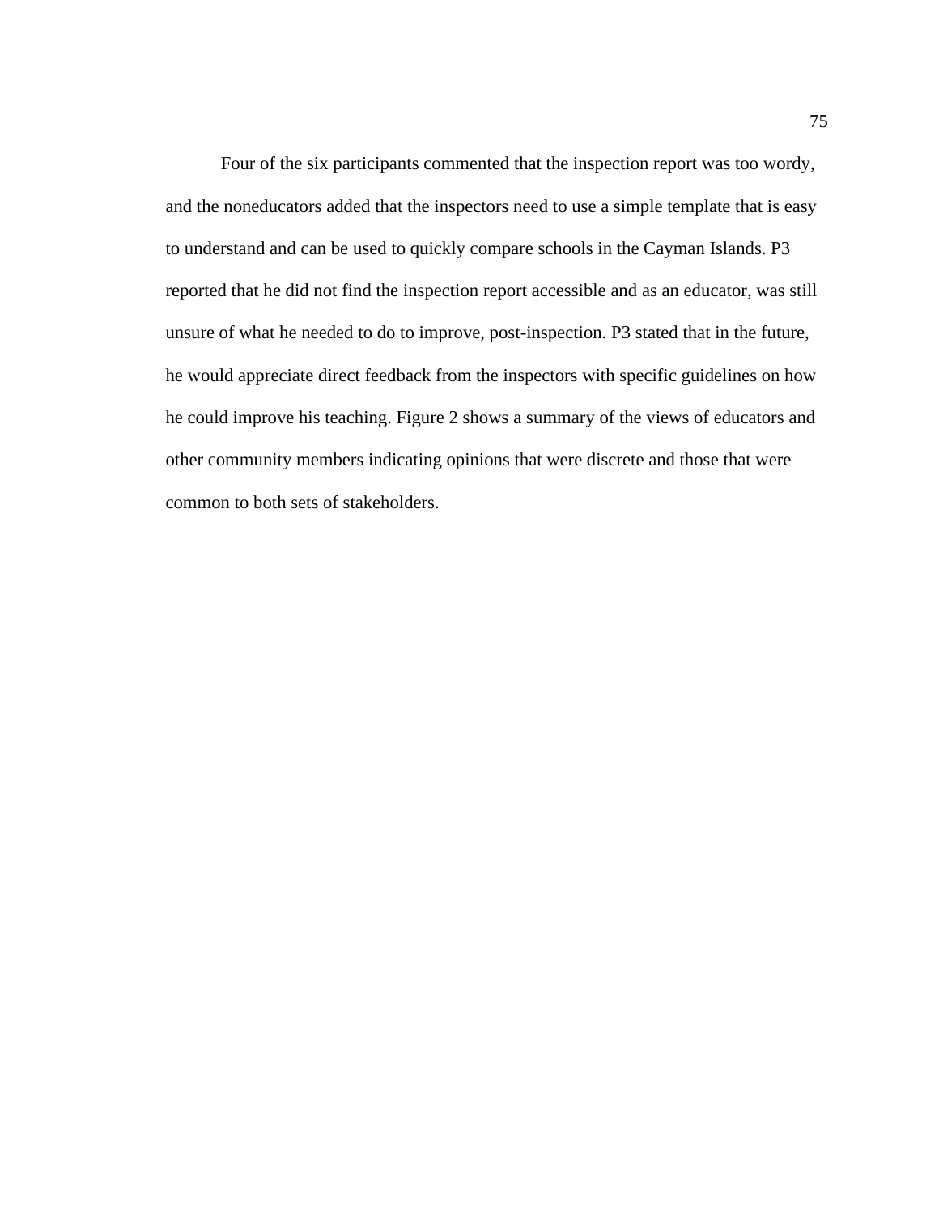Four of the six participants commented that the inspection report was too wordy, and the noneducators added that the inspectors need to use a simple template that is easy to understand and can be used to quickly compare schools in the Cayman Islands. P3 reported that he did not find the inspection report accessible and as an educator, was still unsure of what he needed to do to improve, post-inspection. P3 stated that in the future, he would appreciate direct feedback from the inspectors with specific guidelines on how he could improve his teaching. Figure 2 shows a summary of the views of educators and other community members indicating opinions that were discrete and those that were common to both sets of stakeholders.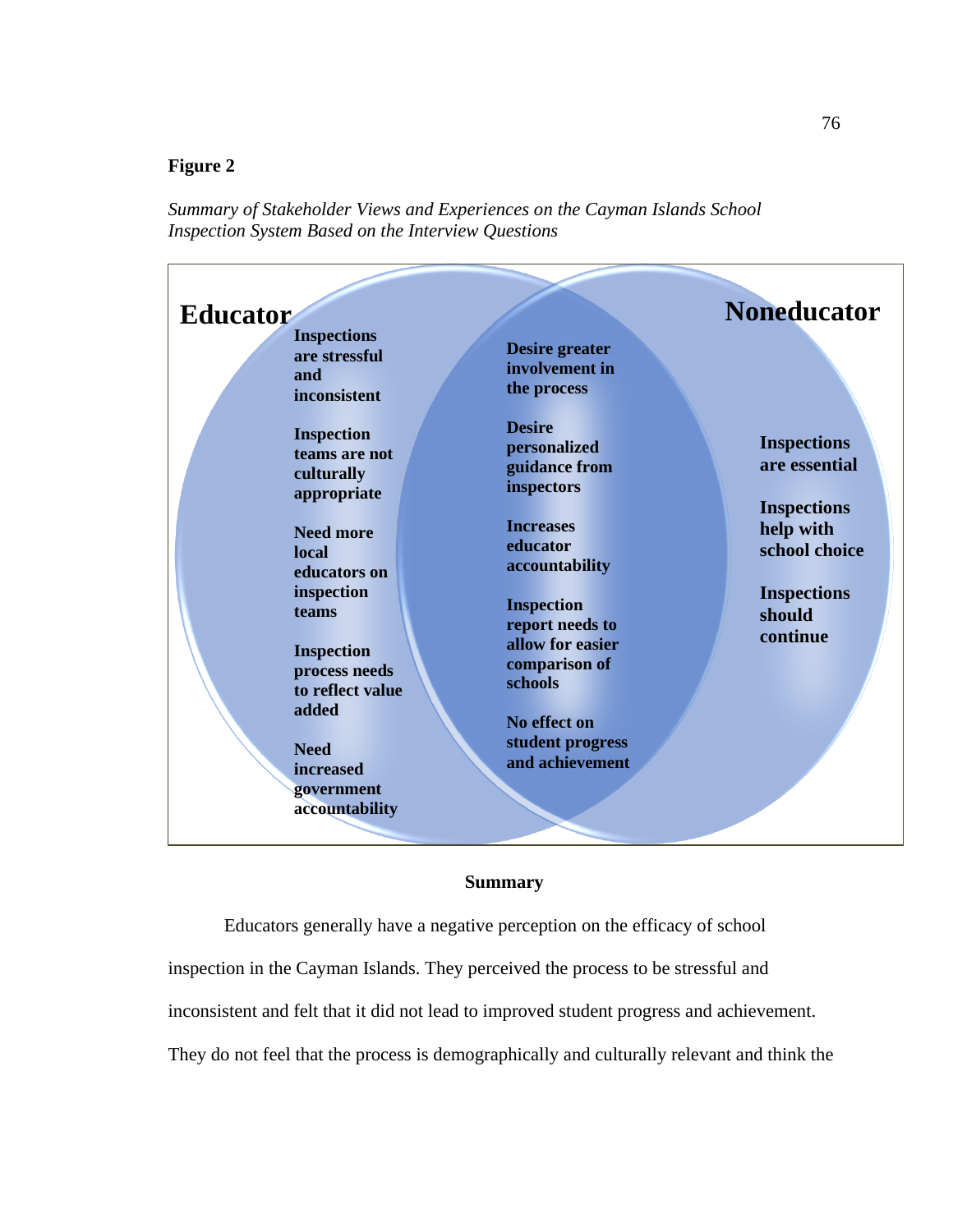**Figure 2**

*Summary of Stakeholder Views and Experiences on the Cayman Islands School Inspection System Based on the Interview Questions*

**Educator**

- Inspections are stressful and inconsistent
- Inspection teams are not culturally appropriate
- Need more local educators on inspection teams
- Inspection process needs to reflect value added
- Need increased government accountability

**Both (overlap)**

- Desire greater involvement in the process
- Desire personalized guidance from inspectors
- Increases educator accountability
- Inspection report needs to allow for easier comparison of schools
- No effect on student progress and achievement

**Noneducator**

- Inspections are essential
- Inspections help with school choice
- Inspections should continue

## Summary

Educators generally have a negative perception on the efficacy of school inspection in the Cayman Islands. They perceived the process to be stressful and inconsistent and felt that it did not lead to improved student progress and achievement. They do not feel that the process is demographically and culturally relevant and think the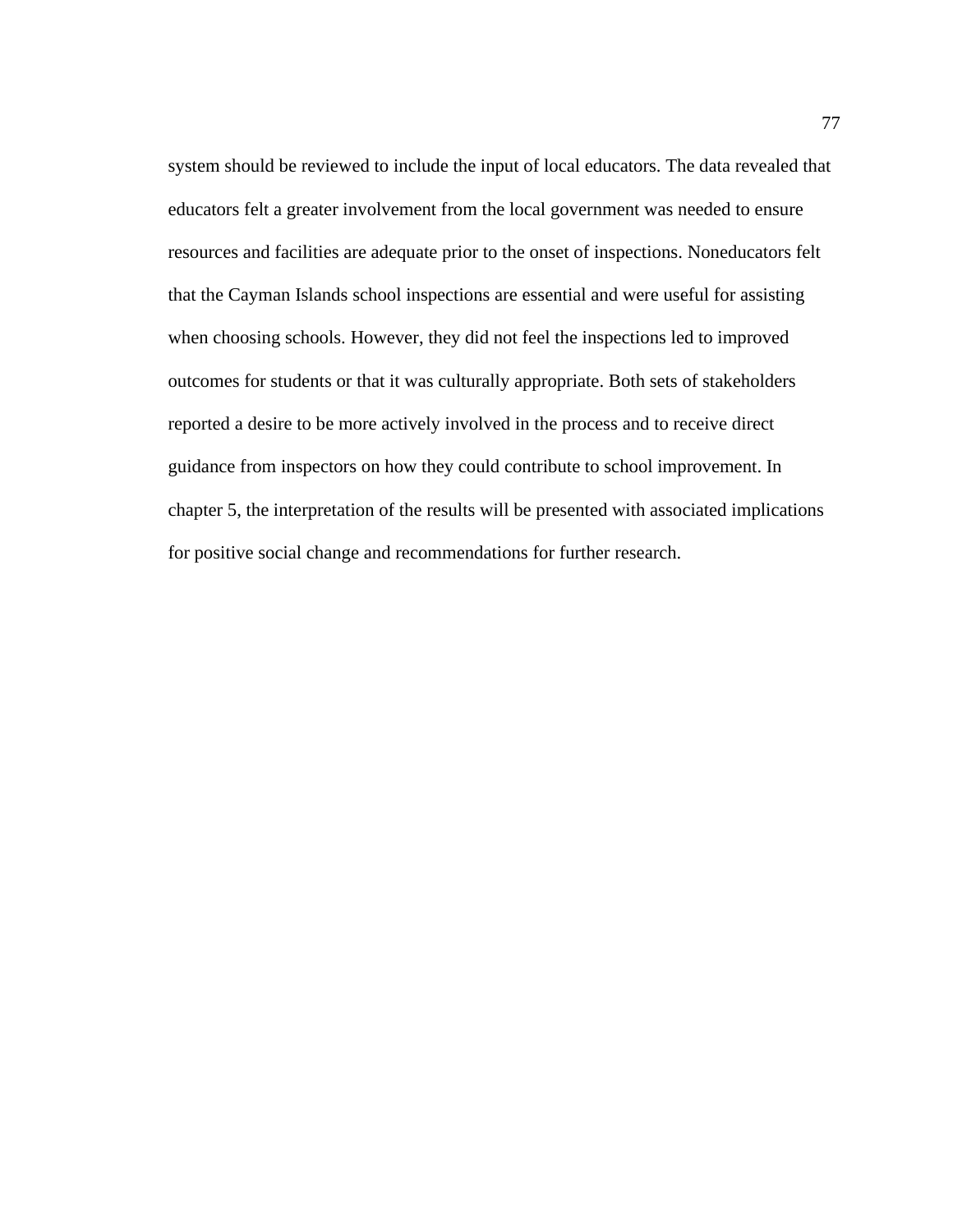system should be reviewed to include the input of local educators. The data revealed that educators felt a greater involvement from the local government was needed to ensure resources and facilities are adequate prior to the onset of inspections. Noneducators felt that the Cayman Islands school inspections are essential and were useful for assisting when choosing schools. However, they did not feel the inspections led to improved outcomes for students or that it was culturally appropriate. Both sets of stakeholders reported a desire to be more actively involved in the process and to receive direct guidance from inspectors on how they could contribute to school improvement. In chapter 5, the interpretation of the results will be presented with associated implications for positive social change and recommendations for further research.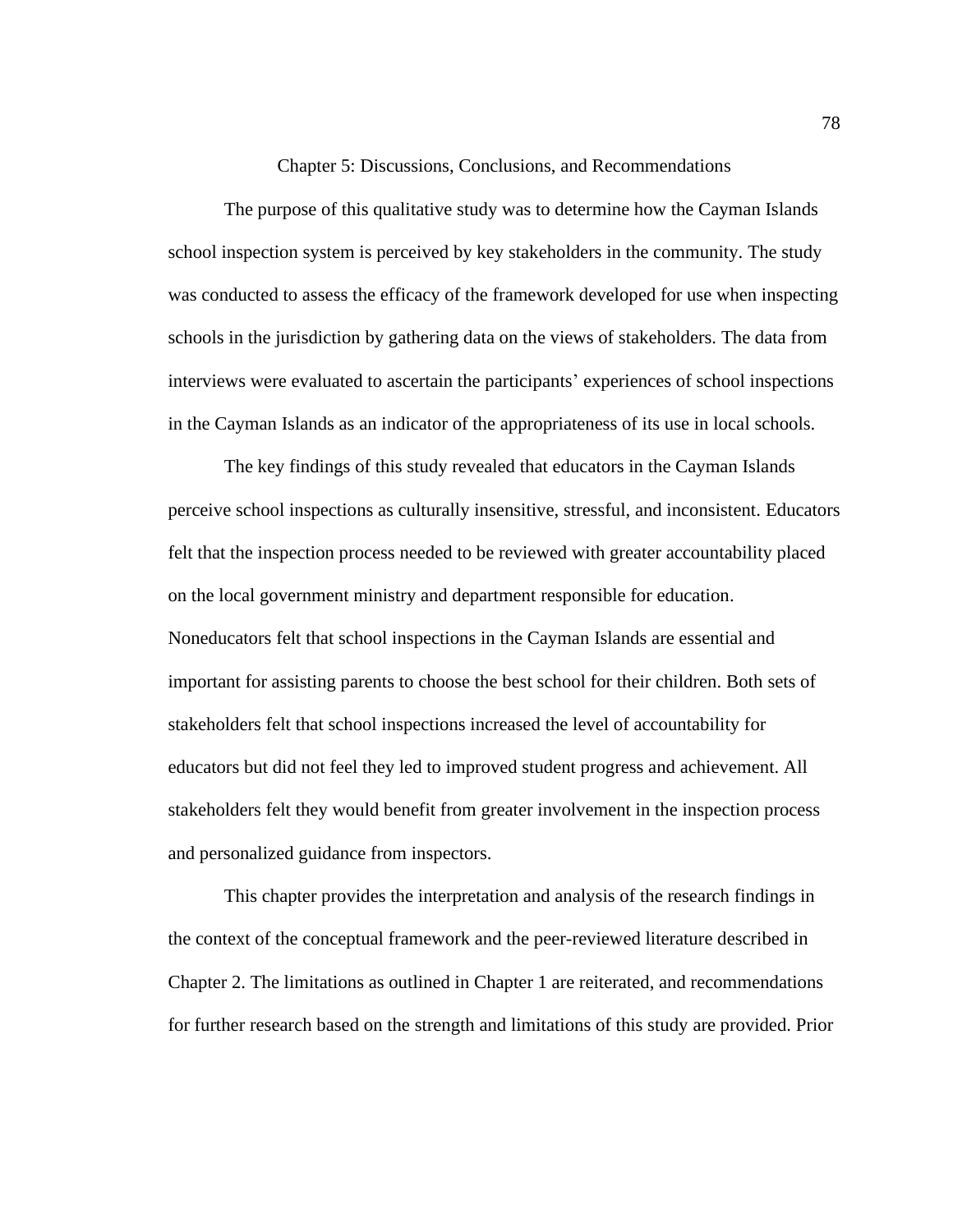# Chapter 5: Discussions, Conclusions, and Recommendations

The purpose of this qualitative study was to determine how the Cayman Islands school inspection system is perceived by key stakeholders in the community. The study was conducted to assess the efficacy of the framework developed for use when inspecting schools in the jurisdiction by gathering data on the views of stakeholders. The data from interviews were evaluated to ascertain the participants' experiences of school inspections in the Cayman Islands as an indicator of the appropriateness of its use in local schools.

The key findings of this study revealed that educators in the Cayman Islands perceive school inspections as culturally insensitive, stressful, and inconsistent. Educators felt that the inspection process needed to be reviewed with greater accountability placed on the local government ministry and department responsible for education. Noneducators felt that school inspections in the Cayman Islands are essential and important for assisting parents to choose the best school for their children. Both sets of stakeholders felt that school inspections increased the level of accountability for educators but did not feel they led to improved student progress and achievement. All stakeholders felt they would benefit from greater involvement in the inspection process and personalized guidance from inspectors.

This chapter provides the interpretation and analysis of the research findings in the context of the conceptual framework and the peer-reviewed literature described in Chapter 2. The limitations as outlined in Chapter 1 are reiterated, and recommendations for further research based on the strength and limitations of this study are provided. Prior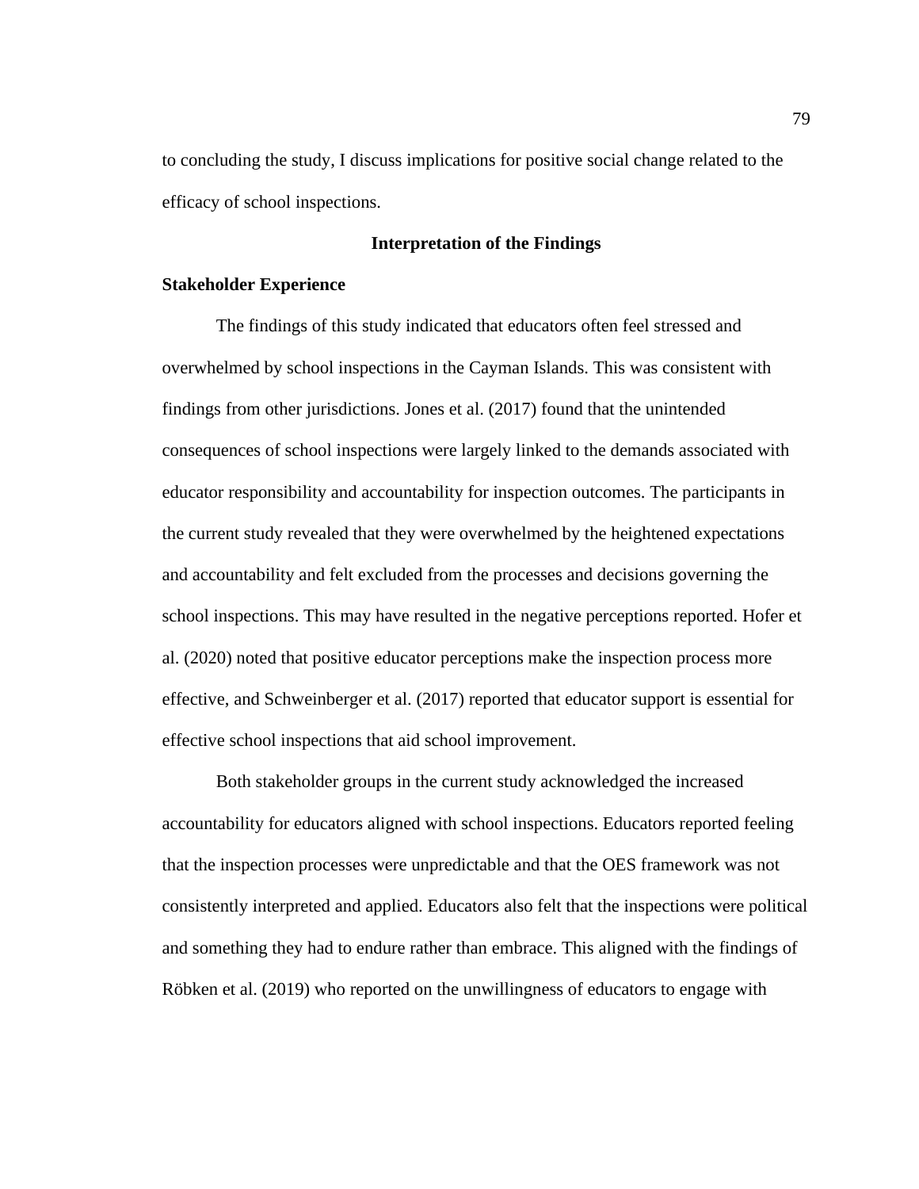to concluding the study, I discuss implications for positive social change related to the efficacy of school inspections.

## Interpretation of the Findings

### Stakeholder Experience

The findings of this study indicated that educators often feel stressed and overwhelmed by school inspections in the Cayman Islands. This was consistent with findings from other jurisdictions. Jones et al. (2017) found that the unintended consequences of school inspections were largely linked to the demands associated with educator responsibility and accountability for inspection outcomes. The participants in the current study revealed that they were overwhelmed by the heightened expectations and accountability and felt excluded from the processes and decisions governing the school inspections. This may have resulted in the negative perceptions reported. Hofer et al. (2020) noted that positive educator perceptions make the inspection process more effective, and Schweinberger et al. (2017) reported that educator support is essential for effective school inspections that aid school improvement.

Both stakeholder groups in the current study acknowledged the increased accountability for educators aligned with school inspections. Educators reported feeling that the inspection processes were unpredictable and that the OES framework was not consistently interpreted and applied. Educators also felt that the inspections were political and something they had to endure rather than embrace. This aligned with the findings of Röbken et al. (2019) who reported on the unwillingness of educators to engage with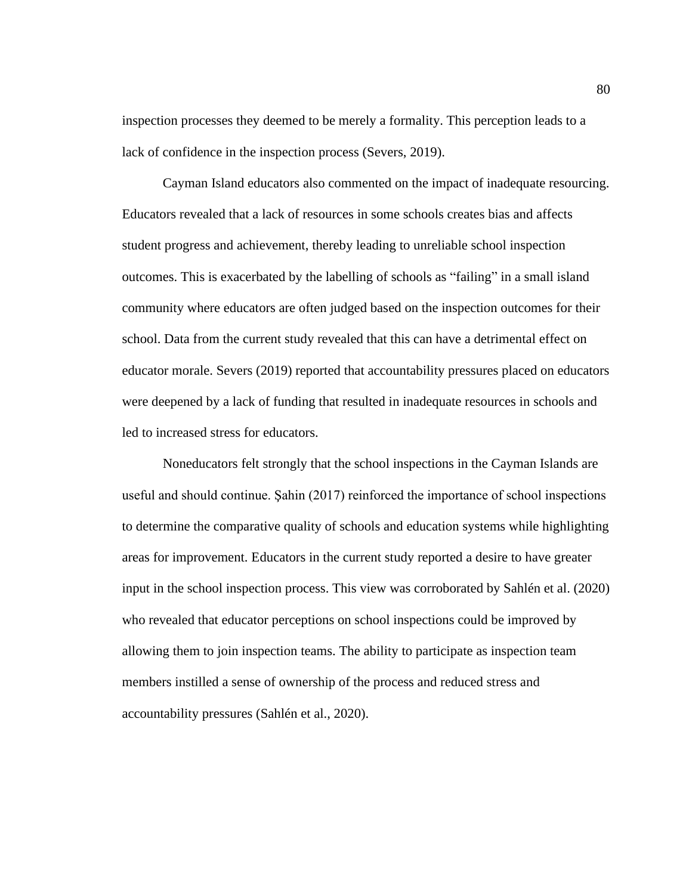inspection processes they deemed to be merely a formality. This perception leads to a lack of confidence in the inspection process (Severs, 2019).

Cayman Island educators also commented on the impact of inadequate resourcing. Educators revealed that a lack of resources in some schools creates bias and affects student progress and achievement, thereby leading to unreliable school inspection outcomes. This is exacerbated by the labelling of schools as “failing” in a small island community where educators are often judged based on the inspection outcomes for their school. Data from the current study revealed that this can have a detrimental effect on educator morale. Severs (2019) reported that accountability pressures placed on educators were deepened by a lack of funding that resulted in inadequate resources in schools and led to increased stress for educators.

Noneducators felt strongly that the school inspections in the Cayman Islands are useful and should continue. Șahin (2017) reinforced the importance of school inspections to determine the comparative quality of schools and education systems while highlighting areas for improvement. Educators in the current study reported a desire to have greater input in the school inspection process. This view was corroborated by Sahlén et al. (2020) who revealed that educator perceptions on school inspections could be improved by allowing them to join inspection teams. The ability to participate as inspection team members instilled a sense of ownership of the process and reduced stress and accountability pressures (Sahlén et al., 2020).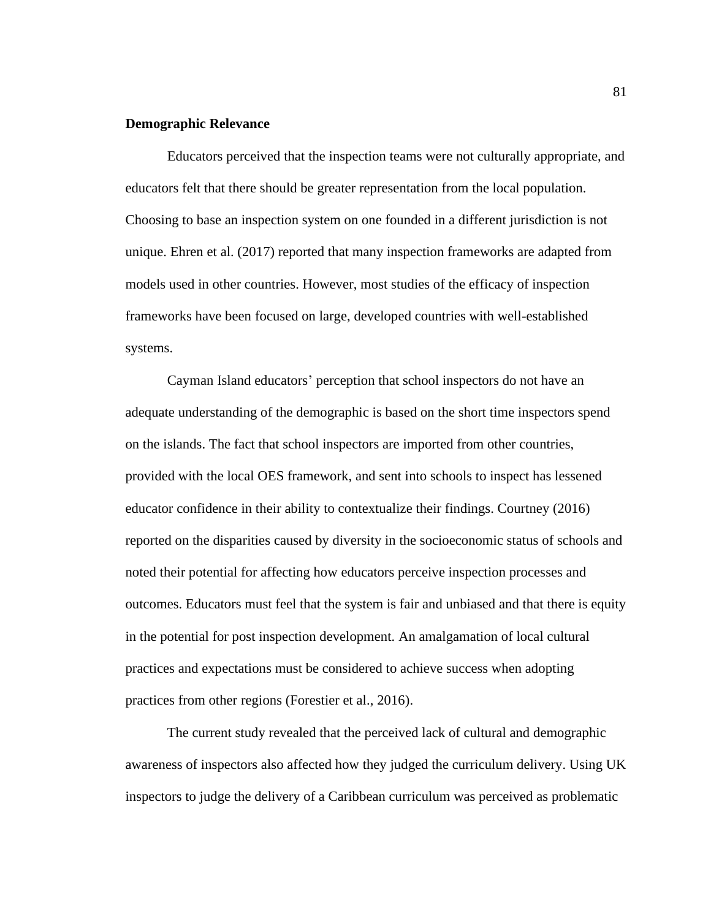**Demographic Relevance**

Educators perceived that the inspection teams were not culturally appropriate, and educators felt that there should be greater representation from the local population. Choosing to base an inspection system on one founded in a different jurisdiction is not unique. Ehren et al. (2017) reported that many inspection frameworks are adapted from models used in other countries. However, most studies of the efficacy of inspection frameworks have been focused on large, developed countries with well-established systems.

Cayman Island educators' perception that school inspectors do not have an adequate understanding of the demographic is based on the short time inspectors spend on the islands. The fact that school inspectors are imported from other countries, provided with the local OES framework, and sent into schools to inspect has lessened educator confidence in their ability to contextualize their findings. Courtney (2016) reported on the disparities caused by diversity in the socioeconomic status of schools and noted their potential for affecting how educators perceive inspection processes and outcomes. Educators must feel that the system is fair and unbiased and that there is equity in the potential for post inspection development. An amalgamation of local cultural practices and expectations must be considered to achieve success when adopting practices from other regions (Forestier et al., 2016).

The current study revealed that the perceived lack of cultural and demographic awareness of inspectors also affected how they judged the curriculum delivery. Using UK inspectors to judge the delivery of a Caribbean curriculum was perceived as problematic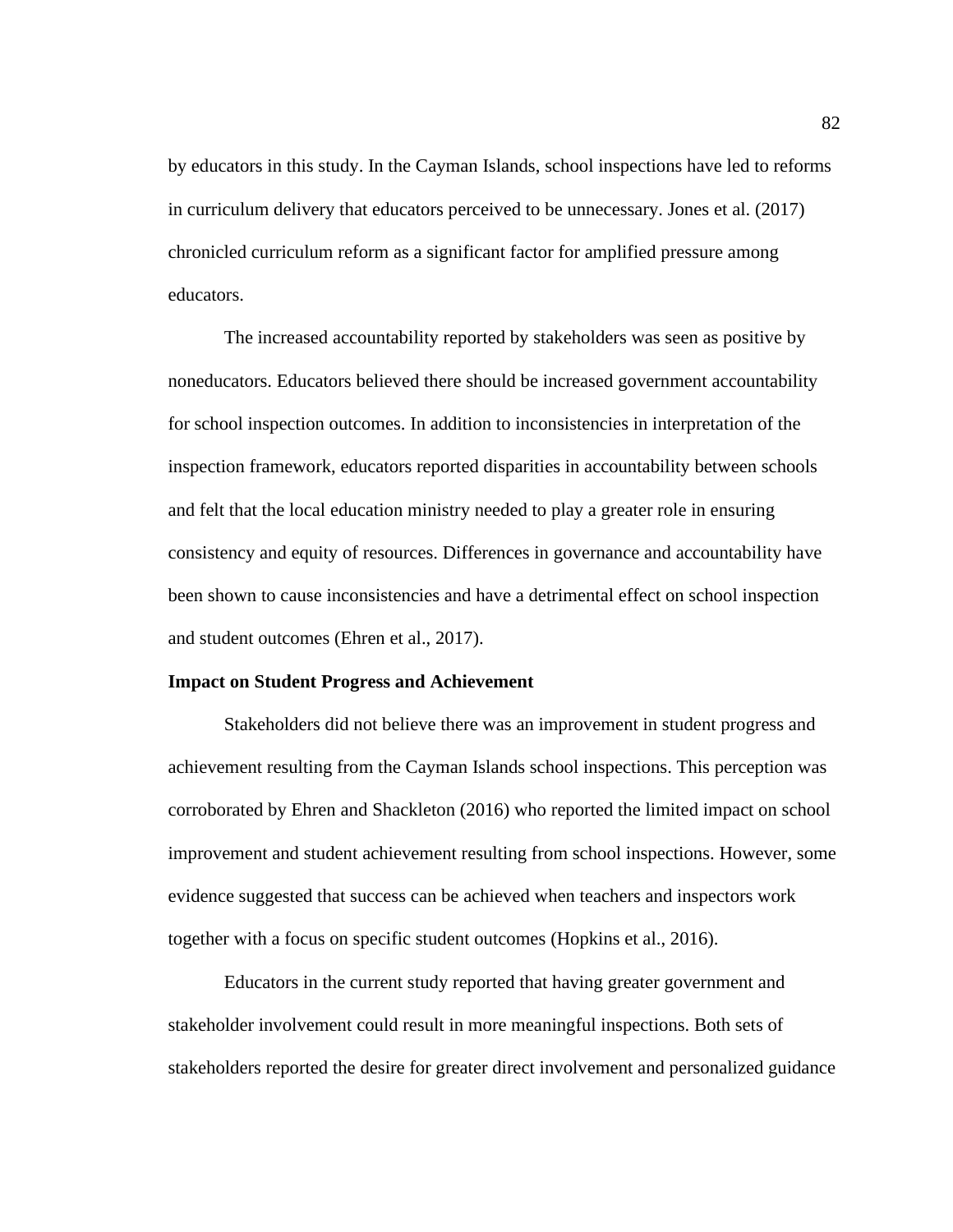by educators in this study. In the Cayman Islands, school inspections have led to reforms in curriculum delivery that educators perceived to be unnecessary. Jones et al. (2017) chronicled curriculum reform as a significant factor for amplified pressure among educators.

The increased accountability reported by stakeholders was seen as positive by noneducators. Educators believed there should be increased government accountability for school inspection outcomes. In addition to inconsistencies in interpretation of the inspection framework, educators reported disparities in accountability between schools and felt that the local education ministry needed to play a greater role in ensuring consistency and equity of resources. Differences in governance and accountability have been shown to cause inconsistencies and have a detrimental effect on school inspection and student outcomes (Ehren et al., 2017).

**Impact on Student Progress and Achievement**

Stakeholders did not believe there was an improvement in student progress and achievement resulting from the Cayman Islands school inspections. This perception was corroborated by Ehren and Shackleton (2016) who reported the limited impact on school improvement and student achievement resulting from school inspections. However, some evidence suggested that success can be achieved when teachers and inspectors work together with a focus on specific student outcomes (Hopkins et al., 2016).

Educators in the current study reported that having greater government and stakeholder involvement could result in more meaningful inspections. Both sets of stakeholders reported the desire for greater direct involvement and personalized guidance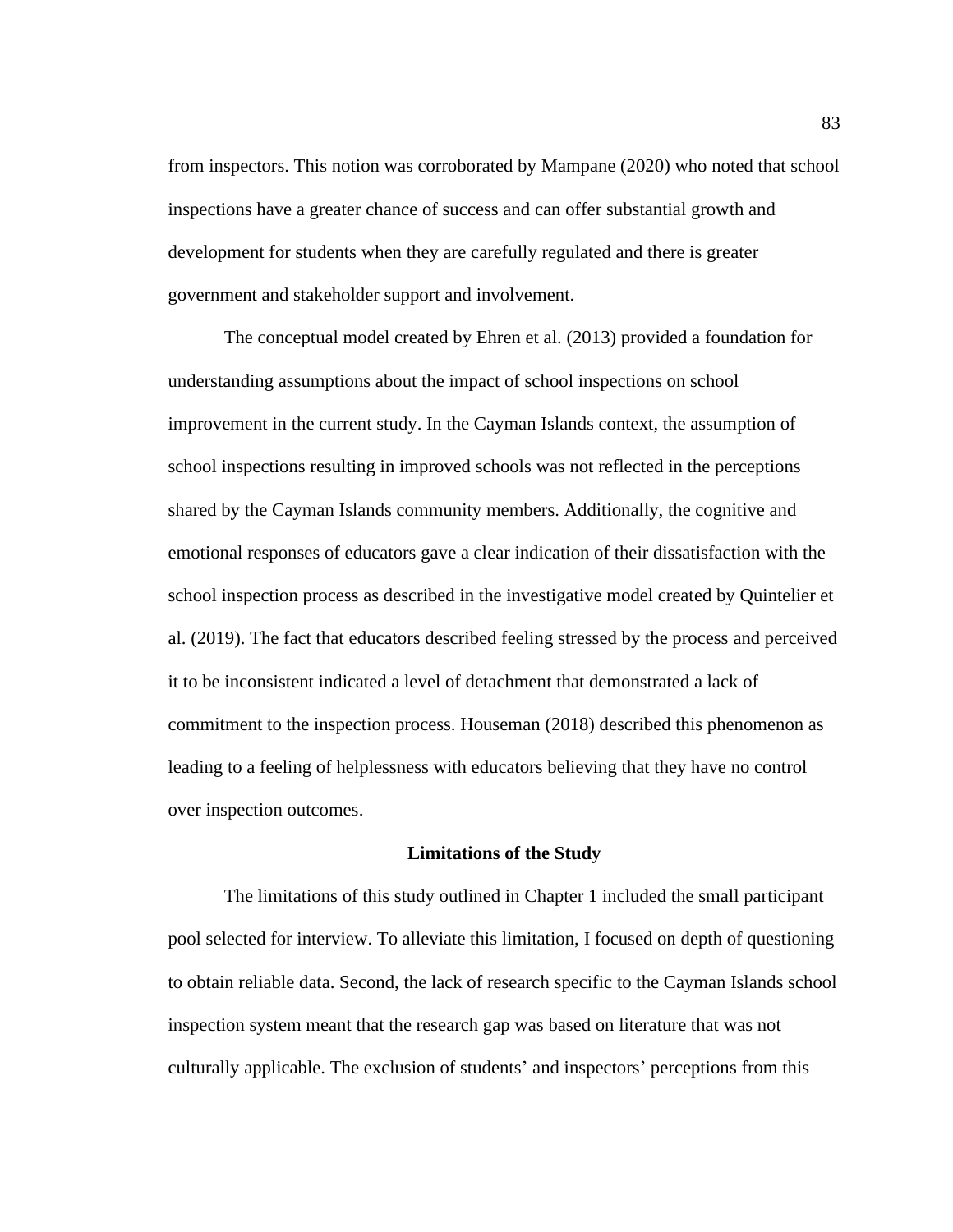from inspectors. This notion was corroborated by Mampane (2020) who noted that school inspections have a greater chance of success and can offer substantial growth and development for students when they are carefully regulated and there is greater government and stakeholder support and involvement.

The conceptual model created by Ehren et al. (2013) provided a foundation for understanding assumptions about the impact of school inspections on school improvement in the current study. In the Cayman Islands context, the assumption of school inspections resulting in improved schools was not reflected in the perceptions shared by the Cayman Islands community members. Additionally, the cognitive and emotional responses of educators gave a clear indication of their dissatisfaction with the school inspection process as described in the investigative model created by Quintelier et al. (2019). The fact that educators described feeling stressed by the process and perceived it to be inconsistent indicated a level of detachment that demonstrated a lack of commitment to the inspection process. Houseman (2018) described this phenomenon as leading to a feeling of helplessness with educators believing that they have no control over inspection outcomes.

## Limitations of the Study

The limitations of this study outlined in Chapter 1 included the small participant pool selected for interview. To alleviate this limitation, I focused on depth of questioning to obtain reliable data. Second, the lack of research specific to the Cayman Islands school inspection system meant that the research gap was based on literature that was not culturally applicable. The exclusion of students' and inspectors' perceptions from this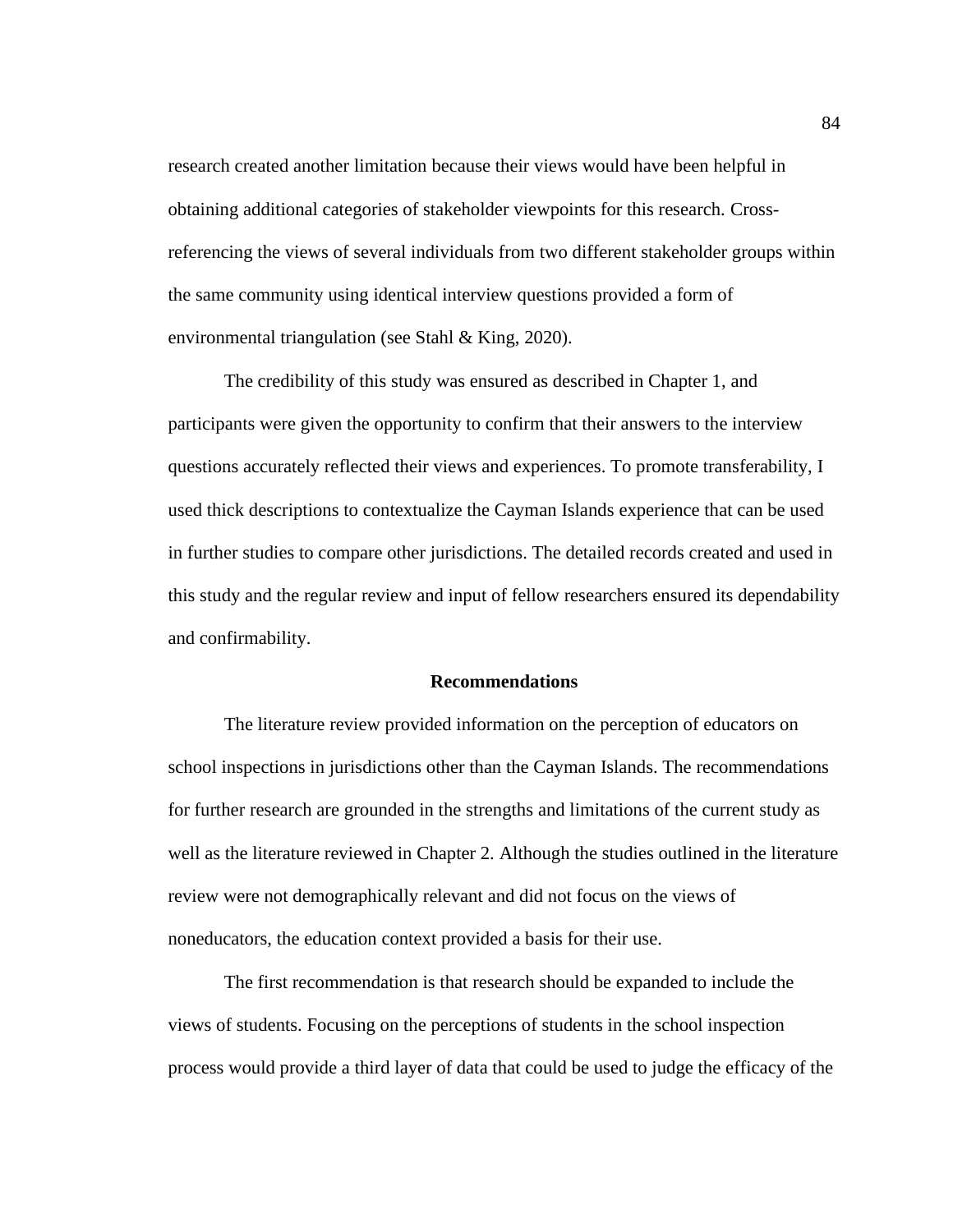research created another limitation because their views would have been helpful in obtaining additional categories of stakeholder viewpoints for this research. Cross-referencing the views of several individuals from two different stakeholder groups within the same community using identical interview questions provided a form of environmental triangulation (see Stahl & King, 2020).

The credibility of this study was ensured as described in Chapter 1, and participants were given the opportunity to confirm that their answers to the interview questions accurately reflected their views and experiences. To promote transferability, I used thick descriptions to contextualize the Cayman Islands experience that can be used in further studies to compare other jurisdictions. The detailed records created and used in this study and the regular review and input of fellow researchers ensured its dependability and confirmability.

## Recommendations

The literature review provided information on the perception of educators on school inspections in jurisdictions other than the Cayman Islands. The recommendations for further research are grounded in the strengths and limitations of the current study as well as the literature reviewed in Chapter 2. Although the studies outlined in the literature review were not demographically relevant and did not focus on the views of noneducators, the education context provided a basis for their use.

The first recommendation is that research should be expanded to include the views of students. Focusing on the perceptions of students in the school inspection process would provide a third layer of data that could be used to judge the efficacy of the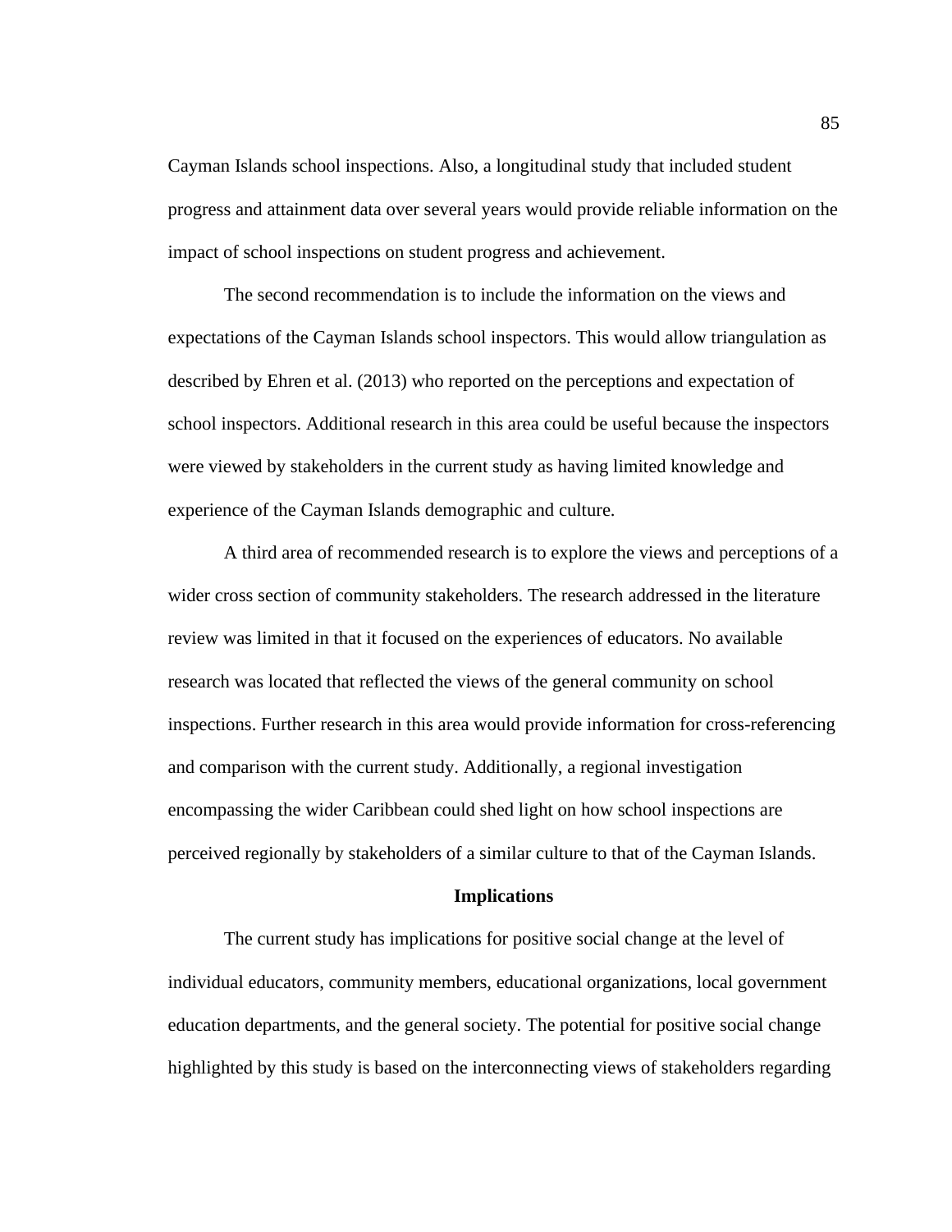Cayman Islands school inspections. Also, a longitudinal study that included student progress and attainment data over several years would provide reliable information on the impact of school inspections on student progress and achievement.

The second recommendation is to include the information on the views and expectations of the Cayman Islands school inspectors. This would allow triangulation as described by Ehren et al. (2013) who reported on the perceptions and expectation of school inspectors. Additional research in this area could be useful because the inspectors were viewed by stakeholders in the current study as having limited knowledge and experience of the Cayman Islands demographic and culture.

A third area of recommended research is to explore the views and perceptions of a wider cross section of community stakeholders. The research addressed in the literature review was limited in that it focused on the experiences of educators. No available research was located that reflected the views of the general community on school inspections. Further research in this area would provide information for cross-referencing and comparison with the current study. Additionally, a regional investigation encompassing the wider Caribbean could shed light on how school inspections are perceived regionally by stakeholders of a similar culture to that of the Cayman Islands.

## Implications

The current study has implications for positive social change at the level of individual educators, community members, educational organizations, local government education departments, and the general society. The potential for positive social change highlighted by this study is based on the interconnecting views of stakeholders regarding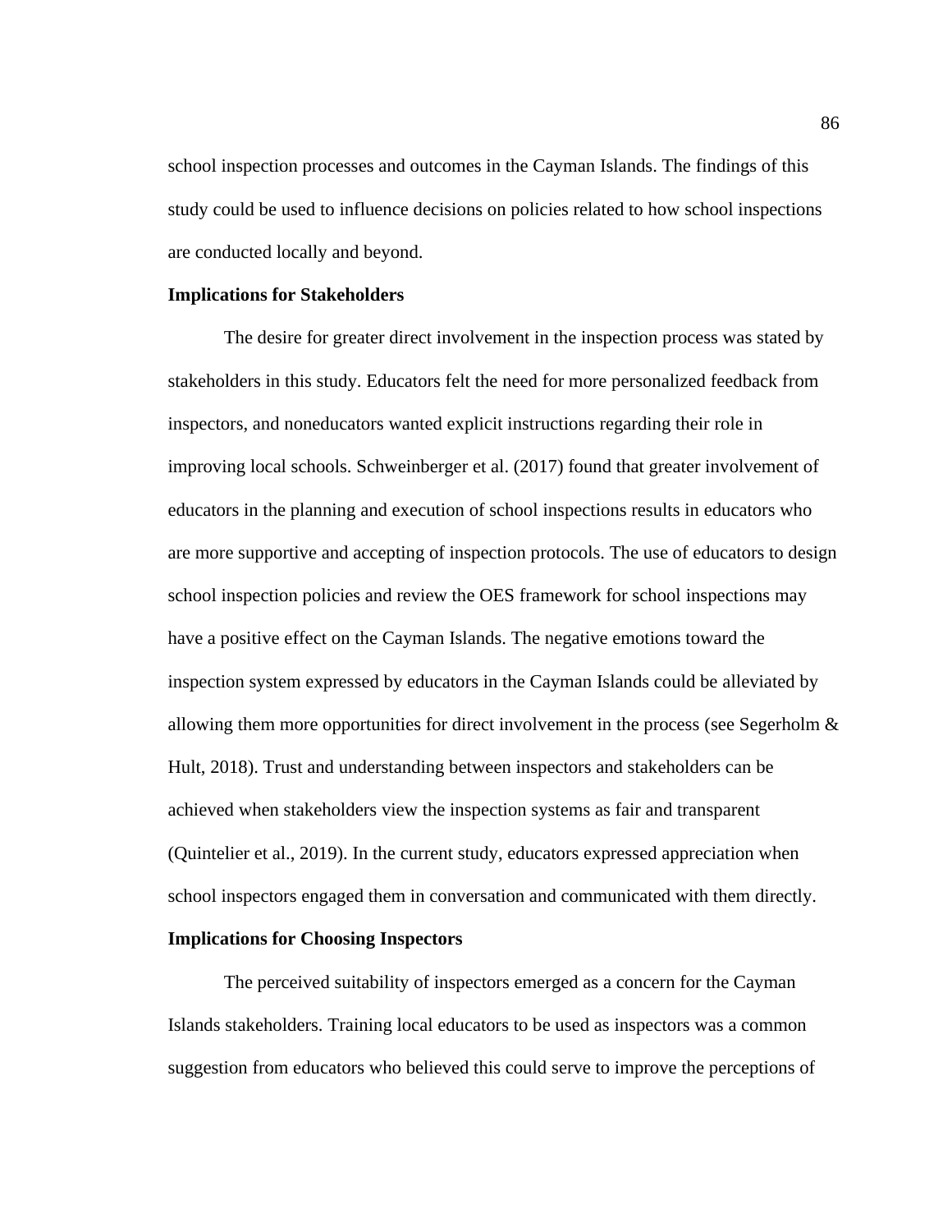school inspection processes and outcomes in the Cayman Islands. The findings of this study could be used to influence decisions on policies related to how school inspections are conducted locally and beyond.

**Implications for Stakeholders**

The desire for greater direct involvement in the inspection process was stated by stakeholders in this study. Educators felt the need for more personalized feedback from inspectors, and noneducators wanted explicit instructions regarding their role in improving local schools. Schweinberger et al. (2017) found that greater involvement of educators in the planning and execution of school inspections results in educators who are more supportive and accepting of inspection protocols. The use of educators to design school inspection policies and review the OES framework for school inspections may have a positive effect on the Cayman Islands. The negative emotions toward the inspection system expressed by educators in the Cayman Islands could be alleviated by allowing them more opportunities for direct involvement in the process (see Segerholm & Hult, 2018). Trust and understanding between inspectors and stakeholders can be achieved when stakeholders view the inspection systems as fair and transparent (Quintelier et al., 2019). In the current study, educators expressed appreciation when school inspectors engaged them in conversation and communicated with them directly.

**Implications for Choosing Inspectors**

The perceived suitability of inspectors emerged as a concern for the Cayman Islands stakeholders. Training local educators to be used as inspectors was a common suggestion from educators who believed this could serve to improve the perceptions of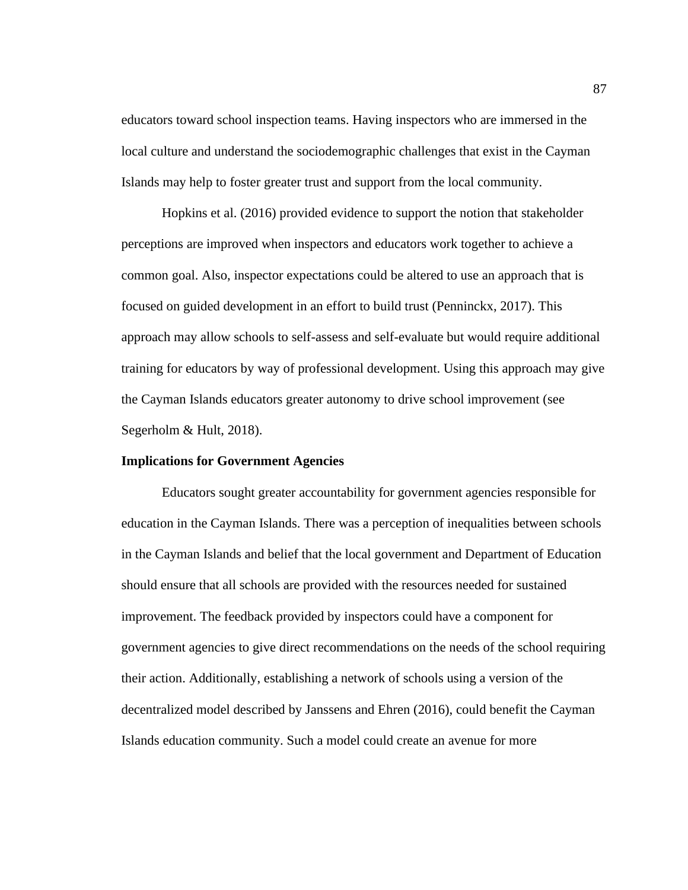educators toward school inspection teams. Having inspectors who are immersed in the local culture and understand the sociodemographic challenges that exist in the Cayman Islands may help to foster greater trust and support from the local community.

Hopkins et al. (2016) provided evidence to support the notion that stakeholder perceptions are improved when inspectors and educators work together to achieve a common goal. Also, inspector expectations could be altered to use an approach that is focused on guided development in an effort to build trust (Penninckx, 2017). This approach may allow schools to self-assess and self-evaluate but would require additional training for educators by way of professional development. Using this approach may give the Cayman Islands educators greater autonomy to drive school improvement (see Segerholm & Hult, 2018).

**Implications for Government Agencies**

Educators sought greater accountability for government agencies responsible for education in the Cayman Islands. There was a perception of inequalities between schools in the Cayman Islands and belief that the local government and Department of Education should ensure that all schools are provided with the resources needed for sustained improvement. The feedback provided by inspectors could have a component for government agencies to give direct recommendations on the needs of the school requiring their action. Additionally, establishing a network of schools using a version of the decentralized model described by Janssens and Ehren (2016), could benefit the Cayman Islands education community. Such a model could create an avenue for more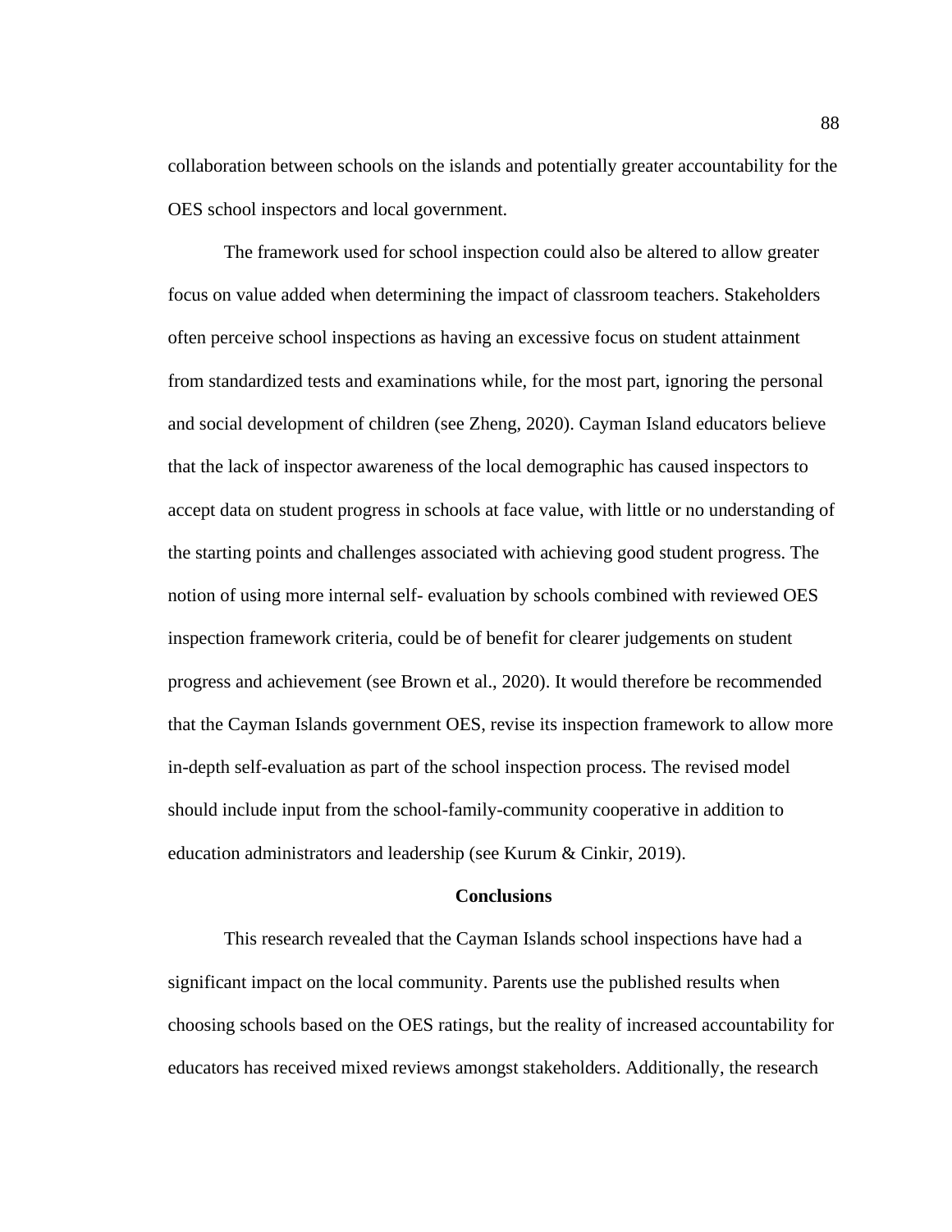collaboration between schools on the islands and potentially greater accountability for the OES school inspectors and local government.

The framework used for school inspection could also be altered to allow greater focus on value added when determining the impact of classroom teachers. Stakeholders often perceive school inspections as having an excessive focus on student attainment from standardized tests and examinations while, for the most part, ignoring the personal and social development of children (see Zheng, 2020). Cayman Island educators believe that the lack of inspector awareness of the local demographic has caused inspectors to accept data on student progress in schools at face value, with little or no understanding of the starting points and challenges associated with achieving good student progress. The notion of using more internal self- evaluation by schools combined with reviewed OES inspection framework criteria, could be of benefit for clearer judgements on student progress and achievement (see Brown et al., 2020). It would therefore be recommended that the Cayman Islands government OES, revise its inspection framework to allow more in-depth self-evaluation as part of the school inspection process. The revised model should include input from the school-family-community cooperative in addition to education administrators and leadership (see Kurum & Cinkir, 2019).

## Conclusions

This research revealed that the Cayman Islands school inspections have had a significant impact on the local community. Parents use the published results when choosing schools based on the OES ratings, but the reality of increased accountability for educators has received mixed reviews amongst stakeholders. Additionally, the research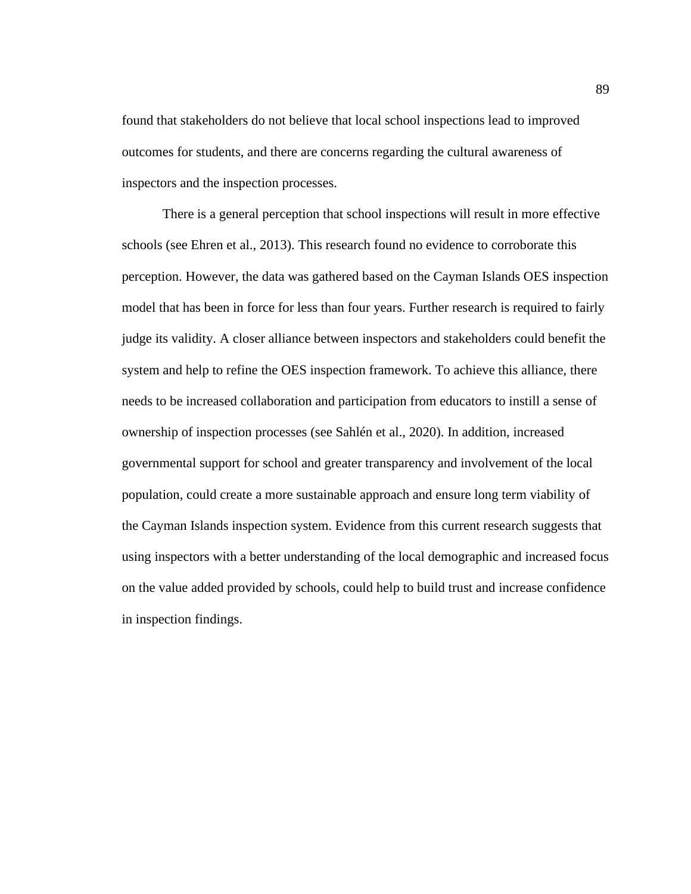found that stakeholders do not believe that local school inspections lead to improved outcomes for students, and there are concerns regarding the cultural awareness of inspectors and the inspection processes.

There is a general perception that school inspections will result in more effective schools (see Ehren et al., 2013). This research found no evidence to corroborate this perception. However, the data was gathered based on the Cayman Islands OES inspection model that has been in force for less than four years. Further research is required to fairly judge its validity. A closer alliance between inspectors and stakeholders could benefit the system and help to refine the OES inspection framework. To achieve this alliance, there needs to be increased collaboration and participation from educators to instill a sense of ownership of inspection processes (see Sahlén et al., 2020). In addition, increased governmental support for school and greater transparency and involvement of the local population, could create a more sustainable approach and ensure long term viability of the Cayman Islands inspection system. Evidence from this current research suggests that using inspectors with a better understanding of the local demographic and increased focus on the value added provided by schools, could help to build trust and increase confidence in inspection findings.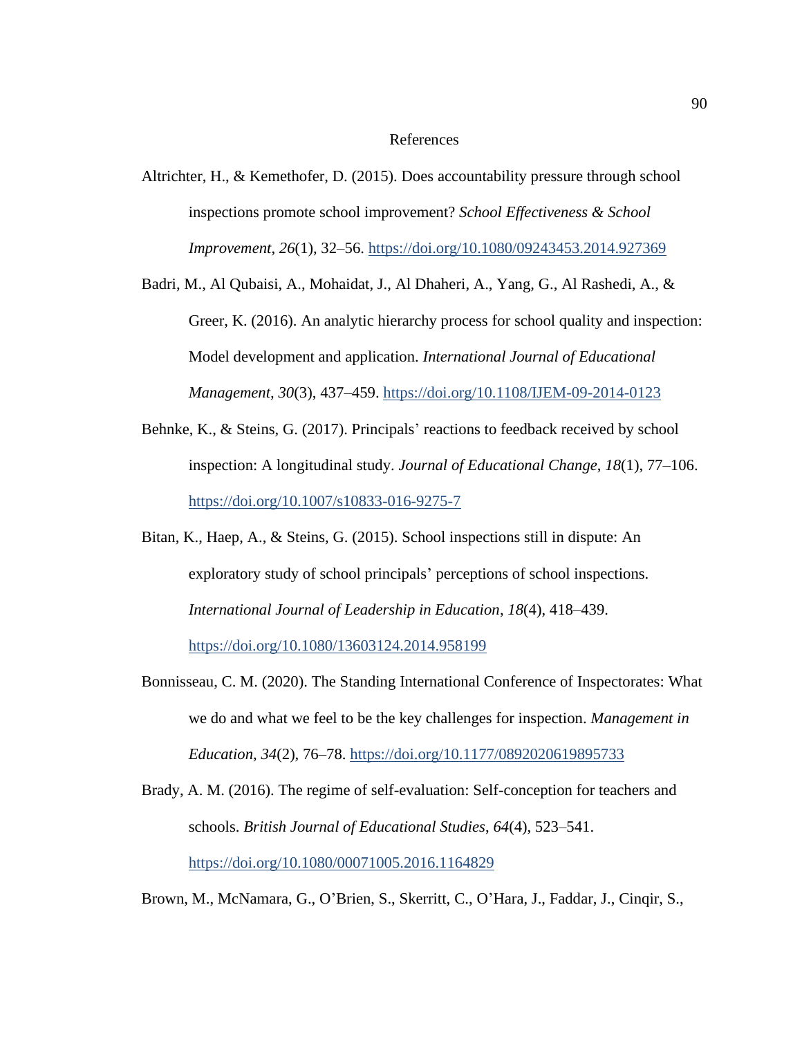# References

Altrichter, H., & Kemethofer, D. (2015). Does accountability pressure through school inspections promote school improvement? *School Effectiveness & School Improvement*, *26*(1), 32–56. https://doi.org/10.1080/09243453.2014.927369

Badri, M., Al Qubaisi, A., Mohaidat, J., Al Dhaheri, A., Yang, G., Al Rashedi, A., & Greer, K. (2016). An analytic hierarchy process for school quality and inspection: Model development and application. *International Journal of Educational Management, 30*(3), 437–459. https://doi.org/10.1108/IJEM-09-2014-0123

Behnke, K., & Steins, G. (2017). Principals' reactions to feedback received by school inspection: A longitudinal study. *Journal of Educational Change*, *18*(1), 77–106. https://doi.org/10.1007/s10833-016-9275-7

Bitan, K., Haep, A., & Steins, G. (2015). School inspections still in dispute: An exploratory study of school principals' perceptions of school inspections. *International Journal of Leadership in Education*, *18*(4), 418–439. https://doi.org/10.1080/13603124.2014.958199

Bonnisseau, C. M. (2020). The Standing International Conference of Inspectorates: What we do and what we feel to be the key challenges for inspection. *Management in Education*, *34*(2), 76–78. https://doi.org/10.1177/0892020619895733

Brady, A. M. (2016). The regime of self-evaluation: Self-conception for teachers and schools. *British Journal of Educational Studies*, *64*(4), 523–541. https://doi.org/10.1080/00071005.2016.1164829

Brown, M., McNamara, G., O'Brien, S., Skerritt, C., O'Hara, J., Faddar, J., Cinqir, S.,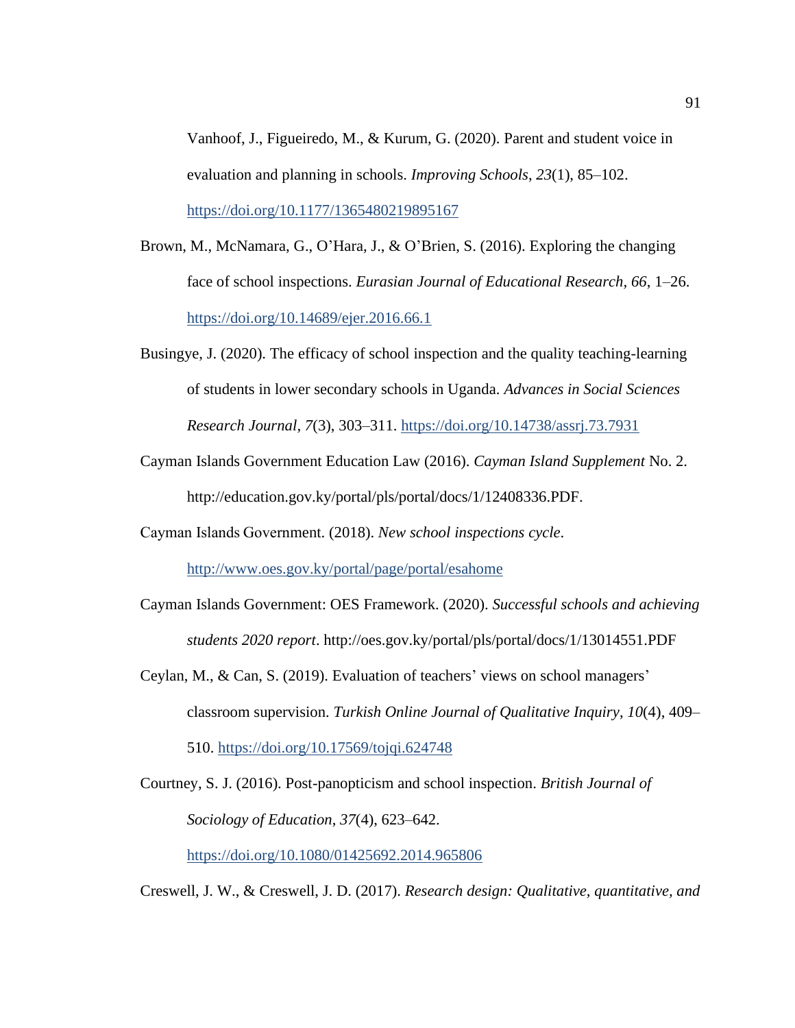Vanhoof, J., Figueiredo, M., & Kurum, G. (2020). Parent and student voice in evaluation and planning in schools. *Improving Schools*, *23*(1), 85–102. https://doi.org/10.1177/1365480219895167

Brown, M., McNamara, G., O'Hara, J., & O'Brien, S. (2016). Exploring the changing face of school inspections. *Eurasian Journal of Educational Research*, *66*, 1–26. https://doi.org/10.14689/ejer.2016.66.1

Busingye, J. (2020). The efficacy of school inspection and the quality teaching-learning of students in lower secondary schools in Uganda. *Advances in Social Sciences Research Journal*, *7*(3), 303–311. https://doi.org/10.14738/assrj.73.7931

Cayman Islands Government Education Law (2016). *Cayman Island Supplement* No. 2. http://education.gov.ky/portal/pls/portal/docs/1/12408336.PDF.

Cayman Islands Government. (2018). *New school inspections cycle*. http://www.oes.gov.ky/portal/page/portal/esahome

Cayman Islands Government: OES Framework. (2020). *Successful schools and achieving students 2020 report*. http://oes.gov.ky/portal/pls/portal/docs/1/13014551.PDF

Ceylan, M., & Can, S. (2019). Evaluation of teachers' views on school managers' classroom supervision. *Turkish Online Journal of Qualitative Inquiry*, *10*(4), 409–510. https://doi.org/10.17569/tojqi.624748

Courtney, S. J. (2016). Post-panopticism and school inspection. *British Journal of Sociology of Education*, *37*(4), 623–642. https://doi.org/10.1080/01425692.2014.965806

Creswell, J. W., & Creswell, J. D. (2017). *Research design: Qualitative, quantitative, and*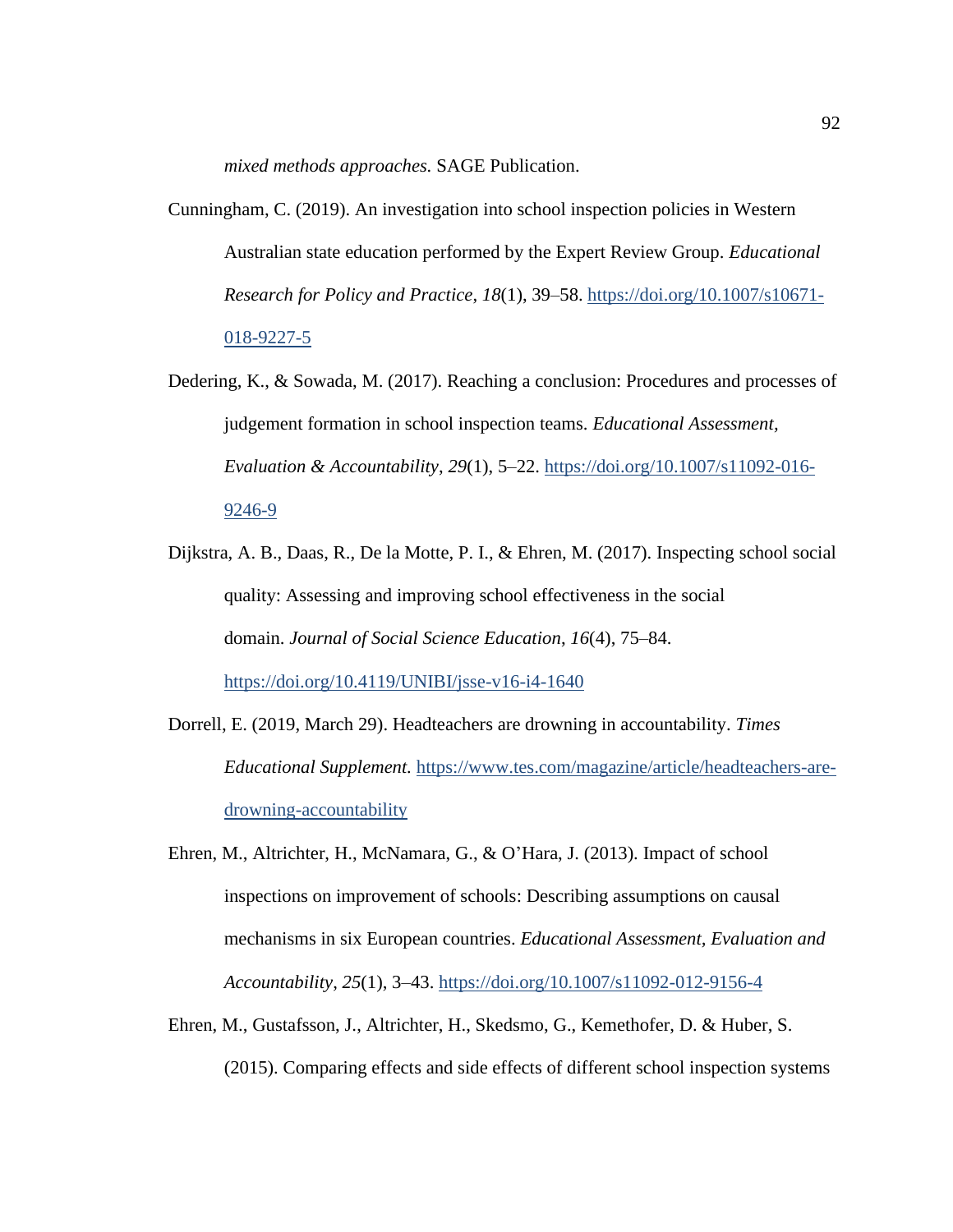*mixed methods approaches.* SAGE Publication.

Cunningham, C. (2019). An investigation into school inspection policies in Western Australian state education performed by the Expert Review Group. *Educational Research for Policy and Practice*, *18*(1), 39–58. https://doi.org/10.1007/s10671-018-9227-5

Dedering, K., & Sowada, M. (2017). Reaching a conclusion: Procedures and processes of judgement formation in school inspection teams. *Educational Assessment, Evaluation & Accountability*, *29*(1), 5–22. https://doi.org/10.1007/s11092-016-9246-9

Dijkstra, A. B., Daas, R., De la Motte, P. I., & Ehren, M. (2017). Inspecting school social quality: Assessing and improving school effectiveness in the social domain. *Journal of Social Science Education*, *16*(4), 75–84. https://doi.org/10.4119/UNIBI/jsse-v16-i4-1640

Dorrell, E. (2019, March 29). Headteachers are drowning in accountability. *Times Educational Supplement.* https://www.tes.com/magazine/article/headteachers-are-drowning-accountability

Ehren, M., Altrichter, H., McNamara, G., & O'Hara, J. (2013). Impact of school inspections on improvement of schools: Describing assumptions on causal mechanisms in six European countries. *Educational Assessment, Evaluation and Accountability*, *25*(1), 3–43. https://doi.org/10.1007/s11092-012-9156-4

Ehren, M., Gustafsson, J., Altrichter, H., Skedsmo, G., Kemethofer, D. & Huber, S. (2015). Comparing effects and side effects of different school inspection systems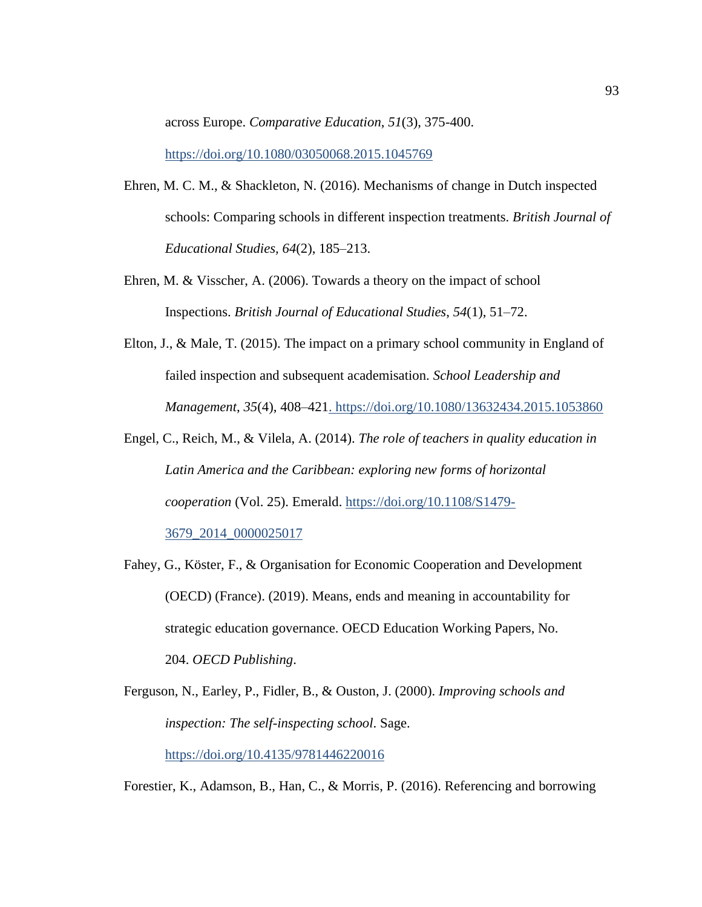across Europe. *Comparative Education*, *51*(3), 375-400. https://doi.org/10.1080/03050068.2015.1045769

Ehren, M. C. M., & Shackleton, N. (2016). Mechanisms of change in Dutch inspected schools: Comparing schools in different inspection treatments. *British Journal of Educational Studies*, *64*(2), 185–213.

Ehren, M. & Visscher, A. (2006). Towards a theory on the impact of school Inspections. *British Journal of Educational Studies*, *54*(1), 51–72.

Elton, J., & Male, T. (2015). The impact on a primary school community in England of failed inspection and subsequent academisation. *School Leadership and Management*, *35*(4), 408–421. https://doi.org/10.1080/13632434.2015.1053860

Engel, C., Reich, M., & Vilela, A. (2014). *The role of teachers in quality education in Latin America and the Caribbean: exploring new forms of horizontal cooperation* (Vol. 25). Emerald. https://doi.org/10.1108/S1479-3679_2014_0000025017

Fahey, G., Köster, F., & Organisation for Economic Cooperation and Development (OECD) (France). (2019). Means, ends and meaning in accountability for strategic education governance. OECD Education Working Papers, No. 204. *OECD Publishing*.

Ferguson, N., Earley, P., Fidler, B., & Ouston, J. (2000). *Improving schools and inspection: The self-inspecting school*. Sage. https://doi.org/10.4135/9781446220016

Forestier, K., Adamson, B., Han, C., & Morris, P. (2016). Referencing and borrowing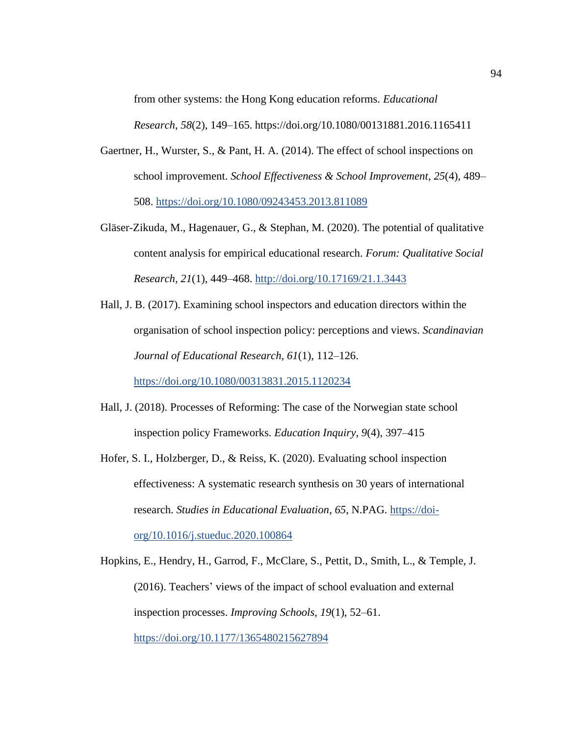from other systems: the Hong Kong education reforms. *Educational Research*, *58*(2), 149–165. https://doi.org/10.1080/00131881.2016.1165411

Gaertner, H., Wurster, S., & Pant, H. A. (2014). The effect of school inspections on school improvement. *School Effectiveness & School Improvement*, *25*(4), 489–508. https://doi.org/10.1080/09243453.2013.811089

Gläser-Zikuda, M., Hagenauer, G., & Stephan, M. (2020). The potential of qualitative content analysis for empirical educational research. *Forum: Qualitative Social Research*, *21*(1), 449–468. http://doi.org/10.17169/21.1.3443

Hall, J. B. (2017). Examining school inspectors and education directors within the organisation of school inspection policy: perceptions and views. *Scandinavian Journal of Educational Research, 61*(1), 112–126. https://doi.org/10.1080/00313831.2015.1120234

Hall, J. (2018). Processes of Reforming: The case of the Norwegian state school inspection policy Frameworks. *Education Inquiry*, *9*(4), 397–415

Hofer, S. I., Holzberger, D., & Reiss, K. (2020). Evaluating school inspection effectiveness: A systematic research synthesis on 30 years of international research. *Studies in Educational Evaluation*, *65*, N.PAG. https://doi-org/10.1016/j.stueduc.2020.100864

Hopkins, E., Hendry, H., Garrod, F., McClare, S., Pettit, D., Smith, L., & Temple, J. (2016). Teachers' views of the impact of school evaluation and external inspection processes. *Improving Schools*, *19*(1), 52–61. https://doi.org/10.1177/1365480215627894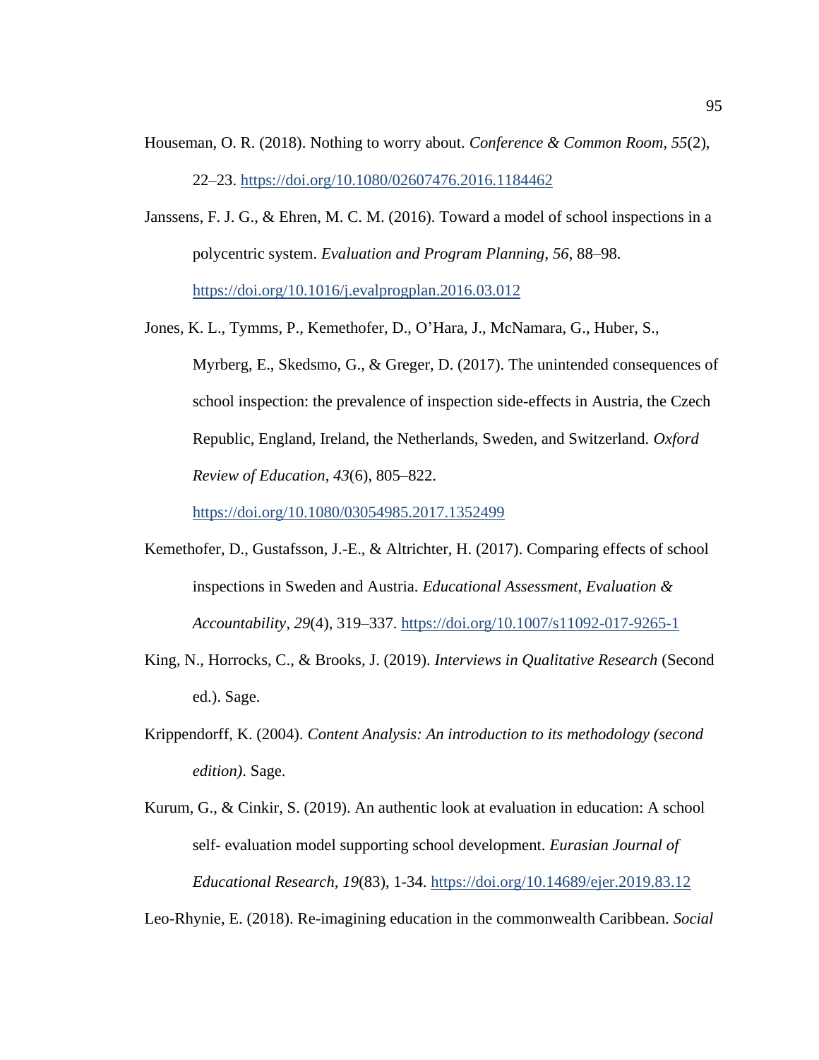Houseman, O. R. (2018). Nothing to worry about. *Conference & Common Room*, *55*(2), 22–23. https://doi.org/10.1080/02607476.2016.1184462

Janssens, F. J. G., & Ehren, M. C. M. (2016). Toward a model of school inspections in a polycentric system. *Evaluation and Program Planning*, *56*, 88–98. https://doi.org/10.1016/j.evalprogplan.2016.03.012

Jones, K. L., Tymms, P., Kemethofer, D., O'Hara, J., McNamara, G., Huber, S., Myrberg, E., Skedsmo, G., & Greger, D. (2017). The unintended consequences of school inspection: the prevalence of inspection side-effects in Austria, the Czech Republic, England, Ireland, the Netherlands, Sweden, and Switzerland. *Oxford Review of Education*, *43*(6), 805–822. https://doi.org/10.1080/03054985.2017.1352499

Kemethofer, D., Gustafsson, J.-E., & Altrichter, H. (2017). Comparing effects of school inspections in Sweden and Austria. *Educational Assessment, Evaluation & Accountability*, *29*(4), 319–337. https://doi.org/10.1007/s11092-017-9265-1

King, N., Horrocks, C., & Brooks, J. (2019). *Interviews in Qualitative Research* (Second ed.). Sage.

Krippendorff, K. (2004). *Content Analysis: An introduction to its methodology (second edition)*. Sage.

Kurum, G., & Cinkir, S. (2019). An authentic look at evaluation in education: A school self- evaluation model supporting school development. *Eurasian Journal of Educational Research, 19*(83), 1-34. https://doi.org/10.14689/ejer.2019.83.12

Leo-Rhynie, E. (2018). Re-imagining education in the commonwealth Caribbean. *Social*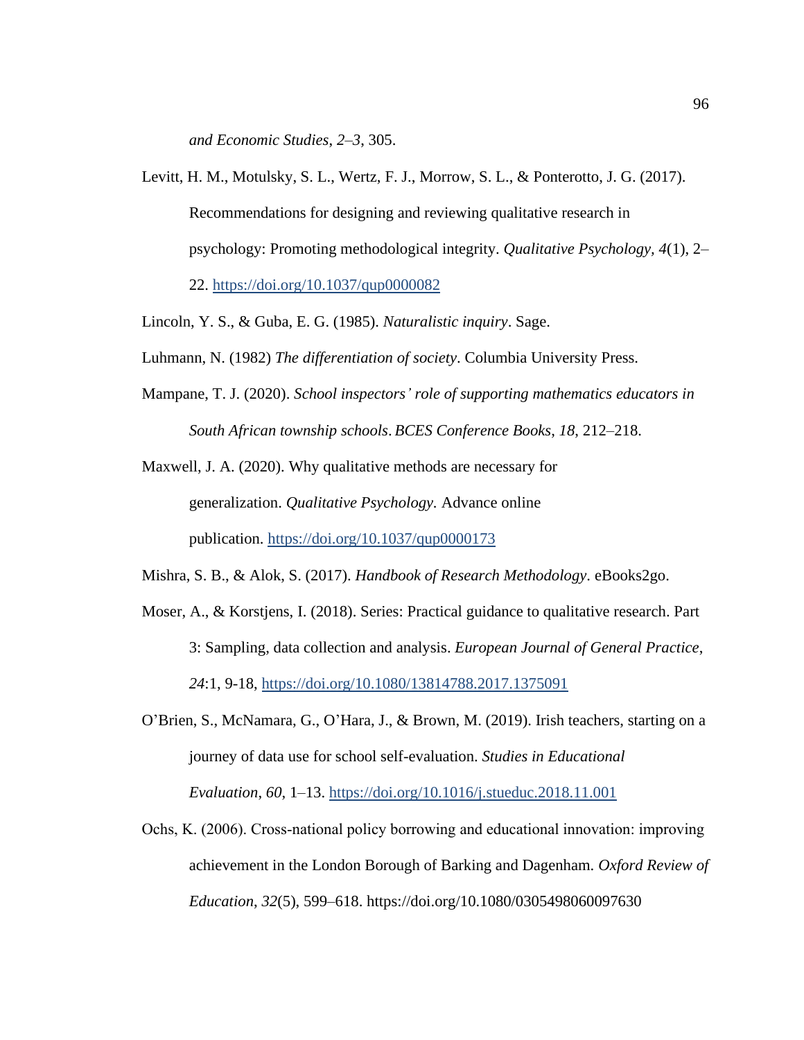*and Economic Studies*, *2–3*, 305.

Levitt, H. M., Motulsky, S. L., Wertz, F. J., Morrow, S. L., & Ponterotto, J. G. (2017). Recommendations for designing and reviewing qualitative research in psychology: Promoting methodological integrity. *Qualitative Psychology, 4*(1), 2–22. https://doi.org/10.1037/qup0000082

Lincoln, Y. S., & Guba, E. G. (1985). *Naturalistic inquiry*. Sage.

Luhmann, N. (1982) *The differentiation of society*. Columbia University Press.

Mampane, T. J. (2020). *School inspectors' role of supporting mathematics educators in South African township schools*. *BCES Conference Books*, *18*, 212–218.

Maxwell, J. A. (2020). Why qualitative methods are necessary for generalization. *Qualitative Psychology.* Advance online publication. https://doi.org/10.1037/qup0000173

Mishra, S. B., & Alok, S. (2017). *Handbook of Research Methodology*. eBooks2go.

Moser, A., & Korstjens, I. (2018). Series: Practical guidance to qualitative research. Part 3: Sampling, data collection and analysis. *European Journal of General Practice*, *24*:1, 9-18, https://doi.org/10.1080/13814788.2017.1375091

O'Brien, S., McNamara, G., O'Hara, J., & Brown, M. (2019). Irish teachers, starting on a journey of data use for school self-evaluation. *Studies in Educational Evaluation*, *60*, 1–13. https://doi.org/10.1016/j.stueduc.2018.11.001

Ochs, K. (2006). Cross-national policy borrowing and educational innovation: improving achievement in the London Borough of Barking and Dagenham. *Oxford Review of Education*, *32*(5), 599–618. https://doi.org/10.1080/0305498060097630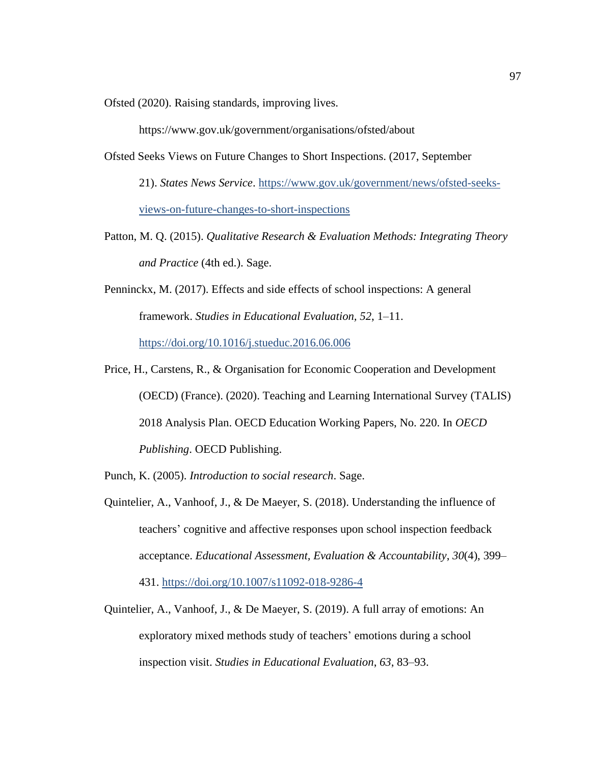Ofsted (2020). Raising standards, improving lives. https://www.gov.uk/government/organisations/ofsted/about

Ofsted Seeks Views on Future Changes to Short Inspections. (2017, September 21). *States News Service*. https://www.gov.uk/government/news/ofsted-seeks-views-on-future-changes-to-short-inspections

Patton, M. Q. (2015). *Qualitative Research & Evaluation Methods: Integrating Theory and Practice* (4th ed.). Sage.

Penninckx, M. (2017). Effects and side effects of school inspections: A general framework. *Studies in Educational Evaluation, 52*, 1–11. https://doi.org/10.1016/j.stueduc.2016.06.006

Price, H., Carstens, R., & Organisation for Economic Cooperation and Development (OECD) (France). (2020). Teaching and Learning International Survey (TALIS) 2018 Analysis Plan. OECD Education Working Papers, No. 220. In *OECD Publishing*. OECD Publishing.

Punch, K. (2005). *Introduction to social research*. Sage.

Quintelier, A., Vanhoof, J., & De Maeyer, S. (2018). Understanding the influence of teachers' cognitive and affective responses upon school inspection feedback acceptance. *Educational Assessment, Evaluation & Accountability*, *30*(4), 399–431. https://doi.org/10.1007/s11092-018-9286-4

Quintelier, A., Vanhoof, J., & De Maeyer, S. (2019). A full array of emotions: An exploratory mixed methods study of teachers' emotions during a school inspection visit. *Studies in Educational Evaluation*, *63*, 83–93.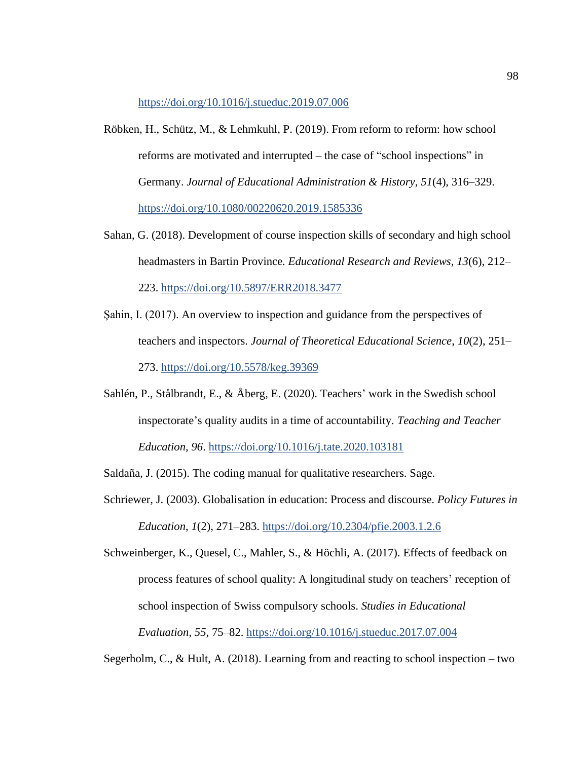https://doi.org/10.1016/j.stueduc.2019.07.006

Röbken, H., Schütz, M., & Lehmkuhl, P. (2019). From reform to reform: how school reforms are motivated and interrupted – the case of "school inspections" in Germany. *Journal of Educational Administration & History*, *51*(4), 316–329. https://doi.org/10.1080/00220620.2019.1585336

Sahan, G. (2018). Development of course inspection skills of secondary and high school headmasters in Bartin Province. *Educational Research and Reviews*, *13*(6), 212–223. https://doi.org/10.5897/ERR2018.3477

Şahin, I. (2017). An overview to inspection and guidance from the perspectives of teachers and inspectors. *Journal of Theoretical Educational Science*, *10*(2), 251–273. https://doi.org/10.5578/keg.39369

Sahlén, P., Stålbrandt, E., & Åberg, E. (2020). Teachers' work in the Swedish school inspectorate's quality audits in a time of accountability. *Teaching and Teacher Education, 96*. https://doi.org/10.1016/j.tate.2020.103181

Saldaña, J. (2015). The coding manual for qualitative researchers. Sage.

Schriewer, J. (2003). Globalisation in education: Process and discourse. *Policy Futures in Education*, *1*(2), 271–283. https://doi.org/10.2304/pfie.2003.1.2.6

Schweinberger, K., Quesel, C., Mahler, S., & Höchli, A. (2017). Effects of feedback on process features of school quality: A longitudinal study on teachers' reception of school inspection of Swiss compulsory schools. *Studies in Educational Evaluation*, *55*, 75–82. https://doi.org/10.1016/j.stueduc.2017.07.004

Segerholm, C., & Hult, A. (2018). Learning from and reacting to school inspection – two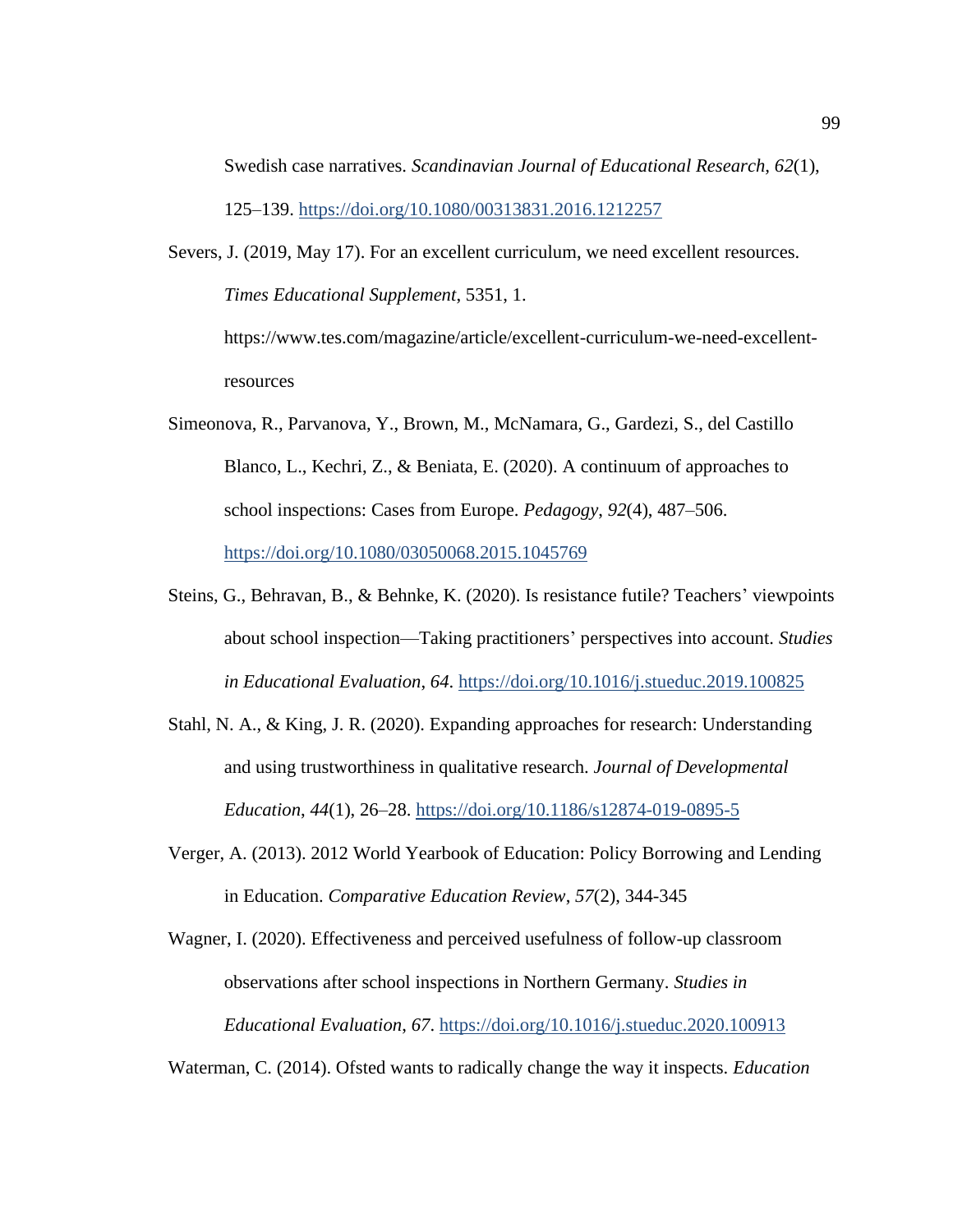Swedish case narratives. *Scandinavian Journal of Educational Research, 62*(1), 125–139. https://doi.org/10.1080/00313831.2016.1212257

Severs, J. (2019, May 17). For an excellent curriculum, we need excellent resources. *Times Educational Supplement*, 5351, 1. https://www.tes.com/magazine/article/excellent-curriculum-we-need-excellent-resources

Simeonova, R., Parvanova, Y., Brown, M., McNamara, G., Gardezi, S., del Castillo Blanco, L., Kechri, Z., & Beniata, E. (2020). A continuum of approaches to school inspections: Cases from Europe. *Pedagogy*, *92*(4), 487–506. https://doi.org/10.1080/03050068.2015.1045769

Steins, G., Behravan, B., & Behnke, K. (2020). Is resistance futile? Teachers' viewpoints about school inspection—Taking practitioners' perspectives into account. *Studies in Educational Evaluation*, *64*. https://doi.org/10.1016/j.stueduc.2019.100825

Stahl, N. A., & King, J. R. (2020). Expanding approaches for research: Understanding and using trustworthiness in qualitative research. *Journal of Developmental Education*, *44*(1), 26–28. https://doi.org/10.1186/s12874-019-0895-5

Verger, A. (2013). 2012 World Yearbook of Education: Policy Borrowing and Lending in Education. *Comparative Education Review*, *57*(2), 344-345

Wagner, I. (2020). Effectiveness and perceived usefulness of follow-up classroom observations after school inspections in Northern Germany. *Studies in Educational Evaluation*, *67*. https://doi.org/10.1016/j.stueduc.2020.100913

Waterman, C. (2014). Ofsted wants to radically change the way it inspects. *Education*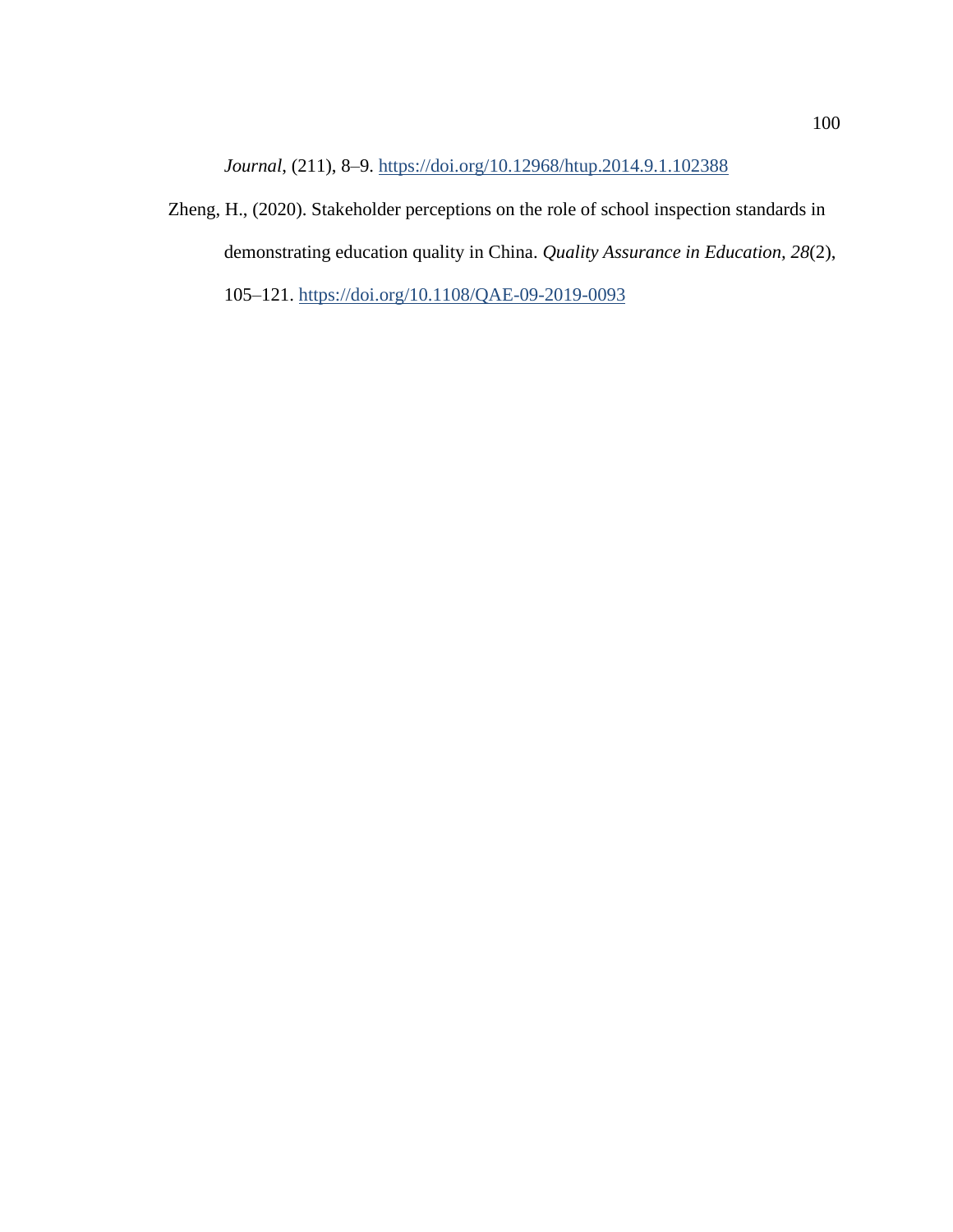*Journal*, (211), 8–9. https://doi.org/10.12968/htup.2014.9.1.102388

Zheng, H., (2020). Stakeholder perceptions on the role of school inspection standards in demonstrating education quality in China. *Quality Assurance in Education, 28*(2), 105–121. https://doi.org/10.1108/QAE-09-2019-0093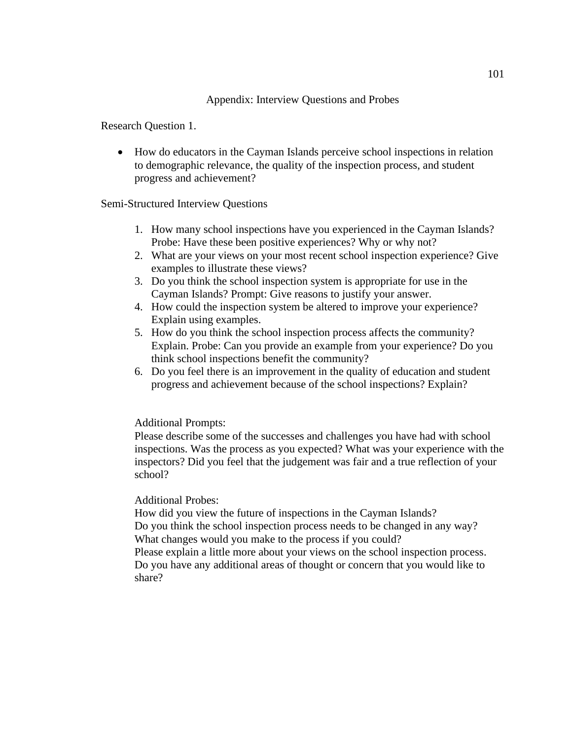# Appendix: Interview Questions and Probes

Research Question 1.

- How do educators in the Cayman Islands perceive school inspections in relation to demographic relevance, the quality of the inspection process, and student progress and achievement?

Semi-Structured Interview Questions

1. How many school inspections have you experienced in the Cayman Islands? Probe: Have these been positive experiences? Why or why not?
2. What are your views on your most recent school inspection experience? Give examples to illustrate these views?
3. Do you think the school inspection system is appropriate for use in the Cayman Islands? Prompt: Give reasons to justify your answer.
4. How could the inspection system be altered to improve your experience? Explain using examples.
5. How do you think the school inspection process affects the community? Explain. Probe: Can you provide an example from your experience? Do you think school inspections benefit the community?
6. Do you feel there is an improvement in the quality of education and student progress and achievement because of the school inspections? Explain?

Additional Prompts:
Please describe some of the successes and challenges you have had with school inspections. Was the process as you expected? What was your experience with the inspectors? Did you feel that the judgement was fair and a true reflection of your school?

Additional Probes:
How did you view the future of inspections in the Cayman Islands?
Do you think the school inspection process needs to be changed in any way?
What changes would you make to the process if you could?
Please explain a little more about your views on the school inspection process.
Do you have any additional areas of thought or concern that you would like to share?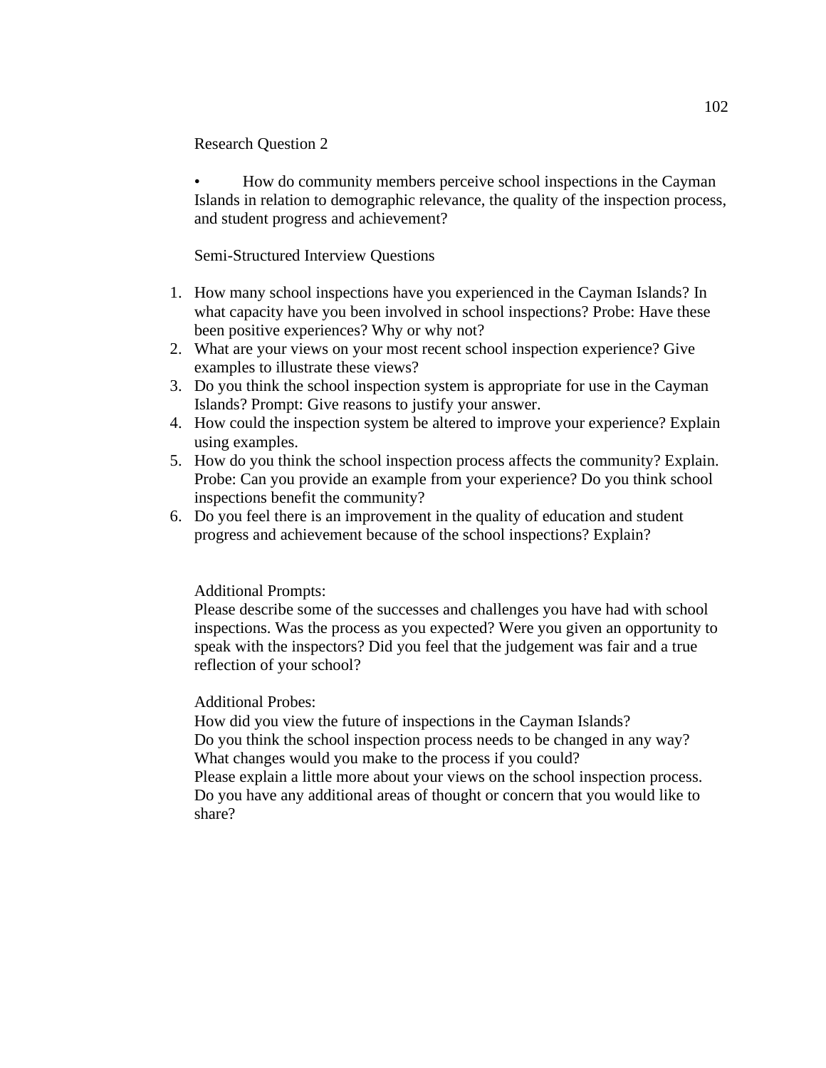Research Question 2

- How do community members perceive school inspections in the Cayman Islands in relation to demographic relevance, the quality of the inspection process, and student progress and achievement?

Semi-Structured Interview Questions

1. How many school inspections have you experienced in the Cayman Islands? In what capacity have you been involved in school inspections? Probe: Have these been positive experiences? Why or why not?
2. What are your views on your most recent school inspection experience? Give examples to illustrate these views?
3. Do you think the school inspection system is appropriate for use in the Cayman Islands? Prompt: Give reasons to justify your answer.
4. How could the inspection system be altered to improve your experience? Explain using examples.
5. How do you think the school inspection process affects the community? Explain. Probe: Can you provide an example from your experience? Do you think school inspections benefit the community?
6. Do you feel there is an improvement in the quality of education and student progress and achievement because of the school inspections? Explain?

Additional Prompts:
Please describe some of the successes and challenges you have had with school inspections. Was the process as you expected? Were you given an opportunity to speak with the inspectors? Did you feel that the judgement was fair and a true reflection of your school?

Additional Probes:
How did you view the future of inspections in the Cayman Islands?
Do you think the school inspection process needs to be changed in any way?
What changes would you make to the process if you could?
Please explain a little more about your views on the school inspection process.
Do you have any additional areas of thought or concern that you would like to share?